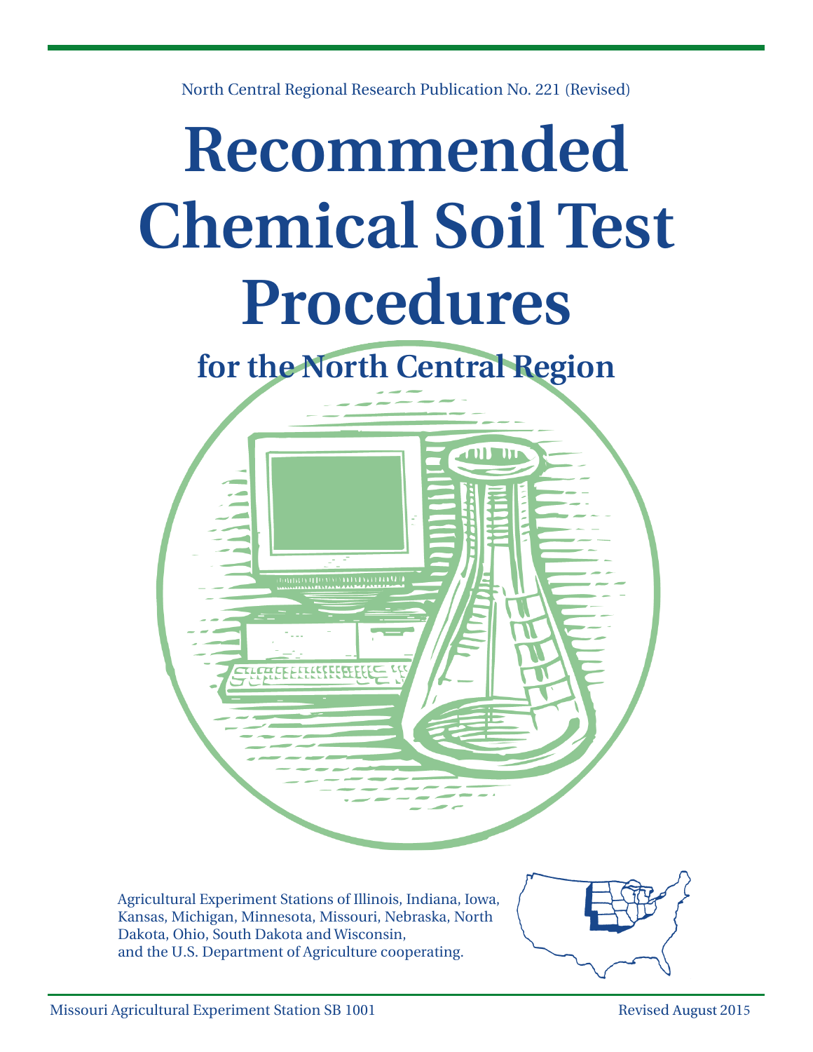North Central Regional Research Publication No. 221 (Revised)

# Recommended Chemical Soil Test Procedures

## for the North Central Region

Agricultural Experiment Stations of Illinois, Indiana, Iowa, Kansas, Michigan, Minnesota, Missouri, Nebraska, North Dakota, Ohio, South Dakota and Wisconsin, and the U.S. Department of Agriculture cooperating.

Missouri Agricultural Experiment Station SB 1001

Revised August 2015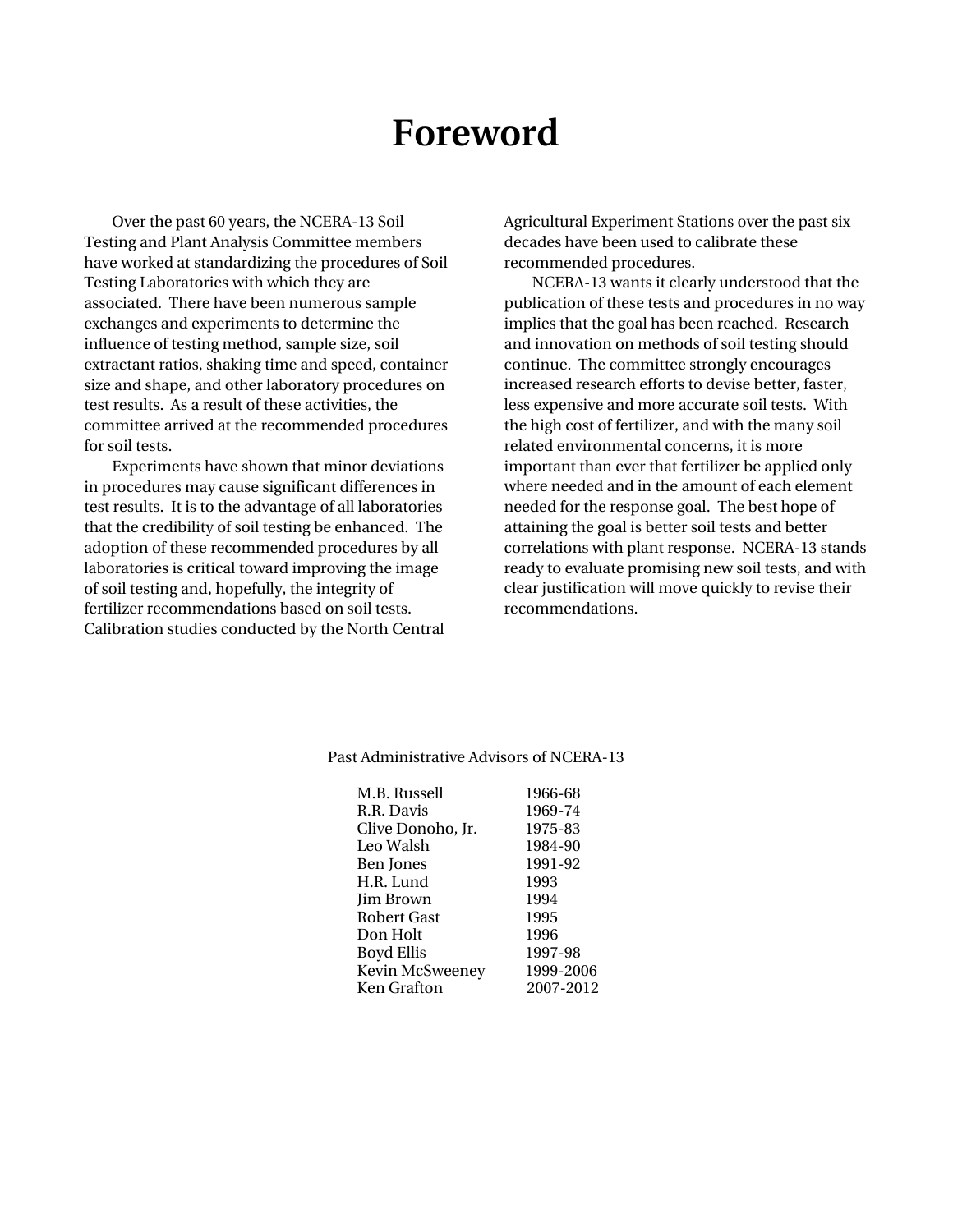# Foreword

Over the past 60 years, the NCERA-13 Soil Testing and Plant Analysis Committee members have worked at standardizing the procedures of Soil Testing Laboratories with which they are associated. There have been numerous sample exchanges and experiments to determine the influence of testing method, sample size, soil extractant ratios, shaking time and speed, container size and shape, and other laboratory procedures on test results. As a result of these activities, the committee arrived at the recommended procedures for soil tests.

Experiments have shown that minor deviations in procedures may cause significant differences in test results. It is to the advantage of all laboratories that the credibility of soil testing be enhanced. The adoption of these recommended procedures by all laboratories is critical toward improving the image of soil testing and, hopefully, the integrity of fertilizer recommendations based on soil tests. Calibration studies conducted by the North Central Agricultural Experiment Stations over the past six decades have been used to calibrate these recommended procedures.

NCERA-13 wants it clearly understood that the publication of these tests and procedures in no way implies that the goal has been reached. Research and innovation on methods of soil testing should continue. The committee strongly encourages increased research efforts to devise better, faster, less expensive and more accurate soil tests. With the high cost of fertilizer, and with the many soil related environmental concerns, it is more important than ever that fertilizer be applied only where needed and in the amount of each element needed for the response goal. The best hope of attaining the goal is better soil tests and better correlations with plant response. NCERA-13 stands ready to evaluate promising new soil tests, and with clear justification will move quickly to revise their recommendations.

Past Administrative Advisors of NCERA-13

| | |
|---|---|
| M.B. Russell | 1966-68 |
| R.R. Davis | 1969-74 |
| Clive Donoho, Jr. | 1975-83 |
| Leo Walsh | 1984-90 |
| Ben Jones | 1991-92 |
| H.R. Lund | 1993 |
| Jim Brown | 1994 |
| Robert Gast | 1995 |
| Don Holt | 1996 |
| Boyd Ellis | 1997-98 |
| Kevin McSweeney | 1999-2006 |
| Ken Grafton | 2007-2012 |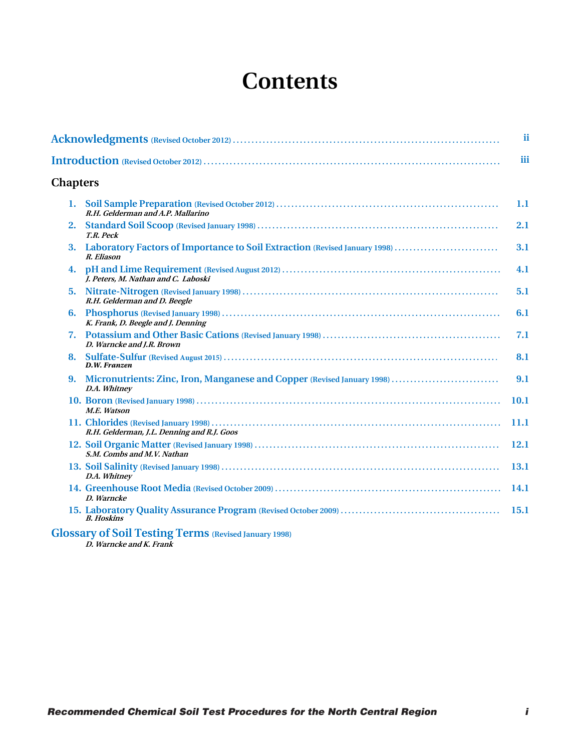# Contents

**Acknowledgments** (Revised October 2012) .................... ii

**Introduction** (Revised October 2012) .................... iii

## Chapters

1. **Soil Sample Preparation** (Revised October 2012) .................... 1.1
   *R.H. Gelderman and A.P. Mallarino*
2. **Standard Soil Scoop** (Revised January 1998) .................... 2.1
   *T.R. Peck*
3. **Laboratory Factors of Importance to Soil Extraction** (Revised January 1998) .................... 3.1
   *R. Eliason*
4. **pH and Lime Requirement** (Revised August 2012) .................... 4.1
   *J. Peters, M. Nathan and C. Laboski*
5. **Nitrate-Nitrogen** (Revised January 1998) .................... 5.1
   *R.H. Gelderman and D. Beegle*
6. **Phosphorus** (Revised January 1998) .................... 6.1
   *K. Frank, D. Beegle and J. Denning*
7. **Potassium and Other Basic Cations** (Revised January 1998) .................... 7.1
   *D. Warncke and J.R. Brown*
8. **Sulfate-Sulfur** (Revised August 2015) .................... 8.1
   *D.W. Franzen*
9. **Micronutrients: Zinc, Iron, Manganese and Copper** (Revised January 1998) .................... 9.1
   *D.A. Whitney*
10. **Boron** (Revised January 1998) .................... 10.1
    *M.E. Watson*
11. **Chlorides** (Revised January 1998) .................... 11.1
    *R.H. Gelderman, J.L. Denning and R.J. Goos*
12. **Soil Organic Matter** (Revised January 1998) .................... 12.1
    *S.M. Combs and M.V. Nathan*
13. **Soil Salinity** (Revised January 1998) .................... 13.1
    *D.A. Whitney*
14. **Greenhouse Root Media** (Revised October 2009) .................... 14.1
    *D. Warncke*
15. **Laboratory Quality Assurance Program** (Revised October 2009) .................... 15.1
    *B. Hoskins*

**Glossary of Soil Testing Terms** (Revised January 1998)
*D. Warncke and K. Frank*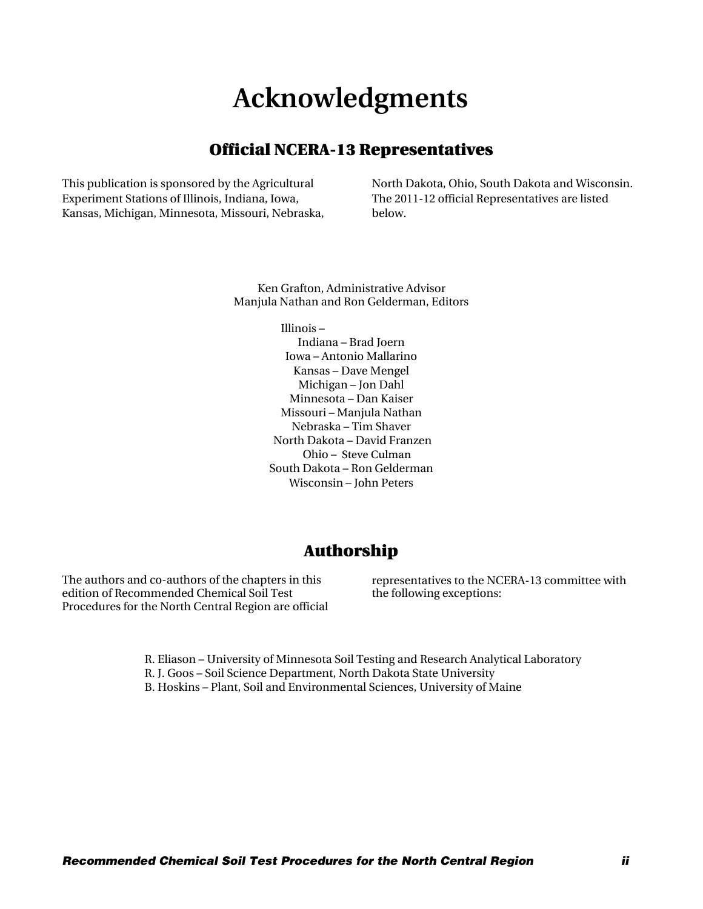# Acknowledgments

## Official NCERA-13 Representatives

This publication is sponsored by the Agricultural Experiment Stations of Illinois, Indiana, Iowa, Kansas, Michigan, Minnesota, Missouri, Nebraska, North Dakota, Ohio, South Dakota and Wisconsin. The 2011-12 official Representatives are listed below.

Ken Grafton, Administrative Advisor
Manjula Nathan and Ron Gelderman, Editors

Illinois –
Indiana – Brad Joern
Iowa – Antonio Mallarino
Kansas – Dave Mengel
Michigan – Jon Dahl
Minnesota – Dan Kaiser
Missouri – Manjula Nathan
Nebraska – Tim Shaver
North Dakota – David Franzen
Ohio – Steve Culman
South Dakota – Ron Gelderman
Wisconsin – John Peters

## Authorship

The authors and co-authors of the chapters in this edition of Recommended Chemical Soil Test Procedures for the North Central Region are official representatives to the NCERA-13 committee with the following exceptions:

R. Eliason – University of Minnesota Soil Testing and Research Analytical Laboratory
R. J. Goos – Soil Science Department, North Dakota State University
B. Hoskins – Plant, Soil and Environmental Sciences, University of Maine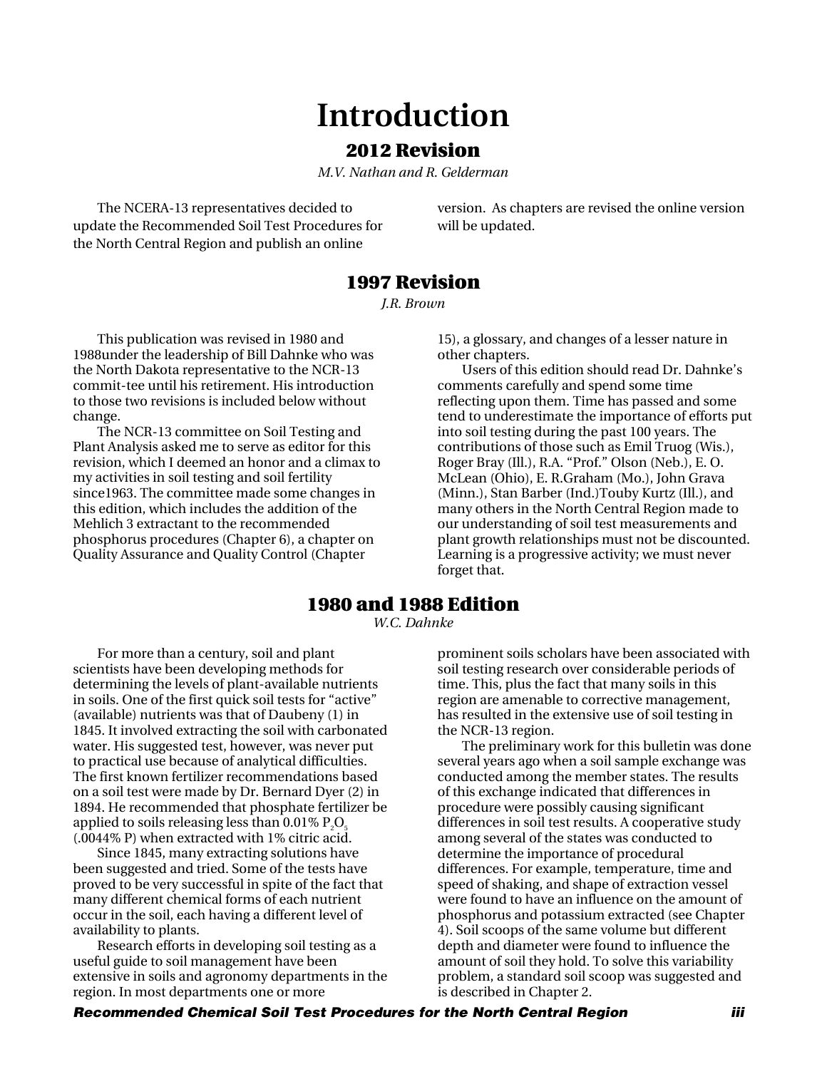# Introduction

## 2012 Revision

*M.V. Nathan and R. Gelderman*

The NCERA-13 representatives decided to update the Recommended Soil Test Procedures for the North Central Region and publish an online version. As chapters are revised the online version will be updated.

## 1997 Revision

*J.R. Brown*

This publication was revised in 1980 and 1988under the leadership of Bill Dahnke who was the North Dakota representative to the NCR-13 commit-tee until his retirement. His introduction to those two revisions is included below without change.

The NCR-13 committee on Soil Testing and Plant Analysis asked me to serve as editor for this revision, which I deemed an honor and a climax to my activities in soil testing and soil fertility since1963. The committee made some changes in this edition, which includes the addition of the Mehlich 3 extractant to the recommended phosphorus procedures (Chapter 6), a chapter on Quality Assurance and Quality Control (Chapter 15), a glossary, and changes of a lesser nature in other chapters.

Users of this edition should read Dr. Dahnke's comments carefully and spend some time reflecting upon them. Time has passed and some tend to underestimate the importance of efforts put into soil testing during the past 100 years. The contributions of those such as Emil Truog (Wis.), Roger Bray (Ill.), R.A. "Prof." Olson (Neb.), E. O. McLean (Ohio), E. R.Graham (Mo.), John Grava (Minn.), Stan Barber (Ind.)Touby Kurtz (Ill.), and many others in the North Central Region made to our understanding of soil test measurements and plant growth relationships must not be discounted. Learning is a progressive activity; we must never forget that.

## 1980 and 1988 Edition

*W.C. Dahnke*

For more than a century, soil and plant scientists have been developing methods for determining the levels of plant-available nutrients in soils. One of the first quick soil tests for "active" (available) nutrients was that of Daubeny (1) in 1845. It involved extracting the soil with carbonated water. His suggested test, however, was never put to practical use because of analytical difficulties. The first known fertilizer recommendations based on a soil test were made by Dr. Bernard Dyer (2) in 1894. He recommended that phosphate fertilizer be applied to soils releasing less than 0.01% $P_2O_5$ (.0044% P) when extracted with 1% citric acid.

Since 1845, many extracting solutions have been suggested and tried. Some of the tests have proved to be very successful in spite of the fact that many different chemical forms of each nutrient occur in the soil, each having a different level of availability to plants.

Research efforts in developing soil testing as a useful guide to soil management have been extensive in soils and agronomy departments in the region. In most departments one or more prominent soils scholars have been associated with soil testing research over considerable periods of time. This, plus the fact that many soils in this region are amenable to corrective management, has resulted in the extensive use of soil testing in the NCR-13 region.

The preliminary work for this bulletin was done several years ago when a soil sample exchange was conducted among the member states. The results of this exchange indicated that differences in procedure were possibly causing significant differences in soil test results. A cooperative study among several of the states was conducted to determine the importance of procedural differences. For example, temperature, time and speed of shaking, and shape of extraction vessel were found to have an influence on the amount of phosphorus and potassium extracted (see Chapter 4). Soil scoops of the same volume but different depth and diameter were found to influence the amount of soil they hold. To solve this variability problem, a standard soil scoop was suggested and is described in Chapter 2.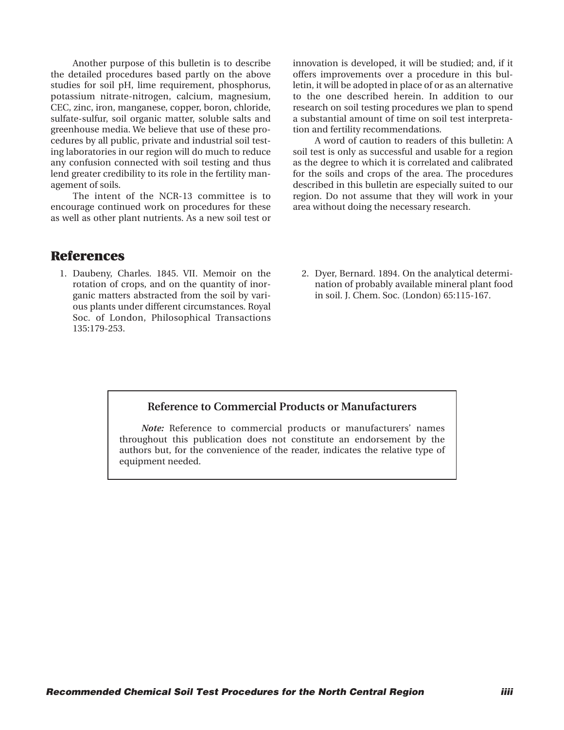Another purpose of this bulletin is to describe the detailed procedures based partly on the above studies for soil pH, lime requirement, phosphorus, potassium nitrate-nitrogen, calcium, magnesium, CEC, zinc, iron, manganese, copper, boron, chloride, sulfate-sulfur, soil organic matter, soluble salts and greenhouse media. We believe that use of these procedures by all public, private and industrial soil testing laboratories in our region will do much to reduce any confusion connected with soil testing and thus lend greater credibility to its role in the fertility management of soils.

The intent of the NCR-13 committee is to encourage continued work on procedures for these as well as other plant nutrients. As a new soil test or innovation is developed, it will be studied; and, if it offers improvements over a procedure in this bulletin, it will be adopted in place of or as an alternative to the one described herein. In addition to our research on soil testing procedures we plan to spend a substantial amount of time on soil test interpretation and fertility recommendations.

A word of caution to readers of this bulletin: A soil test is only as successful and usable for a region as the degree to which it is correlated and calibrated for the soils and crops of the area. The procedures described in this bulletin are especially suited to our region. Do not assume that they will work in your area without doing the necessary research.

## References

1. Daubeny, Charles. 1845. VII. Memoir on the rotation of crops, and on the quantity of inorganic matters abstracted from the soil by various plants under different circumstances. Royal Soc. of London, Philosophical Transactions 135:179-253.
2. Dyer, Bernard. 1894. On the analytical determination of probably available mineral plant food in soil. J. Chem. Soc. (London) 65:115-167.

**Reference to Commercial Products or Manufacturers**

***Note:*** Reference to commercial products or manufacturers' names throughout this publication does not constitute an endorsement by the authors but, for the convenience of the reader, indicates the relative type of equipment needed.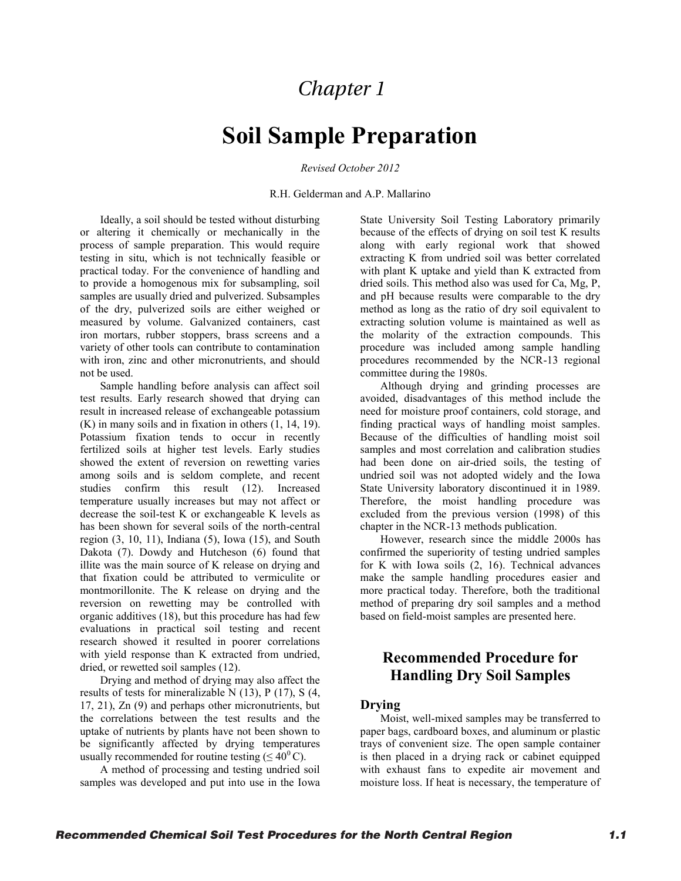# Chapter 1

# Soil Sample Preparation

*Revised October 2012*

R.H. Gelderman and A.P. Mallarino

Ideally, a soil should be tested without disturbing or altering it chemically or mechanically in the process of sample preparation. This would require testing in situ, which is not technically feasible or practical today. For the convenience of handling and to provide a homogenous mix for subsampling, soil samples are usually dried and pulverized. Subsamples of the dry, pulverized soils are either weighed or measured by volume. Galvanized containers, cast iron mortars, rubber stoppers, brass screens and a variety of other tools can contribute to contamination with iron, zinc and other micronutrients, and should not be used.

Sample handling before analysis can affect soil test results. Early research showed that drying can result in increased release of exchangeable potassium (K) in many soils and in fixation in others (1, 14, 19). Potassium fixation tends to occur in recently fertilized soils at higher test levels. Early studies showed the extent of reversion on rewetting varies among soils and is seldom complete, and recent studies confirm this result (12). Increased temperature usually increases but may not affect or decrease the soil-test K or exchangeable K levels as has been shown for several soils of the north-central region (3, 10, 11), Indiana (5), Iowa (15), and South Dakota (7). Dowdy and Hutcheson (6) found that illite was the main source of K release on drying and that fixation could be attributed to vermiculite or montmorillonite. The K release on drying and the reversion on rewetting may be controlled with organic additives (18), but this procedure has had few evaluations in practical soil testing and recent research showed it resulted in poorer correlations with yield response than K extracted from undried, dried, or rewetted soil samples (12).

Drying and method of drying may also affect the results of tests for mineralizable N (13), P (17), S (4, 17, 21), Zn (9) and perhaps other micronutrients, but the correlations between the test results and the uptake of nutrients by plants have not been shown to be significantly affected by drying temperatures usually recommended for routine testing ($\leq 40^0$ C).

A method of processing and testing undried soil samples was developed and put into use in the Iowa State University Soil Testing Laboratory primarily because of the effects of drying on soil test K results along with early regional work that showed extracting K from undried soil was better correlated with plant K uptake and yield than K extracted from dried soils. This method also was used for Ca, Mg, P, and pH because results were comparable to the dry method as long as the ratio of dry soil equivalent to extracting solution volume is maintained as well as the molarity of the extraction compounds. This procedure was included among sample handling procedures recommended by the NCR-13 regional committee during the 1980s.

Although drying and grinding processes are avoided, disadvantages of this method include the need for moisture proof containers, cold storage, and finding practical ways of handling moist samples. Because of the difficulties of handling moist soil samples and most correlation and calibration studies had been done on air-dried soils, the testing of undried soil was not adopted widely and the Iowa State University laboratory discontinued it in 1989. Therefore, the moist handling procedure was excluded from the previous version (1998) of this chapter in the NCR-13 methods publication.

However, research since the middle 2000s has confirmed the superiority of testing undried samples for K with Iowa soils (2, 16). Technical advances make the sample handling procedures easier and more practical today. Therefore, both the traditional method of preparing dry soil samples and a method based on field-moist samples are presented here.

## Recommended Procedure for Handling Dry Soil Samples

### Drying

Moist, well-mixed samples may be transferred to paper bags, cardboard boxes, and aluminum or plastic trays of convenient size. The open sample container is then placed in a drying rack or cabinet equipped with exhaust fans to expedite air movement and moisture loss. If heat is necessary, the temperature of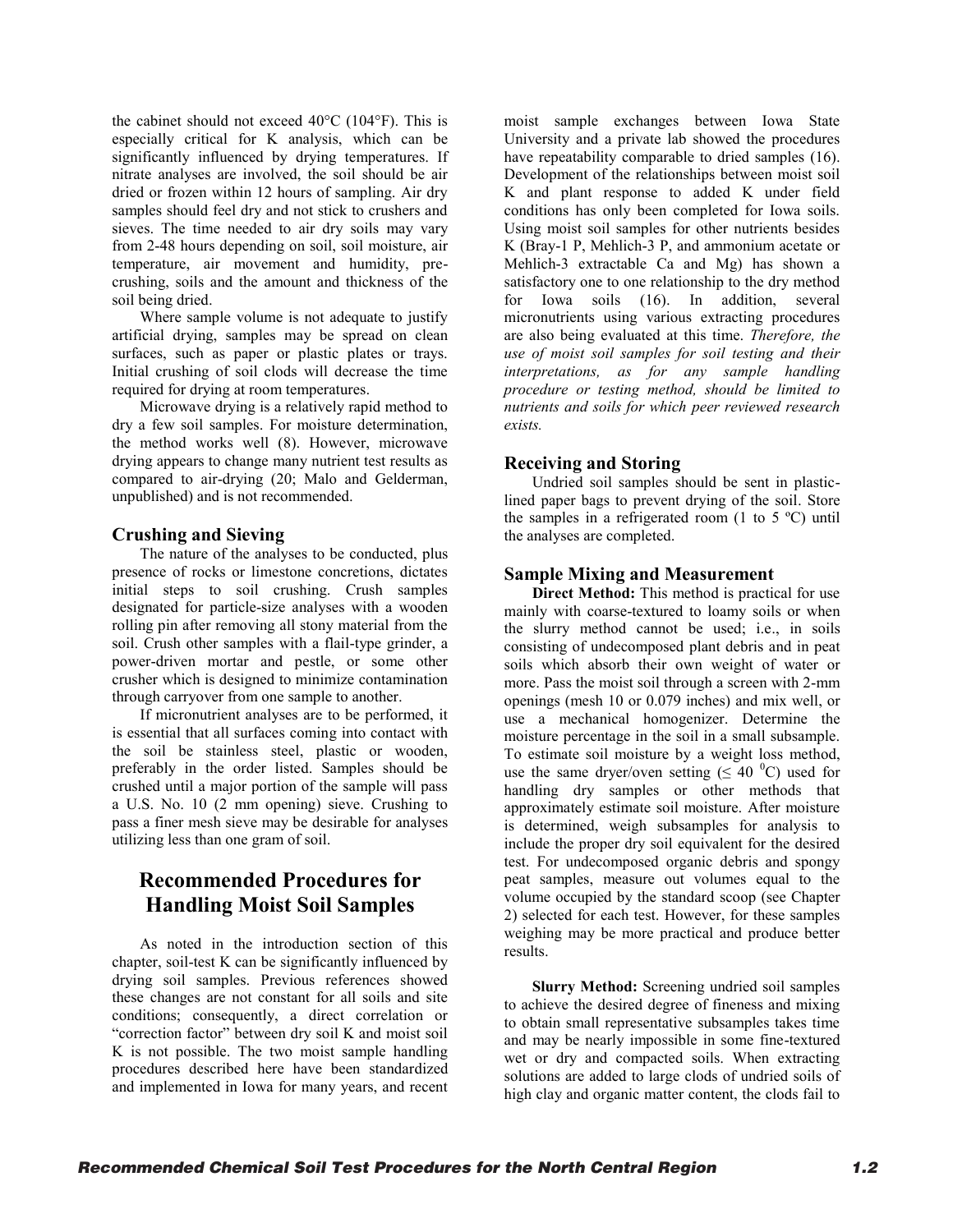the cabinet should not exceed 40°C (104°F). This is especially critical for K analysis, which can be significantly influenced by drying temperatures. If nitrate analyses are involved, the soil should be air dried or frozen within 12 hours of sampling. Air dry samples should feel dry and not stick to crushers and sieves. The time needed to air dry soils may vary from 2-48 hours depending on soil, soil moisture, air temperature, air movement and humidity, pre-crushing, soils and the amount and thickness of the soil being dried.

Where sample volume is not adequate to justify artificial drying, samples may be spread on clean surfaces, such as paper or plastic plates or trays. Initial crushing of soil clods will decrease the time required for drying at room temperatures.

Microwave drying is a relatively rapid method to dry a few soil samples. For moisture determination, the method works well (8). However, microwave drying appears to change many nutrient test results as compared to air-drying (20; Malo and Gelderman, unpublished) and is not recommended.

### Crushing and Sieving

The nature of the analyses to be conducted, plus presence of rocks or limestone concretions, dictates initial steps to soil crushing. Crush samples designated for particle-size analyses with a wooden rolling pin after removing all stony material from the soil. Crush other samples with a flail-type grinder, a power-driven mortar and pestle, or some other crusher which is designed to minimize contamination through carryover from one sample to another.

If micronutrient analyses are to be performed, it is essential that all surfaces coming into contact with the soil be stainless steel, plastic or wooden, preferably in the order listed. Samples should be crushed until a major portion of the sample will pass a U.S. No. 10 (2 mm opening) sieve. Crushing to pass a finer mesh sieve may be desirable for analyses utilizing less than one gram of soil.

## Recommended Procedures for Handling Moist Soil Samples

As noted in the introduction section of this chapter, soil-test K can be significantly influenced by drying soil samples. Previous references showed these changes are not constant for all soils and site conditions; consequently, a direct correlation or "correction factor" between dry soil K and moist soil K is not possible. The two moist sample handling procedures described here have been standardized and implemented in Iowa for many years, and recent moist sample exchanges between Iowa State University and a private lab showed the procedures have repeatability comparable to dried samples (16). Development of the relationships between moist soil K and plant response to added K under field conditions has only been completed for Iowa soils. Using moist soil samples for other nutrients besides K (Bray-1 P, Mehlich-3 P, and ammonium acetate or Mehlich-3 extractable Ca and Mg) has shown a satisfactory one to one relationship to the dry method for Iowa soils (16). In addition, several micronutrients using various extracting procedures are also being evaluated at this time. *Therefore, the use of moist soil samples for soil testing and their interpretations, as for any sample handling procedure or testing method, should be limited to nutrients and soils for which peer reviewed research exists.*

### Receiving and Storing

Undried soil samples should be sent in plastic-lined paper bags to prevent drying of the soil. Store the samples in a refrigerated room (1 to 5 ºC) until the analyses are completed.

### Sample Mixing and Measurement

**Direct Method:** This method is practical for use mainly with coarse-textured to loamy soils or when the slurry method cannot be used; i.e., in soils consisting of undecomposed plant debris and in peat soils which absorb their own weight of water or more. Pass the moist soil through a screen with 2-mm openings (mesh 10 or 0.079 inches) and mix well, or use a mechanical homogenizer. Determine the moisture percentage in the soil in a small subsample. To estimate soil moisture by a weight loss method, use the same dryer/oven setting ($\leq 40\ ^0$C) used for handling dry samples or other methods that approximately estimate soil moisture. After moisture is determined, weigh subsamples for analysis to include the proper dry soil equivalent for the desired test. For undecomposed organic debris and spongy peat samples, measure out volumes equal to the volume occupied by the standard scoop (see Chapter 2) selected for each test. However, for these samples weighing may be more practical and produce better results.

**Slurry Method:** Screening undried soil samples to achieve the desired degree of fineness and mixing to obtain small representative subsamples takes time and may be nearly impossible in some fine-textured wet or dry and compacted soils. When extracting solutions are added to large clods of undried soils of high clay and organic matter content, the clods fail to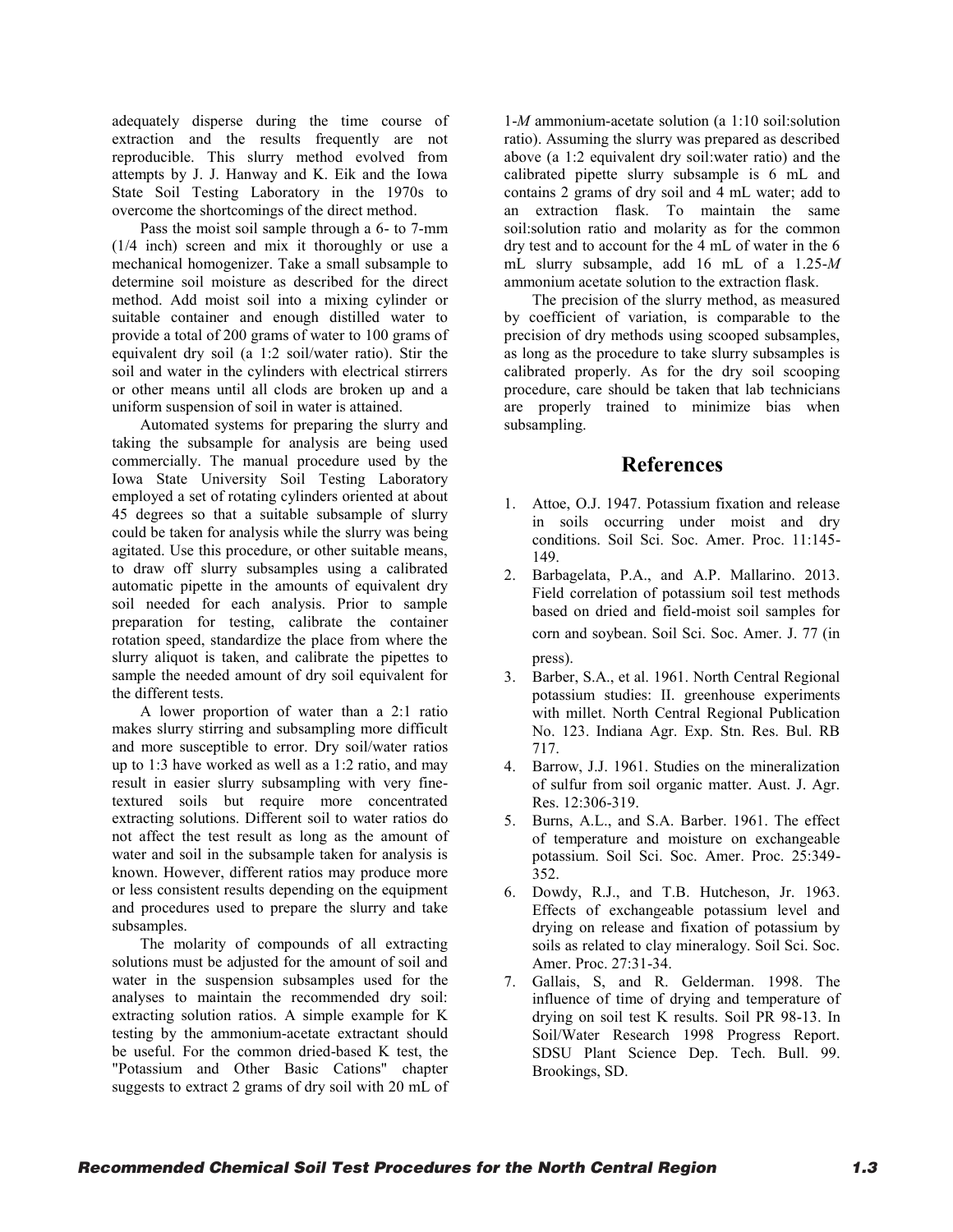adequately disperse during the time course of extraction and the results frequently are not reproducible. This slurry method evolved from attempts by J. J. Hanway and K. Eik and the Iowa State Soil Testing Laboratory in the 1970s to overcome the shortcomings of the direct method.

Pass the moist soil sample through a 6- to 7-mm (1/4 inch) screen and mix it thoroughly or use a mechanical homogenizer. Take a small subsample to determine soil moisture as described for the direct method. Add moist soil into a mixing cylinder or suitable container and enough distilled water to provide a total of 200 grams of water to 100 grams of equivalent dry soil (a 1:2 soil/water ratio). Stir the soil and water in the cylinders with electrical stirrers or other means until all clods are broken up and a uniform suspension of soil in water is attained.

Automated systems for preparing the slurry and taking the subsample for analysis are being used commercially. The manual procedure used by the Iowa State University Soil Testing Laboratory employed a set of rotating cylinders oriented at about 45 degrees so that a suitable subsample of slurry could be taken for analysis while the slurry was being agitated. Use this procedure, or other suitable means, to draw off slurry subsamples using a calibrated automatic pipette in the amounts of equivalent dry soil needed for each analysis. Prior to sample preparation for testing, calibrate the container rotation speed, standardize the place from where the slurry aliquot is taken, and calibrate the pipettes to sample the needed amount of dry soil equivalent for the different tests.

A lower proportion of water than a 2:1 ratio makes slurry stirring and subsampling more difficult and more susceptible to error. Dry soil/water ratios up to 1:3 have worked as well as a 1:2 ratio, and may result in easier slurry subsampling with very fine-textured soils but require more concentrated extracting solutions. Different soil to water ratios do not affect the test result as long as the amount of water and soil in the subsample taken for analysis is known. However, different ratios may produce more or less consistent results depending on the equipment and procedures used to prepare the slurry and take subsamples.

The molarity of compounds of all extracting solutions must be adjusted for the amount of soil and water in the suspension subsamples used for the analyses to maintain the recommended dry soil: extracting solution ratios. A simple example for K testing by the ammonium-acetate extractant should be useful. For the common dried-based K test, the "Potassium and Other Basic Cations" chapter suggests to extract 2 grams of dry soil with 20 mL of 1-*M* ammonium-acetate solution (a 1:10 soil:solution ratio). Assuming the slurry was prepared as described above (a 1:2 equivalent dry soil:water ratio) and the calibrated pipette slurry subsample is 6 mL and contains 2 grams of dry soil and 4 mL water; add to an extraction flask. To maintain the same soil:solution ratio and molarity as for the common dry test and to account for the 4 mL of water in the 6 mL slurry subsample, add 16 mL of a 1.25-*M* ammonium acetate solution to the extraction flask.

The precision of the slurry method, as measured by coefficient of variation, is comparable to the precision of dry methods using scooped subsamples, as long as the procedure to take slurry subsamples is calibrated properly. As for the dry soil scooping procedure, care should be taken that lab technicians are properly trained to minimize bias when subsampling.

## References

1. Attoe, O.J. 1947. Potassium fixation and release in soils occurring under moist and dry conditions. Soil Sci. Soc. Amer. Proc. 11:145-149.
2. Barbagelata, P.A., and A.P. Mallarino. 2013. Field correlation of potassium soil test methods based on dried and field-moist soil samples for corn and soybean. Soil Sci. Soc. Amer. J. 77 (in press).
3. Barber, S.A., et al. 1961. North Central Regional potassium studies: II. greenhouse experiments with millet. North Central Regional Publication No. 123. Indiana Agr. Exp. Stn. Res. Bul. RB 717.
4. Barrow, J.J. 1961. Studies on the mineralization of sulfur from soil organic matter. Aust. J. Agr. Res. 12:306-319.
5. Burns, A.L., and S.A. Barber. 1961. The effect of temperature and moisture on exchangeable potassium. Soil Sci. Soc. Amer. Proc. 25:349-352.
6. Dowdy, R.J., and T.B. Hutcheson, Jr. 1963. Effects of exchangeable potassium level and drying on release and fixation of potassium by soils as related to clay mineralogy. Soil Sci. Soc. Amer. Proc. 27:31-34.
7. Gallais, S, and R. Gelderman. 1998. The influence of time of drying and temperature of drying on soil test K results. Soil PR 98-13. In Soil/Water Research 1998 Progress Report. SDSU Plant Science Dep. Tech. Bull. 99. Brookings, SD.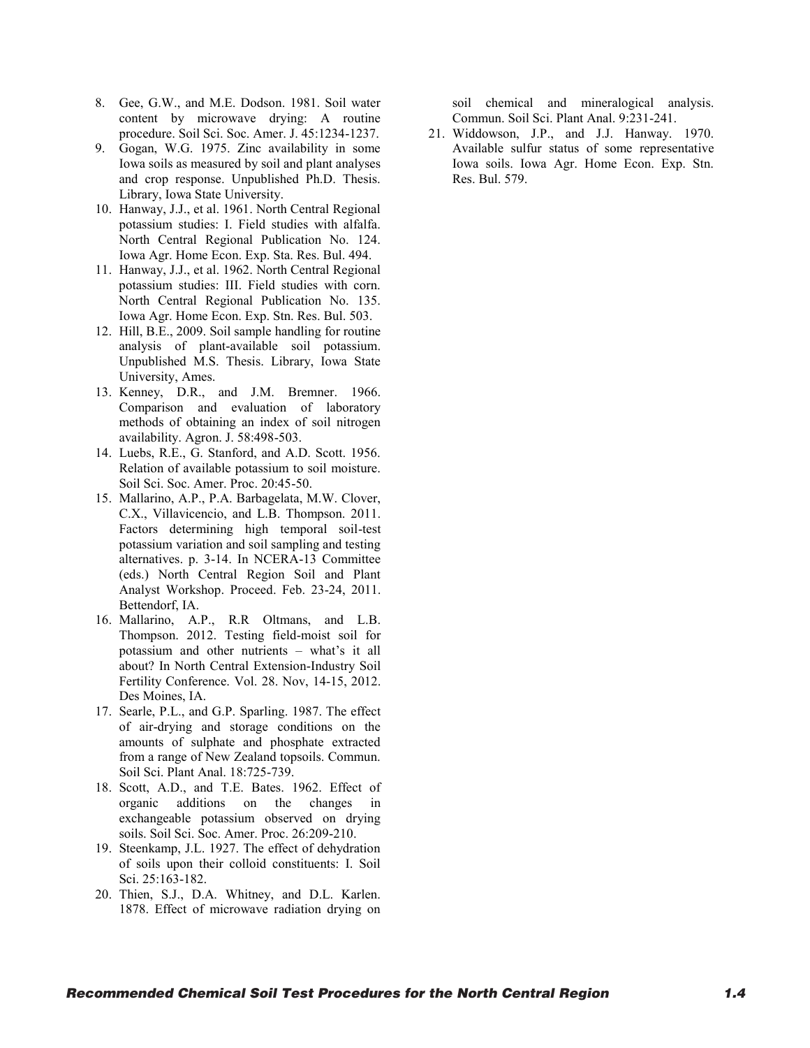8. Gee, G.W., and M.E. Dodson. 1981. Soil water content by microwave drying: A routine procedure. Soil Sci. Soc. Amer. J. 45:1234-1237.
9. Gogan, W.G. 1975. Zinc availability in some Iowa soils as measured by soil and plant analyses and crop response. Unpublished Ph.D. Thesis. Library, Iowa State University.
10. Hanway, J.J., et al. 1961. North Central Regional potassium studies: I. Field studies with alfalfa. North Central Regional Publication No. 124. Iowa Agr. Home Econ. Exp. Sta. Res. Bul. 494.
11. Hanway, J.J., et al. 1962. North Central Regional potassium studies: III. Field studies with corn. North Central Regional Publication No. 135. Iowa Agr. Home Econ. Exp. Stn. Res. Bul. 503.
12. Hill, B.E., 2009. Soil sample handling for routine analysis of plant-available soil potassium. Unpublished M.S. Thesis. Library, Iowa State University, Ames.
13. Kenney, D.R., and J.M. Bremner. 1966. Comparison and evaluation of laboratory methods of obtaining an index of soil nitrogen availability. Agron. J. 58:498-503.
14. Luebs, R.E., G. Stanford, and A.D. Scott. 1956. Relation of available potassium to soil moisture. Soil Sci. Soc. Amer. Proc. 20:45-50.
15. Mallarino, A.P., P.A. Barbagelata, M.W. Clover, C.X., Villavicencio, and L.B. Thompson. 2011. Factors determining high temporal soil-test potassium variation and soil sampling and testing alternatives. p. 3-14. In NCERA-13 Committee (eds.) North Central Region Soil and Plant Analyst Workshop. Proceed. Feb. 23-24, 2011. Bettendorf, IA.
16. Mallarino, A.P., R.R Oltmans, and L.B. Thompson. 2012. Testing field-moist soil for potassium and other nutrients – what's it all about? In North Central Extension-Industry Soil Fertility Conference. Vol. 28. Nov, 14-15, 2012. Des Moines, IA.
17. Searle, P.L., and G.P. Sparling. 1987. The effect of air-drying and storage conditions on the amounts of sulphate and phosphate extracted from a range of New Zealand topsoils. Commun. Soil Sci. Plant Anal. 18:725-739.
18. Scott, A.D., and T.E. Bates. 1962. Effect of organic additions on the changes in exchangeable potassium observed on drying soils. Soil Sci. Soc. Amer. Proc. 26:209-210.
19. Steenkamp, J.L. 1927. The effect of dehydration of soils upon their colloid constituents: I. Soil Sci. 25:163-182.
20. Thien, S.J., D.A. Whitney, and D.L. Karlen. 1878. Effect of microwave radiation drying on soil chemical and mineralogical analysis. Commun. Soil Sci. Plant Anal. 9:231-241.
21. Widdowson, J.P., and J.J. Hanway. 1970. Available sulfur status of some representative Iowa soils. Iowa Agr. Home Econ. Exp. Stn. Res. Bul. 579.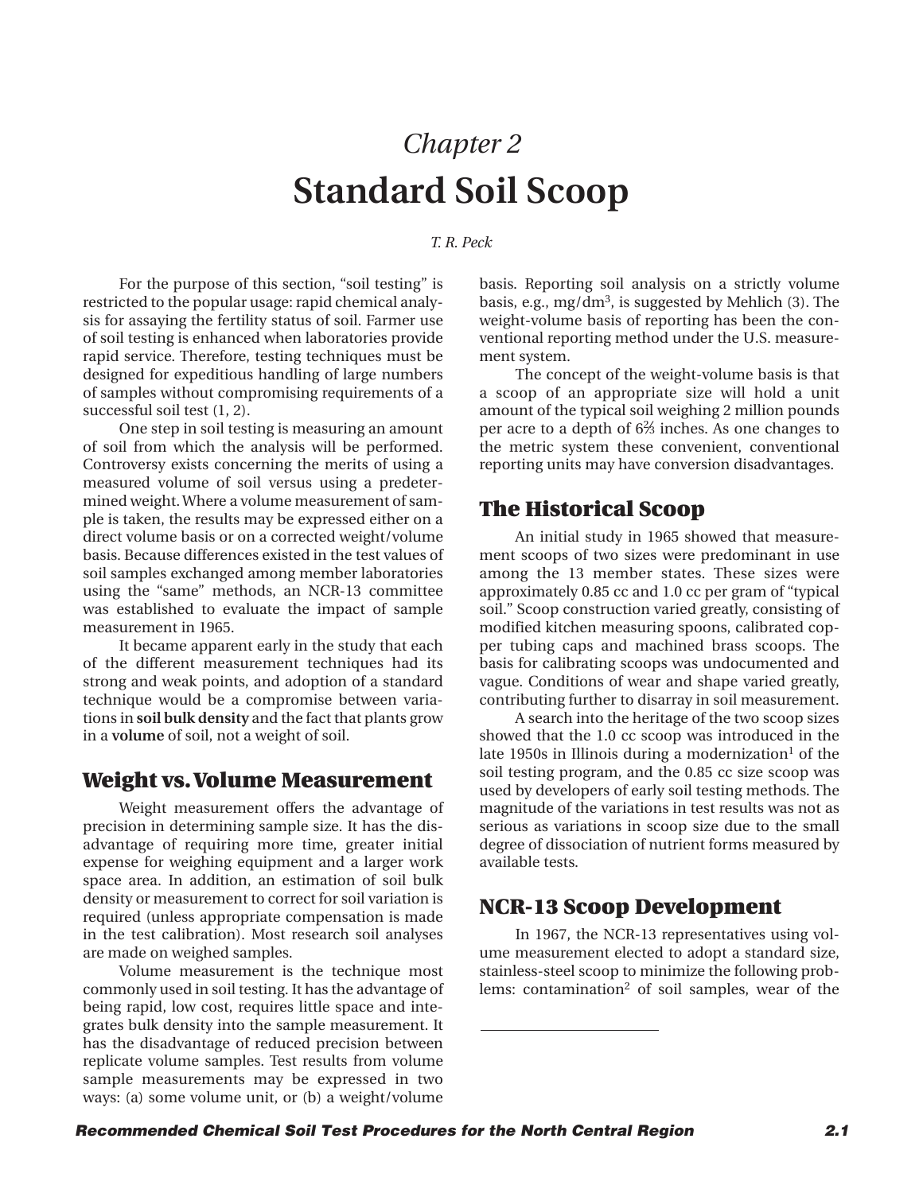# *Chapter 2*
# Standard Soil Scoop

*T. R. Peck*

For the purpose of this section, "soil testing" is restricted to the popular usage: rapid chemical analysis for assaying the fertility status of soil. Farmer use of soil testing is enhanced when laboratories provide rapid service. Therefore, testing techniques must be designed for expeditious handling of large numbers of samples without compromising requirements of a successful soil test (1, 2).

One step in soil testing is measuring an amount of soil from which the analysis will be performed. Controversy exists concerning the merits of using a measured volume of soil versus using a predetermined weight. Where a volume measurement of sample is taken, the results may be expressed either on a direct volume basis or on a corrected weight/volume basis. Because differences existed in the test values of soil samples exchanged among member laboratories using the "same" methods, an NCR-13 committee was established to evaluate the impact of sample measurement in 1965.

It became apparent early in the study that each of the different measurement techniques had its strong and weak points, and adoption of a standard technique would be a compromise between variations in **soil bulk density** and the fact that plants grow in a **volume** of soil, not a weight of soil.

## Weight vs. Volume Measurement

Weight measurement offers the advantage of precision in determining sample size. It has the disadvantage of requiring more time, greater initial expense for weighing equipment and a larger work space area. In addition, an estimation of soil bulk density or measurement to correct for soil variation is required (unless appropriate compensation is made in the test calibration). Most research soil analyses are made on weighed samples.

Volume measurement is the technique most commonly used in soil testing. It has the advantage of being rapid, low cost, requires little space and integrates bulk density into the sample measurement. It has the disadvantage of reduced precision between replicate volume samples. Test results from volume sample measurements may be expressed in two ways: (a) some volume unit, or (b) a weight/volume basis. Reporting soil analysis on a strictly volume basis, e.g., $mg/dm^3$, is suggested by Mehlich (3). The weight-volume basis of reporting has been the conventional reporting method under the U.S. measurement system.

The concept of the weight-volume basis is that a scoop of an appropriate size will hold a unit amount of the typical soil weighing 2 million pounds per acre to a depth of 6⅔ inches. As one changes to the metric system these convenient, conventional reporting units may have conversion disadvantages.

## The Historical Scoop

An initial study in 1965 showed that measurement scoops of two sizes were predominant in use among the 13 member states. These sizes were approximately 0.85 cc and 1.0 cc per gram of "typical soil." Scoop construction varied greatly, consisting of modified kitchen measuring spoons, calibrated copper tubing caps and machined brass scoops. The basis for calibrating scoops was undocumented and vague. Conditions of wear and shape varied greatly, contributing further to disarray in soil measurement.

A search into the heritage of the two scoop sizes showed that the 1.0 cc scoop was introduced in the late 1950s in Illinois during a modernization[1] of the soil testing program, and the 0.85 cc size scoop was used by developers of early soil testing methods. The magnitude of the variations in test results was not as serious as variations in scoop size due to the small degree of dissociation of nutrient forms measured by available tests.

## NCR-13 Scoop Development

In 1967, the NCR-13 representatives using volume measurement elected to adopt a standard size, stainless-steel scoop to minimize the following problems: contamination[2] of soil samples, wear of the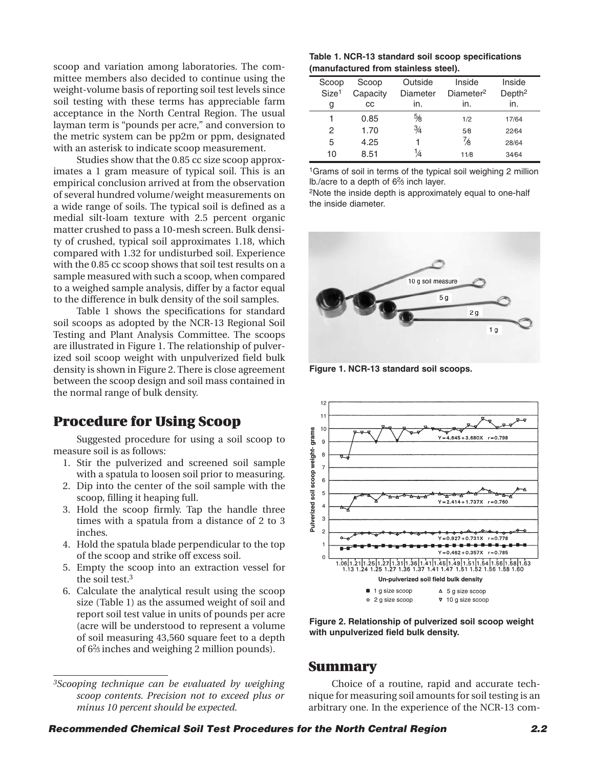scoop and variation among laboratories. The committee members also decided to continue using the weight-volume basis of reporting soil test levels since soil testing with these terms has appreciable farm acceptance in the North Central Region. The usual layman term is "pounds per acre," and conversion to the metric system can be pp2m or ppm, designated with an asterisk to indicate scoop measurement.

Studies show that the 0.85 cc size scoop approximates a 1 gram measure of typical soil. This is an empirical conclusion arrived at from the observation of several hundred volume/weight measurements on a wide range of soils. The typical soil is defined as a medial silt-loam texture with 2.5 percent organic matter crushed to pass a 10-mesh screen. Bulk density of crushed, typical soil approximates 1.18, which compared with 1.32 for undisturbed soil. Experience with the 0.85 cc scoop shows that soil test results on a sample measured with such a scoop, when compared to a weighed sample analysis, differ by a factor equal to the difference in bulk density of the soil samples.

Table 1 shows the specifications for standard soil scoops as adopted by the NCR-13 Regional Soil Testing and Plant Analysis Committee. The scoops are illustrated in Figure 1. The relationship of pulverized soil scoop weight with unpulverized field bulk density is shown in Figure 2. There is close agreement between the scoop design and soil mass contained in the normal range of bulk density.

## Procedure for Using Scoop

Suggested procedure for using a soil scoop to measure soil is as follows:

1. Stir the pulverized and screened soil sample with a spatula to loosen soil prior to measuring.
2. Dip into the center of the soil sample with the scoop, filling it heaping full.
3. Hold the scoop firmly. Tap the handle three times with a spatula from a distance of 2 to 3 inches.
4. Hold the spatula blade perpendicular to the top of the scoop and strike off excess soil.
5. Empty the scoop into an extraction vessel for the soil test.[3]
6. Calculate the analytical result using the scoop size (Table 1) as the assumed weight of soil and report soil test value in units of pounds per acre (acre will be understood to represent a volume of soil measuring 43,560 square feet to a depth of 6⅔ inches and weighing 2 million pounds).

*[3]Scooping technique can be evaluated by weighing scoop contents. Precision not to exceed plus or minus 10 percent should be expected.*

**Table 1. NCR-13 standard soil scoop specifications (manufactured from stainless steel).**

| Scoop Size[1] g | Scoop Capacity cc | Outside Diameter in. | Inside Diameter[2] in. | Inside Depth[2] in. |
|---|---|---|---|---|
| 1 | 0.85 | 5/8 | 1/2 | 17/64 |
| 2 | 1.70 | 3/4 | 5/8 | 22/64 |
| 5 | 4.25 | 1 | 7/8 | 28/64 |
| 10 | 8.51 | 1/4 | 11/8 | 34/64 |

[1]Grams of soil in terms of the typical soil weighing 2 million lb./acre to a depth of 6⅔ inch layer.

[2]Note the inside depth is approximately equal to one-half the inside diameter.

**Figure 1. NCR-13 standard soil scoops.**

**Figure 2. Relationship of pulverized soil scoop weight with unpulverized field bulk density.**

## Summary

Choice of a routine, rapid and accurate technique for measuring soil amounts for soil testing is an arbitrary one. In the experience of the NCR-13 com-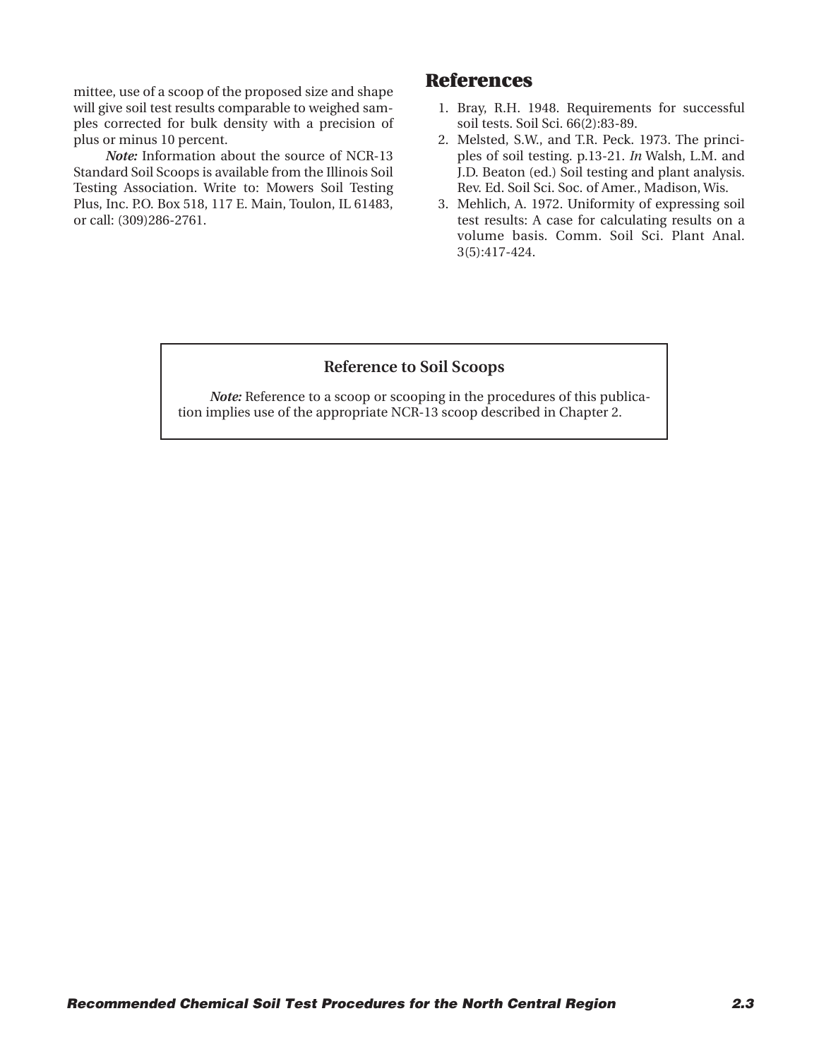mittee, use of a scoop of the proposed size and shape will give soil test results comparable to weighed samples corrected for bulk density with a precision of plus or minus 10 percent.

***Note:*** Information about the source of NCR-13 Standard Soil Scoops is available from the Illinois Soil Testing Association. Write to: Mowers Soil Testing Plus, Inc. P.O. Box 518, 117 E. Main, Toulon, IL 61483, or call: (309)286-2761.

## References

1. Bray, R.H. 1948. Requirements for successful soil tests. Soil Sci. 66(2):83-89.
2. Melsted, S.W., and T.R. Peck. 1973. The principles of soil testing. p.13-21. *In* Walsh, L.M. and J.D. Beaton (ed.) Soil testing and plant analysis. Rev. Ed. Soil Sci. Soc. of Amer., Madison, Wis.
3. Mehlich, A. 1972. Uniformity of expressing soil test results: A case for calculating results on a volume basis. Comm. Soil Sci. Plant Anal. 3(5):417-424.

**Reference to Soil Scoops**

***Note:*** Reference to a scoop or scooping in the procedures of this publication implies use of the appropriate NCR-13 scoop described in Chapter 2.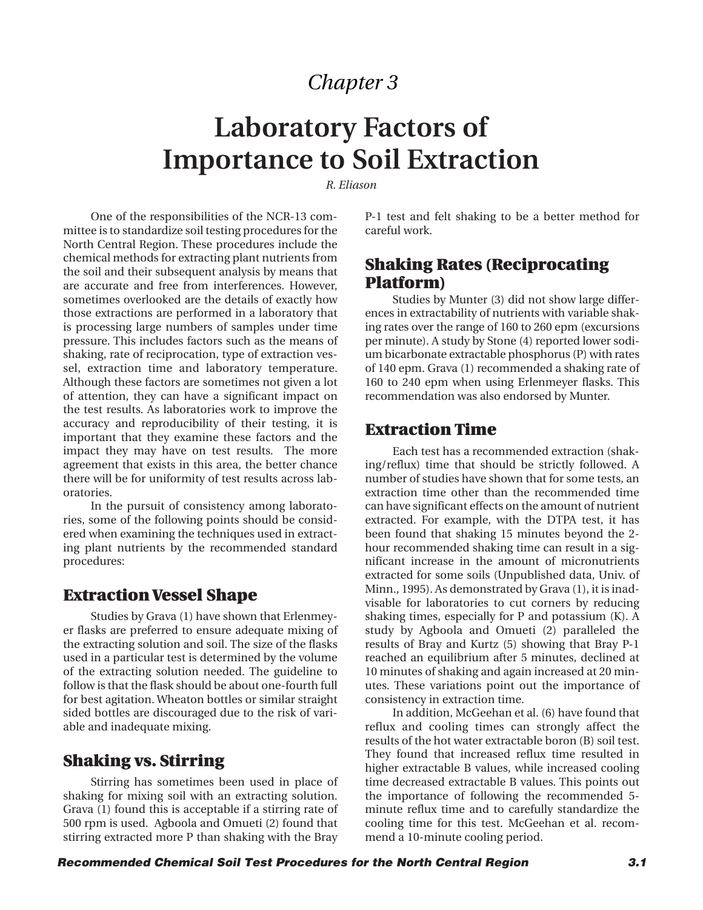*Chapter 3*

# Laboratory Factors of Importance to Soil Extraction

*R. Eliason*

One of the responsibilities of the NCR-13 committee is to standardize soil testing procedures for the North Central Region. These procedures include the chemical methods for extracting plant nutrients from the soil and their subsequent analysis by means that are accurate and free from interferences. However, sometimes overlooked are the details of exactly how those extractions are performed in a laboratory that is processing large numbers of samples under time pressure. This includes factors such as the means of shaking, rate of reciprocation, type of extraction vessel, extraction time and laboratory temperature. Although these factors are sometimes not given a lot of attention, they can have a significant impact on the test results. As laboratories work to improve the accuracy and reproducibility of their testing, it is important that they examine these factors and the impact they may have on test results. The more agreement that exists in this area, the better chance there will be for uniformity of test results across laboratories.

In the pursuit of consistency among laboratories, some of the following points should be considered when examining the techniques used in extracting plant nutrients by the recommended standard procedures:

## Extraction Vessel Shape

Studies by Grava (1) have shown that Erlenmeyer flasks are preferred to ensure adequate mixing of the extracting solution and soil. The size of the flasks used in a particular test is determined by the volume of the extracting solution needed. The guideline to follow is that the flask should be about one-fourth full for best agitation. Wheaton bottles or similar straight sided bottles are discouraged due to the risk of variable and inadequate mixing.

## Shaking vs. Stirring

Stirring has sometimes been used in place of shaking for mixing soil with an extracting solution. Grava (1) found this is acceptable if a stirring rate of 500 rpm is used. Agboola and Omueti (2) found that stirring extracted more P than shaking with the Bray P-1 test and felt shaking to be a better method for careful work.

## Shaking Rates (Reciprocating Platform)

Studies by Munter (3) did not show large differences in extractability of nutrients with variable shaking rates over the range of 160 to 260 epm (excursions per minute). A study by Stone (4) reported lower sodium bicarbonate extractable phosphorus (P) with rates of 140 epm. Grava (1) recommended a shaking rate of 160 to 240 epm when using Erlenmeyer flasks. This recommendation was also endorsed by Munter.

## Extraction Time

Each test has a recommended extraction (shaking/reflux) time that should be strictly followed. A number of studies have shown that for some tests, an extraction time other than the recommended time can have significant effects on the amount of nutrient extracted. For example, with the DTPA test, it has been found that shaking 15 minutes beyond the 2-hour recommended shaking time can result in a significant increase in the amount of micronutrients extracted for some soils (Unpublished data, Univ. of Minn., 1995). As demonstrated by Grava (1), it is inadvisable for laboratories to cut corners by reducing shaking times, especially for P and potassium (K). A study by Agboola and Omueti (2) paralleled the results of Bray and Kurtz (5) showing that Bray P-1 reached an equilibrium after 5 minutes, declined at 10 minutes of shaking and again increased at 20 minutes. These variations point out the importance of consistency in extraction time.

In addition, McGeehan et al. (6) have found that reflux and cooling times can strongly affect the results of the hot water extractable boron (B) soil test. They found that increased reflux time resulted in higher extractable B values, while increased cooling time decreased extractable B values. This points out the importance of following the recommended 5-minute reflux time and to carefully standardize the cooling time for this test. McGeehan et al. recommend a 10-minute cooling period.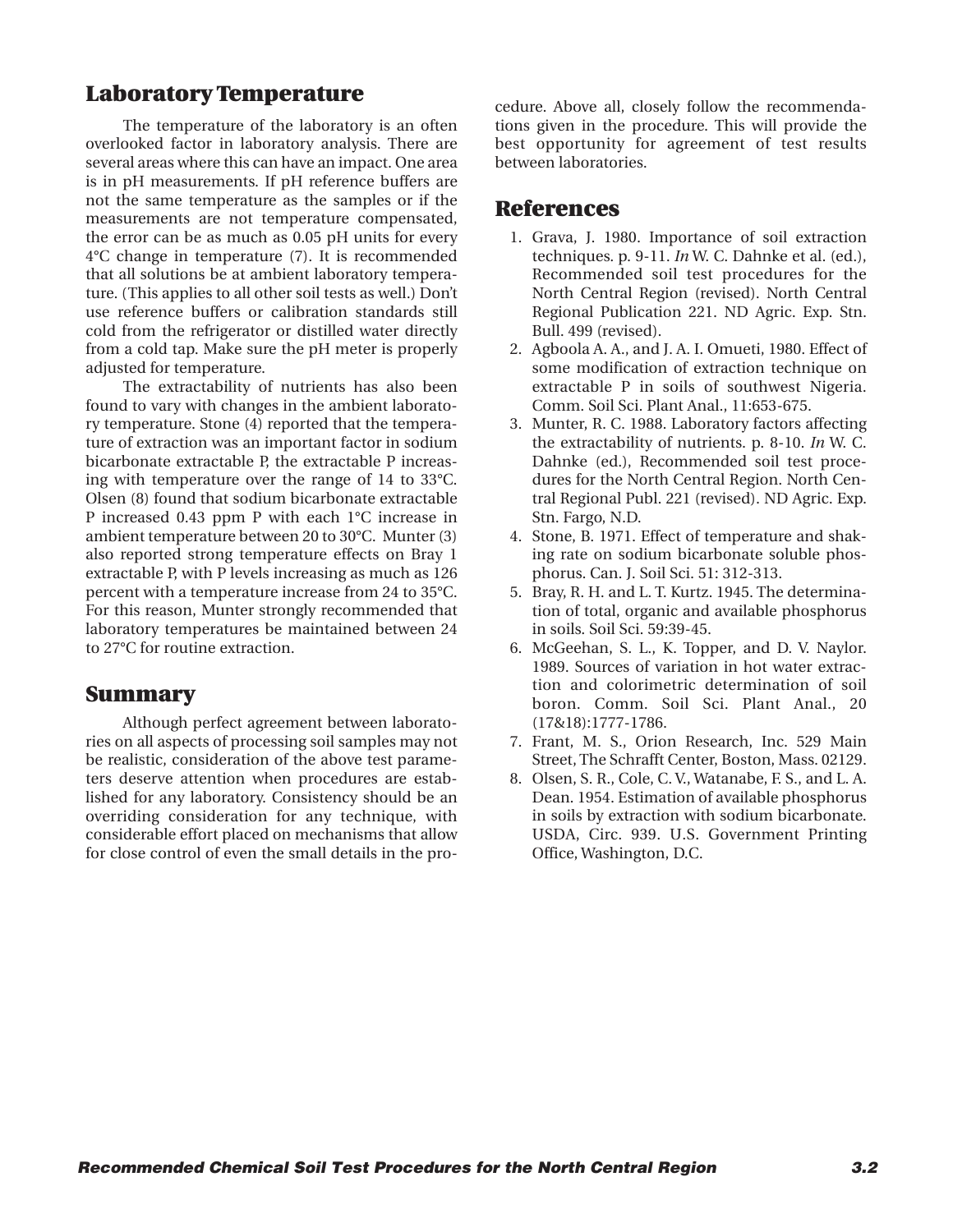## Laboratory Temperature

The temperature of the laboratory is an often overlooked factor in laboratory analysis. There are several areas where this can have an impact. One area is in pH measurements. If pH reference buffers are not the same temperature as the samples or if the measurements are not temperature compensated, the error can be as much as 0.05 pH units for every 4°C change in temperature (7). It is recommended that all solutions be at ambient laboratory temperature. (This applies to all other soil tests as well.) Don't use reference buffers or calibration standards still cold from the refrigerator or distilled water directly from a cold tap. Make sure the pH meter is properly adjusted for temperature.

The extractability of nutrients has also been found to vary with changes in the ambient laboratory temperature. Stone (4) reported that the temperature of extraction was an important factor in sodium bicarbonate extractable P, the extractable P increasing with temperature over the range of 14 to 33°C. Olsen (8) found that sodium bicarbonate extractable P increased 0.43 ppm P with each 1°C increase in ambient temperature between 20 to 30°C. Munter (3) also reported strong temperature effects on Bray 1 extractable P, with P levels increasing as much as 126 percent with a temperature increase from 24 to 35°C. For this reason, Munter strongly recommended that laboratory temperatures be maintained between 24 to 27°C for routine extraction.

## Summary

Although perfect agreement between laboratories on all aspects of processing soil samples may not be realistic, consideration of the above test parameters deserve attention when procedures are established for any laboratory. Consistency should be an overriding consideration for any technique, with considerable effort placed on mechanisms that allow for close control of even the small details in the procedure. Above all, closely follow the recommendations given in the procedure. This will provide the best opportunity for agreement of test results between laboratories.

## References

1. Grava, J. 1980. Importance of soil extraction techniques. p. 9-11. *In* W. C. Dahnke et al. (ed.), Recommended soil test procedures for the North Central Region (revised). North Central Regional Publication 221. ND Agric. Exp. Stn. Bull. 499 (revised).
2. Agboola A. A., and J. A. I. Omueti, 1980. Effect of some modification of extraction technique on extractable P in soils of southwest Nigeria. Comm. Soil Sci. Plant Anal., 11:653-675.
3. Munter, R. C. 1988. Laboratory factors affecting the extractability of nutrients. p. 8-10. *In* W. C. Dahnke (ed.), Recommended soil test procedures for the North Central Region. North Central Regional Publ. 221 (revised). ND Agric. Exp. Stn. Fargo, N.D.
4. Stone, B. 1971. Effect of temperature and shaking rate on sodium bicarbonate soluble phosphorus. Can. J. Soil Sci. 51: 312-313.
5. Bray, R. H. and L. T. Kurtz. 1945. The determination of total, organic and available phosphorus in soils. Soil Sci. 59:39-45.
6. McGeehan, S. L., K. Topper, and D. V. Naylor. 1989. Sources of variation in hot water extraction and colorimetric determination of soil boron. Comm. Soil Sci. Plant Anal., 20 (17&18):1777-1786.
7. Frant, M. S., Orion Research, Inc. 529 Main Street, The Schrafft Center, Boston, Mass. 02129.
8. Olsen, S. R., Cole, C. V., Watanabe, F. S., and L. A. Dean. 1954. Estimation of available phosphorus in soils by extraction with sodium bicarbonate. USDA, Circ. 939. U.S. Government Printing Office, Washington, D.C.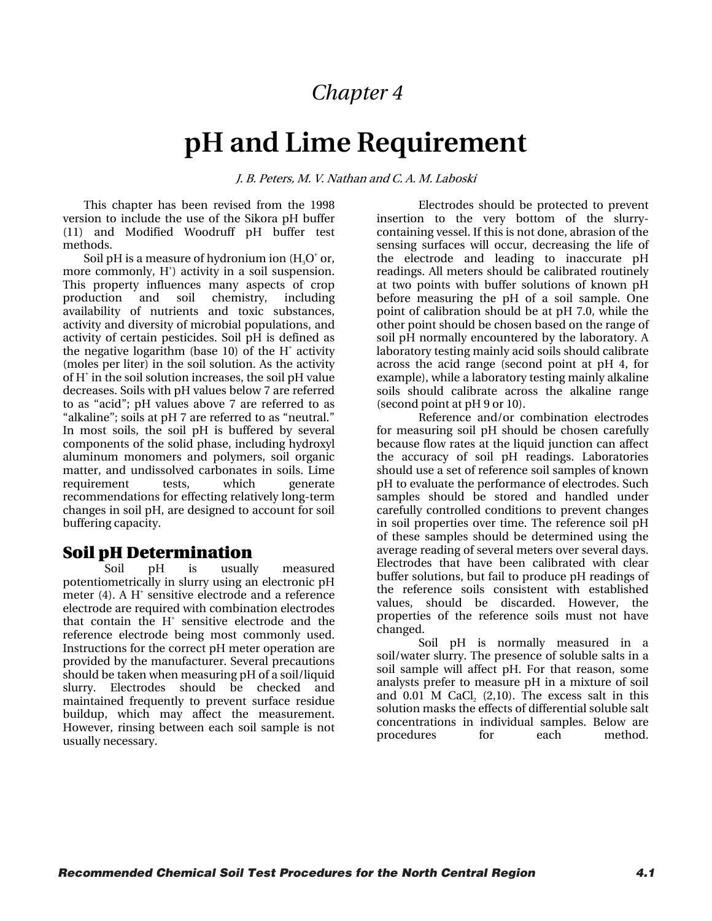# Chapter 4

# pH and Lime Requirement

*J. B. Peters, M. V. Nathan and C. A. M. Laboski*

This chapter has been revised from the 1998 version to include the use of the Sikora pH buffer (11) and Modified Woodruff pH buffer test methods.

Soil pH is a measure of hydronium ion ($H_3O^+$ or, more commonly, $H^+$) activity in a soil suspension. This property influences many aspects of crop production and soil chemistry, including availability of nutrients and toxic substances, activity and diversity of microbial populations, and activity of certain pesticides. Soil pH is defined as the negative logarithm (base 10) of the $H^+$ activity (moles per liter) in the soil solution. As the activity of $H^+$ in the soil solution increases, the soil pH value decreases. Soils with pH values below 7 are referred to as "acid"; pH values above 7 are referred to as "alkaline"; soils at pH 7 are referred to as "neutral." In most soils, the soil pH is buffered by several components of the solid phase, including hydroxyl aluminum monomers and polymers, soil organic matter, and undissolved carbonates in soils. Lime requirement tests, which generate recommendations for effecting relatively long-term changes in soil pH, are designed to account for soil buffering capacity.

## Soil pH Determination

Soil pH is usually measured potentiometrically in slurry using an electronic pH meter (4). A $H^+$ sensitive electrode and a reference electrode are required with combination electrodes that contain the $H^+$ sensitive electrode and the reference electrode being most commonly used. Instructions for the correct pH meter operation are provided by the manufacturer. Several precautions should be taken when measuring pH of a soil/liquid slurry. Electrodes should be checked and maintained frequently to prevent surface residue buildup, which may affect the measurement. However, rinsing between each soil sample is not usually necessary.

Electrodes should be protected to prevent insertion to the very bottom of the slurry-containing vessel. If this is not done, abrasion of the sensing surfaces will occur, decreasing the life of the electrode and leading to inaccurate pH readings. All meters should be calibrated routinely at two points with buffer solutions of known pH before measuring the pH of a soil sample. One point of calibration should be at pH 7.0, while the other point should be chosen based on the range of soil pH normally encountered by the laboratory. A laboratory testing mainly acid soils should calibrate across the acid range (second point at pH 4, for example), while a laboratory testing mainly alkaline soils should calibrate across the alkaline range (second point at pH 9 or 10).

Reference and/or combination electrodes for measuring soil pH should be chosen carefully because flow rates at the liquid junction can affect the accuracy of soil pH readings. Laboratories should use a set of reference soil samples of known pH to evaluate the performance of electrodes. Such samples should be stored and handled under carefully controlled conditions to prevent changes in soil properties over time. The reference soil pH of these samples should be determined using the average reading of several meters over several days. Electrodes that have been calibrated with clear buffer solutions, but fail to produce pH readings of the reference soils consistent with established values, should be discarded. However, the properties of the reference soils must not have changed.

Soil pH is normally measured in a soil/water slurry. The presence of soluble salts in a soil sample will affect pH. For that reason, some analysts prefer to measure pH in a mixture of soil and 0.01 M $CaCl_2$ (2,10). The excess salt in this solution masks the effects of differential soluble salt concentrations in individual samples. Below are procedures for each method.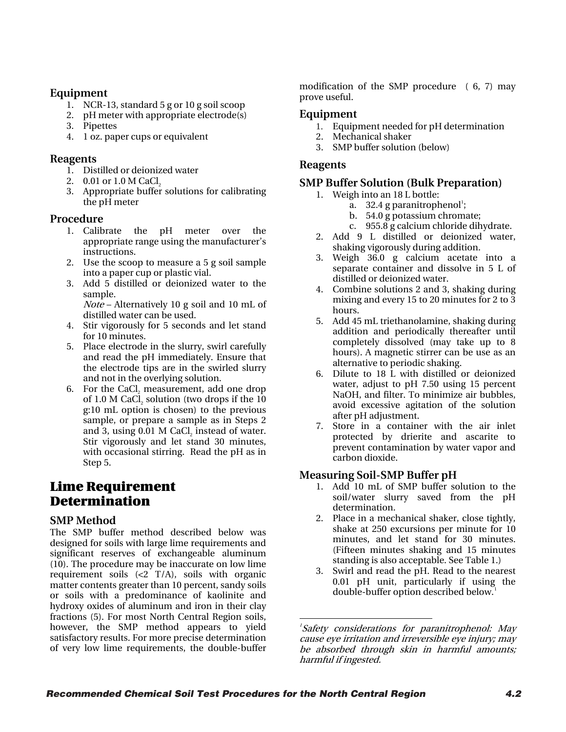### Equipment

1. NCR-13, standard 5 g or 10 g soil scoop
2. pH meter with appropriate electrode(s)
3. Pipettes
4. 1 oz. paper cups or equivalent

### Reagents

1. Distilled or deionized water
2. 0.01 or 1.0 M $CaCl_2$
3. Appropriate buffer solutions for calibrating the pH meter

### Procedure

1. Calibrate the pH meter over the appropriate range using the manufacturer's instructions.
2. Use the scoop to measure a 5 g soil sample into a paper cup or plastic vial.
3. Add 5 distilled or deionized water to the sample.
   *Note* – Alternatively 10 g soil and 10 mL of distilled water can be used.
4. Stir vigorously for 5 seconds and let stand for 10 minutes.
5. Place electrode in the slurry, swirl carefully and read the pH immediately. Ensure that the electrode tips are in the swirled slurry and not in the overlying solution.
6. For the $CaCl_2$ measurement, add one drop of 1.0 M $CaCl_2$ solution (two drops if the 10 g:10 mL option is chosen) to the previous sample, or prepare a sample as in Steps 2 and 3, using 0.01 M $CaCl_2$ instead of water. Stir vigorously and let stand 30 minutes, with occasional stirring. Read the pH as in Step 5.

## Lime Requirement Determination

### SMP Method

The SMP buffer method described below was designed for soils with large lime requirements and significant reserves of exchangeable aluminum (10). The procedure may be inaccurate on low lime requirement soils (<2 T/A), soils with organic matter contents greater than 10 percent, sandy soils or soils with a predominance of kaolinite and hydroxy oxides of aluminum and iron in their clay fractions (5). For most North Central Region soils, however, the SMP method appears to yield satisfactory results. For more precise determination of very low lime requirements, the double-buffer modification of the SMP procedure ( 6, 7) may prove useful.

### Equipment

1. Equipment needed for pH determination
2. Mechanical shaker
3. SMP buffer solution (below)

### Reagents

### SMP Buffer Solution (Bulk Preparation)

1. Weigh into an 18 L bottle:
   a. 32.4 g paranitrophenol[1];
   b. 54.0 g potassium chromate;
   c. 955.8 g calcium chloride dihydrate.
2. Add 9 L distilled or deionized water, shaking vigorously during addition.
3. Weigh 36.0 g calcium acetate into a separate container and dissolve in 5 L of distilled or deionized water.
4. Combine solutions 2 and 3, shaking during mixing and every 15 to 20 minutes for 2 to 3 hours.
5. Add 45 mL triethanolamine, shaking during addition and periodically thereafter until completely dissolved (may take up to 8 hours). A magnetic stirrer can be use as an alternative to periodic shaking.
6. Dilute to 18 L with distilled or deionized water, adjust to pH 7.50 using 15 percent NaOH, and filter. To minimize air bubbles, avoid excessive agitation of the solution after pH adjustment.
7. Store in a container with the air inlet protected by drierite and ascarite to prevent contamination by water vapor and carbon dioxide.

### Measuring Soil-SMP Buffer pH

1. Add 10 mL of SMP buffer solution to the soil/water slurry saved from the pH determination.
2. Place in a mechanical shaker, close tightly, shake at 250 excursions per minute for 10 minutes, and let stand for 30 minutes. (Fifteen minutes shaking and 15 minutes standing is also acceptable. See Table 1.)
3. Swirl and read the pH. Read to the nearest 0.01 pH unit, particularly if using the double-buffer option described below.[1]

---

[1] *Safety considerations for paranitrophenol: May cause eye irritation and irreversible eye injury; may be absorbed through skin in harmful amounts; harmful if ingested.*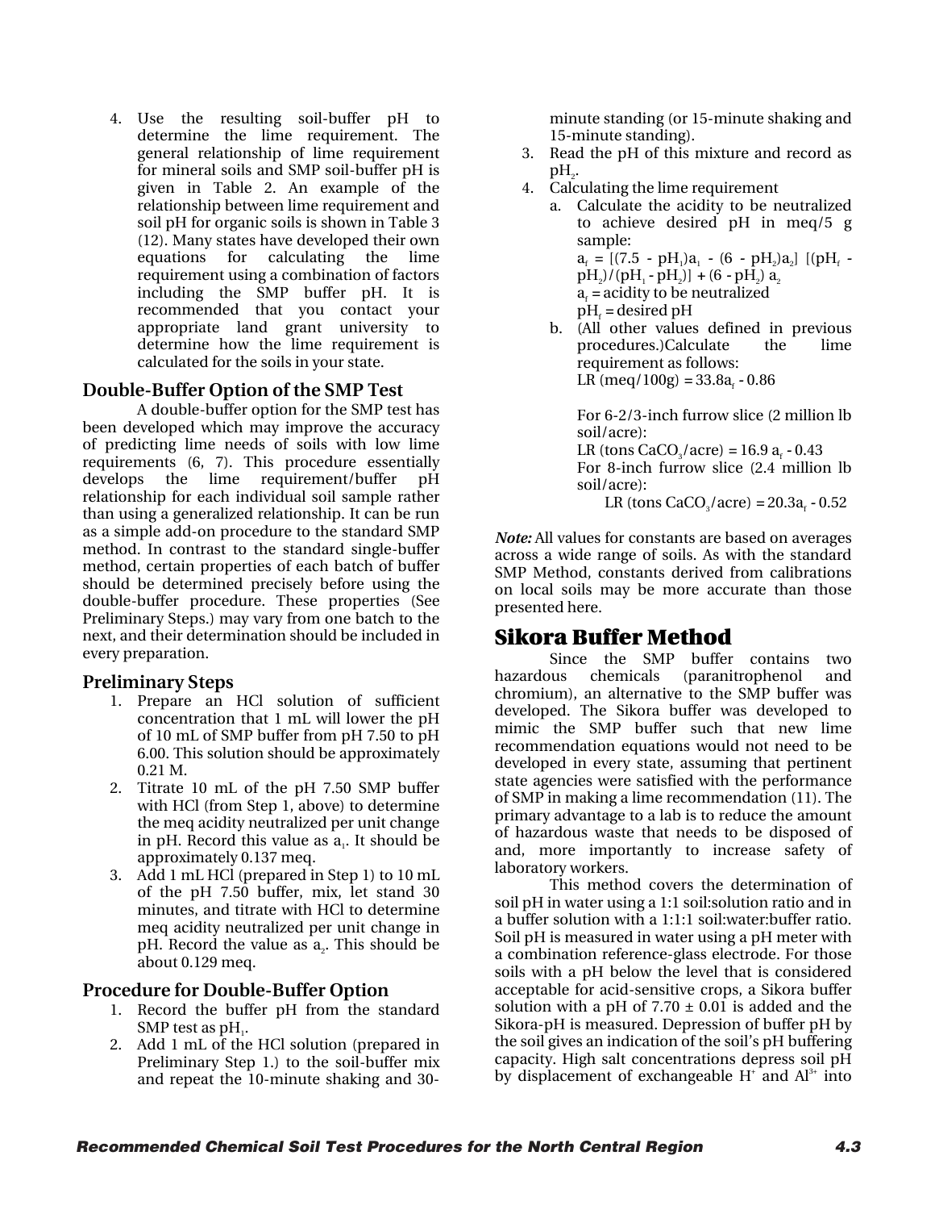4. Use the resulting soil-buffer pH to determine the lime requirement. The general relationship of lime requirement for mineral soils and SMP soil-buffer pH is given in Table 2. An example of the relationship between lime requirement and soil pH for organic soils is shown in Table 3 (12). Many states have developed their own equations for calculating the lime requirement using a combination of factors including the SMP buffer pH. It is recommended that you contact your appropriate land grant university to determine how the lime requirement is calculated for the soils in your state.

### Double-Buffer Option of the SMP Test

A double-buffer option for the SMP test has been developed which may improve the accuracy of predicting lime needs of soils with low lime requirements (6, 7). This procedure essentially develops the lime requirement/buffer pH relationship for each individual soil sample rather than using a generalized relationship. It can be run as a simple add-on procedure to the standard SMP method. In contrast to the standard single-buffer method, certain properties of each batch of buffer should be determined precisely before using the double-buffer procedure. These properties (See Preliminary Steps.) may vary from one batch to the next, and their determination should be included in every preparation.

### Preliminary Steps

1. Prepare an HCl solution of sufficient concentration that 1 mL will lower the pH of 10 mL of SMP buffer from pH 7.50 to pH 6.00. This solution should be approximately 0.21 M.
2. Titrate 10 mL of the pH 7.50 SMP buffer with HCl (from Step 1, above) to determine the meq acidity neutralized per unit change in pH. Record this value as $a_1$. It should be approximately 0.137 meq.
3. Add 1 mL HCl (prepared in Step 1) to 10 mL of the pH 7.50 buffer, mix, let stand 30 minutes, and titrate with HCl to determine meq acidity neutralized per unit change in pH. Record the value as $a_2$. This should be about 0.129 meq.

### Procedure for Double-Buffer Option

1. Record the buffer pH from the standard SMP test as $pH_1$.
2. Add 1 mL of the HCl solution (prepared in Preliminary Step 1.) to the soil-buffer mix and repeat the 10-minute shaking and 30-minute standing (or 15-minute shaking and 15-minute standing).
3. Read the pH of this mixture and record as $pH_2$.
4. Calculating the lime requirement
   a. Calculate the acidity to be neutralized to achieve desired pH in meq/5 g sample:
      $a_f = [(7.5 - pH_1)a_1 - (6 - pH_2)a_2]\ [(pH_f - pH_2)/(pH_1 - pH_2)] + (6 - pH_2)\ a_2$
      $a_f$ = acidity to be neutralized
      $pH_f$ = desired pH
   b. (All other values defined in previous procedures.)Calculate the lime requirement as follows:
      LR (meq/100g) = $33.8a_f - 0.86$

      For 6-2/3-inch furrow slice (2 million lb soil/acre):
      LR (tons $CaCO_3$/acre) = $16.9\ a_f - 0.43$
      For 8-inch furrow slice (2.4 million lb soil/acre):
      LR (tons $CaCO_3$/acre) = $20.3a_f - 0.52$

***Note:*** All values for constants are based on averages across a wide range of soils. As with the standard SMP Method, constants derived from calibrations on local soils may be more accurate than those presented here.

## Sikora Buffer Method

Since the SMP buffer contains two hazardous chemicals (paranitrophenol and chromium), an alternative to the SMP buffer was developed. The Sikora buffer was developed to mimic the SMP buffer such that new lime recommendation equations would not need to be developed in every state, assuming that pertinent state agencies were satisfied with the performance of SMP in making a lime recommendation (11). The primary advantage to a lab is to reduce the amount of hazardous waste that needs to be disposed of and, more importantly to increase safety of laboratory workers.

This method covers the determination of soil pH in water using a 1:1 soil:solution ratio and in a buffer solution with a 1:1:1 soil:water:buffer ratio. Soil pH is measured in water using a pH meter with a combination reference-glass electrode. For those soils with a pH below the level that is considered acceptable for acid-sensitive crops, a Sikora buffer solution with a pH of 7.70 ± 0.01 is added and the Sikora-pH is measured. Depression of buffer pH by the soil gives an indication of the soil's pH buffering capacity. High salt concentrations depress soil pH by displacement of exchangeable $H^+$ and $Al^{3+}$ into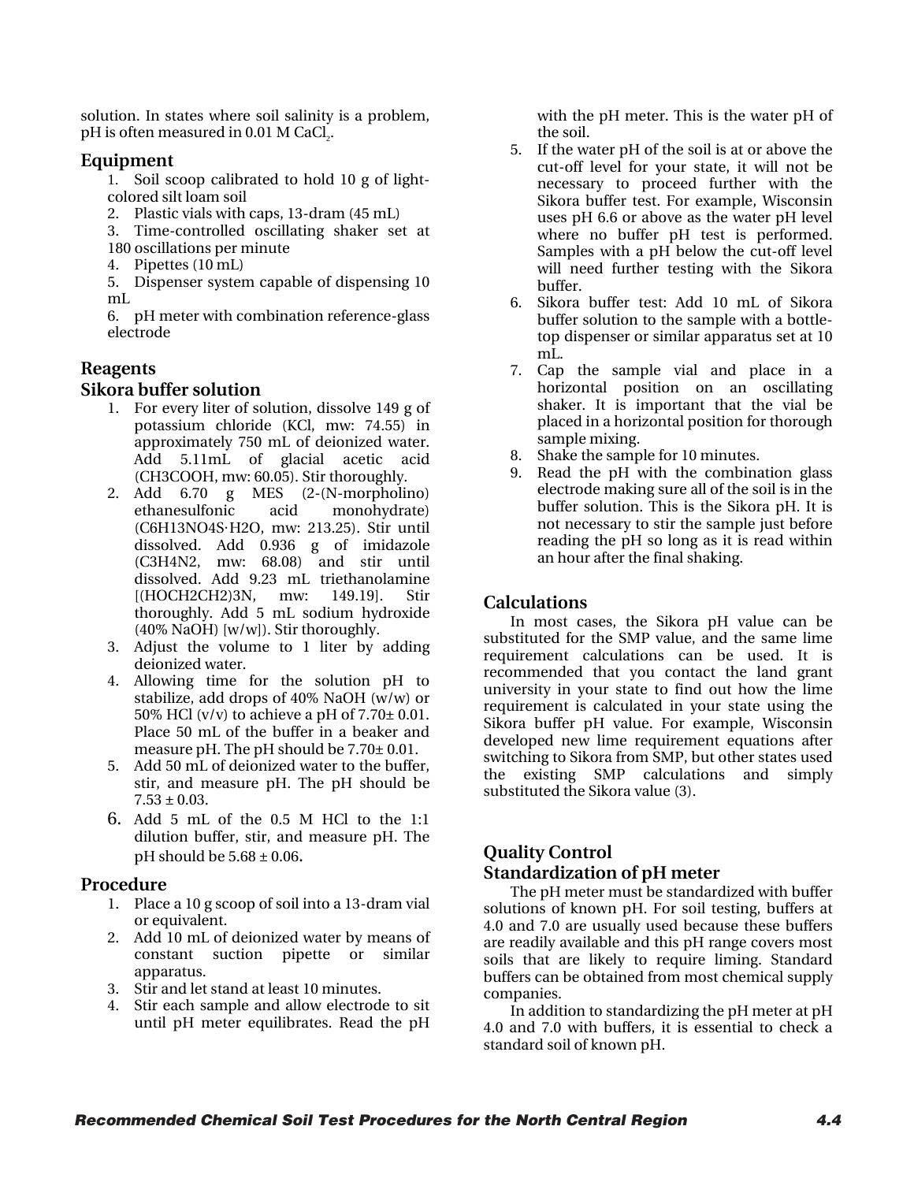solution. In states where soil salinity is a problem, pH is often measured in 0.01 M $CaCl_2$.

## Equipment

1. Soil scoop calibrated to hold 10 g of light-colored silt loam soil
2. Plastic vials with caps, 13-dram (45 mL)
3. Time-controlled oscillating shaker set at 180 oscillations per minute
4. Pipettes (10 mL)
5. Dispenser system capable of dispensing 10 mL
6. pH meter with combination reference-glass electrode

## Reagents

### Sikora buffer solution

1. For every liter of solution, dissolve 149 g of potassium chloride (KCl, mw: 74.55) in approximately 750 mL of deionized water. Add 5.11mL of glacial acetic acid (CH3COOH, mw: 60.05). Stir thoroughly.
2. Add 6.70 g MES (2-(N-morpholino) ethanesulfonic acid monohydrate) (C6H13NO4S·H2O, mw: 213.25). Stir until dissolved. Add 0.936 g of imidazole (C3H4N2, mw: 68.08) and stir until dissolved. Add 9.23 mL triethanolamine [(HOCH2CH2)3N, mw: 149.19]. Stir thoroughly. Add 5 mL sodium hydroxide (40% NaOH) [w/w]). Stir thoroughly.
3. Adjust the volume to 1 liter by adding deionized water.
4. Allowing time for the solution pH to stabilize, add drops of 40% NaOH (w/w) or 50% HCl (v/v) to achieve a pH of 7.70± 0.01. Place 50 mL of the buffer in a beaker and measure pH. The pH should be 7.70± 0.01.
5. Add 50 mL of deionized water to the buffer, stir, and measure pH. The pH should be 7.53 ± 0.03.
6. Add 5 mL of the 0.5 M HCl to the 1:1 dilution buffer, stir, and measure pH. The pH should be 5.68 ± 0.06.

## Procedure

1. Place a 10 g scoop of soil into a 13-dram vial or equivalent.
2. Add 10 mL of deionized water by means of constant suction pipette or similar apparatus.
3. Stir and let stand at least 10 minutes.
4. Stir each sample and allow electrode to sit until pH meter equilibrates. Read the pH with the pH meter. This is the water pH of the soil.
5. If the water pH of the soil is at or above the cut-off level for your state, it will not be necessary to proceed further with the Sikora buffer test. For example, Wisconsin uses pH 6.6 or above as the water pH level where no buffer pH test is performed. Samples with a pH below the cut-off level will need further testing with the Sikora buffer.
6. Sikora buffer test: Add 10 mL of Sikora buffer solution to the sample with a bottle-top dispenser or similar apparatus set at 10 mL.
7. Cap the sample vial and place in a horizontal position on an oscillating shaker. It is important that the vial be placed in a horizontal position for thorough sample mixing.
8. Shake the sample for 10 minutes.
9. Read the pH with the combination glass electrode making sure all of the soil is in the buffer solution. This is the Sikora pH. It is not necessary to stir the sample just before reading the pH so long as it is read within an hour after the final shaking.

## Calculations

In most cases, the Sikora pH value can be substituted for the SMP value, and the same lime requirement calculations can be used. It is recommended that you contact the land grant university in your state to find out how the lime requirement is calculated in your state using the Sikora buffer pH value. For example, Wisconsin developed new lime requirement equations after switching to Sikora from SMP, but other states used the existing SMP calculations and simply substituted the Sikora value (3).

## Quality Control

### Standardization of pH meter

The pH meter must be standardized with buffer solutions of known pH. For soil testing, buffers at 4.0 and 7.0 are usually used because these buffers are readily available and this pH range covers most soils that are likely to require liming. Standard buffers can be obtained from most chemical supply companies.

In addition to standardizing the pH meter at pH 4.0 and 7.0 with buffers, it is essential to check a standard soil of known pH.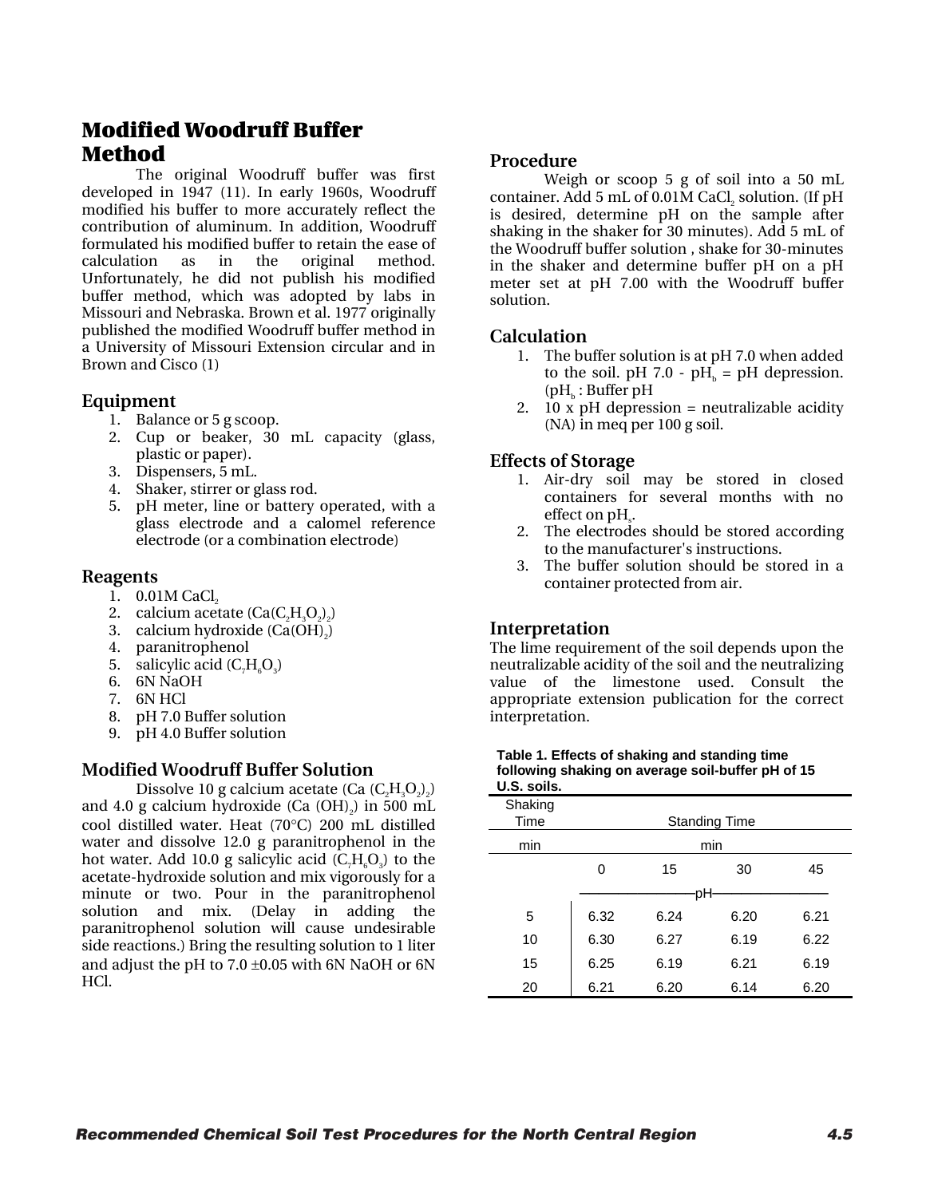# Modified Woodruff Buffer Method

The original Woodruff buffer was first developed in 1947 (11). In early 1960s, Woodruff modified his buffer to more accurately reflect the contribution of aluminum. In addition, Woodruff formulated his modified buffer to retain the ease of calculation as in the original method. Unfortunately, he did not publish his modified buffer method, which was adopted by labs in Missouri and Nebraska. Brown et al. 1977 originally published the modified Woodruff buffer method in a University of Missouri Extension circular and in Brown and Cisco (1)

## Equipment

1. Balance or 5 g scoop.
2. Cup or beaker, 30 mL capacity (glass, plastic or paper).
3. Dispensers, 5 mL.
4. Shaker, stirrer or glass rod.
5. pH meter, line or battery operated, with a glass electrode and a calomel reference electrode (or a combination electrode)

## Reagents

1. 0.01M $CaCl_2$
2. calcium acetate ($Ca(C_2H_3O_2)_2$)
3. calcium hydroxide ($Ca(OH)_2$)
4. paranitrophenol
5. salicylic acid ($C_7H_6O_3$)
6. 6N NaOH
7. 6N HCl
8. pH 7.0 Buffer solution
9. pH 4.0 Buffer solution

## Modified Woodruff Buffer Solution

Dissolve 10 g calcium acetate ($Ca\ (C_2H_3O_2)_2$) and 4.0 g calcium hydroxide ($Ca\ (OH)_2$) in 500 mL cool distilled water. Heat (70°C) 200 mL distilled water and dissolve 12.0 g paranitrophenol in the hot water. Add 10.0 g salicylic acid ($C_7H_6O_3$) to the acetate-hydroxide solution and mix vigorously for a minute or two. Pour in the paranitrophenol solution and mix. (Delay in adding the paranitrophenol solution will cause undesirable side reactions.) Bring the resulting solution to 1 liter and adjust the pH to 7.0 ±0.05 with 6N NaOH or 6N HCl.

## Procedure

Weigh or scoop 5 g of soil into a 50 mL container. Add 5 mL of 0.01M $CaCl_2$ solution. (If pH is desired, determine pH on the sample after shaking in the shaker for 30 minutes). Add 5 mL of the Woodruff buffer solution , shake for 30-minutes in the shaker and determine buffer pH on a pH meter set at pH 7.00 with the Woodruff buffer solution.

## Calculation

1. The buffer solution is at pH 7.0 when added to the soil. pH 7.0 - $pH_b$ = pH depression. ($pH_b$ : Buffer pH
2. 10 x pH depression = neutralizable acidity (NA) in meq per 100 g soil.

## Effects of Storage

1. Air-dry soil may be stored in closed containers for several months with no effect on $pH_s$.
2. The electrodes should be stored according to the manufacturer's instructions.
3. The buffer solution should be stored in a container protected from air.

## Interpretation

The lime requirement of the soil depends upon the neutralizable acidity of the soil and the neutralizing value of the limestone used. Consult the appropriate extension publication for the correct interpretation.

**Table 1. Effects of shaking and standing time following shaking on average soil-buffer pH of 15 U.S. soils.**

| Shaking Time | Standing Time | | | |
|---|---|---|---|---|
| min | min | | | |
| | 0 | 15 | 30 | 45 |
| | pH | | | |
| 5 | 6.32 | 6.24 | 6.20 | 6.21 |
| 10 | 6.30 | 6.27 | 6.19 | 6.22 |
| 15 | 6.25 | 6.19 | 6.21 | 6.19 |
| 20 | 6.21 | 6.20 | 6.14 | 6.20 |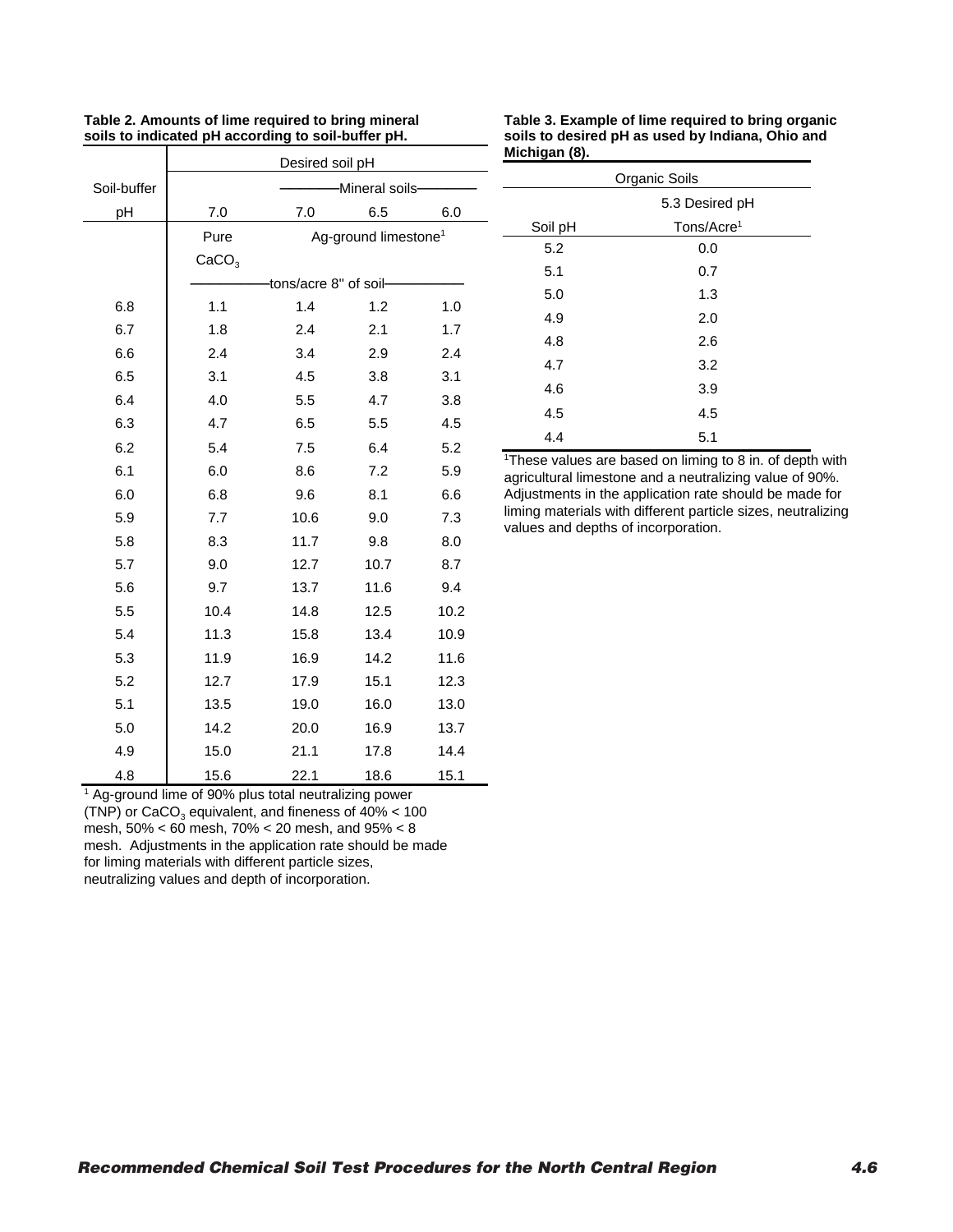**Table 2. Amounts of lime required to bring mineral soils to indicated pH according to soil-buffer pH.**

| Soil-buffer pH | Desired soil pH 7.0 | Mineral soils 7.0 | Mineral soils 6.5 | Mineral soils 6.0 |
|---|---|---|---|---|
| | Pure $CaCO_3$ | Ag-ground limestone[1] | | |
| | tons/acre 8" of soil | | | |
| 6.8 | 1.1 | 1.4 | 1.2 | 1.0 |
| 6.7 | 1.8 | 2.4 | 2.1 | 1.7 |
| 6.6 | 2.4 | 3.4 | 2.9 | 2.4 |
| 6.5 | 3.1 | 4.5 | 3.8 | 3.1 |
| 6.4 | 4.0 | 5.5 | 4.7 | 3.8 |
| 6.3 | 4.7 | 6.5 | 5.5 | 4.5 |
| 6.2 | 5.4 | 7.5 | 6.4 | 5.2 |
| 6.1 | 6.0 | 8.6 | 7.2 | 5.9 |
| 6.0 | 6.8 | 9.6 | 8.1 | 6.6 |
| 5.9 | 7.7 | 10.6 | 9.0 | 7.3 |
| 5.8 | 8.3 | 11.7 | 9.8 | 8.0 |
| 5.7 | 9.0 | 12.7 | 10.7 | 8.7 |
| 5.6 | 9.7 | 13.7 | 11.6 | 9.4 |
| 5.5 | 10.4 | 14.8 | 12.5 | 10.2 |
| 5.4 | 11.3 | 15.8 | 13.4 | 10.9 |
| 5.3 | 11.9 | 16.9 | 14.2 | 11.6 |
| 5.2 | 12.7 | 17.9 | 15.1 | 12.3 |
| 5.1 | 13.5 | 19.0 | 16.0 | 13.0 |
| 5.0 | 14.2 | 20.0 | 16.9 | 13.7 |
| 4.9 | 15.0 | 21.1 | 17.8 | 14.4 |
| 4.8 | 15.6 | 22.1 | 18.6 | 15.1 |

[1] Ag-ground lime of 90% plus total neutralizing power (TNP) or $CaCO_3$ equivalent, and fineness of 40% < 100 mesh, 50% < 60 mesh, 70% < 20 mesh, and 95% < 8 mesh. Adjustments in the application rate should be made for liming materials with different particle sizes, neutralizing values and depth of incorporation.

**Table 3. Example of lime required to bring organic soils to desired pH as used by Indiana, Ohio and Michigan (8).**

| Soil pH | Organic Soils 5.3 Desired pH Tons/Acre[1] |
|---|---|
| 5.2 | 0.0 |
| 5.1 | 0.7 |
| 5.0 | 1.3 |
| 4.9 | 2.0 |
| 4.8 | 2.6 |
| 4.7 | 3.2 |
| 4.6 | 3.9 |
| 4.5 | 4.5 |
| 4.4 | 5.1 |

[1]These values are based on liming to 8 in. of depth with agricultural limestone and a neutralizing value of 90%. Adjustments in the application rate should be made for liming materials with different particle sizes, neutralizing values and depths of incorporation.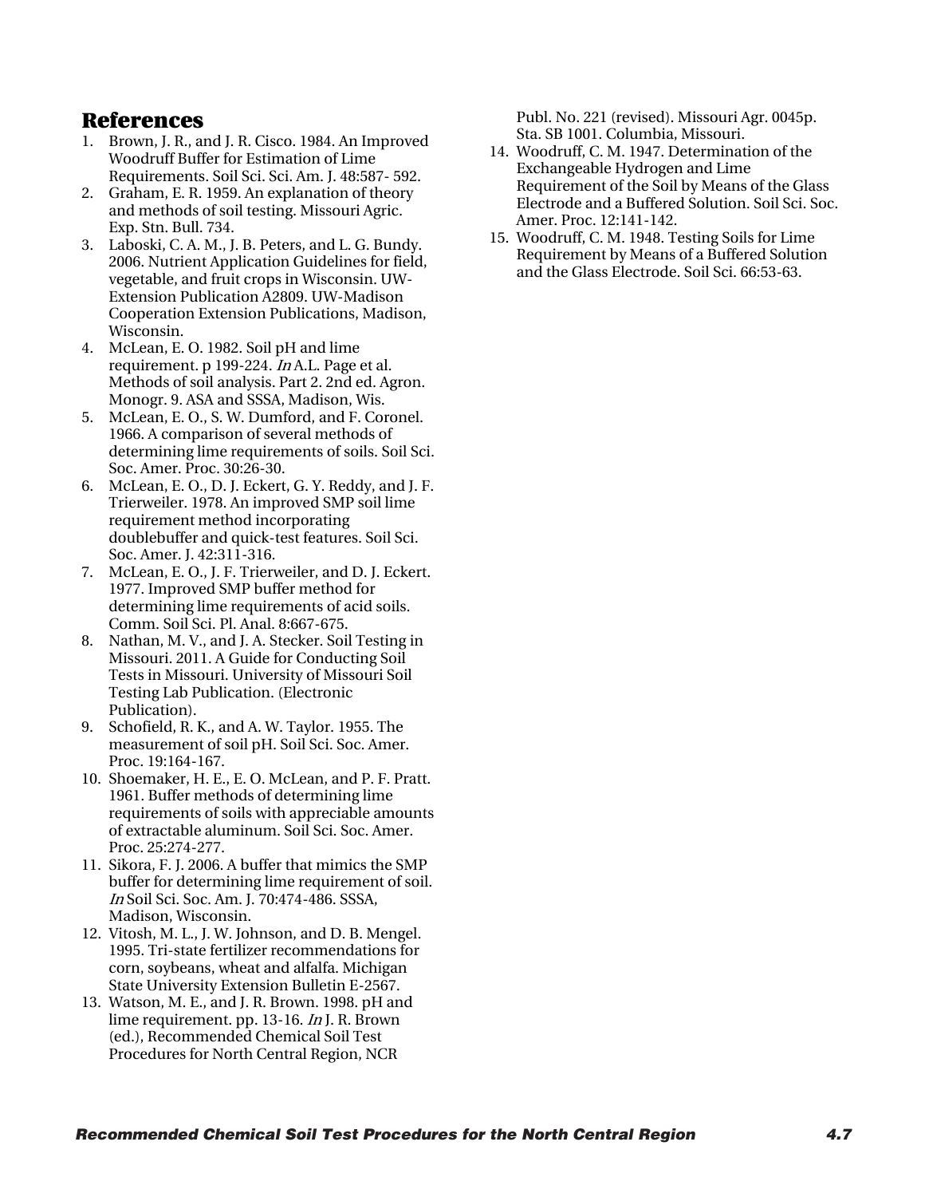## References

1. Brown, J. R., and J. R. Cisco. 1984. An Improved Woodruff Buffer for Estimation of Lime Requirements. Soil Sci. Sci. Am. J. 48:587- 592.
2. Graham, E. R. 1959. An explanation of theory and methods of soil testing. Missouri Agric. Exp. Stn. Bull. 734.
3. Laboski, C. A. M., J. B. Peters, and L. G. Bundy. 2006. Nutrient Application Guidelines for field, vegetable, and fruit crops in Wisconsin. UW-Extension Publication A2809. UW-Madison Cooperation Extension Publications, Madison, Wisconsin.
4. McLean, E. O. 1982. Soil pH and lime requirement. p 199-224. *In* A.L. Page et al. Methods of soil analysis. Part 2. 2nd ed. Agron. Monogr. 9. ASA and SSSA, Madison, Wis.
5. McLean, E. O., S. W. Dumford, and F. Coronel. 1966. A comparison of several methods of determining lime requirements of soils. Soil Sci. Soc. Amer. Proc. 30:26-30.
6. McLean, E. O., D. J. Eckert, G. Y. Reddy, and J. F. Trierweiler. 1978. An improved SMP soil lime requirement method incorporating doublebuffer and quick-test features. Soil Sci. Soc. Amer. J. 42:311-316.
7. McLean, E. O., J. F. Trierweiler, and D. J. Eckert. 1977. Improved SMP buffer method for determining lime requirements of acid soils. Comm. Soil Sci. Pl. Anal. 8:667-675.
8. Nathan, M. V., and J. A. Stecker. Soil Testing in Missouri. 2011. A Guide for Conducting Soil Tests in Missouri. University of Missouri Soil Testing Lab Publication. (Electronic Publication).
9. Schofield, R. K., and A. W. Taylor. 1955. The measurement of soil pH. Soil Sci. Soc. Amer. Proc. 19:164-167.
10. Shoemaker, H. E., E. O. McLean, and P. F. Pratt. 1961. Buffer methods of determining lime requirements of soils with appreciable amounts of extractable aluminum. Soil Sci. Soc. Amer. Proc. 25:274-277.
11. Sikora, F. J. 2006. A buffer that mimics the SMP buffer for determining lime requirement of soil. *In* Soil Sci. Soc. Am. J. 70:474-486. SSSA, Madison, Wisconsin.
12. Vitosh, M. L., J. W. Johnson, and D. B. Mengel. 1995. Tri-state fertilizer recommendations for corn, soybeans, wheat and alfalfa. Michigan State University Extension Bulletin E-2567.
13. Watson, M. E., and J. R. Brown. 1998. pH and lime requirement. pp. 13-16. *In* J. R. Brown (ed.), Recommended Chemical Soil Test Procedures for North Central Region, NCR Publ. No. 221 (revised). Missouri Agr. 0045p. Sta. SB 1001. Columbia, Missouri.
14. Woodruff, C. M. 1947. Determination of the Exchangeable Hydrogen and Lime Requirement of the Soil by Means of the Glass Electrode and a Buffered Solution. Soil Sci. Soc. Amer. Proc. 12:141-142.
15. Woodruff, C. M. 1948. Testing Soils for Lime Requirement by Means of a Buffered Solution and the Glass Electrode. Soil Sci. 66:53-63.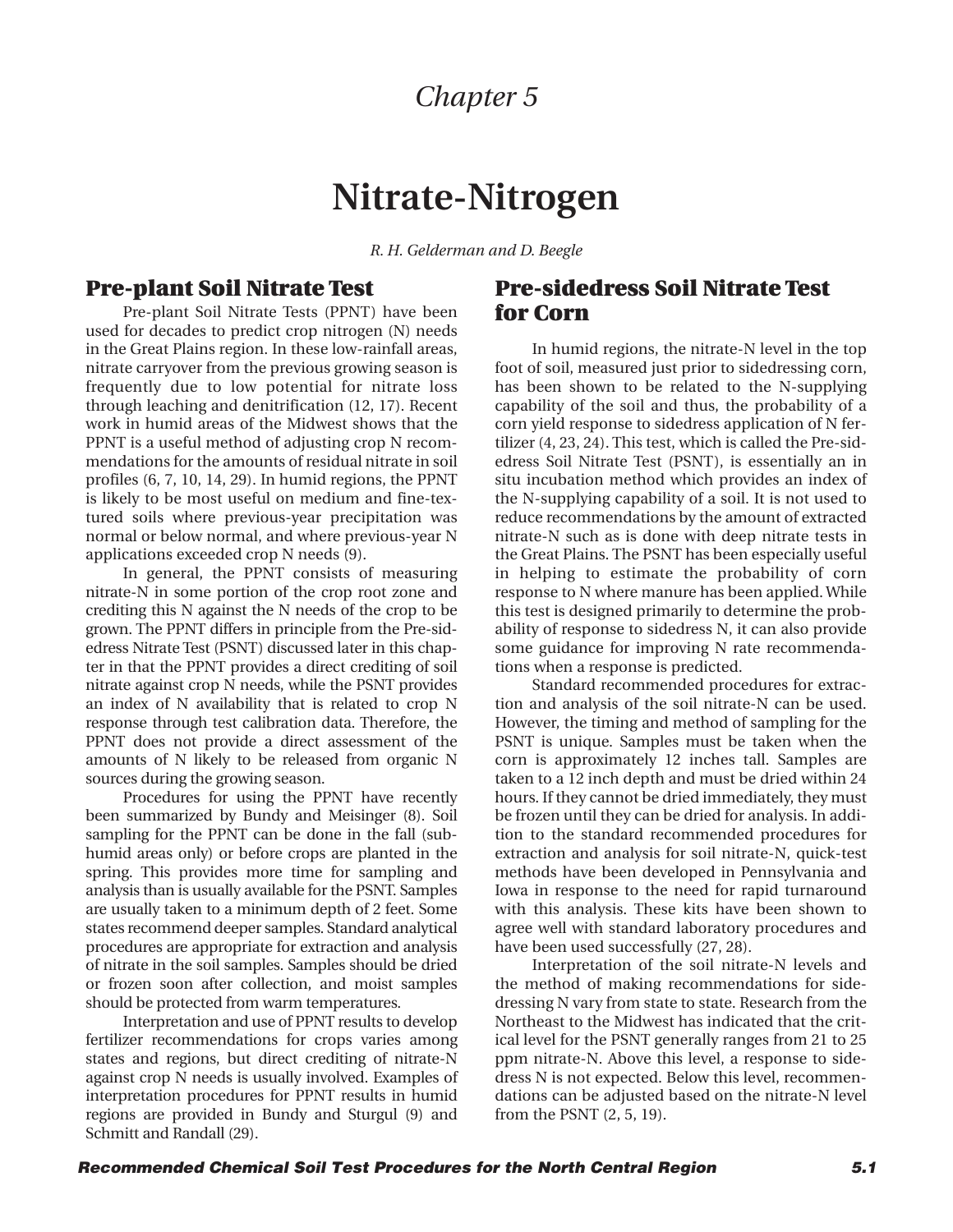# Chapter 5

# Nitrate-Nitrogen

*R. H. Gelderman and D. Beegle*

## Pre-plant Soil Nitrate Test

Pre-plant Soil Nitrate Tests (PPNT) have been used for decades to predict crop nitrogen (N) needs in the Great Plains region. In these low-rainfall areas, nitrate carryover from the previous growing season is frequently due to low potential for nitrate loss through leaching and denitrification (12, 17). Recent work in humid areas of the Midwest shows that the PPNT is a useful method of adjusting crop N recommendations for the amounts of residual nitrate in soil profiles (6, 7, 10, 14, 29). In humid regions, the PPNT is likely to be most useful on medium and fine-textured soils where previous-year precipitation was normal or below normal, and where previous-year N applications exceeded crop N needs (9).

In general, the PPNT consists of measuring nitrate-N in some portion of the crop root zone and crediting this N against the N needs of the crop to be grown. The PPNT differs in principle from the Pre-sidedress Nitrate Test (PSNT) discussed later in this chapter in that the PPNT provides a direct crediting of soil nitrate against crop N needs, while the PSNT provides an index of N availability that is related to crop N response through test calibration data. Therefore, the PPNT does not provide a direct assessment of the amounts of N likely to be released from organic N sources during the growing season.

Procedures for using the PPNT have recently been summarized by Bundy and Meisinger (8). Soil sampling for the PPNT can be done in the fall (subhumid areas only) or before crops are planted in the spring. This provides more time for sampling and analysis than is usually available for the PSNT. Samples are usually taken to a minimum depth of 2 feet. Some states recommend deeper samples. Standard analytical procedures are appropriate for extraction and analysis of nitrate in the soil samples. Samples should be dried or frozen soon after collection, and moist samples should be protected from warm temperatures.

Interpretation and use of PPNT results to develop fertilizer recommendations for crops varies among states and regions, but direct crediting of nitrate-N against crop N needs is usually involved. Examples of interpretation procedures for PPNT results in humid regions are provided in Bundy and Sturgul (9) and Schmitt and Randall (29).

## Pre-sidedress Soil Nitrate Test for Corn

In humid regions, the nitrate-N level in the top foot of soil, measured just prior to sidedressing corn, has been shown to be related to the N-supplying capability of the soil and thus, the probability of a corn yield response to sidedress application of N fertilizer (4, 23, 24). This test, which is called the Pre-sidedress Soil Nitrate Test (PSNT), is essentially an in situ incubation method which provides an index of the N-supplying capability of a soil. It is not used to reduce recommendations by the amount of extracted nitrate-N such as is done with deep nitrate tests in the Great Plains. The PSNT has been especially useful in helping to estimate the probability of corn response to N where manure has been applied. While this test is designed primarily to determine the probability of response to sidedress N, it can also provide some guidance for improving N rate recommendations when a response is predicted.

Standard recommended procedures for extraction and analysis of the soil nitrate-N can be used. However, the timing and method of sampling for the PSNT is unique. Samples must be taken when the corn is approximately 12 inches tall. Samples are taken to a 12 inch depth and must be dried within 24 hours. If they cannot be dried immediately, they must be frozen until they can be dried for analysis. In addition to the standard recommended procedures for extraction and analysis for soil nitrate-N, quick-test methods have been developed in Pennsylvania and Iowa in response to the need for rapid turnaround with this analysis. These kits have been shown to agree well with standard laboratory procedures and have been used successfully (27, 28).

Interpretation of the soil nitrate-N levels and the method of making recommendations for sidedressing N vary from state to state. Research from the Northeast to the Midwest has indicated that the critical level for the PSNT generally ranges from 21 to 25 ppm nitrate-N. Above this level, a response to sidedress N is not expected. Below this level, recommendations can be adjusted based on the nitrate-N level from the PSNT (2, 5, 19).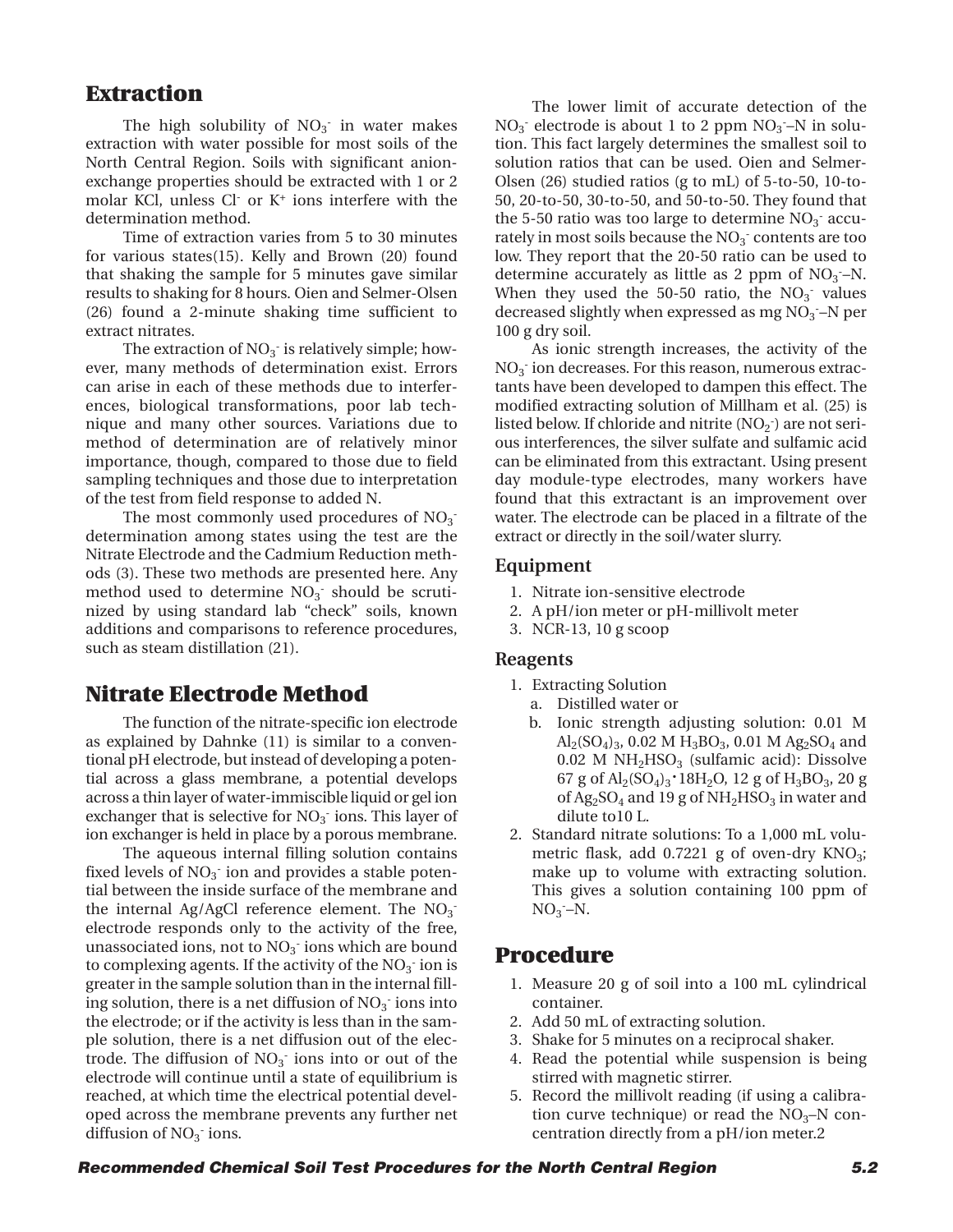## Extraction

The high solubility of $NO_3^-$ in water makes extraction with water possible for most soils of the North Central Region. Soils with significant anion-exchange properties should be extracted with 1 or 2 molar KCl, unless $Cl^-$ or $K^+$ ions interfere with the determination method.

Time of extraction varies from 5 to 30 minutes for various states(15). Kelly and Brown (20) found that shaking the sample for 5 minutes gave similar results to shaking for 8 hours. Oien and Selmer-Olsen (26) found a 2-minute shaking time sufficient to extract nitrates.

The extraction of $NO_3^-$ is relatively simple; however, many methods of determination exist. Errors can arise in each of these methods due to interferences, biological transformations, poor lab technique and many other sources. Variations due to method of determination are of relatively minor importance, though, compared to those due to field sampling techniques and those due to interpretation of the test from field response to added N.

The most commonly used procedures of $NO_3^-$ determination among states using the test are the Nitrate Electrode and the Cadmium Reduction methods (3). These two methods are presented here. Any method used to determine $NO_3^-$ should be scrutinized by using standard lab "check" soils, known additions and comparisons to reference procedures, such as steam distillation (21).

## Nitrate Electrode Method

The function of the nitrate-specific ion electrode as explained by Dahnke (11) is similar to a conventional pH electrode, but instead of developing a potential across a glass membrane, a potential develops across a thin layer of water-immiscible liquid or gel ion exchanger that is selective for $NO_3^-$ ions. This layer of ion exchanger is held in place by a porous membrane.

The aqueous internal filling solution contains fixed levels of $NO_3^-$ ion and provides a stable potential between the inside surface of the membrane and the internal Ag/AgCl reference element. The $NO_3^-$ electrode responds only to the activity of the free, unassociated ions, not to $NO_3^-$ ions which are bound to complexing agents. If the activity of the $NO_3^-$ ion is greater in the sample solution than in the internal filling solution, there is a net diffusion of $NO_3^-$ ions into the electrode; or if the activity is less than in the sample solution, there is a net diffusion out of the electrode. The diffusion of $NO_3^-$ ions into or out of the electrode will continue until a state of equilibrium is reached, at which time the electrical potential developed across the membrane prevents any further net diffusion of $NO_3^-$ ions.

The lower limit of accurate detection of the $NO_3^-$ electrode is about 1 to 2 ppm $NO_3^-$–N in solution. This fact largely determines the smallest soil to solution ratios that can be used. Oien and Selmer-Olsen (26) studied ratios (g to mL) of 5-to-50, 10-to-50, 20-to-50, 30-to-50, and 50-to-50. They found that the 5-50 ratio was too large to determine $NO_3^-$ accurately in most soils because the $NO_3^-$ contents are too low. They report that the 20-50 ratio can be used to determine accurately as little as 2 ppm of $NO_3^-$–N. When they used the 50-50 ratio, the $NO_3^-$ values decreased slightly when expressed as mg $NO_3^-$–N per 100 g dry soil.

As ionic strength increases, the activity of the $NO_3^-$ ion decreases. For this reason, numerous extractants have been developed to dampen this effect. The modified extracting solution of Millham et al. (25) is listed below. If chloride and nitrite ($NO_2^-$) are not serious interferences, the silver sulfate and sulfamic acid can be eliminated from this extractant. Using present day module-type electrodes, many workers have found that this extractant is an improvement over water. The electrode can be placed in a filtrate of the extract or directly in the soil/water slurry.

### Equipment

1. Nitrate ion-sensitive electrode
2. A pH/ion meter or pH-millivolt meter
3. NCR-13, 10 g scoop

### Reagents

1. Extracting Solution
   a. Distilled water or
   b. Ionic strength adjusting solution: 0.01 M $Al_2(SO_4)_3$, 0.02 M $H_3BO_3$, 0.01 M $Ag_2SO_4$ and 0.02 M $NH_2HSO_3$ (sulfamic acid): Dissolve 67 g of $Al_2(SO_4)_3 \cdot 18H_2O$, 12 g of $H_3BO_3$, 20 g of $Ag_2SO_4$ and 19 g of $NH_2HSO_3$ in water and dilute to10 L.
2. Standard nitrate solutions: To a 1,000 mL volumetric flask, add 0.7221 g of oven-dry $KNO_3$; make up to volume with extracting solution. This gives a solution containing 100 ppm of $NO_3^-$–N.

## Procedure

1. Measure 20 g of soil into a 100 mL cylindrical container.
2. Add 50 mL of extracting solution.
3. Shake for 5 minutes on a reciprocal shaker.
4. Read the potential while suspension is being stirred with magnetic stirrer.
5. Record the millivolt reading (if using a calibration curve technique) or read the $NO_3$–N concentration directly from a pH/ion meter.2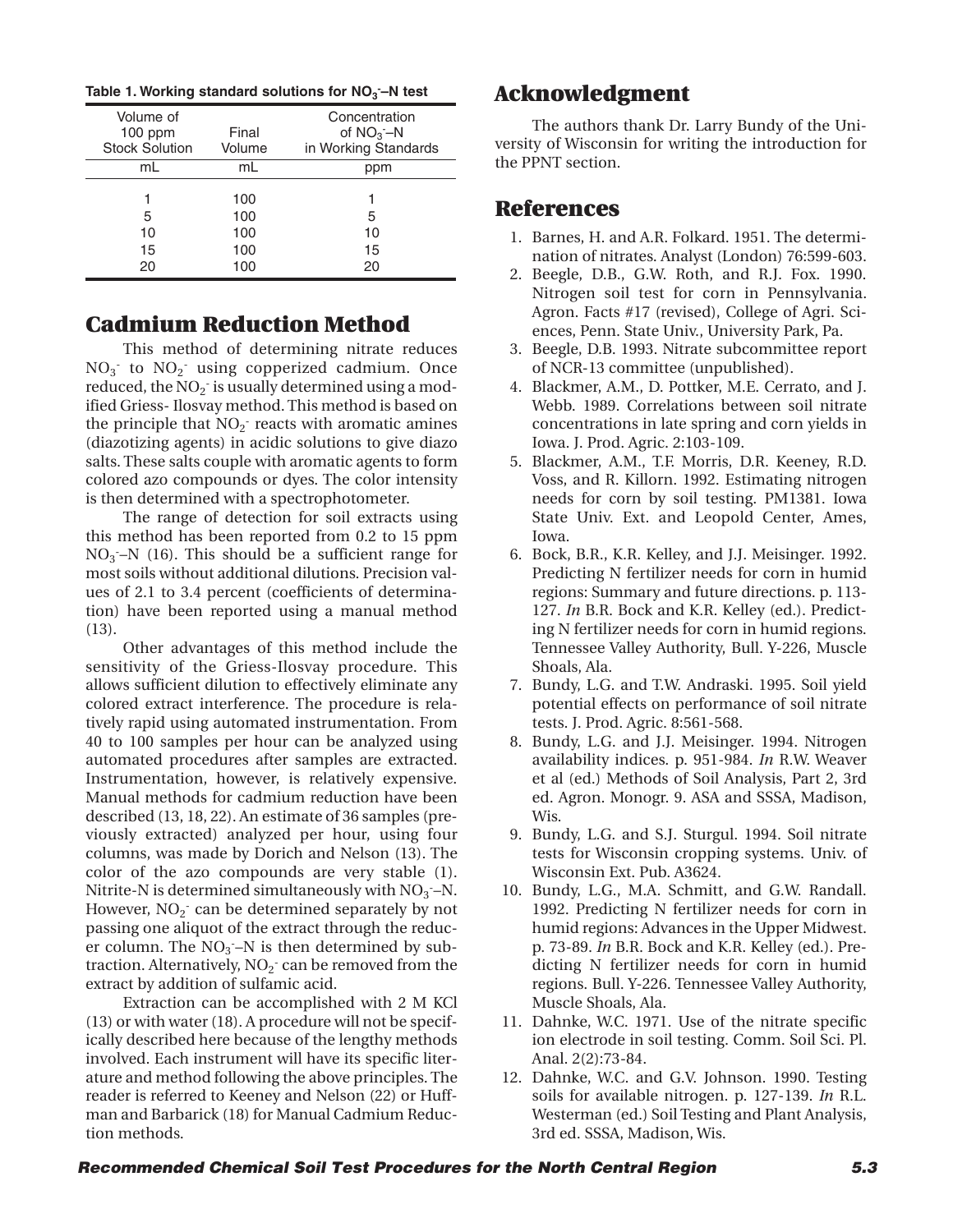**Table 1. Working standard solutions for $NO_3^-$–N test**

| Volume of 100 ppm Stock Solution | Final Volume | Concentration of $NO_3^-$–N in Working Standards |
|---|---|---|
| mL | mL | ppm |
| 1 | 100 | 1 |
| 5 | 100 | 5 |
| 10 | 100 | 10 |
| 15 | 100 | 15 |
| 20 | 100 | 20 |

## Cadmium Reduction Method

This method of determining nitrate reduces $NO_3^-$ to $NO_2^-$ using copperized cadmium. Once reduced, the $NO_2^-$ is usually determined using a modified Griess- Ilosvay method. This method is based on the principle that $NO_2^-$ reacts with aromatic amines (diazotizing agents) in acidic solutions to give diazo salts. These salts couple with aromatic agents to form colored azo compounds or dyes. The color intensity is then determined with a spectrophotometer.

The range of detection for soil extracts using this method has been reported from 0.2 to 15 ppm $NO_3^-$–N (16). This should be a sufficient range for most soils without additional dilutions. Precision values of 2.1 to 3.4 percent (coefficients of determination) have been reported using a manual method (13).

Other advantages of this method include the sensitivity of the Griess-Ilosvay procedure. This allows sufficient dilution to effectively eliminate any colored extract interference. The procedure is relatively rapid using automated instrumentation. From 40 to 100 samples per hour can be analyzed using automated procedures after samples are extracted. Instrumentation, however, is relatively expensive. Manual methods for cadmium reduction have been described (13, 18, 22). An estimate of 36 samples (previously extracted) analyzed per hour, using four columns, was made by Dorich and Nelson (13). The color of the azo compounds are very stable (1). Nitrite-N is determined simultaneously with $NO_3^-$–N. However, $NO_2^-$ can be determined separately by not passing one aliquot of the extract through the reducer column. The $NO_3^-$–N is then determined by subtraction. Alternatively, $NO_2^-$ can be removed from the extract by addition of sulfamic acid.

Extraction can be accomplished with 2 M KCl (13) or with water (18). A procedure will not be specifically described here because of the lengthy methods involved. Each instrument will have its specific literature and method following the above principles. The reader is referred to Keeney and Nelson (22) or Huffman and Barbarick (18) for Manual Cadmium Reduction methods.

## Acknowledgment

The authors thank Dr. Larry Bundy of the University of Wisconsin for writing the introduction for the PPNT section.

## References

1. Barnes, H. and A.R. Folkard. 1951. The determination of nitrates. Analyst (London) 76:599-603.
2. Beegle, D.B., G.W. Roth, and R.J. Fox. 1990. Nitrogen soil test for corn in Pennsylvania. Agron. Facts #17 (revised), College of Agri. Sciences, Penn. State Univ., University Park, Pa.
3. Beegle, D.B. 1993. Nitrate subcommittee report of NCR-13 committee (unpublished).
4. Blackmer, A.M., D. Pottker, M.E. Cerrato, and J. Webb. 1989. Correlations between soil nitrate concentrations in late spring and corn yields in Iowa. J. Prod. Agric. 2:103-109.
5. Blackmer, A.M., T.F. Morris, D.R. Keeney, R.D. Voss, and R. Killorn. 1992. Estimating nitrogen needs for corn by soil testing. PM1381. Iowa State Univ. Ext. and Leopold Center, Ames, Iowa.
6. Bock, B.R., K.R. Kelley, and J.J. Meisinger. 1992. Predicting N fertilizer needs for corn in humid regions: Summary and future directions. p. 113-127. *In* B.R. Bock and K.R. Kelley (ed.). Predicting N fertilizer needs for corn in humid regions. Tennessee Valley Authority, Bull. Y-226, Muscle Shoals, Ala.
7. Bundy, L.G. and T.W. Andraski. 1995. Soil yield potential effects on performance of soil nitrate tests. J. Prod. Agric. 8:561-568.
8. Bundy, L.G. and J.J. Meisinger. 1994. Nitrogen availability indices. p. 951-984. *In* R.W. Weaver et al (ed.) Methods of Soil Analysis, Part 2, 3rd ed. Agron. Monogr. 9. ASA and SSSA, Madison, Wis.
9. Bundy, L.G. and S.J. Sturgul. 1994. Soil nitrate tests for Wisconsin cropping systems. Univ. of Wisconsin Ext. Pub. A3624.
10. Bundy, L.G., M.A. Schmitt, and G.W. Randall. 1992. Predicting N fertilizer needs for corn in humid regions: Advances in the Upper Midwest. p. 73-89. *In* B.R. Bock and K.R. Kelley (ed.). Predicting N fertilizer needs for corn in humid regions. Bull. Y-226. Tennessee Valley Authority, Muscle Shoals, Ala.
11. Dahnke, W.C. 1971. Use of the nitrate specific ion electrode in soil testing. Comm. Soil Sci. Pl. Anal. 2(2):73-84.
12. Dahnke, W.C. and G.V. Johnson. 1990. Testing soils for available nitrogen. p. 127-139. *In* R.L. Westerman (ed.) Soil Testing and Plant Analysis, 3rd ed. SSSA, Madison, Wis.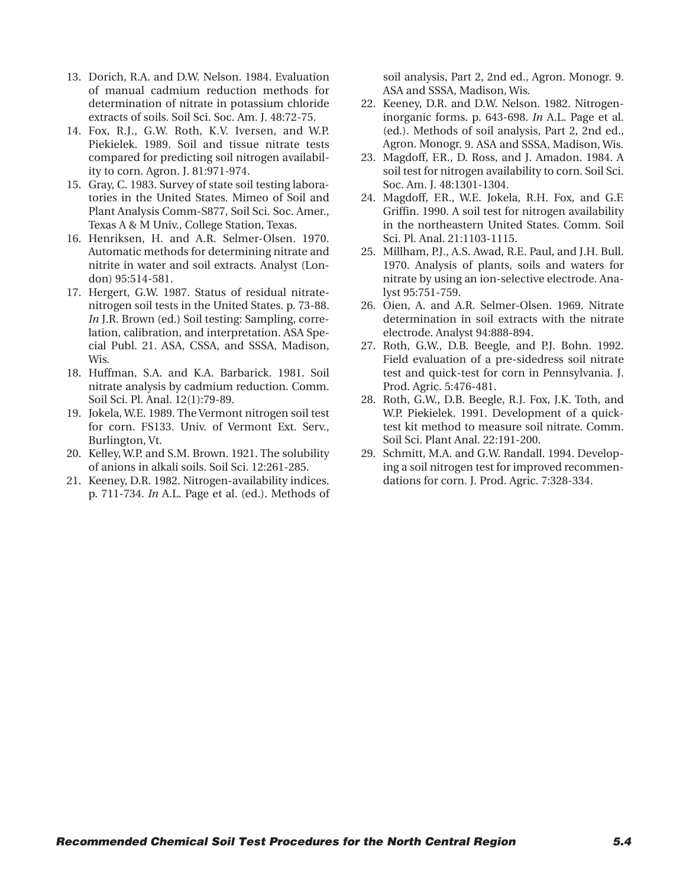13. Dorich, R.A. and D.W. Nelson. 1984. Evaluation of manual cadmium reduction methods for determination of nitrate in potassium chloride extracts of soils. Soil Sci. Soc. Am. J. 48:72-75.
14. Fox, R.J., G.W. Roth, K.V. Iversen, and W.P. Piekielek. 1989. Soil and tissue nitrate tests compared for predicting soil nitrogen availability to corn. Agron. J. 81:971-974.
15. Gray, C. 1983. Survey of state soil testing laboratories in the United States. Mimeo of Soil and Plant Analysis Comm-S877, Soil Sci. Soc. Amer., Texas A & M Univ., College Station, Texas.
16. Henriksen, H. and A.R. Selmer-Olsen. 1970. Automatic methods for determining nitrate and nitrite in water and soil extracts. Analyst (London) 95:514-581.
17. Hergert, G.W. 1987. Status of residual nitrate-nitrogen soil tests in the United States. p. 73-88. *In* J.R. Brown (ed.) Soil testing: Sampling, correlation, calibration, and interpretation. ASA Special Publ. 21. ASA, CSSA, and SSSA, Madison, Wis.
18. Huffman, S.A. and K.A. Barbarick. 1981. Soil nitrate analysis by cadmium reduction. Comm. Soil Sci. Pl. Anal. 12(1):79-89.
19. Jokela, W.E. 1989. The Vermont nitrogen soil test for corn. FS133. Univ. of Vermont Ext. Serv., Burlington, Vt.
20. Kelley, W.P. and S.M. Brown. 1921. The solubility of anions in alkali soils. Soil Sci. 12:261-285.
21. Keeney, D.R. 1982. Nitrogen-availability indices. p. 711-734. *In* A.L. Page et al. (ed.). Methods of soil analysis, Part 2, 2nd ed., Agron. Monogr. 9. ASA and SSSA, Madison, Wis.
22. Keeney, D.R. and D.W. Nelson. 1982. Nitrogen-inorganic forms. p. 643-698. *In* A.L. Page et al. (ed.). Methods of soil analysis, Part 2, 2nd ed., Agron. Monogr. 9. ASA and SSSA, Madison, Wis.
23. Magdoff, F.R., D. Ross, and J. Amadon. 1984. A soil test for nitrogen availability to corn. Soil Sci. Soc. Am. J. 48:1301-1304.
24. Magdoff, F.R., W.E. Jokela, R.H. Fox, and G.F. Griffin. 1990. A soil test for nitrogen availability in the northeastern United States. Comm. Soil Sci. Pl. Anal. 21:1103-1115.
25. Millham, P.J., A.S. Awad, R.E. Paul, and J.H. Bull. 1970. Analysis of plants, soils and waters for nitrate by using an ion-selective electrode. Analyst 95:751-759.
26. Oien, A. and A.R. Selmer-Olsen. 1969. Nitrate determination in soil extracts with the nitrate electrode. Analyst 94:888-894.
27. Roth, G.W., D.B. Beegle, and P.J. Bohn. 1992. Field evaluation of a pre-sidedress soil nitrate test and quick-test for corn in Pennsylvania. J. Prod. Agric. 5:476-481.
28. Roth, G.W., D.B. Beegle, R.J. Fox, J.K. Toth, and W.P. Piekielek. 1991. Development of a quick-test kit method to measure soil nitrate. Comm. Soil Sci. Plant Anal. 22:191-200.
29. Schmitt, M.A. and G.W. Randall. 1994. Developing a soil nitrogen test for improved recommendations for corn. J. Prod. Agric. 7:328-334.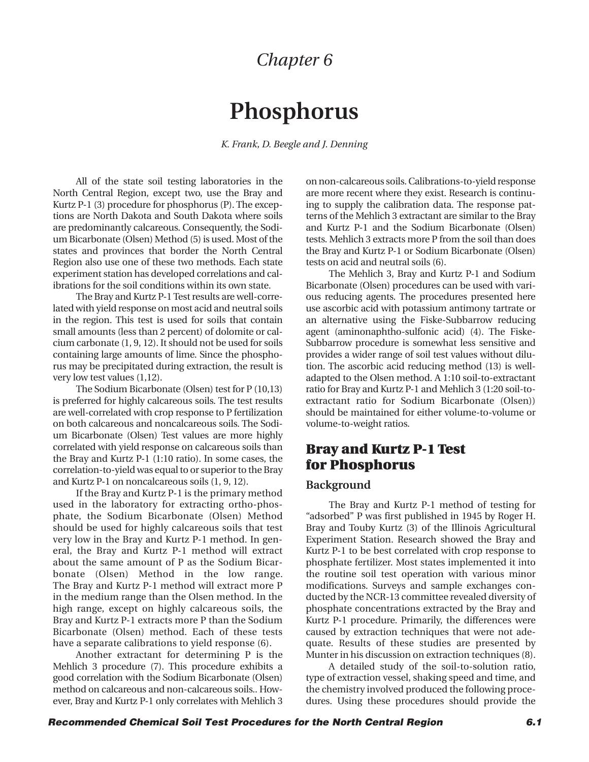# Chapter 6

# Phosphorus

*K. Frank, D. Beegle and J. Denning*

All of the state soil testing laboratories in the North Central Region, except two, use the Bray and Kurtz P-1 (3) procedure for phosphorus (P). The exceptions are North Dakota and South Dakota where soils are predominantly calcareous. Consequently, the Sodium Bicarbonate (Olsen) Method (5) is used. Most of the states and provinces that border the North Central Region also use one of these two methods. Each state experiment station has developed corrections and calibrations for the soil conditions within its own state.

The Bray and Kurtz P-1 Test results are well-correlated with yield response on most acid and neutral soils in the region. This test is used for soils that contain small amounts (less than 2 percent) of dolomite or calcium carbonate (1, 9, 12). It should not be used for soils containing large amounts of lime. Since the phosphorus may be precipitated during extraction, the result is very low test values (1,12).

The Sodium Bicarbonate (Olsen) test for P (10,13) is preferred for highly calcareous soils. The test results are well-correlated with crop response to P fertilization on both calcareous and noncalcareous soils. The Sodium Bicarbonate (Olsen) Test values are more highly correlated with yield response on calcareous soils than the Bray and Kurtz P-1 (1:10 ratio). In some cases, the correlation-to-yield was equal to or superior to the Bray and Kurtz P-1 on noncalcareous soils (1, 9, 12).

If the Bray and Kurtz P-1 is the primary method used in the laboratory for extracting ortho-phosphate, the Sodium Bicarbonate (Olsen) Method should be used for highly calcareous soils that test very low in the Bray and Kurtz P-1 method. In general, the Bray and Kurtz P-1 method will extract about the same amount of P as the Sodium Bicarbonate (Olsen) Method in the low range. The Bray and Kurtz P-1 method will extract more P in the medium range than the Olsen method. In the high range, except on highly calcareous soils, the Bray and Kurtz P-1 extracts more P than the Sodium Bicarbonate (Olsen) method. Each of these tests have a separate calibrations to yield response (6).

Another extractant for determining P is the Mehlich 3 procedure (7). This procedure exhibits a good correlation with the Sodium Bicarbonate (Olsen) method on calcareous and non-calcareous soils.. However, Bray and Kurtz P-1 only correlates with Mehlich 3 on non-calcareous soils. Calibrations-to-yield response are more recent where they exist. Research is continuing to supply the calibration data. The response patterns of the Mehlich 3 extractant are similar to the Bray and Kurtz P-1 and the Sodium Bicarbonate (Olsen) tests. Mehlich 3 extracts more P from the soil than does the Bray and Kurtz P-1 or Sodium Bicarbonate (Olsen) tests on acid and neutral soils (6).

The Mehlich 3, Bray and Kurtz P-1 and Sodium Bicarbonate (Olsen) procedures can be used with various reducing agents. The procedures presented here use ascorbic acid with potassium antimony tartrate or an alternative using the Fiske-Subbarrow reducing agent (aminonaphtho-sulfonic acid) (4). The Fiske-Subbarrow procedure is somewhat less sensitive and provides a wider range of soil test values without dilution. The ascorbic acid reducing method (13) is well-adapted to the Olsen method. A 1:10 soil-to-extractant ratio for Bray and Kurtz P-1 and Mehlich 3 (1:20 soil-to-extractant ratio for Sodium Bicarbonate (Olsen)) should be maintained for either volume-to-volume or volume-to-weight ratios.

## Bray and Kurtz P-1 Test for Phosphorus

### Background

The Bray and Kurtz P-1 method of testing for "adsorbed" P was first published in 1945 by Roger H. Bray and Touby Kurtz (3) of the Illinois Agricultural Experiment Station. Research showed the Bray and Kurtz P-1 to be best correlated with crop response to phosphate fertilizer. Most states implemented it into the routine soil test operation with various minor modifications. Surveys and sample exchanges conducted by the NCR-13 committee revealed diversity of phosphate concentrations extracted by the Bray and Kurtz P-1 procedure. Primarily, the differences were caused by extraction techniques that were not adequate. Results of these studies are presented by Munter in his discussion on extraction techniques (8).

A detailed study of the soil-to-solution ratio, type of extraction vessel, shaking speed and time, and the chemistry involved produced the following procedures. Using these procedures should provide the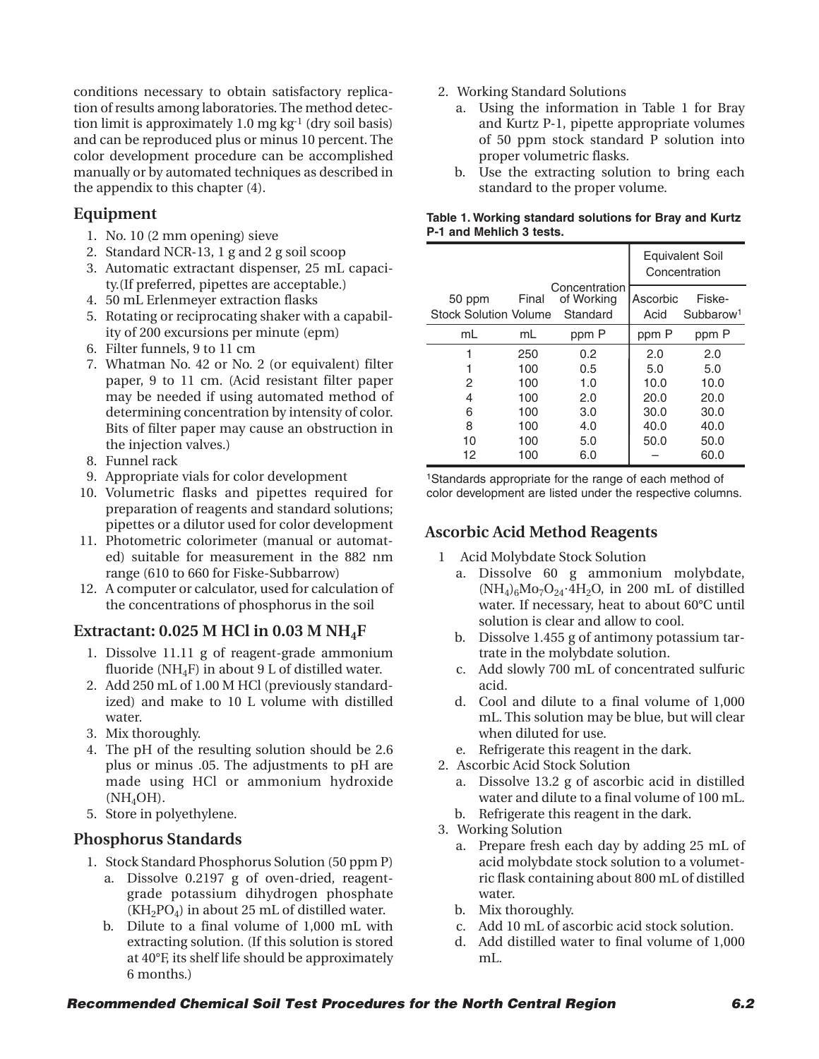conditions necessary to obtain satisfactory replication of results among laboratories. The method detection limit is approximately 1.0 mg $kg^{-1}$ (dry soil basis) and can be reproduced plus or minus 10 percent. The color development procedure can be accomplished manually or by automated techniques as described in the appendix to this chapter (4).

## Equipment

1. No. 10 (2 mm opening) sieve
2. Standard NCR-13, 1 g and 2 g soil scoop
3. Automatic extractant dispenser, 25 mL capacity.(If preferred, pipettes are acceptable.)
4. 50 mL Erlenmeyer extraction flasks
5. Rotating or reciprocating shaker with a capability of 200 excursions per minute (epm)
6. Filter funnels, 9 to 11 cm
7. Whatman No. 42 or No. 2 (or equivalent) filter paper, 9 to 11 cm. (Acid resistant filter paper may be needed if using automated method of determining concentration by intensity of color. Bits of filter paper may cause an obstruction in the injection valves.)
8. Funnel rack
9. Appropriate vials for color development
10. Volumetric flasks and pipettes required for preparation of reagents and standard solutions; pipettes or a dilutor used for color development
11. Photometric colorimeter (manual or automated) suitable for measurement in the 882 nm range (610 to 660 for Fiske-Subbarrow)
12. A computer or calculator, used for calculation of the concentrations of phosphorus in the soil

## Extractant: 0.025 M HCl in 0.03 M $NH_4F$

1. Dissolve 11.11 g of reagent-grade ammonium fluoride ($NH_4F$) in about 9 L of distilled water.
2. Add 250 mL of 1.00 M HCl (previously standardized) and make to 10 L volume with distilled water.
3. Mix thoroughly.
4. The pH of the resulting solution should be 2.6 plus or minus .05. The adjustments to pH are made using HCl or ammonium hydroxide ($NH_4OH$).
5. Store in polyethylene.

## Phosphorus Standards

1. Stock Standard Phosphorus Solution (50 ppm P)
   a. Dissolve 0.2197 g of oven-dried, reagent-grade potassium dihydrogen phosphate ($KH_2PO_4$) in about 25 mL of distilled water.
   b. Dilute to a final volume of 1,000 mL with extracting solution. (If this solution is stored at 40°F, its shelf life should be approximately 6 months.)
2. Working Standard Solutions
   a. Using the information in Table 1 for Bray and Kurtz P-1, pipette appropriate volumes of 50 ppm stock standard P solution into proper volumetric flasks.
   b. Use the extracting solution to bring each standard to the proper volume.

**Table 1. Working standard solutions for Bray and Kurtz P-1 and Mehlich 3 tests.**

| | | | Equivalent Soil Concentration | |
|---|---|---|---|---|
| 50 ppm Stock Solution | Final Volume | Concentration of Working Standard | Ascorbic Acid | Fiske-Subbarow[1] |
| mL | mL | ppm P | ppm P | ppm P |
| 1 | 250 | 0.2 | 2.0 | 2.0 |
| 1 | 100 | 0.5 | 5.0 | 5.0 |
| 2 | 100 | 1.0 | 10.0 | 10.0 |
| 4 | 100 | 2.0 | 20.0 | 20.0 |
| 6 | 100 | 3.0 | 30.0 | 30.0 |
| 8 | 100 | 4.0 | 40.0 | 40.0 |
| 10 | 100 | 5.0 | 50.0 | 50.0 |
| 12 | 100 | 6.0 | – | 60.0 |

[1]Standards appropriate for the range of each method of color development are listed under the respective columns.

## Ascorbic Acid Method Reagents

1. Acid Molybdate Stock Solution
   a. Dissolve 60 g ammonium molybdate, $(NH_4)_6Mo_7O_{24} \cdot 4H_2O$, in 200 mL of distilled water. If necessary, heat to about 60°C until solution is clear and allow to cool.
   b. Dissolve 1.455 g of antimony potassium tartrate in the molybdate solution.
   c. Add slowly 700 mL of concentrated sulfuric acid.
   d. Cool and dilute to a final volume of 1,000 mL. This solution may be blue, but will clear when diluted for use.
   e. Refrigerate this reagent in the dark.
2. Ascorbic Acid Stock Solution
   a. Dissolve 13.2 g of ascorbic acid in distilled water and dilute to a final volume of 100 mL.
   b. Refrigerate this reagent in the dark.
3. Working Solution
   a. Prepare fresh each day by adding 25 mL of acid molybdate stock solution to a volumetric flask containing about 800 mL of distilled water.
   b. Mix thoroughly.
   c. Add 10 mL of ascorbic acid stock solution.
   d. Add distilled water to final volume of 1,000 mL.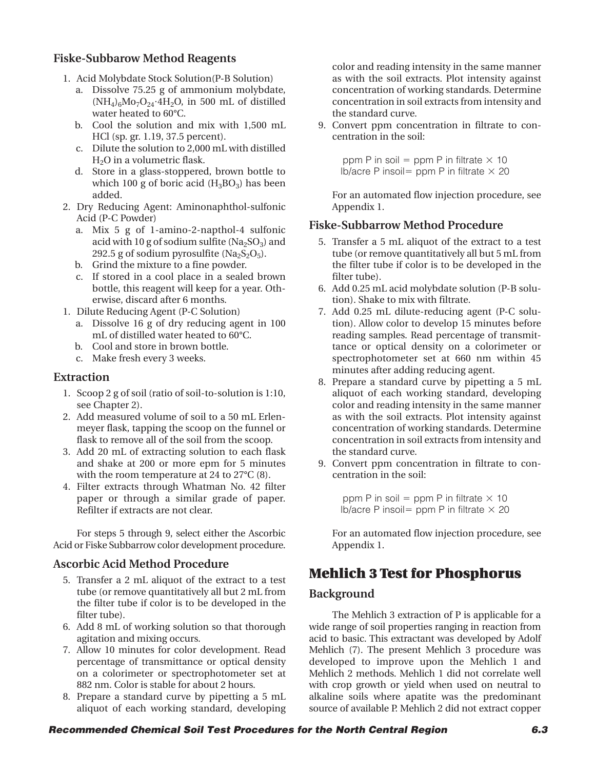### Fiske-Subbarow Method Reagents

1. Acid Molybdate Stock Solution(P-B Solution)
   a. Dissolve 75.25 g of ammonium molybdate, $(NH_4)_6Mo_7O_{24}{\cdot}4H_2O$, in 500 mL of distilled water heated to 60°C.
   b. Cool the solution and mix with 1,500 mL HCl (sp. gr. 1.19, 37.5 percent).
   c. Dilute the solution to 2,000 mL with distilled $H_2O$ in a volumetric flask.
   d. Store in a glass-stoppered, brown bottle to which 100 g of boric acid ($H_3BO_3$) has been added.
2. Dry Reducing Agent: Aminonaphthol-sulfonic Acid (P-C Powder)
   a. Mix 5 g of 1-amino-2-napthol-4 sulfonic acid with 10 g of sodium sulfite ($Na_2SO_3$) and 292.5 g of sodium pyrosulfite ($Na_2S_2O_5$).
   b. Grind the mixture to a fine powder.
   c. If stored in a cool place in a sealed brown bottle, this reagent will keep for a year. Otherwise, discard after 6 months.
1. Dilute Reducing Agent (P-C Solution)
   a. Dissolve 16 g of dry reducing agent in 100 mL of distilled water heated to 60°C.
   b. Cool and store in brown bottle.
   c. Make fresh every 3 weeks.

### Extraction

1. Scoop 2 g of soil (ratio of soil-to-solution is 1:10, see Chapter 2).
2. Add measured volume of soil to a 50 mL Erlenmeyer flask, tapping the scoop on the funnel or flask to remove all of the soil from the scoop.
3. Add 20 mL of extracting solution to each flask and shake at 200 or more epm for 5 minutes with the room temperature at 24 to 27°C (8).
4. Filter extracts through Whatman No. 42 filter paper or through a similar grade of paper. Refilter if extracts are not clear.

For steps 5 through 9, select either the Ascorbic Acid or Fiske Subbarrow color development procedure.

### Ascorbic Acid Method Procedure

5. Transfer a 2 mL aliquot of the extract to a test tube (or remove quantitatively all but 2 mL from the filter tube if color is to be developed in the filter tube).
6. Add 8 mL of working solution so that thorough agitation and mixing occurs.
7. Allow 10 minutes for color development. Read percentage of transmittance or optical density on a colorimeter or spectrophotometer set at 882 nm. Color is stable for about 2 hours.
8. Prepare a standard curve by pipetting a 5 mL aliquot of each working standard, developing color and reading intensity in the same manner as with the soil extracts. Plot intensity against concentration of working standards. Determine concentration in soil extracts from intensity and the standard curve.
9. Convert ppm concentration in filtrate to concentration in the soil:

   ppm P in soil = ppm P in filtrate × 10
   lb/acre P insoil= ppm P in filtrate × 20

   For an automated flow injection procedure, see Appendix 1.

### Fiske-Subbarrow Method Procedure

5. Transfer a 5 mL aliquot of the extract to a test tube (or remove quantitatively all but 5 mL from the filter tube if color is to be developed in the filter tube).
6. Add 0.25 mL acid molybdate solution (P-B solution). Shake to mix with filtrate.
7. Add 0.25 mL dilute-reducing agent (P-C solution). Allow color to develop 15 minutes before reading samples. Read percentage of transmittance or optical density on a colorimeter or spectrophotometer set at 660 nm within 45 minutes after adding reducing agent.
8. Prepare a standard curve by pipetting a 5 mL aliquot of each working standard, developing color and reading intensity in the same manner as with the soil extracts. Plot intensity against concentration of working standards. Determine concentration in soil extracts from intensity and the standard curve.
9. Convert ppm concentration in filtrate to concentration in the soil:

   ppm P in soil = ppm P in filtrate × 10
   lb/acre P insoil= ppm P in filtrate × 20

   For an automated flow injection procedure, see Appendix 1.

## Mehlich 3 Test for Phosphorus

### Background

The Mehlich 3 extraction of P is applicable for a wide range of soil properties ranging in reaction from acid to basic. This extractant was developed by Adolf Mehlich (7). The present Mehlich 3 procedure was developed to improve upon the Mehlich 1 and Mehlich 2 methods. Mehlich 1 did not correlate well with crop growth or yield when used on neutral to alkaline soils where apatite was the predominant source of available P. Mehlich 2 did not extract copper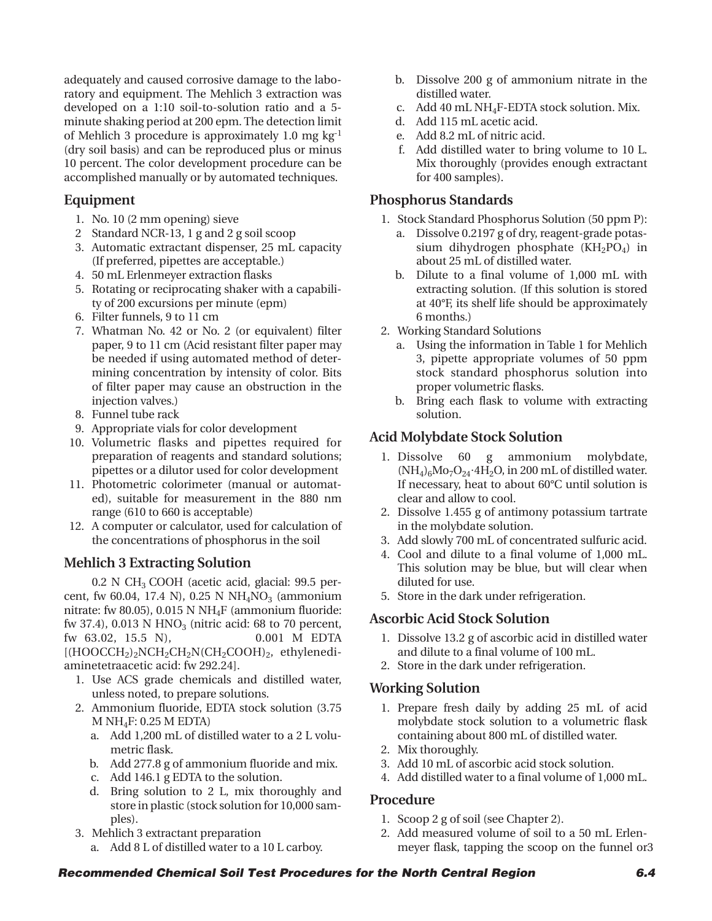adequately and caused corrosive damage to the laboratory and equipment. The Mehlich 3 extraction was developed on a 1:10 soil-to-solution ratio and a 5-minute shaking period at 200 epm. The detection limit of Mehlich 3 procedure is approximately 1.0 mg $kg^{-1}$ (dry soil basis) and can be reproduced plus or minus 10 percent. The color development procedure can be accomplished manually or by automated techniques.

## Equipment

1. No. 10 (2 mm opening) sieve
2. Standard NCR-13, 1 g and 2 g soil scoop
3. Automatic extractant dispenser, 25 mL capacity (If preferred, pipettes are acceptable.)
4. 50 mL Erlenmeyer extraction flasks
5. Rotating or reciprocating shaker with a capability of 200 excursions per minute (epm)
6. Filter funnels, 9 to 11 cm
7. Whatman No. 42 or No. 2 (or equivalent) filter paper, 9 to 11 cm (Acid resistant filter paper may be needed if using automated method of determining concentration by intensity of color. Bits of filter paper may cause an obstruction in the injection valves.)
8. Funnel tube rack
9. Appropriate vials for color development
10. Volumetric flasks and pipettes required for preparation of reagents and standard solutions; pipettes or a dilutor used for color development
11. Photometric colorimeter (manual or automated), suitable for measurement in the 880 nm range (610 to 660 is acceptable)
12. A computer or calculator, used for calculation of the concentrations of phosphorus in the soil

## Mehlich 3 Extracting Solution

0.2 N $CH_3$ COOH (acetic acid, glacial: 99.5 percent, fw 60.04, 17.4 N), 0.25 N $NH_4NO_3$ (ammonium nitrate: fw 80.05), 0.015 N $NH_4F$ (ammonium fluoride: fw 37.4), 0.013 N $HNO_3$ (nitric acid: 68 to 70 percent, fw 63.02, 15.5 N), 0.001 M EDTA [$(HOOCCH_2)_2NCH_2CH_2N(CH_2COOH)_2$, ethylenediaminetetraacetic acid: fw 292.24].

1. Use ACS grade chemicals and distilled water, unless noted, to prepare solutions.
2. Ammonium fluoride, EDTA stock solution (3.75 M $NH_4F$: 0.25 M EDTA)
   a. Add 1,200 mL of distilled water to a 2 L volumetric flask.
   b. Add 277.8 g of ammonium fluoride and mix.
   c. Add 146.1 g EDTA to the solution.
   d. Bring solution to 2 L, mix thoroughly and store in plastic (stock solution for 10,000 samples).
3. Mehlich 3 extractant preparation
   a. Add 8 L of distilled water to a 10 L carboy.
   b. Dissolve 200 g of ammonium nitrate in the distilled water.
   c. Add 40 mL $NH_4F$-EDTA stock solution. Mix.
   d. Add 115 mL acetic acid.
   e. Add 8.2 mL of nitric acid.
   f. Add distilled water to bring volume to 10 L. Mix thoroughly (provides enough extractant for 400 samples).

## Phosphorus Standards

1. Stock Standard Phosphorus Solution (50 ppm P):
   a. Dissolve 0.2197 g of dry, reagent-grade potassium dihydrogen phosphate ($KH_2PO_4$) in about 25 mL of distilled water.
   b. Dilute to a final volume of 1,000 mL with extracting solution. (If this solution is stored at 40°F, its shelf life should be approximately 6 months.)
2. Working Standard Solutions
   a. Using the information in Table 1 for Mehlich 3, pipette appropriate volumes of 50 ppm stock standard phosphorus solution into proper volumetric flasks.
   b. Bring each flask to volume with extracting solution.

## Acid Molybdate Stock Solution

1. Dissolve 60 g ammonium molybdate, $(NH_4)_6Mo_7O_{24}·4H_2O$, in 200 mL of distilled water. If necessary, heat to about 60°C until solution is clear and allow to cool.
2. Dissolve 1.455 g of antimony potassium tartrate in the molybdate solution.
3. Add slowly 700 mL of concentrated sulfuric acid.
4. Cool and dilute to a final volume of 1,000 mL. This solution may be blue, but will clear when diluted for use.
5. Store in the dark under refrigeration.

## Ascorbic Acid Stock Solution

1. Dissolve 13.2 g of ascorbic acid in distilled water and dilute to a final volume of 100 mL.
2. Store in the dark under refrigeration.

## Working Solution

1. Prepare fresh daily by adding 25 mL of acid molybdate stock solution to a volumetric flask containing about 800 mL of distilled water.
2. Mix thoroughly.
3. Add 10 mL of ascorbic acid stock solution.
4. Add distilled water to a final volume of 1,000 mL.

## Procedure

1. Scoop 2 g of soil (see Chapter 2).
2. Add measured volume of soil to a 50 mL Erlenmeyer flask, tapping the scoop on the funnel or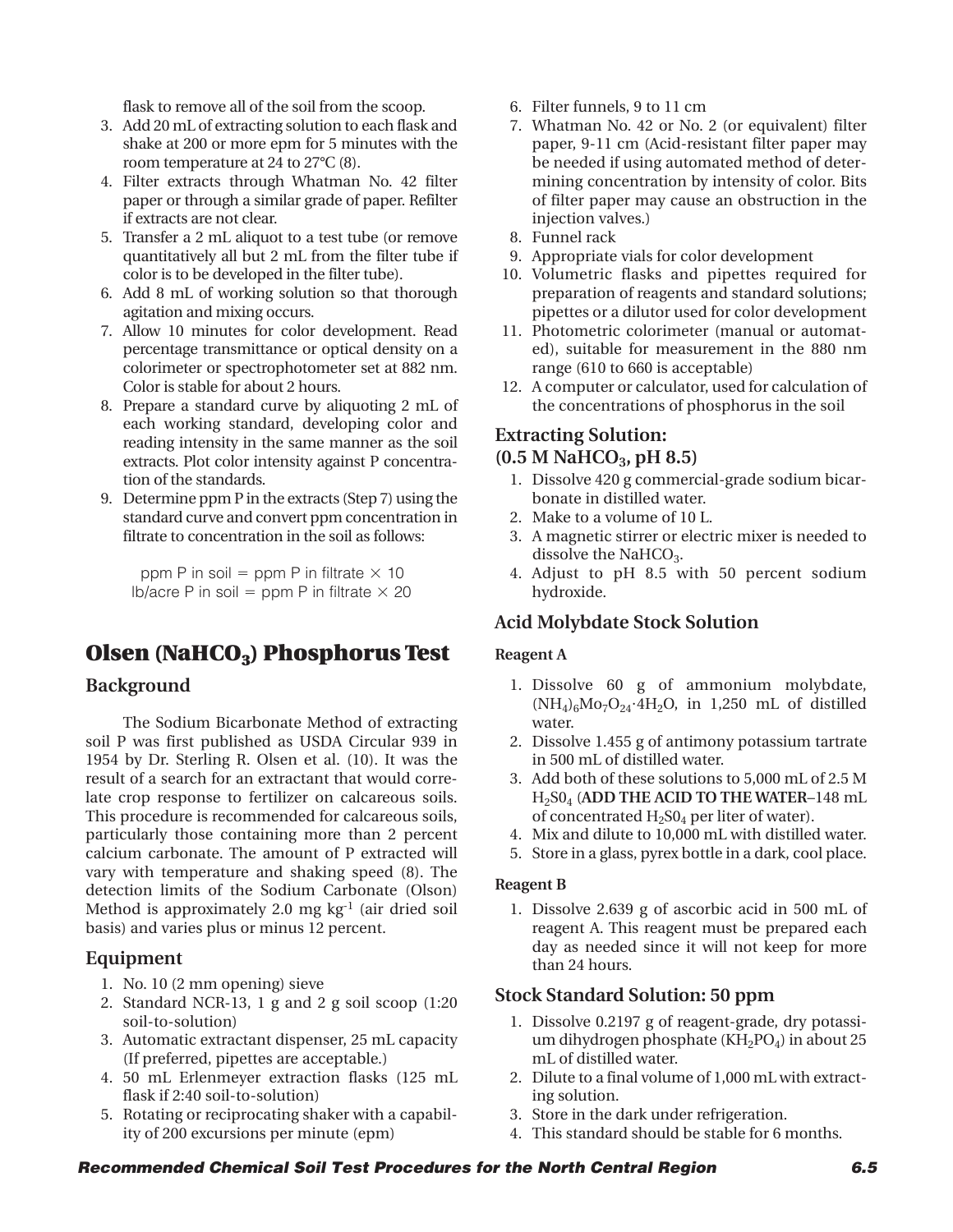flask to remove all of the soil from the scoop.

3. Add 20 mL of extracting solution to each flask and shake at 200 or more epm for 5 minutes with the room temperature at 24 to 27°C (8).
4. Filter extracts through Whatman No. 42 filter paper or through a similar grade of paper. Refilter if extracts are not clear.
5. Transfer a 2 mL aliquot to a test tube (or remove quantitatively all but 2 mL from the filter tube if color is to be developed in the filter tube).
6. Add 8 mL of working solution so that thorough agitation and mixing occurs.
7. Allow 10 minutes for color development. Read percentage transmittance or optical density on a colorimeter or spectrophotometer set at 882 nm. Color is stable for about 2 hours.
8. Prepare a standard curve by aliquoting 2 mL of each working standard, developing color and reading intensity in the same manner as the soil extracts. Plot color intensity against P concentration of the standards.
9. Determine ppm P in the extracts (Step 7) using the standard curve and convert ppm concentration in filtrate to concentration in the soil as follows:

$$\text{ppm P in soil} = \text{ppm P in filtrate} \times 10$$
$$\text{lb/acre P in soil} = \text{ppm P in filtrate} \times 20$$

# Olsen ($NaHCO_3$) Phosphorus Test

## Background

The Sodium Bicarbonate Method of extracting soil P was first published as USDA Circular 939 in 1954 by Dr. Sterling R. Olsen et al. (10). It was the result of a search for an extractant that would correlate crop response to fertilizer on calcareous soils. This procedure is recommended for calcareous soils, particularly those containing more than 2 percent calcium carbonate. The amount of P extracted will vary with temperature and shaking speed (8). The detection limits of the Sodium Carbonate (Olson) Method is approximately 2.0 mg $kg^{-1}$ (air dried soil basis) and varies plus or minus 12 percent.

## Equipment

1. No. 10 (2 mm opening) sieve
2. Standard NCR-13, 1 g and 2 g soil scoop (1:20 soil-to-solution)
3. Automatic extractant dispenser, 25 mL capacity (If preferred, pipettes are acceptable.)
4. 50 mL Erlenmeyer extraction flasks (125 mL flask if 2:40 soil-to-solution)
5. Rotating or reciprocating shaker with a capability of 200 excursions per minute (epm)
6. Filter funnels, 9 to 11 cm
7. Whatman No. 42 or No. 2 (or equivalent) filter paper, 9-11 cm (Acid-resistant filter paper may be needed if using automated method of determining concentration by intensity of color. Bits of filter paper may cause an obstruction in the injection valves.)
8. Funnel rack
9. Appropriate vials for color development
10. Volumetric flasks and pipettes required for preparation of reagents and standard solutions; pipettes or a dilutor used for color development
11. Photometric colorimeter (manual or automated), suitable for measurement in the 880 nm range (610 to 660 is acceptable)
12. A computer or calculator, used for calculation of the concentrations of phosphorus in the soil

## Extracting Solution: (0.5 M $NaHCO_3$, pH 8.5)

1. Dissolve 420 g commercial-grade sodium bicarbonate in distilled water.
2. Make to a volume of 10 L.
3. A magnetic stirrer or electric mixer is needed to dissolve the $NaHCO_3$.
4. Adjust to pH 8.5 with 50 percent sodium hydroxide.

## Acid Molybdate Stock Solution

### Reagent A

1. Dissolve 60 g of ammonium molybdate, $(NH_4)_6Mo_7O_{24}\cdot 4H_2O$, in 1,250 mL of distilled water.
2. Dissolve 1.455 g of antimony potassium tartrate in 500 mL of distilled water.
3. Add both of these solutions to 5,000 mL of 2.5 M $H_2S0_4$ (**ADD THE ACID TO THE WATER**–148 mL of concentrated $H_2S0_4$ per liter of water).
4. Mix and dilute to 10,000 mL with distilled water.
5. Store in a glass, pyrex bottle in a dark, cool place.

### Reagent B

1. Dissolve 2.639 g of ascorbic acid in 500 mL of reagent A. This reagent must be prepared each day as needed since it will not keep for more than 24 hours.

## Stock Standard Solution: 50 ppm

1. Dissolve 0.2197 g of reagent-grade, dry potassium dihydrogen phosphate ($KH_2PO_4$) in about 25 mL of distilled water.
2. Dilute to a final volume of 1,000 mL with extracting solution.
3. Store in the dark under refrigeration.
4. This standard should be stable for 6 months.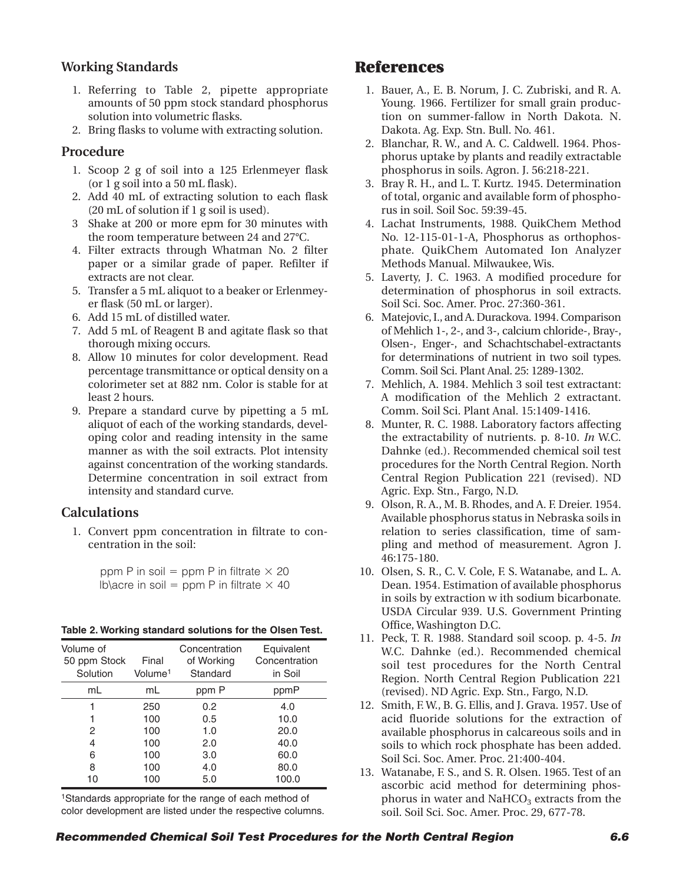## Working Standards

1. Referring to Table 2, pipette appropriate amounts of 50 ppm stock standard phosphorus solution into volumetric flasks.
2. Bring flasks to volume with extracting solution.

## Procedure

1. Scoop 2 g of soil into a 125 Erlenmeyer flask (or 1 g soil into a 50 mL flask).
2. Add 40 mL of extracting solution to each flask (20 mL of solution if 1 g soil is used).
3. Shake at 200 or more epm for 30 minutes with the room temperature between 24 and 27°C.
4. Filter extracts through Whatman No. 2 filter paper or a similar grade of paper. Refilter if extracts are not clear.
5. Transfer a 5 mL aliquot to a beaker or Erlenmeyer flask (50 mL or larger).
6. Add 15 mL of distilled water.
7. Add 5 mL of Reagent B and agitate flask so that thorough mixing occurs.
8. Allow 10 minutes for color development. Read percentage transmittance or optical density on a colorimeter set at 882 nm. Color is stable for at least 2 hours.
9. Prepare a standard curve by pipetting a 5 mL aliquot of each of the working standards, developing color and reading intensity in the same manner as with the soil extracts. Plot intensity against concentration of the working standards. Determine concentration in soil extract from intensity and standard curve.

## Calculations

1. Convert ppm concentration in filtrate to concentration in the soil:

   ppm P in soil = ppm P in filtrate × 20
   lb\acre in soil = ppm P in filtrate × 40

**Table 2. Working standard solutions for the Olsen Test.**

| Volume of 50 ppm Stock Solution | Final Volume[1] | Concentration of Working Standard | Equivalent Concentration in Soil |
|---|---|---|---|
| mL | mL | ppm P | ppmP |
| 1 | 250 | 0.2 | 4.0 |
| 1 | 100 | 0.5 | 10.0 |
| 2 | 100 | 1.0 | 20.0 |
| 4 | 100 | 2.0 | 40.0 |
| 6 | 100 | 3.0 | 60.0 |
| 8 | 100 | 4.0 | 80.0 |
| 10 | 100 | 5.0 | 100.0 |

[1]Standards appropriate for the range of each method of color development are listed under the respective columns.

# References

1. Bauer, A., E. B. Norum, J. C. Zubriski, and R. A. Young. 1966. Fertilizer for small grain production on summer-fallow in North Dakota. N. Dakota. Ag. Exp. Stn. Bull. No. 461.
2. Blanchar, R. W., and A. C. Caldwell. 1964. Phosphorus uptake by plants and readily extractable phosphorus in soils. Agron. J. 56:218-221.
3. Bray R. H., and L. T. Kurtz. 1945. Determination of total, organic and available form of phosphorus in soil. Soil Soc. 59:39-45.
4. Lachat Instruments, 1988. QuikChem Method No. 12-115-01-1-A, Phosphorus as orthophosphate. QuikChem Automated Ion Analyzer Methods Manual. Milwaukee, Wis.
5. Laverty, J. C. 1963. A modified procedure for determination of phosphorus in soil extracts. Soil Sci. Soc. Amer. Proc. 27:360-361.
6. Matejovic, I., and A. Durackova. 1994. Comparison of Mehlich 1-, 2-, and 3-, calcium chloride-, Bray-, Olsen-, Enger-, and Schachtschabel-extractants for determinations of nutrient in two soil types. Comm. Soil Sci. Plant Anal. 25: 1289-1302.
7. Mehlich, A. 1984. Mehlich 3 soil test extractant: A modification of the Mehlich 2 extractant. Comm. Soil Sci. Plant Anal. 15:1409-1416.
8. Munter, R. C. 1988. Laboratory factors affecting the extractability of nutrients. p. 8-10. *In* W.C. Dahnke (ed.). Recommended chemical soil test procedures for the North Central Region. North Central Region Publication 221 (revised). ND Agric. Exp. Stn., Fargo, N.D.
9. Olson, R. A., M. B. Rhodes, and A. F. Dreier. 1954. Available phosphorus status in Nebraska soils in relation to series classification, time of sampling and method of measurement. Agron J. 46:175-180.
10. Olsen, S. R., C. V. Cole, F. S. Watanabe, and L. A. Dean. 1954. Estimation of available phosphorus in soils by extraction w ith sodium bicarbonate. USDA Circular 939. U.S. Government Printing Office, Washington D.C.
11. Peck, T. R. 1988. Standard soil scoop. p. 4-5. *In* W.C. Dahnke (ed.). Recommended chemical soil test procedures for the North Central Region. North Central Region Publication 221 (revised). ND Agric. Exp. Stn., Fargo, N.D.
12. Smith, F. W., B. G. Ellis, and J. Grava. 1957. Use of acid fluoride solutions for the extraction of available phosphorus in calcareous soils and in soils to which rock phosphate has been added. Soil Sci. Soc. Amer. Proc. 21:400-404.
13. Watanabe, F. S., and S. R. Olsen. 1965. Test of an ascorbic acid method for determining phosphorus in water and $NaHCO_3$ extracts from the soil. Soil Sci. Soc. Amer. Proc. 29, 677-78.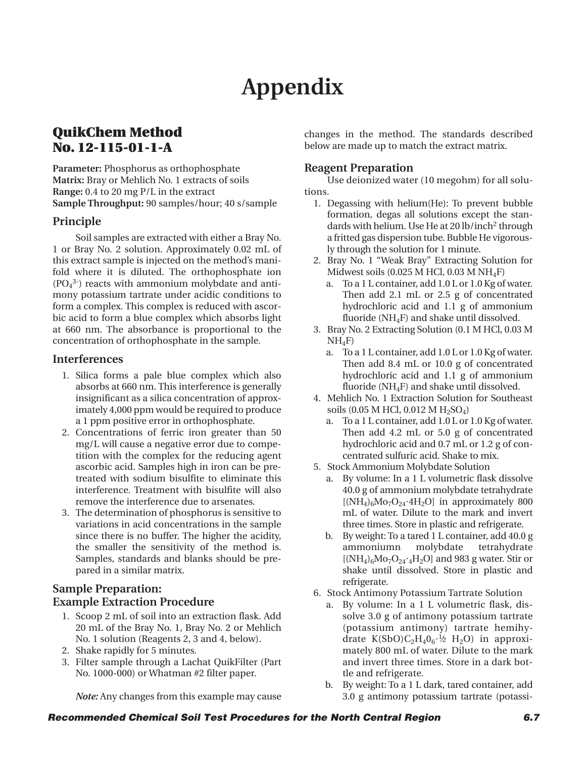# Appendix

## QuikChem Method No. 12-115-01-1-A

**Parameter:** Phosphorus as orthophosphate
**Matrix:** Bray or Mehlich No. 1 extracts of soils
**Range:** 0.4 to 20 mg P/L in the extract
**Sample Throughput:** 90 samples/hour; 40 s/sample

### Principle

Soil samples are extracted with either a Bray No. 1 or Bray No. 2 solution. Approximately 0.02 mL of this extract sample is injected on the method's manifold where it is diluted. The orthophosphate ion ($PO_4^{3-}$) reacts with ammonium molybdate and antimony potassium tartrate under acidic conditions to form a complex. This complex is reduced with ascorbic acid to form a blue complex which absorbs light at 660 nm. The absorbance is proportional to the concentration of orthophosphate in the sample.

### Interferences

1. Silica forms a pale blue complex which also absorbs at 660 nm. This interference is generally insignificant as a silica concentration of approximately 4,000 ppm would be required to produce a 1 ppm positive error in orthophosphate.
2. Concentrations of ferric iron greater than 50 mg/L will cause a negative error due to competition with the complex for the reducing agent ascorbic acid. Samples high in iron can be pretreated with sodium bisulfite to eliminate this interference. Treatment with bisulfite will also remove the interference due to arsenates.
3. The determination of phosphorus is sensitive to variations in acid concentrations in the sample since there is no buffer. The higher the acidity, the smaller the sensitivity of the method is. Samples, standards and blanks should be prepared in a similar matrix.

### Sample Preparation: Example Extraction Procedure

1. Scoop 2 mL of soil into an extraction flask. Add 20 mL of the Bray No. 1, Bray No. 2 or Mehlich No. 1 solution (Reagents 2, 3 and 4, below).
2. Shake rapidly for 5 minutes.
3. Filter sample through a Lachat QuikFilter (Part No. 1000-000) or Whatman #2 filter paper.

*Note:* Any changes from this example may cause changes in the method. The standards described below are made up to match the extract matrix.

### Reagent Preparation

Use deionized water (10 megohm) for all solutions.

1. Degassing with helium(He): To prevent bubble formation, degas all solutions except the standards with helium. Use He at 20 lb/inch$^2$ through a fritted gas dispersion tube. Bubble He vigorously through the solution for 1 minute.
2. Bray No. 1 "Weak Bray" Extracting Solution for Midwest soils (0.025 M HCl, 0.03 M $NH_4F$)
   a. To a 1 L container, add 1.0 L or 1.0 Kg of water. Then add 2.1 mL or 2.5 g of concentrated hydrochloric acid and 1.1 g of ammonium fluoride ($NH_4F$) and shake until dissolved.
3. Bray No. 2 Extracting Solution (0.1 M HCl, 0.03 M $NH_4F$)
   a. To a 1 L container, add 1.0 L or 1.0 Kg of water. Then add 8.4 mL or 10.0 g of concentrated hydrochloric acid and 1.1 g of ammonium fluoride ($NH_4F$) and shake until dissolved.
4. Mehlich No. 1 Extraction Solution for Southeast soils (0.05 M HCl, 0.012 M $H_2SO_4$)
   a. To a 1 L container, add 1.0 L or 1.0 Kg of water. Then add 4.2 mL or 5.0 g of concentrated hydrochloric acid and 0.7 mL or 1.2 g of concentrated sulfuric acid. Shake to mix.
5. Stock Ammonium Molybdate Solution
   a. By volume: In a 1 L volumetric flask dissolve 40.0 g of ammonium molybdate tetrahydrate [$(NH_4)_6Mo_7O_{24}\cdot 4H_2O$] in approximately 800 mL of water. Dilute to the mark and invert three times. Store in plastic and refrigerate.
   b. By weight: To a tared 1 L container, add 40.0 g ammoniumn molybdate tetrahydrate [$(NH_4)_6Mo_7O_{24}\cdot{}_4H_2O$] and 983 g water. Stir or shake until dissolved. Store in plastic and refrigerate.
6. Stock Antimony Potassium Tartrate Solution
   a. By volume: In a 1 L volumetric flask, dissolve 3.0 g of antimony potassium tartrate (potassium antimony) tartrate hemihydrate $K(SbO)C_2H_40_6\cdot\frac{1}{2}\ H_2O$) in approximately 800 mL of water. Dilute to the mark and invert three times. Store in a dark bottle and refrigerate.
   b. By weight: To a 1 L dark, tared container, add 3.0 g antimony potassium tartrate (potassi-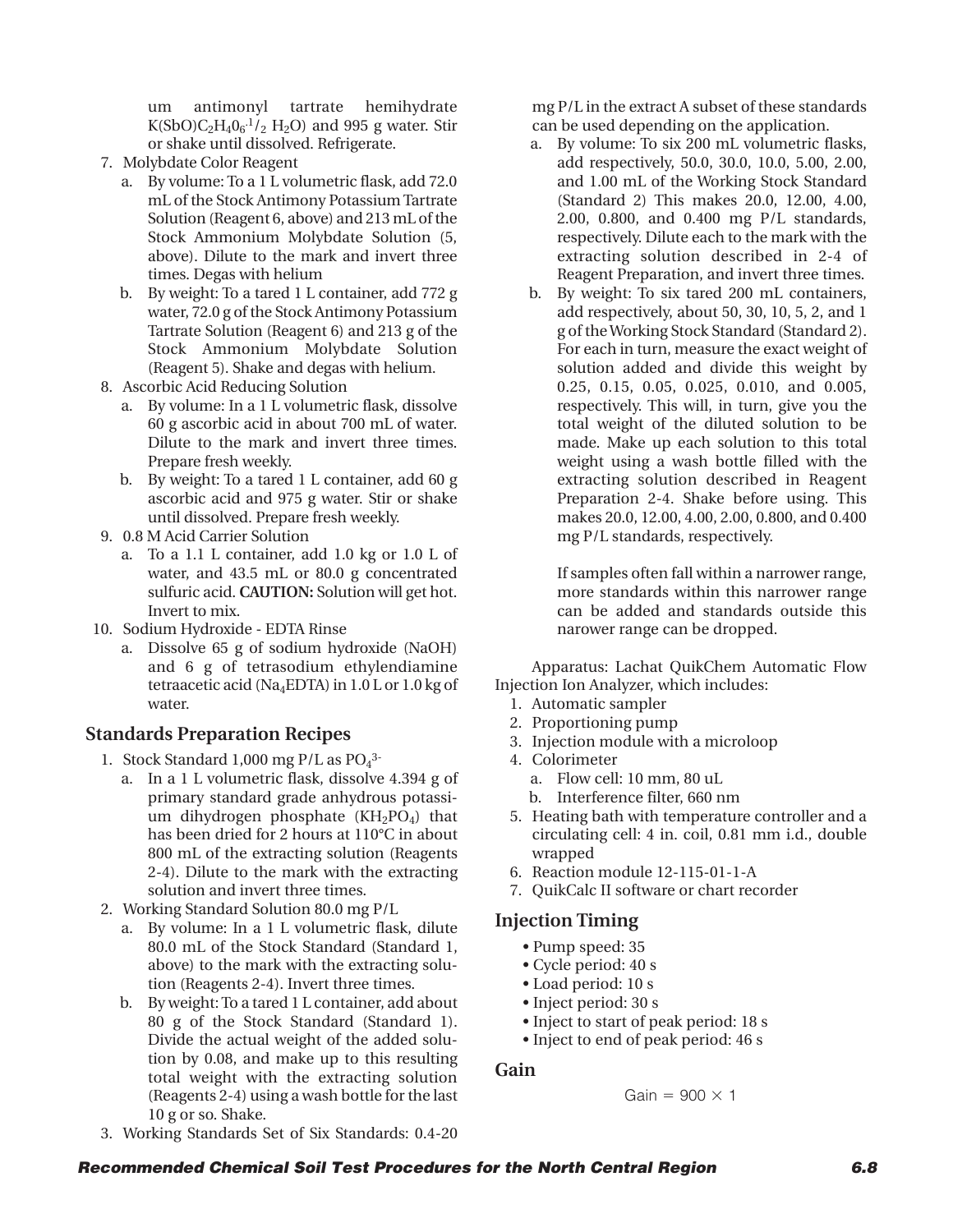um antimonyl tartrate hemihydrate $K(SbO)C_2H_4O_6 \cdot {}^1/_2\ H_2O$) and 995 g water. Stir or shake until dissolved. Refrigerate.

7. Molybdate Color Reagent
   a. By volume: To a 1 L volumetric flask, add 72.0 mL of the Stock Antimony Potassium Tartrate Solution (Reagent 6, above) and 213 mL of the Stock Ammonium Molybdate Solution (5, above). Dilute to the mark and invert three times. Degas with helium
   b. By weight: To a tared 1 L container, add 772 g water, 72.0 g of the Stock Antimony Potassium Tartrate Solution (Reagent 6) and 213 g of the Stock Ammonium Molybdate Solution (Reagent 5). Shake and degas with helium.
8. Ascorbic Acid Reducing Solution
   a. By volume: In a 1 L volumetric flask, dissolve 60 g ascorbic acid in about 700 mL of water. Dilute to the mark and invert three times. Prepare fresh weekly.
   b. By weight: To a tared 1 L container, add 60 g ascorbic acid and 975 g water. Stir or shake until dissolved. Prepare fresh weekly.
9. 0.8 M Acid Carrier Solution
   a. To a 1.1 L container, add 1.0 kg or 1.0 L of water, and 43.5 mL or 80.0 g concentrated sulfuric acid. **CAUTION:** Solution will get hot. Invert to mix.
10. Sodium Hydroxide - EDTA Rinse
    a. Dissolve 65 g of sodium hydroxide (NaOH) and 6 g of tetrasodium ethylendiamine tetraacetic acid ($Na_4EDTA$) in 1.0 L or 1.0 kg of water.

## Standards Preparation Recipes

1. Stock Standard 1,000 mg P/L as $PO_4^{3-}$
   a. In a 1 L volumetric flask, dissolve 4.394 g of primary standard grade anhydrous potassium dihydrogen phosphate ($KH_2PO_4$) that has been dried for 2 hours at 110°C in about 800 mL of the extracting solution (Reagents 2-4). Dilute to the mark with the extracting solution and invert three times.
2. Working Standard Solution 80.0 mg P/L
   a. By volume: In a 1 L volumetric flask, dilute 80.0 mL of the Stock Standard (Standard 1, above) to the mark with the extracting solution (Reagents 2-4). Invert three times.
   b. By weight: To a tared 1 L container, add about 80 g of the Stock Standard (Standard 1). Divide the actual weight of the added solution by 0.08, and make up to this resulting total weight with the extracting solution (Reagents 2-4) using a wash bottle for the last 10 g or so. Shake.
3. Working Standards Set of Six Standards: 0.4-20 mg P/L in the extract A subset of these standards can be used depending on the application.
   a. By volume: To six 200 mL volumetric flasks, add respectively, 50.0, 30.0, 10.0, 5.00, 2.00, and 1.00 mL of the Working Stock Standard (Standard 2) This makes 20.0, 12.00, 4.00, 2.00, 0.800, and 0.400 mg P/L standards, respectively. Dilute each to the mark with the extracting solution described in 2-4 of Reagent Preparation, and invert three times.
   b. By weight: To six tared 200 mL containers, add respectively, about 50, 30, 10, 5, 2, and 1 g of the Working Stock Standard (Standard 2). For each in turn, measure the exact weight of solution added and divide this weight by 0.25, 0.15, 0.05, 0.025, 0.010, and 0.005, respectively. This will, in turn, give you the total weight of the diluted solution to be made. Make up each solution to this total weight using a wash bottle filled with the extracting solution described in Reagent Preparation 2-4. Shake before using. This makes 20.0, 12.00, 4.00, 2.00, 0.800, and 0.400 mg P/L standards, respectively.

      If samples often fall within a narrower range, more standards within this narrower range can be added and standards outside this narower range can be dropped.

Apparatus: Lachat QuikChem Automatic Flow Injection Ion Analyzer, which includes:

1. Automatic sampler
2. Proportioning pump
3. Injection module with a microloop
4. Colorimeter
   a. Flow cell: 10 mm, 80 uL
   b. Interference filter, 660 nm
5. Heating bath with temperature controller and a circulating cell: 4 in. coil, 0.81 mm i.d., double wrapped
6. Reaction module 12-115-01-1-A
7. QuikCalc II software or chart recorder

## Injection Timing

- Pump speed: 35
- Cycle period: 40 s
- Load period: 10 s
- Inject period: 30 s
- Inject to start of peak period: 18 s
- Inject to end of peak period: 46 s

## Gain

$$\text{Gain} = 900 \times 1$$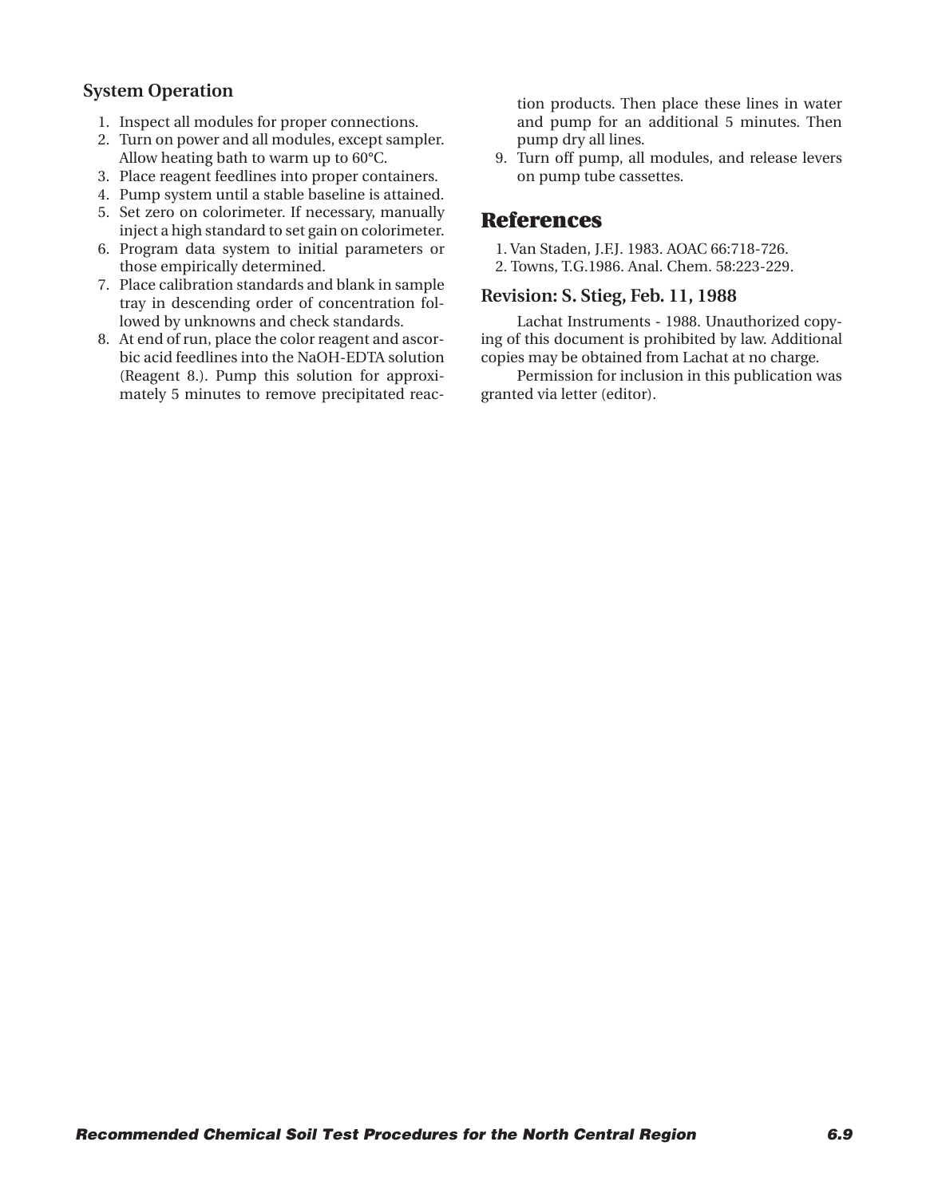### System Operation

1. Inspect all modules for proper connections.
2. Turn on power and all modules, except sampler. Allow heating bath to warm up to 60°C.
3. Place reagent feedlines into proper containers.
4. Pump system until a stable baseline is attained.
5. Set zero on colorimeter. If necessary, manually inject a high standard to set gain on colorimeter.
6. Program data system to initial parameters or those empirically determined.
7. Place calibration standards and blank in sample tray in descending order of concentration followed by unknowns and check standards.
8. At end of run, place the color reagent and ascorbic acid feedlines into the NaOH-EDTA solution (Reagent 8.). Pump this solution for approximately 5 minutes to remove precipitated reaction products. Then place these lines in water and pump for an additional 5 minutes. Then pump dry all lines.
9. Turn off pump, all modules, and release levers on pump tube cassettes.

## References

1. Van Staden, J.F.J. 1983. AOAC 66:718-726.
2. Towns, T.G.1986. Anal. Chem. 58:223-229.

### Revision: S. Stieg, Feb. 11, 1988

Lachat Instruments - 1988. Unauthorized copying of this document is prohibited by law. Additional copies may be obtained from Lachat at no charge.

Permission for inclusion in this publication was granted via letter (editor).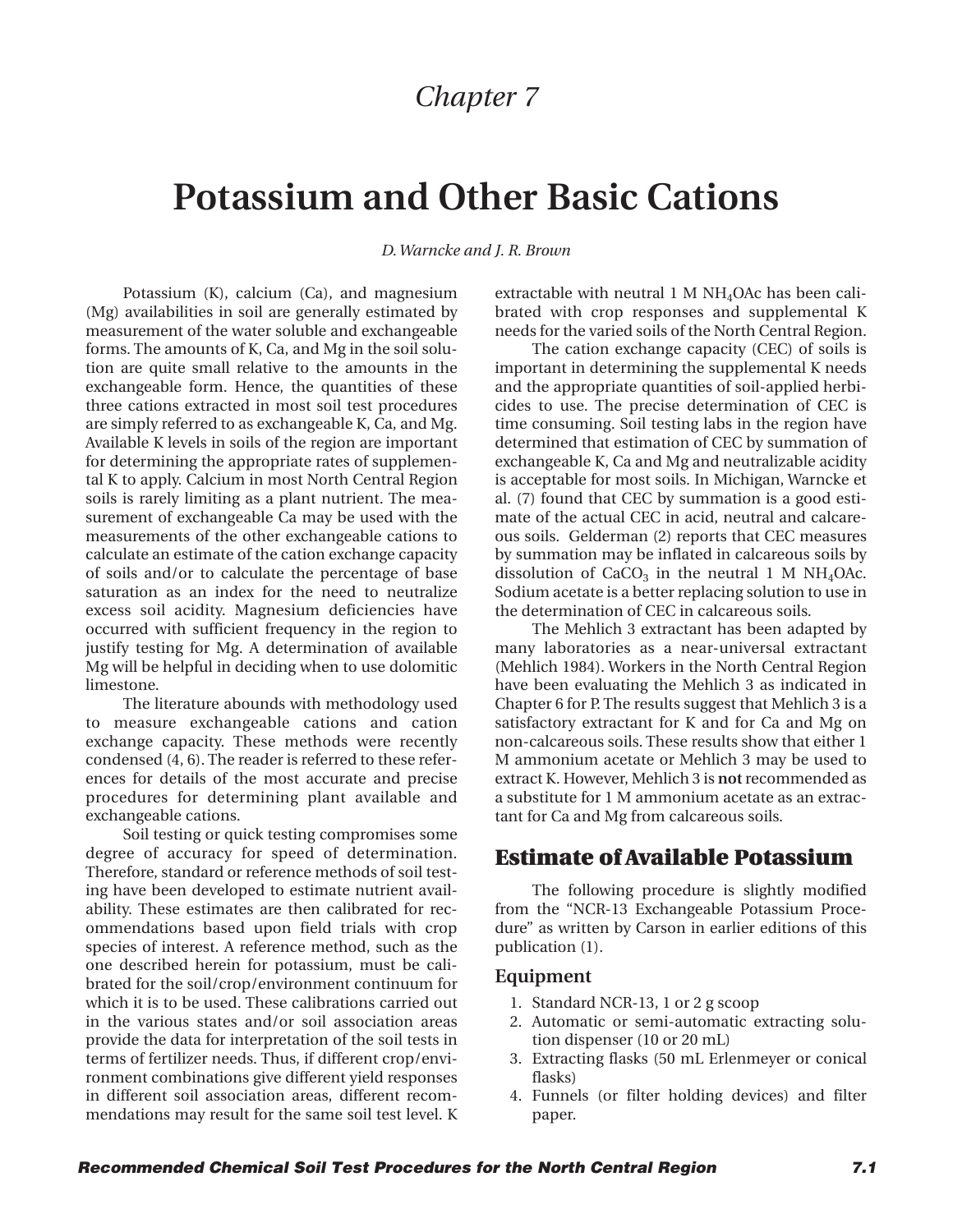# Chapter 7

# Potassium and Other Basic Cations

*D. Warncke and J. R. Brown*

Potassium (K), calcium (Ca), and magnesium (Mg) availabilities in soil are generally estimated by measurement of the water soluble and exchangeable forms. The amounts of K, Ca, and Mg in the soil solution are quite small relative to the amounts in the exchangeable form. Hence, the quantities of these three cations extracted in most soil test procedures are simply referred to as exchangeable K, Ca, and Mg. Available K levels in soils of the region are important for determining the appropriate rates of supplemental K to apply. Calcium in most North Central Region soils is rarely limiting as a plant nutrient. The measurement of exchangeable Ca may be used with the measurements of the other exchangeable cations to calculate an estimate of the cation exchange capacity of soils and/or to calculate the percentage of base saturation as an index for the need to neutralize excess soil acidity. Magnesium deficiencies have occurred with sufficient frequency in the region to justify testing for Mg. A determination of available Mg will be helpful in deciding when to use dolomitic limestone.

The literature abounds with methodology used to measure exchangeable cations and cation exchange capacity. These methods were recently condensed (4, 6). The reader is referred to these references for details of the most accurate and precise procedures for determining plant available and exchangeable cations.

Soil testing or quick testing compromises some degree of accuracy for speed of determination. Therefore, standard or reference methods of soil testing have been developed to estimate nutrient availability. These estimates are then calibrated for recommendations based upon field trials with crop species of interest. A reference method, such as the one described herein for potassium, must be calibrated for the soil/crop/environment continuum for which it is to be used. These calibrations carried out in the various states and/or soil association areas provide the data for interpretation of the soil tests in terms of fertilizer needs. Thus, if different crop/environment combinations give different yield responses in different soil association areas, different recommendations may result for the same soil test level. K extractable with neutral 1 M $NH_4OAc$ has been calibrated with crop responses and supplemental K needs for the varied soils of the North Central Region.

The cation exchange capacity (CEC) of soils is important in determining the supplemental K needs and the appropriate quantities of soil-applied herbicides to use. The precise determination of CEC is time consuming. Soil testing labs in the region have determined that estimation of CEC by summation of exchangeable K, Ca and Mg and neutralizable acidity is acceptable for most soils. In Michigan, Warncke et al. (7) found that CEC by summation is a good estimate of the actual CEC in acid, neutral and calcareous soils. Gelderman (2) reports that CEC measures by summation may be inflated in calcareous soils by dissolution of $CaCO_3$ in the neutral 1 M $NH_4OAc$. Sodium acetate is a better replacing solution to use in the determination of CEC in calcareous soils.

The Mehlich 3 extractant has been adapted by many laboratories as a near-universal extractant (Mehlich 1984). Workers in the North Central Region have been evaluating the Mehlich 3 as indicated in Chapter 6 for P. The results suggest that Mehlich 3 is a satisfactory extractant for K and for Ca and Mg on non-calcareous soils. These results show that either 1 M ammonium acetate or Mehlich 3 may be used to extract K. However, Mehlich 3 is **not** recommended as a substitute for 1 M ammonium acetate as an extractant for Ca and Mg from calcareous soils.

## Estimate of Available Potassium

The following procedure is slightly modified from the "NCR-13 Exchangeable Potassium Procedure" as written by Carson in earlier editions of this publication (1).

### Equipment

1. Standard NCR-13, 1 or 2 g scoop
2. Automatic or semi-automatic extracting solution dispenser (10 or 20 mL)
3. Extracting flasks (50 mL Erlenmeyer or conical flasks)
4. Funnels (or filter holding devices) and filter paper.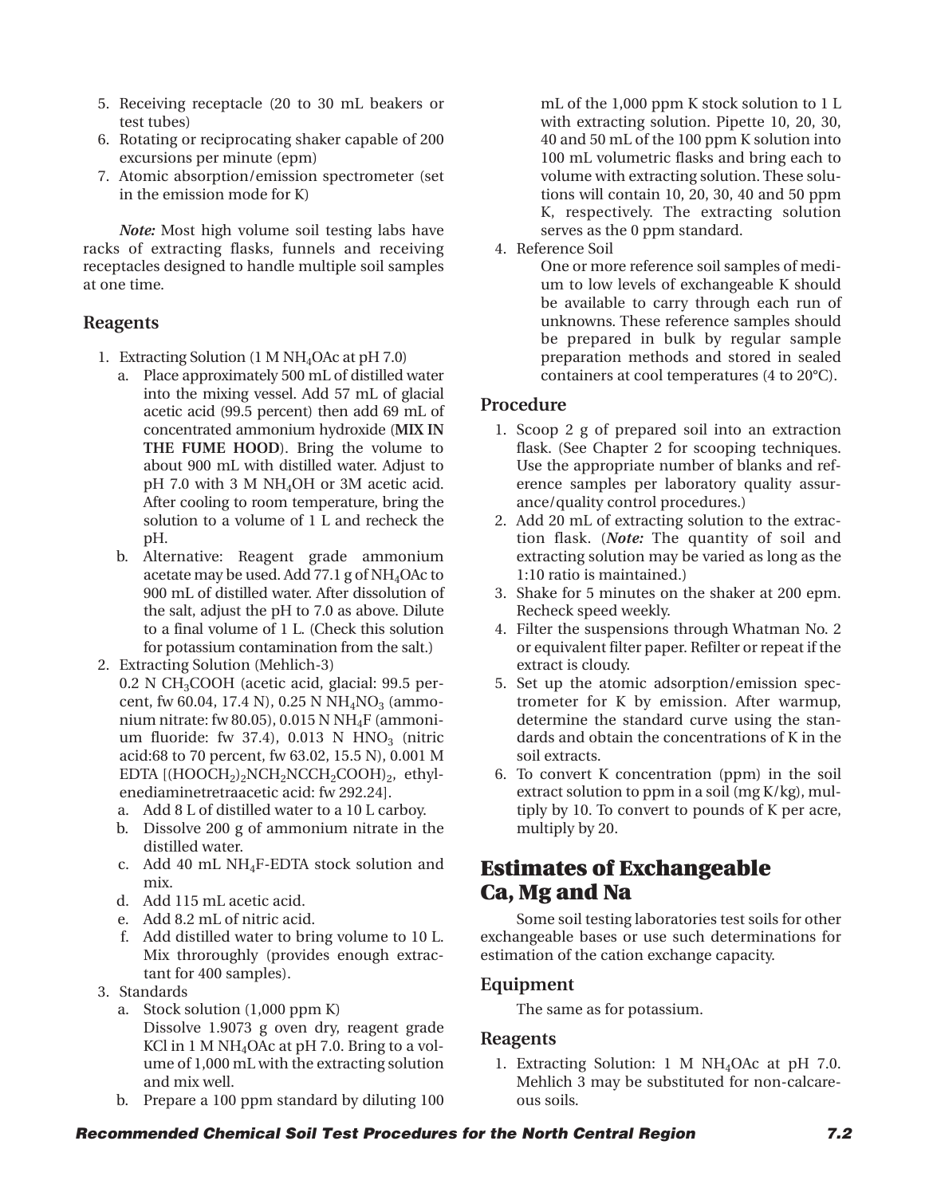5. Receiving receptacle (20 to 30 mL beakers or test tubes)
6. Rotating or reciprocating shaker capable of 200 excursions per minute (epm)
7. Atomic absorption/emission spectrometer (set in the emission mode for K)

***Note:*** Most high volume soil testing labs have racks of extracting flasks, funnels and receiving receptacles designed to handle multiple soil samples at one time.

### Reagents

1. Extracting Solution (1 M $NH_4OAc$ at pH 7.0)
   a. Place approximately 500 mL of distilled water into the mixing vessel. Add 57 mL of glacial acetic acid (99.5 percent) then add 69 mL of concentrated ammonium hydroxide (**MIX IN THE FUME HOOD**). Bring the volume to about 900 mL with distilled water. Adjust to pH 7.0 with 3 M $NH_4OH$ or 3M acetic acid. After cooling to room temperature, bring the solution to a volume of 1 L and recheck the pH.
   b. Alternative: Reagent grade ammonium acetate may be used. Add 77.1 g of $NH_4OAc$ to 900 mL of distilled water. After dissolution of the salt, adjust the pH to 7.0 as above. Dilute to a final volume of 1 L. (Check this solution for potassium contamination from the salt.)
2. Extracting Solution (Mehlich-3)
   0.2 N $CH_3COOH$ (acetic acid, glacial: 99.5 percent, fw 60.04, 17.4 N), 0.25 N $NH_4NO_3$ (ammonium nitrate: fw 80.05), 0.015 N $NH_4F$ (ammonium fluoride: fw 37.4), 0.013 N $HNO_3$ (nitric acid:68 to 70 percent, fw 63.02, 15.5 N), 0.001 M EDTA [$(HOOCH_2)_2NCH_2NCCH_2COOH)_2$, ethylenediaminetretraacetic acid: fw 292.24].
   a. Add 8 L of distilled water to a 10 L carboy.
   b. Dissolve 200 g of ammonium nitrate in the distilled water.
   c. Add 40 mL $NH_4F$-EDTA stock solution and mix.
   d. Add 115 mL acetic acid.
   e. Add 8.2 mL of nitric acid.
   f. Add distilled water to bring volume to 10 L. Mix throroughly (provides enough extractant for 400 samples).
3. Standards
   a. Stock solution (1,000 ppm K)
      Dissolve 1.9073 g oven dry, reagent grade KCl in 1 M $NH_4OAc$ at pH 7.0. Bring to a volume of 1,000 mL with the extracting solution and mix well.
   b. Prepare a 100 ppm standard by diluting 100 mL of the 1,000 ppm K stock solution to 1 L with extracting solution. Pipette 10, 20, 30, 40 and 50 mL of the 100 ppm K solution into 100 mL volumetric flasks and bring each to volume with extracting solution. These solutions will contain 10, 20, 30, 40 and 50 ppm K, respectively. The extracting solution serves as the 0 ppm standard.
4. Reference Soil
   One or more reference soil samples of medium to low levels of exchangeable K should be available to carry through each run of unknowns. These reference samples should be prepared in bulk by regular sample preparation methods and stored in sealed containers at cool temperatures (4 to 20°C).

### Procedure

1. Scoop 2 g of prepared soil into an extraction flask. (See Chapter 2 for scooping techniques. Use the appropriate number of blanks and reference samples per laboratory quality assurance/quality control procedures.)
2. Add 20 mL of extracting solution to the extraction flask. (***Note:*** The quantity of soil and extracting solution may be varied as long as the 1:10 ratio is maintained.)
3. Shake for 5 minutes on the shaker at 200 epm. Recheck speed weekly.
4. Filter the suspensions through Whatman No. 2 or equivalent filter paper. Refilter or repeat if the extract is cloudy.
5. Set up the atomic adsorption/emission spectrometer for K by emission. After warmup, determine the standard curve using the standards and obtain the concentrations of K in the soil extracts.
6. To convert K concentration (ppm) in the soil extract solution to ppm in a soil (mg K/kg), multiply by 10. To convert to pounds of K per acre, multiply by 20.

## Estimates of Exchangeable Ca, Mg and Na

Some soil testing laboratories test soils for other exchangeable bases or use such determinations for estimation of the cation exchange capacity.

### Equipment

The same as for potassium.

### Reagents

1. Extracting Solution: 1 M $NH_4OAc$ at pH 7.0. Mehlich 3 may be substituted for non-calcareous soils.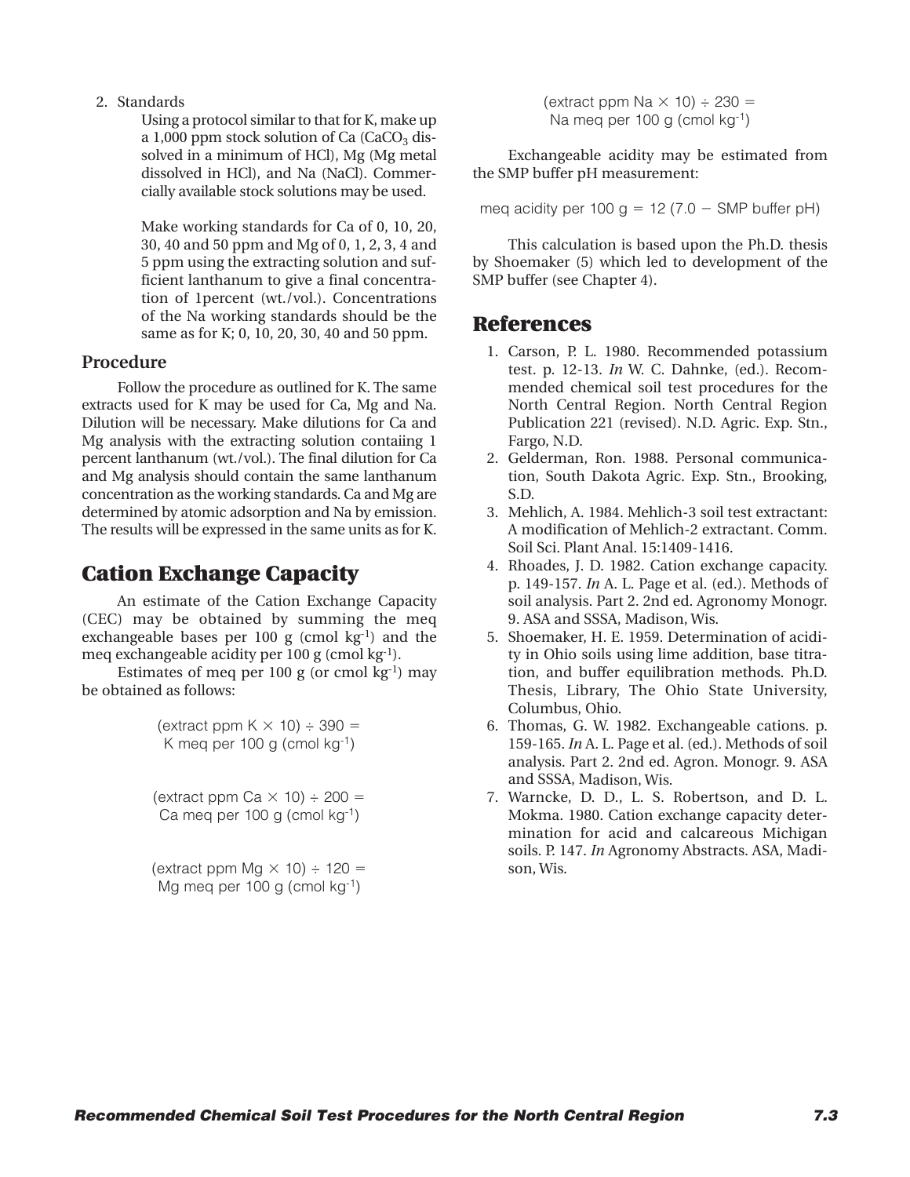2. Standards

   Using a protocol similar to that for K, make up a 1,000 ppm stock solution of Ca ($CaCO_3$ dissolved in a minimum of HCl), Mg (Mg metal dissolved in HCl), and Na (NaCl). Commercially available stock solutions may be used.

   Make working standards for Ca of 0, 10, 20, 30, 40 and 50 ppm and Mg of 0, 1, 2, 3, 4 and 5 ppm using the extracting solution and sufficient lanthanum to give a final concentration of 1percent (wt./vol.). Concentrations of the Na working standards should be the same as for K; 0, 10, 20, 30, 40 and 50 ppm.

### Procedure

Follow the procedure as outlined for K. The same extracts used for K may be used for Ca, Mg and Na. Dilution will be necessary. Make dilutions for Ca and Mg analysis with the extracting solution contaiing 1 percent lanthanum (wt./vol.). The final dilution for Ca and Mg analysis should contain the same lanthanum concentration as the working standards. Ca and Mg are determined by atomic adsorption and Na by emission. The results will be expressed in the same units as for K.

## Cation Exchange Capacity

An estimate of the Cation Exchange Capacity (CEC) may be obtained by summing the meq exchangeable bases per 100 g (cmol $kg^{-1}$) and the meq exchangeable acidity per 100 g (cmol $kg^{-1}$).

Estimates of meq per 100 g (or cmol $kg^{-1}$) may be obtained as follows:

$$(\text{extract ppm K} \times 10) \div 390 = \text{K meq per 100 g (cmol kg}^{-1})$$

$$(\text{extract ppm Ca} \times 10) \div 200 = \text{Ca meq per 100 g (cmol kg}^{-1})$$

$$(\text{extract ppm Mg} \times 10) \div 120 = \text{Mg meq per 100 g (cmol kg}^{-1})$$

$$(\text{extract ppm Na} \times 10) \div 230 = \text{Na meq per 100 g (cmol kg}^{-1})$$

Exchangeable acidity may be estimated from the SMP buffer pH measurement:

$$\text{meq acidity per 100 g} = 12\ (7.0 - \text{SMP buffer pH})$$

This calculation is based upon the Ph.D. thesis by Shoemaker (5) which led to development of the SMP buffer (see Chapter 4).

## References

1. Carson, P. L. 1980. Recommended potassium test. p. 12-13. *In* W. C. Dahnke, (ed.). Recommended chemical soil test procedures for the North Central Region. North Central Region Publication 221 (revised). N.D. Agric. Exp. Stn., Fargo, N.D.
2. Gelderman, Ron. 1988. Personal communication, South Dakota Agric. Exp. Stn., Brooking, S.D.
3. Mehlich, A. 1984. Mehlich-3 soil test extractant: A modification of Mehlich-2 extractant. Comm. Soil Sci. Plant Anal. 15:1409-1416.
4. Rhoades, J. D. 1982. Cation exchange capacity. p. 149-157. *In* A. L. Page et al. (ed.). Methods of soil analysis. Part 2. 2nd ed. Agronomy Monogr. 9. ASA and SSSA, Madison, Wis.
5. Shoemaker, H. E. 1959. Determination of acidity in Ohio soils using lime addition, base titration, and buffer equilibration methods. Ph.D. Thesis, Library, The Ohio State University, Columbus, Ohio.
6. Thomas, G. W. 1982. Exchangeable cations. p. 159-165. *In* A. L. Page et al. (ed.). Methods of soil analysis. Part 2. 2nd ed. Agron. Monogr. 9. ASA and SSSA, Madison, Wis.
7. Warncke, D. D., L. S. Robertson, and D. L. Mokma. 1980. Cation exchange capacity determination for acid and calcareous Michigan soils. P. 147. *In* Agronomy Abstracts. ASA, Madison, Wis.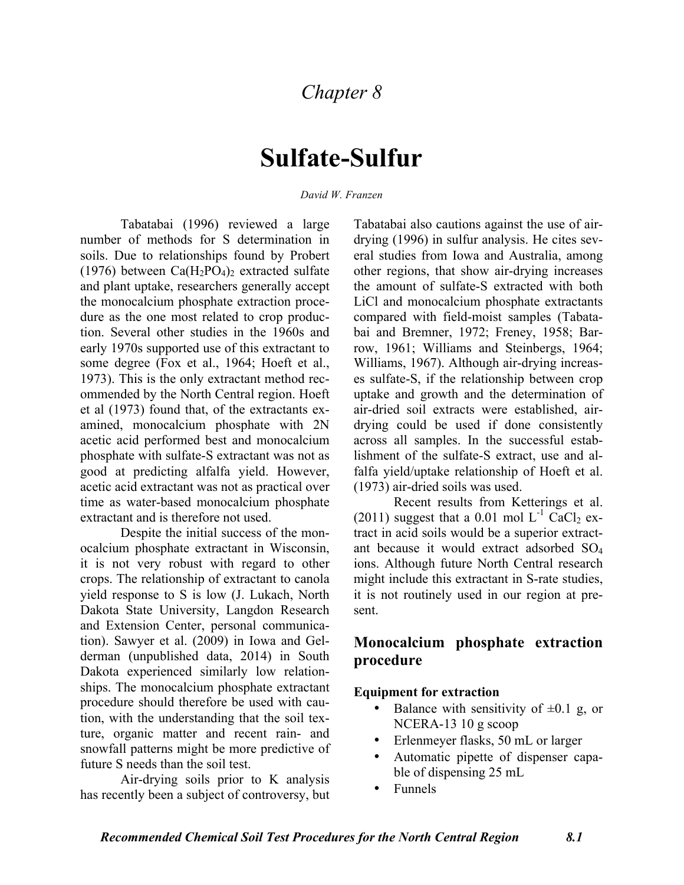# Chapter 8

# Sulfate-Sulfur

*David W. Franzen*

Tabatabai (1996) reviewed a large number of methods for S determination in soils. Due to relationships found by Probert (1976) between $Ca(H_2PO_4)_2$ extracted sulfate and plant uptake, researchers generally accept the monocalcium phosphate extraction procedure as the one most related to crop production. Several other studies in the 1960s and early 1970s supported use of this extractant to some degree (Fox et al., 1964; Hoeft et al., 1973). This is the only extractant method recommended by the North Central region. Hoeft et al (1973) found that, of the extractants examined, monocalcium phosphate with 2N acetic acid performed best and monocalcium phosphate with sulfate-S extractant was not as good at predicting alfalfa yield. However, acetic acid extractant was not as practical over time as water-based monocalcium phosphate extractant and is therefore not used.

Despite the initial success of the monocalcium phosphate extractant in Wisconsin, it is not very robust with regard to other crops. The relationship of extractant to canola yield response to S is low (J. Lukach, North Dakota State University, Langdon Research and Extension Center, personal communication). Sawyer et al. (2009) in Iowa and Gelderman (unpublished data, 2014) in South Dakota experienced similarly low relationships. The monocalcium phosphate extractant procedure should therefore be used with caution, with the understanding that the soil texture, organic matter and recent rain- and snowfall patterns might be more predictive of future S needs than the soil test.

Air-drying soils prior to K analysis has recently been a subject of controversy, but Tabatabai also cautions against the use of air-drying (1996) in sulfur analysis. He cites several studies from Iowa and Australia, among other regions, that show air-drying increases the amount of sulfate-S extracted with both LiCl and monocalcium phosphate extractants compared with field-moist samples (Tabatabai and Bremner, 1972; Freney, 1958; Barrow, 1961; Williams and Steinbergs, 1964; Williams, 1967). Although air-drying increases sulfate-S, if the relationship between crop uptake and growth and the determination of air-dried soil extracts were established, air-drying could be used if done consistently across all samples. In the successful establishment of the sulfate-S extract, use and alfalfa yield/uptake relationship of Hoeft et al. (1973) air-dried soils was used.

Recent results from Ketterings et al. (2011) suggest that a 0.01 mol $L^{-1}$ $CaCl_2$ extract in acid soils would be a superior extractant because it would extract adsorbed $SO_4$ ions. Although future North Central research might include this extractant in S-rate studies, it is not routinely used in our region at present.

## Monocalcium phosphate extraction procedure

### Equipment for extraction

- Balance with sensitivity of ±0.1 g, or NCERA-13 10 g scoop
- Erlenmeyer flasks, 50 mL or larger
- Automatic pipette of dispenser capable of dispensing 25 mL
- Funnels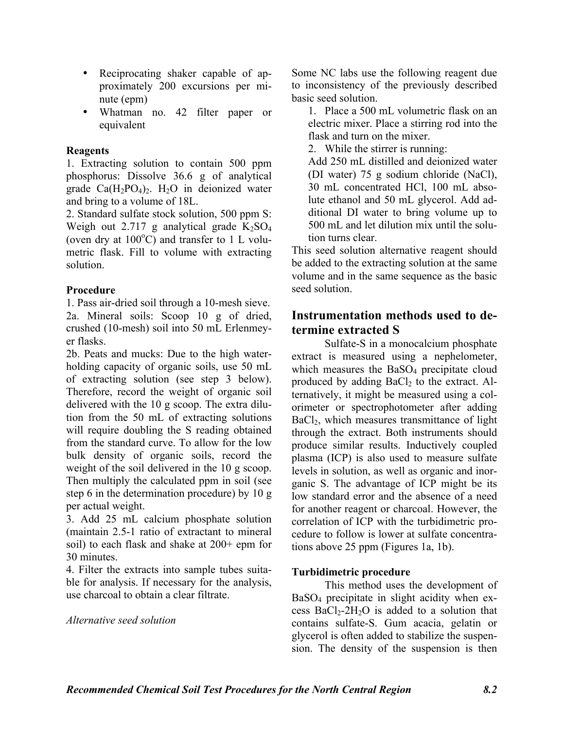- Reciprocating shaker capable of approximately 200 excursions per minute (epm)
- Whatman no. 42 filter paper or equivalent

**Reagents**

1. Extracting solution to contain 500 ppm phosphorus: Dissolve 36.6 g of analytical grade $Ca(H_2PO_4)_2 \cdot H_2O$ in deionized water and bring to a volume of 18L.
2. Standard sulfate stock solution, 500 ppm S: Weigh out 2.717 g analytical grade $K_2SO_4$ (oven dry at $100^oC$) and transfer to 1 L volumetric flask. Fill to volume with extracting solution.

**Procedure**

1. Pass air-dried soil through a 10-mesh sieve.

2a. Mineral soils: Scoop 10 g of dried, crushed (10-mesh) soil into 50 mL Erlenmeyer flasks.

2b. Peats and mucks: Due to the high water-holding capacity of organic soils, use 50 mL of extracting solution (see step 3 below). Therefore, record the weight of organic soil delivered with the 10 g scoop. The extra dilution from the 50 mL of extracting solutions will require doubling the S reading obtained from the standard curve. To allow for the low bulk density of organic soils, record the weight of the soil delivered in the 10 g scoop. Then multiply the calculated ppm in soil (see step 6 in the determination procedure) by 10 g per actual weight.

3. Add 25 mL calcium phosphate solution (maintain 2.5-1 ratio of extractant to mineral soil) to each flask and shake at 200+ epm for 30 minutes.

4. Filter the extracts into sample tubes suitable for analysis. If necessary for the analysis, use charcoal to obtain a clear filtrate.

*Alternative seed solution*

Some NC labs use the following reagent due to inconsistency of the previously described basic seed solution.

1. Place a 500 mL volumetric flask on an electric mixer. Place a stirring rod into the flask and turn on the mixer.
2. While the stirrer is running:
   Add 250 mL distilled and deionized water (DI water) 75 g sodium chloride (NaCl), 30 mL concentrated HCl, 100 mL absolute ethanol and 50 mL glycerol. Add additional DI water to bring volume up to 500 mL and let dilution mix until the solution turns clear.

This seed solution alternative reagent should be added to the extracting solution at the same volume and in the same sequence as the basic seed solution.

## Instrumentation methods used to determine extracted S

Sulfate-S in a monocalcium phosphate extract is measured using a nephelometer, which measures the $BaSO_4$ precipitate cloud produced by adding $BaCl_2$ to the extract. Alternatively, it might be measured using a colorimeter or spectrophotometer after adding $BaCl_2$, which measures transmittance of light through the extract. Both instruments should produce similar results. Inductively coupled plasma (ICP) is also used to measure sulfate levels in solution, as well as organic and inorganic S. The advantage of ICP might be its low standard error and the absence of a need for another reagent or charcoal. However, the correlation of ICP with the turbidimetric procedure to follow is lower at sulfate concentrations above 25 ppm (Figures 1a, 1b).

**Turbidimetric procedure**

This method uses the development of $BaSO_4$ precipitate in slight acidity when excess $BaCl_2$-$2H_2O$ is added to a solution that contains sulfate-S. Gum acacia, gelatin or glycerol is often added to stabilize the suspension. The density of the suspension is then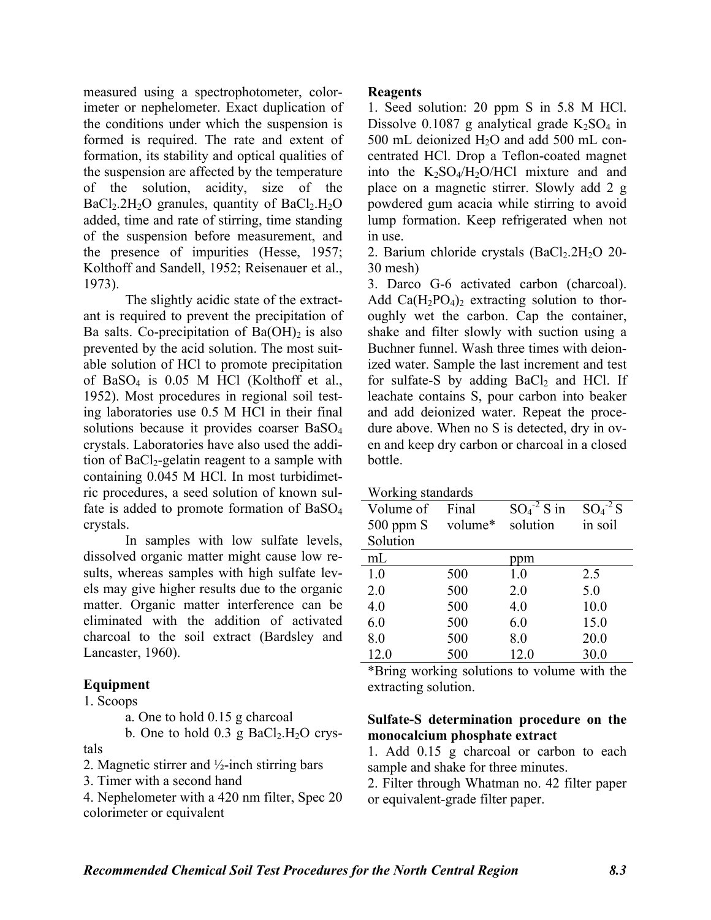measured using a spectrophotometer, colorimeter or nephelometer. Exact duplication of the conditions under which the suspension is formed is required. The rate and extent of formation, its stability and optical qualities of the suspension are affected by the temperature of the solution, acidity, size of the $BaCl_2.2H_2O$ granules, quantity of $BaCl_2.H_2O$ added, time and rate of stirring, time standing of the suspension before measurement, and the presence of impurities (Hesse, 1957; Kolthoff and Sandell, 1952; Reisenauer et al., 1973).

The slightly acidic state of the extractant is required to prevent the precipitation of Ba salts. Co-precipitation of $Ba(OH)_2$ is also prevented by the acid solution. The most suitable solution of HCl to promote precipitation of $BaSO_4$ is 0.05 M HCl (Kolthoff et al., 1952). Most procedures in regional soil testing laboratories use 0.5 M HCl in their final solutions because it provides coarser $BaSO_4$ crystals. Laboratories have also used the addition of $BaCl_2$-gelatin reagent to a sample with containing 0.045 M HCl. In most turbidimetric procedures, a seed solution of known sulfate is added to promote formation of $BaSO_4$ crystals.

In samples with low sulfate levels, dissolved organic matter might cause low results, whereas samples with high sulfate levels may give higher results due to the organic matter. Organic matter interference can be eliminated with the addition of activated charcoal to the soil extract (Bardsley and Lancaster, 1960).

**Equipment**

1. Scoops
   a. One to hold 0.15 g charcoal
   b. One to hold 0.3 g $BaCl_2.H_2O$ crystals
2. Magnetic stirrer and ½-inch stirring bars
3. Timer with a second hand
4. Nephelometer with a 420 nm filter, Spec 20 colorimeter or equivalent

**Reagents**

1. Seed solution: 20 ppm S in 5.8 M HCl. Dissolve 0.1087 g analytical grade $K_2SO_4$ in 500 mL deionized $H_2O$ and add 500 mL concentrated HCl. Drop a Teflon-coated magnet into the $K_2SO_4/H_2O/HCl$ mixture and and place on a magnetic stirrer. Slowly add 2 g powdered gum acacia while stirring to avoid lump formation. Keep refrigerated when not in use.
2. Barium chloride crystals ($BaCl_2.2H_2O$ 20-30 mesh)
3. Darco G-6 activated carbon (charcoal). Add $Ca(H_2PO_4)_2$ extracting solution to thoroughly wet the carbon. Cap the container, shake and filter slowly with suction using a Buchner funnel. Wash three times with deionized water. Sample the last increment and test for sulfate-S by adding $BaCl_2$ and HCl. If leachate contains S, pour carbon into beaker and add deionized water. Repeat the procedure above. When no S is detected, dry in oven and keep dry carbon or charcoal in a closed bottle.

Working standards

| Volume of 500 ppm S Solution | Final volume* | $SO_4^{-2}$ S in solution | $SO_4^{-2}$ S in soil |
|---|---|---|---|
| mL | | ppm | |
| 1.0 | 500 | 1.0 | 2.5 |
| 2.0 | 500 | 2.0 | 5.0 |
| 4.0 | 500 | 4.0 | 10.0 |
| 6.0 | 500 | 6.0 | 15.0 |
| 8.0 | 500 | 8.0 | 20.0 |
| 12.0 | 500 | 12.0 | 30.0 |

*Bring working solutions to volume with the extracting solution.

**Sulfate-S determination procedure on the monocalcium phosphate extract**

1. Add 0.15 g charcoal or carbon to each sample and shake for three minutes.
2. Filter through Whatman no. 42 filter paper or equivalent-grade filter paper.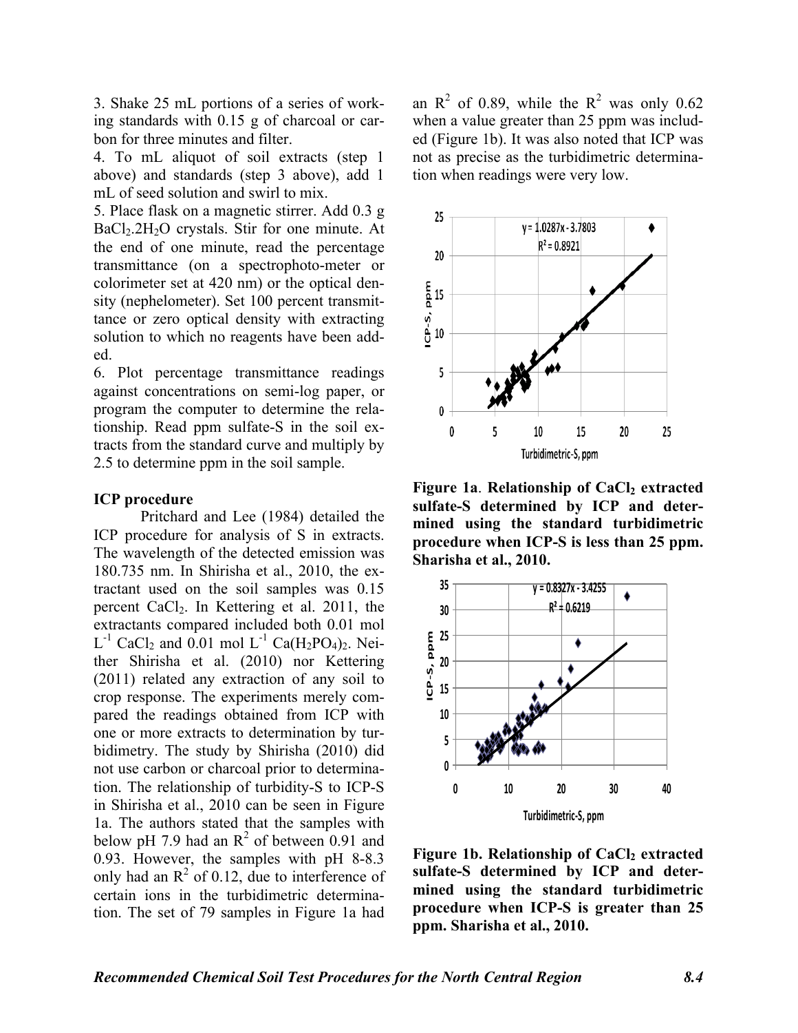3. Shake 25 mL portions of a series of working standards with 0.15 g of charcoal or carbon for three minutes and filter.

4. To mL aliquot of soil extracts (step 1 above) and standards (step 3 above), add 1 mL of seed solution and swirl to mix.

5. Place flask on a magnetic stirrer. Add 0.3 g $BaCl_2.2H_2O$ crystals. Stir for one minute. At the end of one minute, read the percentage transmittance (on a spectrophoto-meter or colorimeter set at 420 nm) or the optical density (nephelometer). Set 100 percent transmittance or zero optical density with extracting solution to which no reagents have been added.

6. Plot percentage transmittance readings against concentrations on semi-log paper, or program the computer to determine the relationship. Read ppm sulfate-S in the soil extracts from the standard curve and multiply by 2.5 to determine ppm in the soil sample.

**ICP procedure**

Pritchard and Lee (1984) detailed the ICP procedure for analysis of S in extracts. The wavelength of the detected emission was 180.735 nm. In Shirisha et al., 2010, the extractant used on the soil samples was 0.15 percent $CaCl_2$. In Kettering et al. 2011, the extractants compared included both 0.01 mol $L^{-1}$ $CaCl_2$ and 0.01 mol $L^{-1}$ $Ca(H_2PO_4)_2$. Neither Shirisha et al. (2010) nor Kettering (2011) related any extraction of any soil to crop response. The experiments merely compared the readings obtained from ICP with one or more extracts to determination by turbidimetry. The study by Shirisha (2010) did not use carbon or charcoal prior to determination. The relationship of turbidity-S to ICP-S in Shirisha et al., 2010 can be seen in Figure 1a. The authors stated that the samples with below pH 7.9 had an $R^2$ of between 0.91 and 0.93. However, the samples with pH 8-8.3 only had an $R^2$ of 0.12, due to interference of certain ions in the turbidimetric determination. The set of 79 samples in Figure 1a had an $R^2$ of 0.89, while the $R^2$ was only 0.62 when a value greater than 25 ppm was included (Figure 1b). It was also noted that ICP was not as precise as the turbidimetric determination when readings were very low.

**Figure 1a**. **Relationship of $CaCl_2$ extracted sulfate-S determined by ICP and determined using the standard turbidimetric procedure when ICP-S is less than 25 ppm. Sharisha et al., 2010.**

**Figure 1b. Relationship of $CaCl_2$ extracted sulfate-S determined by ICP and determined using the standard turbidimetric procedure when ICP-S is greater than 25 ppm. Sharisha et al., 2010.**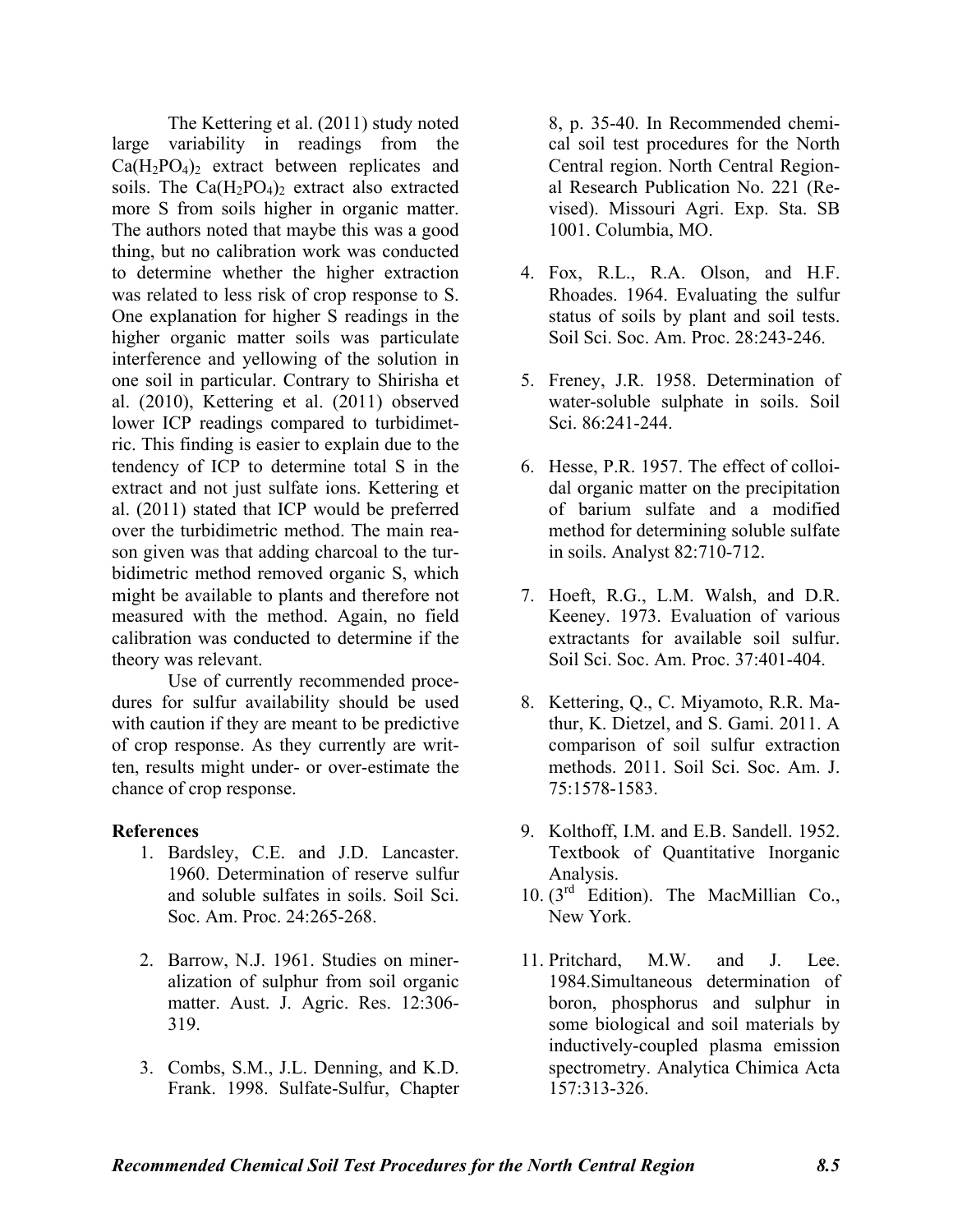The Kettering et al. (2011) study noted large variability in readings from the $Ca(H_2PO_4)_2$ extract between replicates and soils. The $Ca(H_2PO_4)_2$ extract also extracted more S from soils higher in organic matter. The authors noted that maybe this was a good thing, but no calibration work was conducted to determine whether the higher extraction was related to less risk of crop response to S. One explanation for higher S readings in the higher organic matter soils was particulate interference and yellowing of the solution in one soil in particular. Contrary to Shirisha et al. (2010), Kettering et al. (2011) observed lower ICP readings compared to turbidimetric. This finding is easier to explain due to the tendency of ICP to determine total S in the extract and not just sulfate ions. Kettering et al. (2011) stated that ICP would be preferred over the turbidimetric method. The main reason given was that adding charcoal to the turbidimetric method removed organic S, which might be available to plants and therefore not measured with the method. Again, no field calibration was conducted to determine if the theory was relevant.

Use of currently recommended procedures for sulfur availability should be used with caution if they are meant to be predictive of crop response. As they currently are written, results might under- or over-estimate the chance of crop response.

**References**

1. Bardsley, C.E. and J.D. Lancaster. 1960. Determination of reserve sulfur and soluble sulfates in soils. Soil Sci. Soc. Am. Proc. 24:265-268.
2. Barrow, N.J. 1961. Studies on mineralization of sulphur from soil organic matter. Aust. J. Agric. Res. 12:306-319.
3. Combs, S.M., J.L. Denning, and K.D. Frank. 1998. Sulfate-Sulfur, Chapter 8, p. 35-40. In Recommended chemical soil test procedures for the North Central region. North Central Regional Research Publication No. 221 (Revised). Missouri Agri. Exp. Sta. SB 1001. Columbia, MO.
4. Fox, R.L., R.A. Olson, and H.F. Rhoades. 1964. Evaluating the sulfur status of soils by plant and soil tests. Soil Sci. Soc. Am. Proc. 28:243-246.
5. Freney, J.R. 1958. Determination of water-soluble sulphate in soils. Soil Sci. 86:241-244.
6. Hesse, P.R. 1957. The effect of colloidal organic matter on the precipitation of barium sulfate and a modified method for determining soluble sulfate in soils. Analyst 82:710-712.
7. Hoeft, R.G., L.M. Walsh, and D.R. Keeney. 1973. Evaluation of various extractants for available soil sulfur. Soil Sci. Soc. Am. Proc. 37:401-404.
8. Kettering, Q., C. Miyamoto, R.R. Mathur, K. Dietzel, and S. Gami. 2011. A comparison of soil sulfur extraction methods. 2011. Soil Sci. Soc. Am. J. 75:1578-1583.
9. Kolthoff, I.M. and E.B. Sandell. 1952. Textbook of Quantitative Inorganic Analysis.
10. (3rd Edition). The MacMillian Co., New York.
11. Pritchard, M.W. and J. Lee. 1984.Simultaneous determination of boron, phosphorus and sulphur in some biological and soil materials by inductively-coupled plasma emission spectrometry. Analytica Chimica Acta 157:313-326.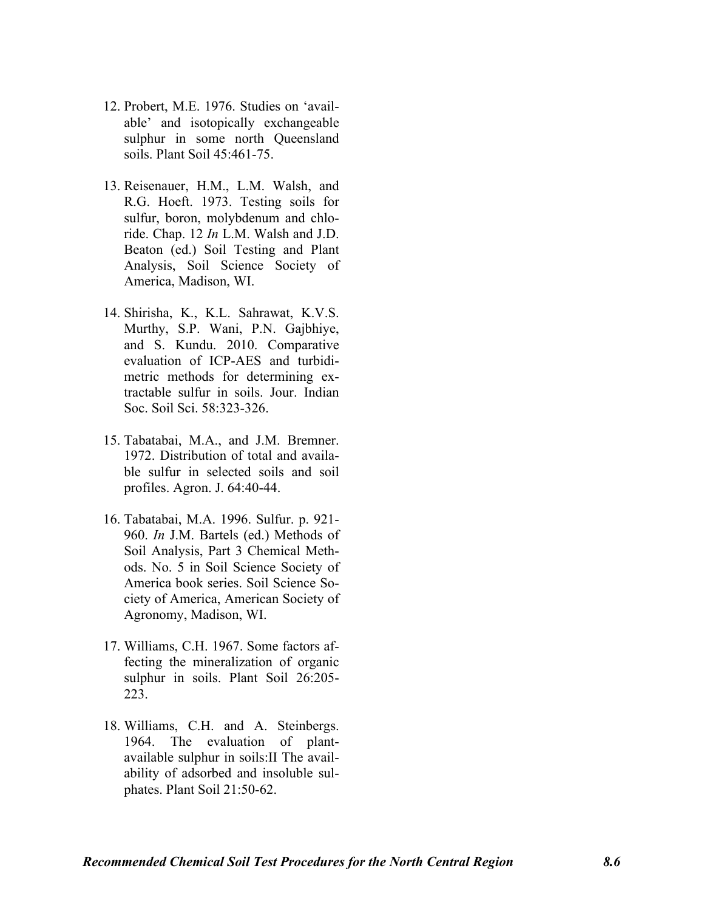12. Probert, M.E. 1976. Studies on 'available' and isotopically exchangeable sulphur in some north Queensland soils. Plant Soil 45:461-75.

13. Reisenauer, H.M., L.M. Walsh, and R.G. Hoeft. 1973. Testing soils for sulfur, boron, molybdenum and chloride. Chap. 12 *In* L.M. Walsh and J.D. Beaton (ed.) Soil Testing and Plant Analysis, Soil Science Society of America, Madison, WI.

14. Shirisha, K., K.L. Sahrawat, K.V.S. Murthy, S.P. Wani, P.N. Gajbhiye, and S. Kundu. 2010. Comparative evaluation of ICP-AES and turbidimetric methods for determining extractable sulfur in soils. Jour. Indian Soc. Soil Sci. 58:323-326.

15. Tabatabai, M.A., and J.M. Bremner. 1972. Distribution of total and available sulfur in selected soils and soil profiles. Agron. J. 64:40-44.

16. Tabatabai, M.A. 1996. Sulfur. p. 921-960. *In* J.M. Bartels (ed.) Methods of Soil Analysis, Part 3 Chemical Methods. No. 5 in Soil Science Society of America book series. Soil Science Society of America, American Society of Agronomy, Madison, WI.

17. Williams, C.H. 1967. Some factors affecting the mineralization of organic sulphur in soils. Plant Soil 26:205-223.

18. Williams, C.H. and A. Steinbergs. 1964. The evaluation of plant-available sulphur in soils:II The availability of adsorbed and insoluble sulphates. Plant Soil 21:50-62.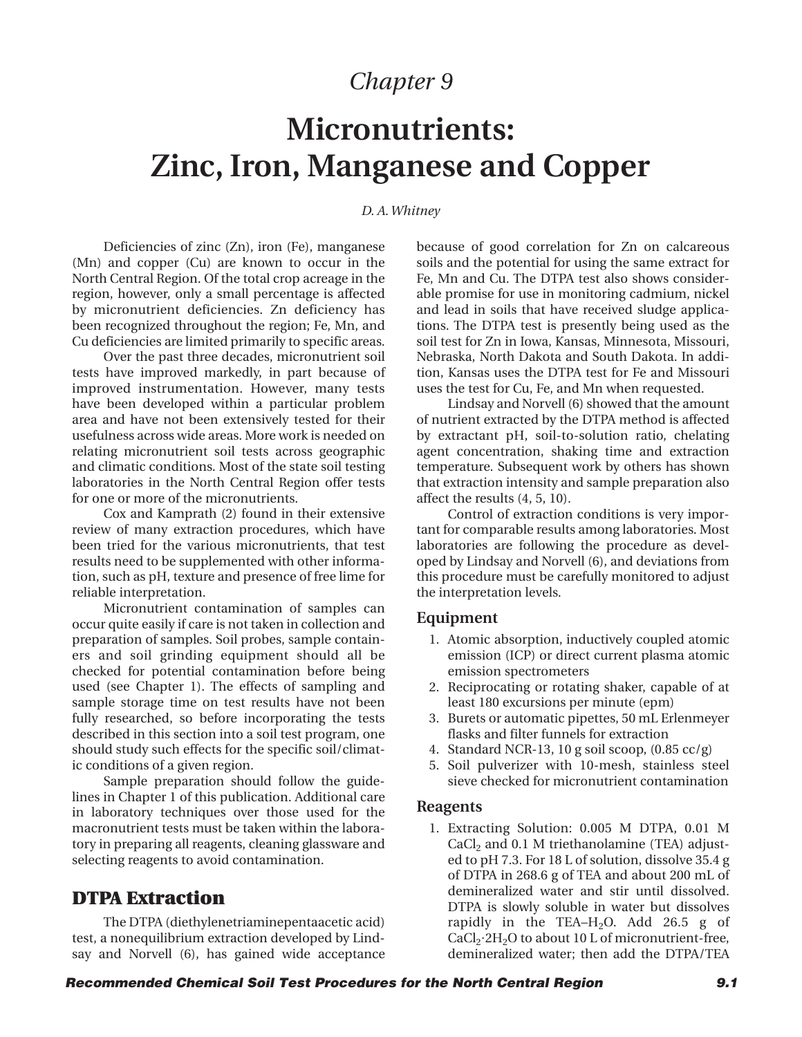# Chapter 9

# Micronutrients: Zinc, Iron, Manganese and Copper

*D. A. Whitney*

Deficiencies of zinc (Zn), iron (Fe), manganese (Mn) and copper (Cu) are known to occur in the North Central Region. Of the total crop acreage in the region, however, only a small percentage is affected by micronutrient deficiencies. Zn deficiency has been recognized throughout the region; Fe, Mn, and Cu deficiencies are limited primarily to specific areas.

Over the past three decades, micronutrient soil tests have improved markedly, in part because of improved instrumentation. However, many tests have been developed within a particular problem area and have not been extensively tested for their usefulness across wide areas. More work is needed on relating micronutrient soil tests across geographic and climatic conditions. Most of the state soil testing laboratories in the North Central Region offer tests for one or more of the micronutrients.

Cox and Kamprath (2) found in their extensive review of many extraction procedures, which have been tried for the various micronutrients, that test results need to be supplemented with other information, such as pH, texture and presence of free lime for reliable interpretation.

Micronutrient contamination of samples can occur quite easily if care is not taken in collection and preparation of samples. Soil probes, sample containers and soil grinding equipment should all be checked for potential contamination before being used (see Chapter 1). The effects of sampling and sample storage time on test results have not been fully researched, so before incorporating the tests described in this section into a soil test program, one should study such effects for the specific soil/climatic conditions of a given region.

Sample preparation should follow the guidelines in Chapter 1 of this publication. Additional care in laboratory techniques over those used for the macronutrient tests must be taken within the laboratory in preparing all reagents, cleaning glassware and selecting reagents to avoid contamination.

## DTPA Extraction

The DTPA (diethylenetriaminepentaacetic acid) test, a nonequilibrium extraction developed by Lindsay and Norvell (6), has gained wide acceptance because of good correlation for Zn on calcareous soils and the potential for using the same extract for Fe, Mn and Cu. The DTPA test also shows considerable promise for use in monitoring cadmium, nickel and lead in soils that have received sludge applications. The DTPA test is presently being used as the soil test for Zn in Iowa, Kansas, Minnesota, Missouri, Nebraska, North Dakota and South Dakota. In addition, Kansas uses the DTPA test for Fe and Missouri uses the test for Cu, Fe, and Mn when requested.

Lindsay and Norvell (6) showed that the amount of nutrient extracted by the DTPA method is affected by extractant pH, soil-to-solution ratio, chelating agent concentration, shaking time and extraction temperature. Subsequent work by others has shown that extraction intensity and sample preparation also affect the results (4, 5, 10).

Control of extraction conditions is very important for comparable results among laboratories. Most laboratories are following the procedure as developed by Lindsay and Norvell (6), and deviations from this procedure must be carefully monitored to adjust the interpretation levels.

### Equipment

1. Atomic absorption, inductively coupled atomic emission (ICP) or direct current plasma atomic emission spectrometers
2. Reciprocating or rotating shaker, capable of at least 180 excursions per minute (epm)
3. Burets or automatic pipettes, 50 mL Erlenmeyer flasks and filter funnels for extraction
4. Standard NCR-13, 10 g soil scoop, (0.85 cc/g)
5. Soil pulverizer with 10-mesh, stainless steel sieve checked for micronutrient contamination

### Reagents

1. Extracting Solution: 0.005 M DTPA, 0.01 M $CaCl_2$ and 0.1 M triethanolamine (TEA) adjusted to pH 7.3. For 18 L of solution, dissolve 35.4 g of DTPA in 268.6 g of TEA and about 200 mL of demineralized water and stir until dissolved. DTPA is slowly soluble in water but dissolves rapidly in the TEA–$H_2O$. Add 26.5 g of $CaCl_2 \cdot 2H_2O$ to about 10 L of micronutrient-free, demineralized water; then add the DTPA/TEA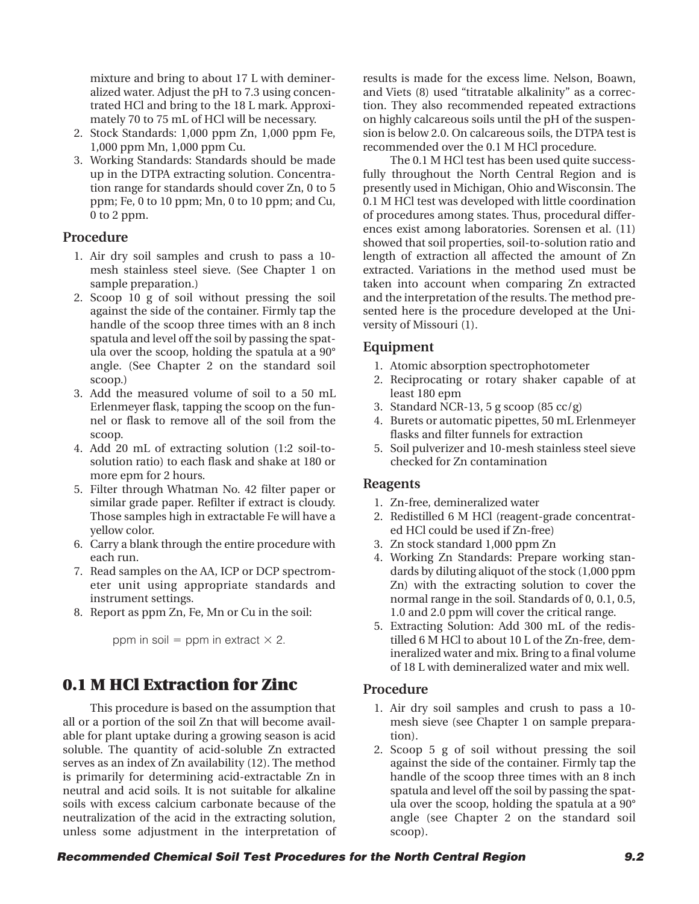mixture and bring to about 17 L with demineralized water. Adjust the pH to 7.3 using concentrated HCl and bring to the 18 L mark. Approximately 70 to 75 mL of HCl will be necessary.

2. Stock Standards: 1,000 ppm Zn, 1,000 ppm Fe, 1,000 ppm Mn, 1,000 ppm Cu.
3. Working Standards: Standards should be made up in the DTPA extracting solution. Concentration range for standards should cover Zn, 0 to 5 ppm; Fe, 0 to 10 ppm; Mn, 0 to 10 ppm; and Cu, 0 to 2 ppm.

### Procedure

1. Air dry soil samples and crush to pass a 10-mesh stainless steel sieve. (See Chapter 1 on sample preparation.)
2. Scoop 10 g of soil without pressing the soil against the side of the container. Firmly tap the handle of the scoop three times with an 8 inch spatula and level off the soil by passing the spatula over the scoop, holding the spatula at a 90° angle. (See Chapter 2 on the standard soil scoop.)
3. Add the measured volume of soil to a 50 mL Erlenmeyer flask, tapping the scoop on the funnel or flask to remove all of the soil from the scoop.
4. Add 20 mL of extracting solution (1:2 soil-to-solution ratio) to each flask and shake at 180 or more epm for 2 hours.
5. Filter through Whatman No. 42 filter paper or similar grade paper. Refilter if extract is cloudy. Those samples high in extractable Fe will have a yellow color.
6. Carry a blank through the entire procedure with each run.
7. Read samples on the AA, ICP or DCP spectrometer unit using appropriate standards and instrument settings.
8. Report as ppm Zn, Fe, Mn or Cu in the soil:

$$\text{ppm in soil} = \text{ppm in extract} \times 2.$$

## 0.1 M HCl Extraction for Zinc

This procedure is based on the assumption that all or a portion of the soil Zn that will become available for plant uptake during a growing season is acid soluble. The quantity of acid-soluble Zn extracted serves as an index of Zn availability (12). The method is primarily for determining acid-extractable Zn in neutral and acid soils. It is not suitable for alkaline soils with excess calcium carbonate because of the neutralization of the acid in the extracting solution, unless some adjustment in the interpretation of results is made for the excess lime. Nelson, Boawn, and Viets (8) used "titratable alkalinity" as a correction. They also recommended repeated extractions on highly calcareous soils until the pH of the suspension is below 2.0. On calcareous soils, the DTPA test is recommended over the 0.1 M HCl procedure.

The 0.1 M HCl test has been used quite successfully throughout the North Central Region and is presently used in Michigan, Ohio and Wisconsin. The 0.1 M HCl test was developed with little coordination of procedures among states. Thus, procedural differences exist among laboratories. Sorensen et al. (11) showed that soil properties, soil-to-solution ratio and length of extraction all affected the amount of Zn extracted. Variations in the method used must be taken into account when comparing Zn extracted and the interpretation of the results. The method presented here is the procedure developed at the University of Missouri (1).

### Equipment

1. Atomic absorption spectrophotometer
2. Reciprocating or rotary shaker capable of at least 180 epm
3. Standard NCR-13, 5 g scoop (85 cc/g)
4. Burets or automatic pipettes, 50 mL Erlenmeyer flasks and filter funnels for extraction
5. Soil pulverizer and 10-mesh stainless steel sieve checked for Zn contamination

### Reagents

1. Zn-free, demineralized water
2. Redistilled 6 M HCl (reagent-grade concentrated HCl could be used if Zn-free)
3. Zn stock standard 1,000 ppm Zn
4. Working Zn Standards: Prepare working standards by diluting aliquot of the stock (1,000 ppm Zn) with the extracting solution to cover the normal range in the soil. Standards of 0, 0.1, 0.5, 1.0 and 2.0 ppm will cover the critical range.
5. Extracting Solution: Add 300 mL of the redistilled 6 M HCl to about 10 L of the Zn-free, demineralized water and mix. Bring to a final volume of 18 L with demineralized water and mix well.

### Procedure

1. Air dry soil samples and crush to pass a 10-mesh sieve (see Chapter 1 on sample preparation).
2. Scoop 5 g of soil without pressing the soil against the side of the container. Firmly tap the handle of the scoop three times with an 8 inch spatula and level off the soil by passing the spatula over the scoop, holding the spatula at a 90° angle (see Chapter 2 on the standard soil scoop).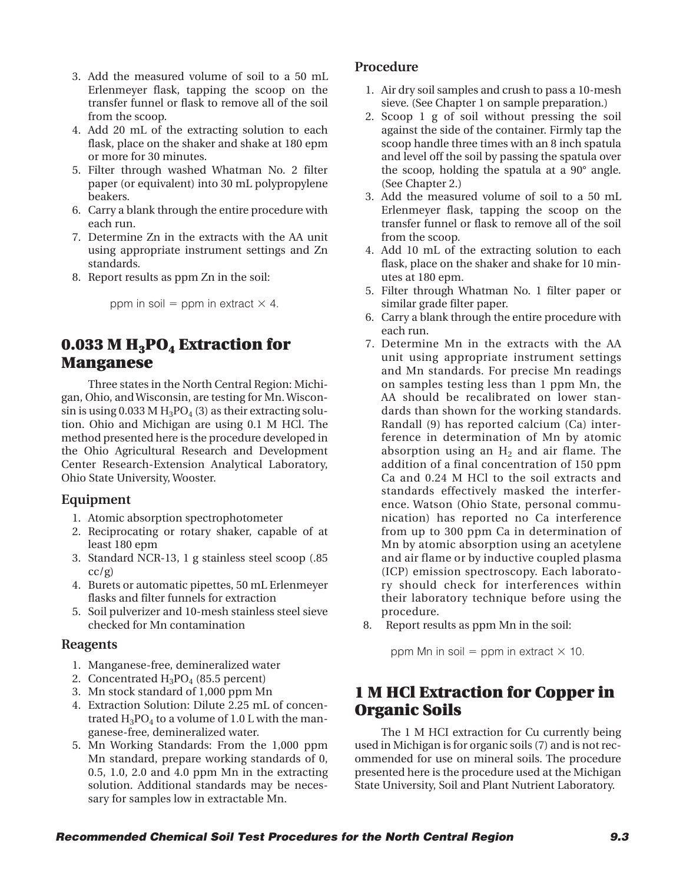3. Add the measured volume of soil to a 50 mL Erlenmeyer flask, tapping the scoop on the transfer funnel or flask to remove all of the soil from the scoop.
4. Add 20 mL of the extracting solution to each flask, place on the shaker and shake at 180 epm or more for 30 minutes.
5. Filter through washed Whatman No. 2 filter paper (or equivalent) into 30 mL polypropylene beakers.
6. Carry a blank through the entire procedure with each run.
7. Determine Zn in the extracts with the AA unit using appropriate instrument settings and Zn standards.
8. Report results as ppm Zn in the soil:

   ppm in soil = ppm in extract × 4.

## 0.033 M $H_3PO_4$ Extraction for Manganese

Three states in the North Central Region: Michigan, Ohio, and Wisconsin, are testing for Mn. Wisconsin is using 0.033 M $H_3PO_4$ (3) as their extracting solution. Ohio and Michigan are using 0.1 M HCl. The method presented here is the procedure developed in the Ohio Agricultural Research and Development Center Research-Extension Analytical Laboratory, Ohio State University, Wooster.

### Equipment

1. Atomic absorption spectrophotometer
2. Reciprocating or rotary shaker, capable of at least 180 epm
3. Standard NCR-13, 1 g stainless steel scoop (.85 cc/g)
4. Burets or automatic pipettes, 50 mL Erlenmeyer flasks and filter funnels for extraction
5. Soil pulverizer and 10-mesh stainless steel sieve checked for Mn contamination

### Reagents

1. Manganese-free, demineralized water
2. Concentrated $H_3PO_4$ (85.5 percent)
3. Mn stock standard of 1,000 ppm Mn
4. Extraction Solution: Dilute 2.25 mL of concentrated $H_3PO_4$ to a volume of 1.0 L with the manganese-free, demineralized water.
5. Mn Working Standards: From the 1,000 ppm Mn standard, prepare working standards of 0, 0.5, 1.0, 2.0 and 4.0 ppm Mn in the extracting solution. Additional standards may be necessary for samples low in extractable Mn.

### Procedure

1. Air dry soil samples and crush to pass a 10-mesh sieve. (See Chapter 1 on sample preparation.)
2. Scoop 1 g of soil without pressing the soil against the side of the container. Firmly tap the scoop handle three times with an 8 inch spatula and level off the soil by passing the spatula over the scoop, holding the spatula at a 90° angle. (See Chapter 2.)
3. Add the measured volume of soil to a 50 mL Erlenmeyer flask, tapping the scoop on the transfer funnel or flask to remove all of the soil from the scoop.
4. Add 10 mL of the extracting solution to each flask, place on the shaker and shake for 10 minutes at 180 epm.
5. Filter through Whatman No. 1 filter paper or similar grade filter paper.
6. Carry a blank through the entire procedure with each run.
7. Determine Mn in the extracts with the AA unit using appropriate instrument settings and Mn standards. For precise Mn readings on samples testing less than 1 ppm Mn, the AA should be recalibrated on lower standards than shown for the working standards. Randall (9) has reported calcium (Ca) interference in determination of Mn by atomic absorption using an $H_2$ and air flame. The addition of a final concentration of 150 ppm Ca and 0.24 M HCl to the soil extracts and standards effectively masked the interference. Watson (Ohio State, personal communication) has reported no Ca interference from up to 300 ppm Ca in determination of Mn by atomic absorption using an acetylene and air flame or by inductive coupled plasma (ICP) emission spectroscopy. Each laboratory should check for interferences within their laboratory technique before using the procedure.
8. Report results as ppm Mn in the soil:

   ppm Mn in soil = ppm in extract × 10.

## 1 M HCl Extraction for Copper in Organic Soils

The 1 M HCI extraction for Cu currently being used in Michigan is for organic soils (7) and is not recommended for use on mineral soils. The procedure presented here is the procedure used at the Michigan State University, Soil and Plant Nutrient Laboratory.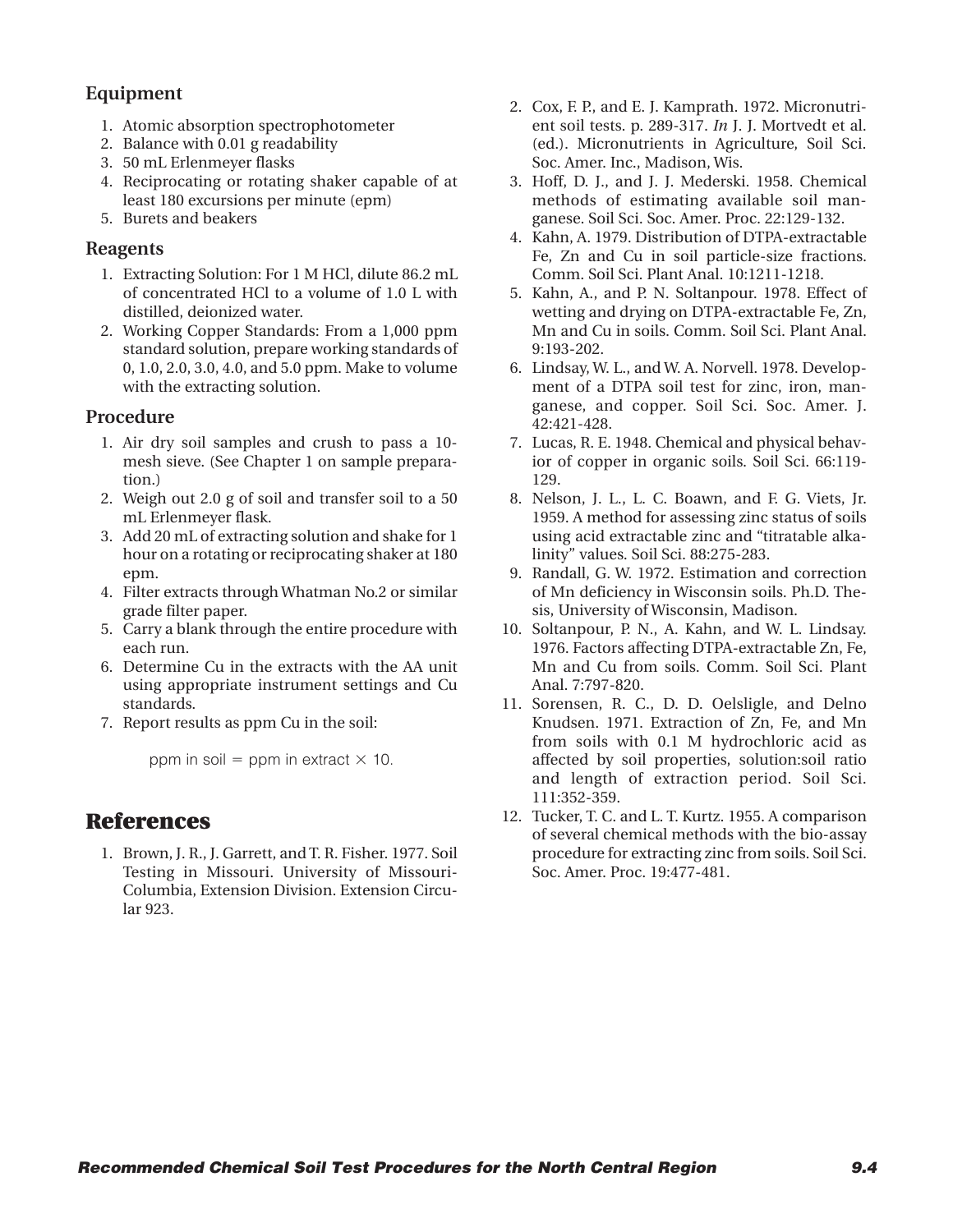### Equipment

1. Atomic absorption spectrophotometer
2. Balance with 0.01 g readability
3. 50 mL Erlenmeyer flasks
4. Reciprocating or rotating shaker capable of at least 180 excursions per minute (epm)
5. Burets and beakers

### Reagents

1. Extracting Solution: For 1 M HCl, dilute 86.2 mL of concentrated HCl to a volume of 1.0 L with distilled, deionized water.
2. Working Copper Standards: From a 1,000 ppm standard solution, prepare working standards of 0, 1.0, 2.0, 3.0, 4.0, and 5.0 ppm. Make to volume with the extracting solution.

### Procedure

1. Air dry soil samples and crush to pass a 10-mesh sieve. (See Chapter 1 on sample preparation.)
2. Weigh out 2.0 g of soil and transfer soil to a 50 mL Erlenmeyer flask.
3. Add 20 mL of extracting solution and shake for 1 hour on a rotating or reciprocating shaker at 180 epm.
4. Filter extracts through Whatman No.2 or similar grade filter paper.
5. Carry a blank through the entire procedure with each run.
6. Determine Cu in the extracts with the AA unit using appropriate instrument settings and Cu standards.
7. Report results as ppm Cu in the soil:

   ppm in soil = ppm in extract × 10.

## References

1. Brown, J. R., J. Garrett, and T. R. Fisher. 1977. Soil Testing in Missouri. University of Missouri-Columbia, Extension Division. Extension Circular 923.
2. Cox, F. P., and E. J. Kamprath. 1972. Micronutrient soil tests. p. 289-317. *In* J. J. Mortvedt et al. (ed.). Micronutrients in Agriculture, Soil Sci. Soc. Amer. Inc., Madison, Wis.
3. Hoff, D. J., and J. J. Mederski. 1958. Chemical methods of estimating available soil manganese. Soil Sci. Soc. Amer. Proc. 22:129-132.
4. Kahn, A. 1979. Distribution of DTPA-extractable Fe, Zn and Cu in soil particle-size fractions. Comm. Soil Sci. Plant Anal. 10:1211-1218.
5. Kahn, A., and P. N. Soltanpour. 1978. Effect of wetting and drying on DTPA-extractable Fe, Zn, Mn and Cu in soils. Comm. Soil Sci. Plant Anal. 9:193-202.
6. Lindsay, W. L., and W. A. Norvell. 1978. Development of a DTPA soil test for zinc, iron, manganese, and copper. Soil Sci. Soc. Amer. J. 42:421-428.
7. Lucas, R. E. 1948. Chemical and physical behavior of copper in organic soils. Soil Sci. 66:119-129.
8. Nelson, J. L., L. C. Boawn, and F. G. Viets, Jr. 1959. A method for assessing zinc status of soils using acid extractable zinc and "titratable alkalinity" values. Soil Sci. 88:275-283.
9. Randall, G. W. 1972. Estimation and correction of Mn deficiency in Wisconsin soils. Ph.D. Thesis, University of Wisconsin, Madison.
10. Soltanpour, P. N., A. Kahn, and W. L. Lindsay. 1976. Factors affecting DTPA-extractable Zn, Fe, Mn and Cu from soils. Comm. Soil Sci. Plant Anal. 7:797-820.
11. Sorensen, R. C., D. D. Oelsligle, and Delno Knudsen. 1971. Extraction of Zn, Fe, and Mn from soils with 0.1 M hydrochloric acid as affected by soil properties, solution:soil ratio and length of extraction period. Soil Sci. 111:352-359.
12. Tucker, T. C. and L. T. Kurtz. 1955. A comparison of several chemical methods with the bio-assay procedure for extracting zinc from soils. Soil Sci. Soc. Amer. Proc. 19:477-481.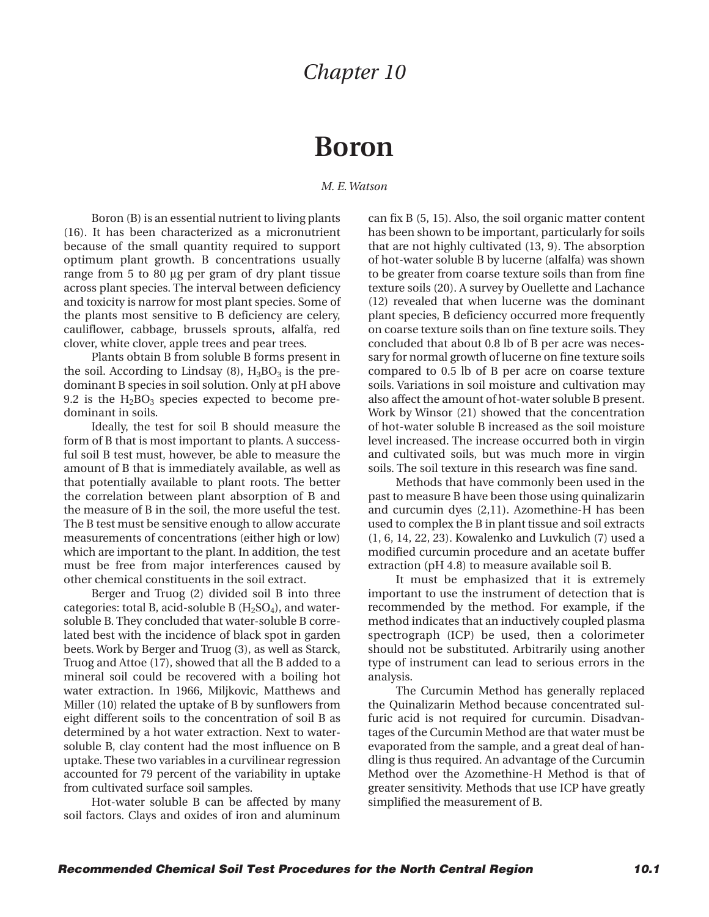# Chapter 10

# Boron

*M. E. Watson*

Boron (B) is an essential nutrient to living plants (16). It has been characterized as a micronutrient because of the small quantity required to support optimum plant growth. B concentrations usually range from 5 to 80 µg per gram of dry plant tissue across plant species. The interval between deficiency and toxicity is narrow for most plant species. Some of the plants most sensitive to B deficiency are celery, cauliflower, cabbage, brussels sprouts, alfalfa, red clover, white clover, apple trees and pear trees.

Plants obtain B from soluble B forms present in the soil. According to Lindsay (8), $H_3BO_3$ is the predominant B species in soil solution. Only at pH above 9.2 is the $H_2BO_3$ species expected to become predominant in soils.

Ideally, the test for soil B should measure the form of B that is most important to plants. A successful soil B test must, however, be able to measure the amount of B that is immediately available, as well as that potentially available to plant roots. The better the correlation between plant absorption of B and the measure of B in the soil, the more useful the test. The B test must be sensitive enough to allow accurate measurements of concentrations (either high or low) which are important to the plant. In addition, the test must be free from major interferences caused by other chemical constituents in the soil extract.

Berger and Truog (2) divided soil B into three categories: total B, acid-soluble B ($H_2SO_4$), and water-soluble B. They concluded that water-soluble B correlated best with the incidence of black spot in garden beets. Work by Berger and Truog (3), as well as Starck, Truog and Attoe (17), showed that all the B added to a mineral soil could be recovered with a boiling hot water extraction. In 1966, Miljkovic, Matthews and Miller (10) related the uptake of B by sunflowers from eight different soils to the concentration of soil B as determined by a hot water extraction. Next to water-soluble B, clay content had the most influence on B uptake. These two variables in a curvilinear regression accounted for 79 percent of the variability in uptake from cultivated surface soil samples.

Hot-water soluble B can be affected by many soil factors. Clays and oxides of iron and aluminum can fix B (5, 15). Also, the soil organic matter content has been shown to be important, particularly for soils that are not highly cultivated (13, 9). The absorption of hot-water soluble B by lucerne (alfalfa) was shown to be greater from coarse texture soils than from fine texture soils (20). A survey by Ouellette and Lachance (12) revealed that when lucerne was the dominant plant species, B deficiency occurred more frequently on coarse texture soils than on fine texture soils. They concluded that about 0.8 lb of B per acre was necessary for normal growth of lucerne on fine texture soils compared to 0.5 lb of B per acre on coarse texture soils. Variations in soil moisture and cultivation may also affect the amount of hot-water soluble B present. Work by Winsor (21) showed that the concentration of hot-water soluble B increased as the soil moisture level increased. The increase occurred both in virgin and cultivated soils, but was much more in virgin soils. The soil texture in this research was fine sand.

Methods that have commonly been used in the past to measure B have been those using quinalizarin and curcumin dyes (2,11). Azomethine-H has been used to complex the B in plant tissue and soil extracts (1, 6, 14, 22, 23). Kowalenko and Luvkulich (7) used a modified curcumin procedure and an acetate buffer extraction (pH 4.8) to measure available soil B.

It must be emphasized that it is extremely important to use the instrument of detection that is recommended by the method. For example, if the method indicates that an inductively coupled plasma spectrograph (ICP) be used, then a colorimeter should not be substituted. Arbitrarily using another type of instrument can lead to serious errors in the analysis.

The Curcumin Method has generally replaced the Quinalizarin Method because concentrated sulfuric acid is not required for curcumin. Disadvantages of the Curcumin Method are that water must be evaporated from the sample, and a great deal of handling is thus required. An advantage of the Curcumin Method over the Azomethine-H Method is that of greater sensitivity. Methods that use ICP have greatly simplified the measurement of B.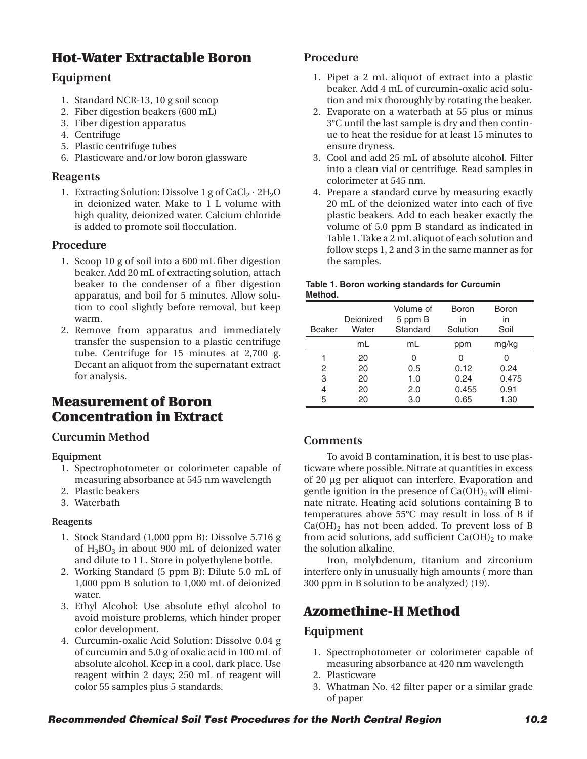# Hot-Water Extractable Boron

## Equipment

1. Standard NCR-13, 10 g soil scoop
2. Fiber digestion beakers (600 mL)
3. Fiber digestion apparatus
4. Centrifuge
5. Plastic centrifuge tubes
6. Plasticware and/or low boron glassware

## Reagents

1. Extracting Solution: Dissolve 1 g of $CaCl_2 \cdot 2H_2O$ in deionized water. Make to 1 L volume with high quality, deionized water. Calcium chloride is added to promote soil flocculation.

## Procedure

1. Scoop 10 g of soil into a 600 mL fiber digestion beaker. Add 20 mL of extracting solution, attach beaker to the condenser of a fiber digestion apparatus, and boil for 5 minutes. Allow solution to cool slightly before removal, but keep warm.
2. Remove from apparatus and immediately transfer the suspension to a plastic centrifuge tube. Centrifuge for 15 minutes at 2,700 g. Decant an aliquot from the supernatant extract for analysis.

# Measurement of Boron Concentration in Extract

## Curcumin Method

### Equipment

1. Spectrophotometer or colorimeter capable of measuring absorbance at 545 nm wavelength
2. Plastic beakers
3. Waterbath

### Reagents

1. Stock Standard (1,000 ppm B): Dissolve 5.716 g of $H_3BO_3$ in about 900 mL of deionized water and dilute to 1 L. Store in polyethylene bottle.
2. Working Standard (5 ppm B): Dilute 5.0 mL of 1,000 ppm B solution to 1,000 mL of deionized water.
3. Ethyl Alcohol: Use absolute ethyl alcohol to avoid moisture problems, which hinder proper color development.
4. Curcumin-oxalic Acid Solution: Dissolve 0.04 g of curcumin and 5.0 g of oxalic acid in 100 mL of absolute alcohol. Keep in a cool, dark place. Use reagent within 2 days; 250 mL of reagent will color 55 samples plus 5 standards.

### Procedure

1. Pipet a 2 mL aliquot of extract into a plastic beaker. Add 4 mL of curcumin-oxalic acid solution and mix thoroughly by rotating the beaker.
2. Evaporate on a waterbath at 55 plus or minus 3°C until the last sample is dry and then continue to heat the residue for at least 15 minutes to ensure dryness.
3. Cool and add 25 mL of absolute alcohol. Filter into a clean vial or centrifuge. Read samples in colorimeter at 545 nm.
4. Prepare a standard curve by measuring exactly 20 mL of the deionized water into each of five plastic beakers. Add to each beaker exactly the volume of 5.0 ppm B standard as indicated in Table 1. Take a 2 mL aliquot of each solution and follow steps 1, 2 and 3 in the same manner as for the samples.

**Table 1. Boron working standards for Curcumin Method.**

| Beaker | Deionized Water | Volume of 5 ppm B Standard | Boron in Solution | Boron in Soil |
|---|---|---|---|---|
| | mL | mL | ppm | mg/kg |
| 1 | 20 | 0 | 0 | 0 |
| 2 | 20 | 0.5 | 0.12 | 0.24 |
| 3 | 20 | 1.0 | 0.24 | 0.475 |
| 4 | 20 | 2.0 | 0.455 | 0.91 |
| 5 | 20 | 3.0 | 0.65 | 1.30 |

## Comments

To avoid B contamination, it is best to use plasticware where possible. Nitrate at quantities in excess of 20 µg per aliquot can interfere. Evaporation and gentle ignition in the presence of $Ca(OH)_2$ will eliminate nitrate. Heating acid solutions containing B to temperatures above 55°C may result in loss of B if $Ca(OH)_2$ has not been added. To prevent loss of B from acid solutions, add sufficient $Ca(OH)_2$ to make the solution alkaline.

Iron, molybdenum, titanium and zirconium interfere only in unusually high amounts ( more than 300 ppm in B solution to be analyzed) (19).

# Azomethine-H Method

## Equipment

1. Spectrophotometer or colorimeter capable of measuring absorbance at 420 nm wavelength
2. Plasticware
3. Whatman No. 42 filter paper or a similar grade of paper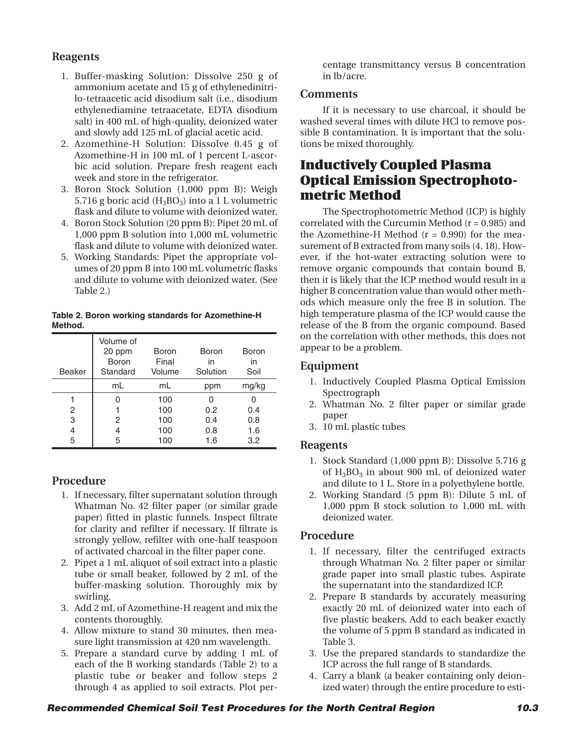## Reagents

1. Buffer-masking Solution: Dissolve 250 g of ammonium acetate and 15 g of ethylenedinitrilo-tetraacetic acid disodium salt (i.e., disodium ethylenediamine tetraacetate, EDTA disodium salt) in 400 mL of high-quality, deionized water and slowly add 125 mL of glacial acetic acid.
2. Azomethine-H Solution: Dissolve 0.45 g of Azomethine-H in 100 mL of 1 percent L-ascorbic acid solution. Prepare fresh reagent each week and store in the refrigerator.
3. Boron Stock Solution (1,000 ppm B): Weigh 5.716 g boric acid ($H_3BO_3$) into a 1 L volumetric flask and dilute to volume with deionized water.
4. Boron Stock Solution (20 ppm B): Pipet 20 mL of 1,000 ppm B solution into 1,000 mL volumetric flask and dilute to volume with deionized water.
5. Working Standards: Pipet the appropriate volumes of 20 ppm B into 100 mL volumetric flasks and dilute to volume with deionized water. (See Table 2.)

**Table 2. Boron working standards for Azomethine-H Method.**

| Beaker | Volume of 20 ppm Boron Standard | Boron Final Volume | Boron in Solution | Boron in Soil |
|---|---|---|---|---|
| | mL | mL | ppm | mg/kg |
| 1 | 0 | 100 | 0 | 0 |
| 2 | 1 | 100 | 0.2 | 0.4 |
| 3 | 2 | 100 | 0.4 | 0.8 |
| 4 | 4 | 100 | 0.8 | 1.6 |
| 5 | 5 | 100 | 1.6 | 3.2 |

## Procedure

1. If necessary, filter supernatant solution through Whatman No. 42 filter paper (or similar grade paper) fitted in plastic funnels. Inspect filtrate for clarity and refilter if necessary. If filtrate is strongly yellow, refilter with one-half teaspoon of activated charcoal in the filter paper cone.
2. Pipet a 1 mL aliquot of soil extract into a plastic tube or small beaker, followed by 2 mL of the buffer-masking solution. Thoroughly mix by swirling.
3. Add 2 mL of Azomethine-H reagent and mix the contents thoroughly.
4. Allow mixture to stand 30 minutes, then measure light transmission at 420 nm wavelength.
5. Prepare a standard curve by adding 1 mL of each of the B working standards (Table 2) to a plastic tube or beaker and follow steps 2 through 4 as applied to soil extracts. Plot percentage transmittancy versus B concentration in lb/acre.

## Comments

If it is necessary to use charcoal, it should be washed several times with dilute HCl to remove possible B contamination. It is important that the solutions be mixed thoroughly.

# Inductively Coupled Plasma Optical Emission Spectrophotometric Method

The Spectrophotometric Method (ICP) is highly correlated with the Curcumin Method ($r = 0.985$) and the Azomethine-H Method ($r = 0.990$) for the measurement of B extracted from many soils (4, 18). However, if the hot-water extracting solution were to remove organic compounds that contain bound B, then it is likely that the ICP method would result in a higher B concentration value than would other methods which measure only the free B in solution. The high temperature plasma of the ICP would cause the release of the B from the organic compound. Based on the correlation with other methods, this does not appear to be a problem.

## Equipment

1. Inductively Coupled Plasma Optical Emission Spectrograph
2. Whatman No. 2 filter paper or similar grade paper
3. 10 mL plastic tubes

## Reagents

1. Stock Standard (1,000 ppm B): Dissolve 5.716 g of $H_3BO_3$ in about 900 mL of deionized water and dilute to 1 L. Store in a polyethylene bottle.
2. Working Standard (5 ppm B): Dilute 5 mL of 1,000 ppm B stock solution to 1,000 mL with deionized water.

## Procedure

1. If necessary, filter the centrifuged extracts through Whatman No. 2 filter paper or similar grade paper into small plastic tubes. Aspirate the supernatant into the standardized ICP.
2. Prepare B standards by accurately measuring exactly 20 mL of deionized water into each of five plastic beakers. Add to each beaker exactly the volume of 5 ppm B standard as indicated in Table 3.
3. Use the prepared standards to standardize the ICP across the full range of B standards.
4. Carry a blank (a beaker containing only deionized water) through the entire procedure to esti-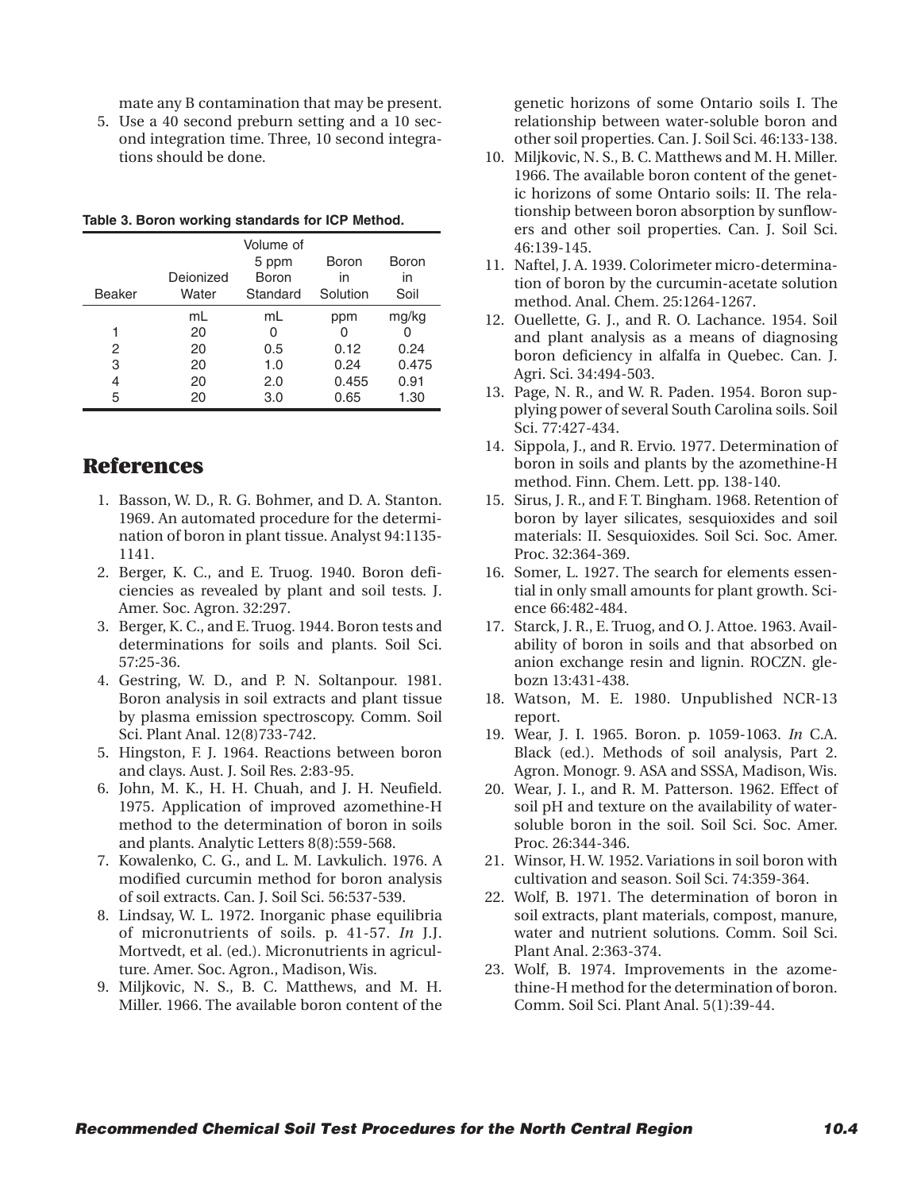mate any B contamination that may be present.

5. Use a 40 second preburn setting and a 10 second integration time. Three, 10 second integrations should be done.

**Table 3. Boron working standards for ICP Method.**

| Beaker | Deionized Water | Volume of 5 ppm Boron Standard | Boron in Solution | Boron in Soil |
|---|---|---|---|---|
| | mL | mL | ppm | mg/kg |
| 1 | 20 | 0 | 0 | 0 |
| 2 | 20 | 0.5 | 0.12 | 0.24 |
| 3 | 20 | 1.0 | 0.24 | 0.475 |
| 4 | 20 | 2.0 | 0.455 | 0.91 |
| 5 | 20 | 3.0 | 0.65 | 1.30 |

## References

1. Basson, W. D., R. G. Bohmer, and D. A. Stanton. 1969. An automated procedure for the determination of boron in plant tissue. Analyst 94:1135-1141.
2. Berger, K. C., and E. Truog. 1940. Boron deficiencies as revealed by plant and soil tests. J. Amer. Soc. Agron. 32:297.
3. Berger, K. C., and E. Truog. 1944. Boron tests and determinations for soils and plants. Soil Sci. 57:25-36.
4. Gestring, W. D., and P. N. Soltanpour. 1981. Boron analysis in soil extracts and plant tissue by plasma emission spectroscopy. Comm. Soil Sci. Plant Anal. 12(8)733-742.
5. Hingston, F. J. 1964. Reactions between boron and clays. Aust. J. Soil Res. 2:83-95.
6. John, M. K., H. H. Chuah, and J. H. Neufield. 1975. Application of improved azomethine-H method to the determination of boron in soils and plants. Analytic Letters 8(8):559-568.
7. Kowalenko, C. G., and L. M. Lavkulich. 1976. A modified curcumin method for boron analysis of soil extracts. Can. J. Soil Sci. 56:537-539.
8. Lindsay, W. L. 1972. Inorganic phase equilibria of micronutrients of soils. p. 41-57. *In* J.J. Mortvedt, et al. (ed.). Micronutrients in agriculture. Amer. Soc. Agron., Madison, Wis.
9. Miljkovic, N. S., B. C. Matthews, and M. H. Miller. 1966. The available boron content of the genetic horizons of some Ontario soils I. The relationship between water-soluble boron and other soil properties. Can. J. Soil Sci. 46:133-138.
10. Miljkovic, N. S., B. C. Matthews and M. H. Miller. 1966. The available boron content of the genetic horizons of some Ontario soils: II. The relationship between boron absorption by sunflowers and other soil properties. Can. J. Soil Sci. 46:139-145.
11. Naftel, J. A. 1939. Colorimeter micro-determination of boron by the curcumin-acetate solution method. Anal. Chem. 25:1264-1267.
12. Ouellette, G. J., and R. O. Lachance. 1954. Soil and plant analysis as a means of diagnosing boron deficiency in alfalfa in Quebec. Can. J. Agri. Sci. 34:494-503.
13. Page, N. R., and W. R. Paden. 1954. Boron supplying power of several South Carolina soils. Soil Sci. 77:427-434.
14. Sippola, J., and R. Ervio. 1977. Determination of boron in soils and plants by the azomethine-H method. Finn. Chem. Lett. pp. 138-140.
15. Sirus, J. R., and F. T. Bingham. 1968. Retention of boron by layer silicates, sesquioxides and soil materials: II. Sesquioxides. Soil Sci. Soc. Amer. Proc. 32:364-369.
16. Somer, L. 1927. The search for elements essential in only small amounts for plant growth. Science 66:482-484.
17. Starck, J. R., E. Truog, and O. J. Attoe. 1963. Availability of boron in soils and that absorbed on anion exchange resin and lignin. ROCZN. glebozn 13:431-438.
18. Watson, M. E. 1980. Unpublished NCR-13 report.
19. Wear, J. I. 1965. Boron. p. 1059-1063. *In* C.A. Black (ed.). Methods of soil analysis, Part 2. Agron. Monogr. 9. ASA and SSSA, Madison, Wis.
20. Wear, J. I., and R. M. Patterson. 1962. Effect of soil pH and texture on the availability of water-soluble boron in the soil. Soil Sci. Soc. Amer. Proc. 26:344-346.
21. Winsor, H. W. 1952. Variations in soil boron with cultivation and season. Soil Sci. 74:359-364.
22. Wolf, B. 1971. The determination of boron in soil extracts, plant materials, compost, manure, water and nutrient solutions. Comm. Soil Sci. Plant Anal. 2:363-374.
23. Wolf, B. 1974. Improvements in the azomethine-H method for the determination of boron. Comm. Soil Sci. Plant Anal. 5(1):39-44.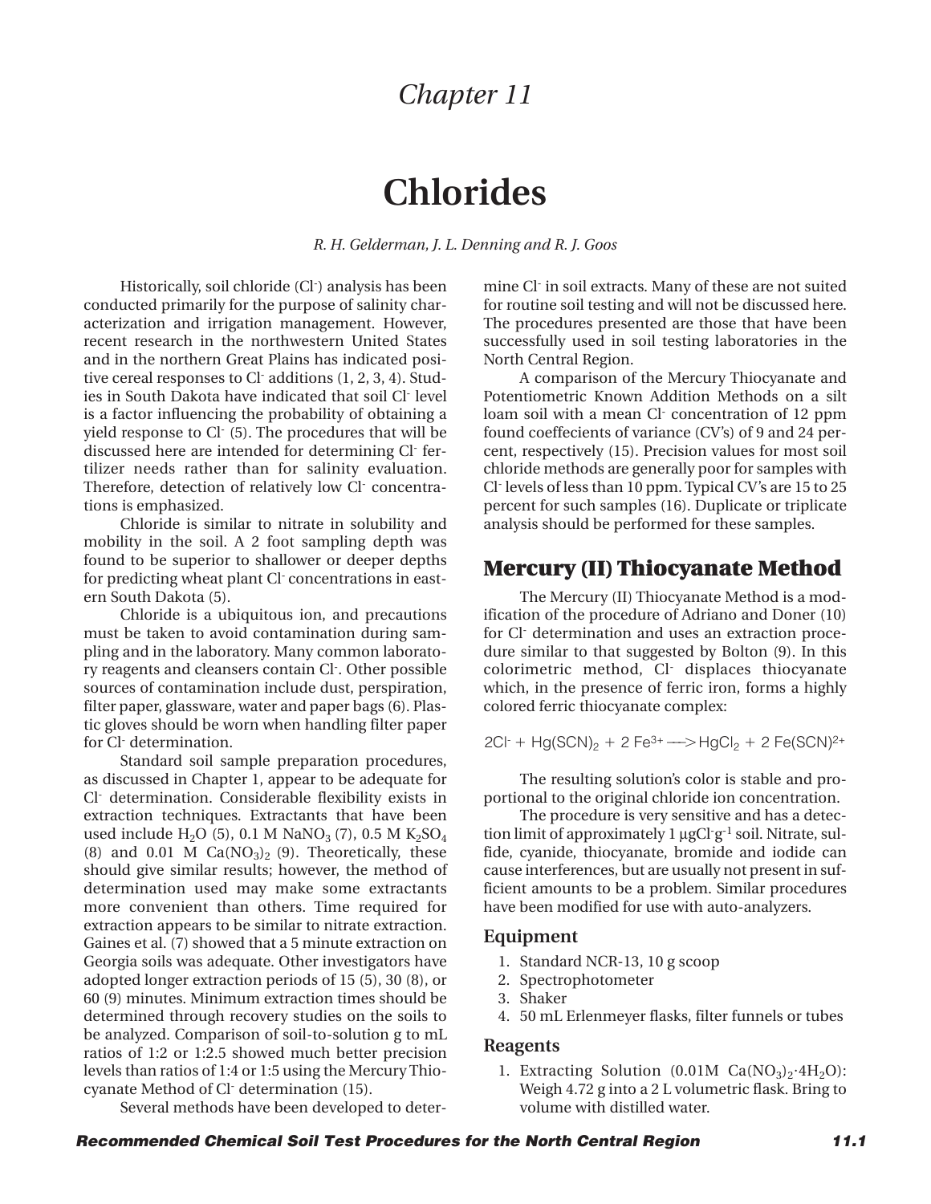# Chapter 11

# Chlorides

*R. H. Gelderman, J. L. Denning and R. J. Goos*

Historically, soil chloride ($Cl^-$) analysis has been conducted primarily for the purpose of salinity characterization and irrigation management. However, recent research in the northwestern United States and in the northern Great Plains has indicated positive cereal responses to $Cl^-$ additions (1, 2, 3, 4). Studies in South Dakota have indicated that soil $Cl^-$ level is a factor influencing the probability of obtaining a yield response to $Cl^-$ (5). The procedures that will be discussed here are intended for determining $Cl^-$ fertilizer needs rather than for salinity evaluation. Therefore, detection of relatively low $Cl^-$ concentrations is emphasized.

Chloride is similar to nitrate in solubility and mobility in the soil. A 2 foot sampling depth was found to be superior to shallower or deeper depths for predicting wheat plant $Cl^-$ concentrations in eastern South Dakota (5).

Chloride is a ubiquitous ion, and precautions must be taken to avoid contamination during sampling and in the laboratory. Many common laboratory reagents and cleansers contain $Cl^-$. Other possible sources of contamination include dust, perspiration, filter paper, glassware, water and paper bags (6). Plastic gloves should be worn when handling filter paper for $Cl^-$ determination.

Standard soil sample preparation procedures, as discussed in Chapter 1, appear to be adequate for $Cl^-$ determination. Considerable flexibility exists in extraction techniques. Extractants that have been used include $H_2O$ (5), 0.1 M $NaNO_3$ (7), 0.5 M $K_2SO_4$ (8) and 0.01 M $Ca(NO_3)_2$ (9). Theoretically, these should give similar results; however, the method of determination used may make some extractants more convenient than others. Time required for extraction appears to be similar to nitrate extraction. Gaines et al. (7) showed that a 5 minute extraction on Georgia soils was adequate. Other investigators have adopted longer extraction periods of 15 (5), 30 (8), or 60 (9) minutes. Minimum extraction times should be determined through recovery studies on the soils to be analyzed. Comparison of soil-to-solution g to mL ratios of 1:2 or 1:2.5 showed much better precision levels than ratios of 1:4 or 1:5 using the Mercury Thiocyanate Method of $Cl^-$ determination (15).

Several methods have been developed to determine $Cl^-$ in soil extracts. Many of these are not suited for routine soil testing and will not be discussed here. The procedures presented are those that have been successfully used in soil testing laboratories in the North Central Region.

A comparison of the Mercury Thiocyanate and Potentiometric Known Addition Methods on a silt loam soil with a mean $Cl^-$ concentration of 12 ppm found coeffecients of variance (CV's) of 9 and 24 percent, respectively (15). Precision values for most soil chloride methods are generally poor for samples with $Cl^-$ levels of less than 10 ppm. Typical CV's are 15 to 25 percent for such samples (16). Duplicate or triplicate analysis should be performed for these samples.

## Mercury (II) Thiocyanate Method

The Mercury (II) Thiocyanate Method is a modification of the procedure of Adriano and Doner (10) for $Cl^-$ determination and uses an extraction procedure similar to that suggested by Bolton (9). In this colorimetric method, $Cl^-$ displaces thiocyanate which, in the presence of ferric iron, forms a highly colored ferric thiocyanate complex:

$$2Cl^- + Hg(SCN)_2 + 2\,Fe^{3+} \longrightarrow HgCl_2 + 2\,Fe(SCN)^{2+}$$

The resulting solution's color is stable and proportional to the original chloride ion concentration.

The procedure is very sensitive and has a detection limit of approximately 1 $\mu g Cl^- g^{-1}$ soil. Nitrate, sulfide, cyanide, thiocyanate, bromide and iodide can cause interferences, but are usually not present in sufficient amounts to be a problem. Similar procedures have been modified for use with auto-analyzers.

### Equipment

1. Standard NCR-13, 10 g scoop
2. Spectrophotometer
3. Shaker
4. 50 mL Erlenmeyer flasks, filter funnels or tubes

### Reagents

1. Extracting Solution (0.01M $Ca(NO_3)_2 \cdot 4H_2O$): Weigh 4.72 g into a 2 L volumetric flask. Bring to volume with distilled water.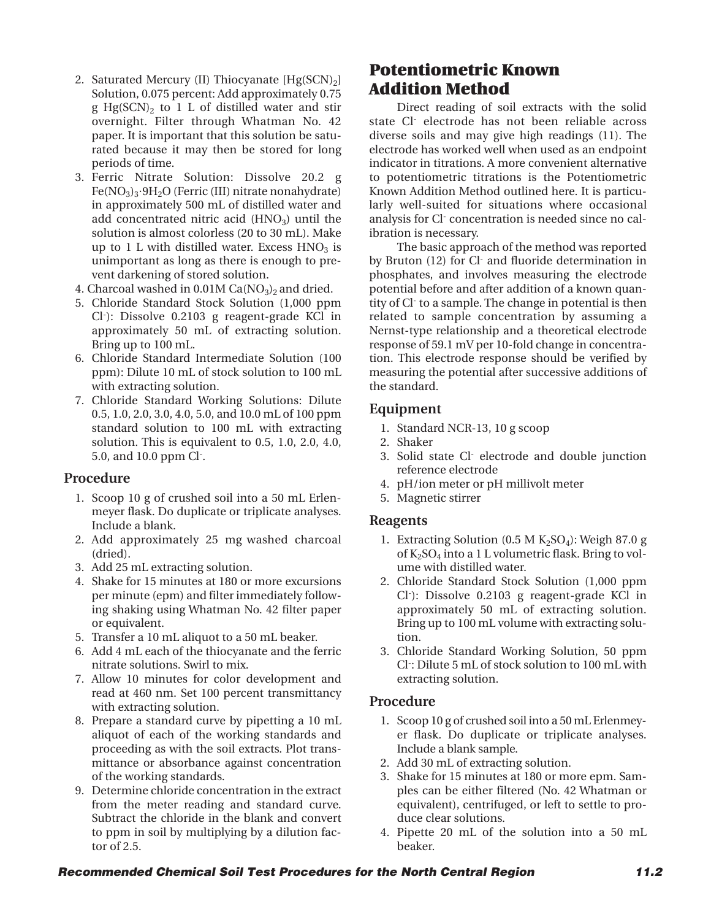2. Saturated Mercury (II) Thiocyanate [$Hg(SCN)_2$] Solution, 0.075 percent: Add approximately 0.75 g $Hg(SCN)_2$ to 1 L of distilled water and stir overnight. Filter through Whatman No. 42 paper. It is important that this solution be saturated because it may then be stored for long periods of time.
3. Ferric Nitrate Solution: Dissolve 20.2 g $Fe(NO_3)_3 \cdot 9H_2O$ (Ferric (III) nitrate nonahydrate) in approximately 500 mL of distilled water and add concentrated nitric acid ($HNO_3$) until the solution is almost colorless (20 to 30 mL). Make up to 1 L with distilled water. Excess $HNO_3$ is unimportant as long as there is enough to prevent darkening of stored solution.
4. Charcoal washed in 0.01M $Ca(NO_3)_2$ and dried.
5. Chloride Standard Stock Solution (1,000 ppm $Cl^-$): Dissolve 0.2103 g reagent-grade KCl in approximately 50 mL of extracting solution. Bring up to 100 mL.
6. Chloride Standard Intermediate Solution (100 ppm): Dilute 10 mL of stock solution to 100 mL with extracting solution.
7. Chloride Standard Working Solutions: Dilute 0.5, 1.0, 2.0, 3.0, 4.0, 5.0, and 10.0 mL of 100 ppm standard solution to 100 mL with extracting solution. This is equivalent to 0.5, 1.0, 2.0, 4.0, 5.0, and 10.0 ppm $Cl^-$.

### Procedure

1. Scoop 10 g of crushed soil into a 50 mL Erlenmeyer flask. Do duplicate or triplicate analyses. Include a blank.
2. Add approximately 25 mg washed charcoal (dried).
3. Add 25 mL extracting solution.
4. Shake for 15 minutes at 180 or more excursions per minute (epm) and filter immediately following shaking using Whatman No. 42 filter paper or equivalent.
5. Transfer a 10 mL aliquot to a 50 mL beaker.
6. Add 4 mL each of the thiocyanate and the ferric nitrate solutions. Swirl to mix.
7. Allow 10 minutes for color development and read at 460 nm. Set 100 percent transmittancy with extracting solution.
8. Prepare a standard curve by pipetting a 10 mL aliquot of each of the working standards and proceeding as with the soil extracts. Plot transmittance or absorbance against concentration of the working standards.
9. Determine chloride concentration in the extract from the meter reading and standard curve. Subtract the chloride in the blank and convert to ppm in soil by multiplying by a dilution factor of 2.5.

## Potentiometric Known Addition Method

Direct reading of soil extracts with the solid state $Cl^-$ electrode has not been reliable across diverse soils and may give high readings (11). The electrode has worked well when used as an endpoint indicator in titrations. A more convenient alternative to potentiometric titrations is the Potentiometric Known Addition Method outlined here. It is particularly well-suited for situations where occasional analysis for $Cl^-$ concentration is needed since no calibration is necessary.

The basic approach of the method was reported by Bruton (12) for $Cl^-$ and fluoride determination in phosphates, and involves measuring the electrode potential before and after addition of a known quantity of $Cl^-$ to a sample. The change in potential is then related to sample concentration by assuming a Nernst-type relationship and a theoretical electrode response of 59.1 mV per 10-fold change in concentration. This electrode response should be verified by measuring the potential after successive additions of the standard.

### Equipment

1. Standard NCR-13, 10 g scoop
2. Shaker
3. Solid state $Cl^-$ electrode and double junction reference electrode
4. pH/ion meter or pH millivolt meter
5. Magnetic stirrer

### Reagents

1. Extracting Solution (0.5 M $K_2SO_4$): Weigh 87.0 g of $K_2SO_4$ into a 1 L volumetric flask. Bring to volume with distilled water.
2. Chloride Standard Stock Solution (1,000 ppm $Cl^-$): Dissolve 0.2103 g reagent-grade KCl in approximately 50 mL of extracting solution. Bring up to 100 mL volume with extracting solution.
3. Chloride Standard Working Solution, 50 ppm $Cl^-$: Dilute 5 mL of stock solution to 100 mL with extracting solution.

### Procedure

1. Scoop 10 g of crushed soil into a 50 mL Erlenmeyer flask. Do duplicate or triplicate analyses. Include a blank sample.
2. Add 30 mL of extracting solution.
3. Shake for 15 minutes at 180 or more epm. Samples can be either filtered (No. 42 Whatman or equivalent), centrifuged, or left to settle to produce clear solutions.
4. Pipette 20 mL of the solution into a 50 mL beaker.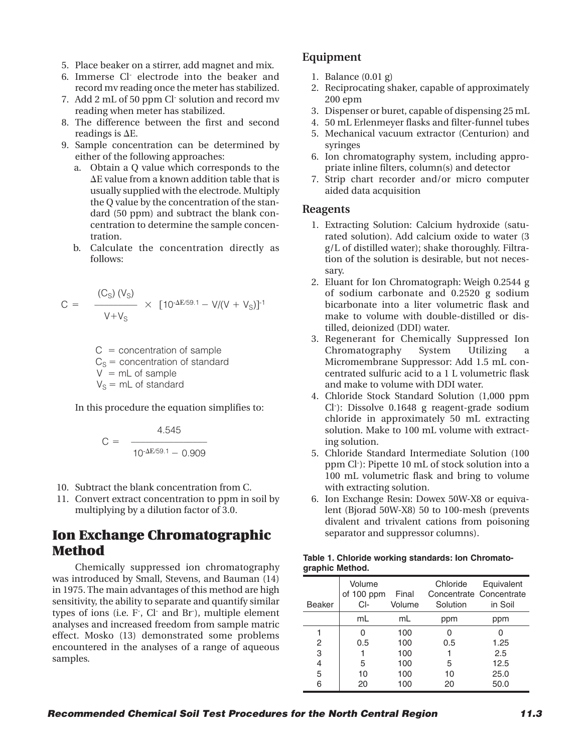5. Place beaker on a stirrer, add magnet and mix.
6. Immerse $Cl^-$ electrode into the beaker and record mv reading once the meter has stabilized.
7. Add 2 mL of 50 ppm $Cl^-$ solution and record mv reading when meter has stabilized.
8. The difference between the first and second readings is $\Delta E$.
9. Sample concentration can be determined by either of the following approaches:
   a. Obtain a Q value which corresponds to the $\Delta E$ value from a known addition table that is usually supplied with the electrode. Multiply the Q value by the concentration of the standard (50 ppm) and subtract the blank concentration to determine the sample concentration.
   b. Calculate the concentration directly as follows:

$$C = \frac{(C_S)(V_S)}{V+V_S} \times [10^{-\Delta E/59.1} - V/(V + V_S)]^{-1}$$

$C$ = concentration of sample
$C_S$ = concentration of standard
$V$ = mL of sample
$V_S$ = mL of standard

In this procedure the equation simplifies to:

$$C = \frac{4.545}{10^{-\Delta E/59.1} - 0.909}$$

10. Subtract the blank concentration from C.
11. Convert extract concentration to ppm in soil by multiplying by a dilution factor of 3.0.

## Ion Exchange Chromatographic Method

Chemically suppressed ion chromatography was introduced by Small, Stevens, and Bauman (14) in 1975. The main advantages of this method are high sensitivity, the ability to separate and quantify similar types of ions (i.e. $F^-$, $Cl^-$ and $Br^-$), multiple element analyses and increased freedom from sample matric effect. Mosko (13) demonstrated some problems encountered in the analyses of a range of aqueous samples.

### Equipment

1. Balance (0.01 g)
2. Reciprocating shaker, capable of approximately 200 epm
3. Dispenser or buret, capable of dispensing 25 mL
4. 50 mL Erlenmeyer flasks and filter-funnel tubes
5. Mechanical vacuum extractor (Centurion) and syringes
6. Ion chromatography system, including appropriate inline filters, column(s) and detector
7. Strip chart recorder and/or micro computer aided data acquisition

### Reagents

1. Extracting Solution: Calcium hydroxide (saturated solution). Add calcium oxide to water (3 g/L of distilled water); shake thoroughly. Filtration of the solution is desirable, but not necessary.
2. Eluant for Ion Chromatograph: Weigh 0.2544 g of sodium carbonate and 0.2520 g sodium bicarbonate into a liter volumetric flask and make to volume with double-distilled or distilled, deionized (DDI) water.
3. Regenerant for Chemically Suppressed Ion Chromatography System Utilizing a Micromembrane Suppressor: Add 1.5 mL concentrated sulfuric acid to a 1 L volumetric flask and make to volume with DDI water.
4. Chloride Stock Standard Solution (1,000 ppm $Cl^-$): Dissolve 0.1648 g reagent-grade sodium chloride in approximately 50 mL extracting solution. Make to 100 mL volume with extracting solution.
5. Chloride Standard Intermediate Solution (100 ppm $Cl^-$): Pipette 10 mL of stock solution into a 100 mL volumetric flask and bring to volume with extracting solution.
6. Ion Exchange Resin: Dowex 50W-X8 or equivalent (Bjorad 50W-X8) 50 to 100-mesh (prevents divalent and trivalent cations from poisoning separator and suppressor columns).

**Table 1. Chloride working standards: Ion Chromatographic Method.**

| Beaker | Volume of 100 ppm Cl- | Final Volume | Chloride Concentrate Solution | Equivalent Concentrate in Soil |
|---|---|---|---|---|
| | mL | mL | ppm | ppm |
| 1 | 0 | 100 | 0 | 0 |
| 2 | 0.5 | 100 | 0.5 | 1.25 |
| 3 | 1 | 100 | 1 | 2.5 |
| 4 | 5 | 100 | 5 | 12.5 |
| 5 | 10 | 100 | 10 | 25.0 |
| 6 | 20 | 100 | 20 | 50.0 |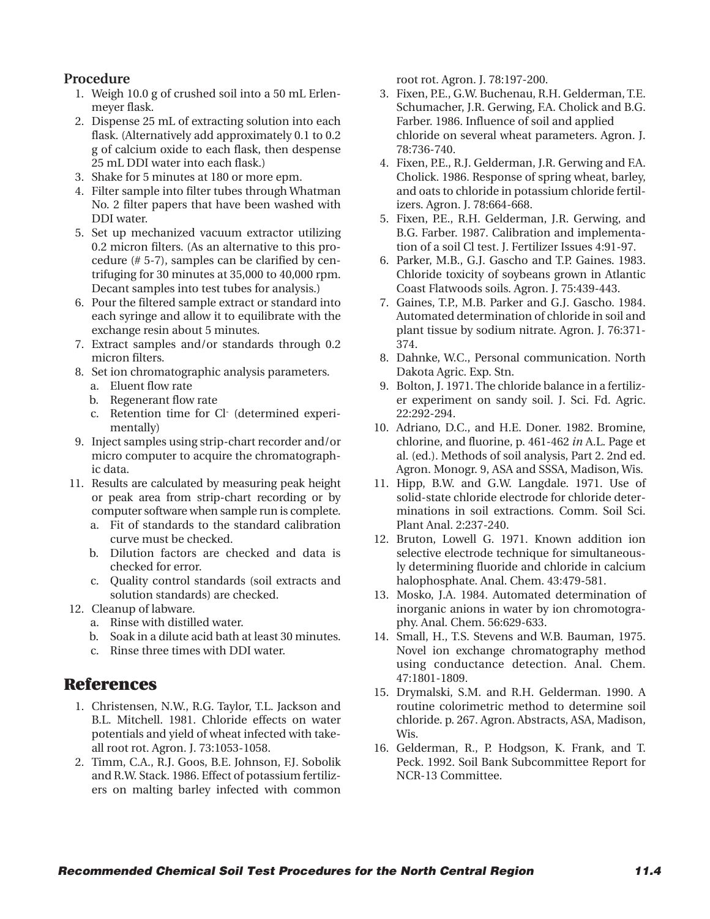### Procedure

1. Weigh 10.0 g of crushed soil into a 50 mL Erlenmeyer flask.
2. Dispense 25 mL of extracting solution into each flask. (Alternatively add approximately 0.1 to 0.2 g of calcium oxide to each flask, then despense 25 mL DDI water into each flask.)
3. Shake for 5 minutes at 180 or more epm.
4. Filter sample into filter tubes through Whatman No. 2 filter papers that have been washed with DDI water.
5. Set up mechanized vacuum extractor utilizing 0.2 micron filters. (As an alternative to this procedure (# 5-7), samples can be clarified by centrifuging for 30 minutes at 35,000 to 40,000 rpm. Decant samples into test tubes for analysis.)
6. Pour the filtered sample extract or standard into each syringe and allow it to equilibrate with the exchange resin about 5 minutes.
7. Extract samples and/or standards through 0.2 micron filters.
8. Set ion chromatographic analysis parameters.
   a. Eluent flow rate
   b. Regenerant flow rate
   c. Retention time for $Cl^-$ (determined experimentally)
9. Inject samples using strip-chart recorder and/or micro computer to acquire the chromatographic data.
11. Results are calculated by measuring peak height or peak area from strip-chart recording or by computer software when sample run is complete.
   a. Fit of standards to the standard calibration curve must be checked.
   b. Dilution factors are checked and data is checked for error.
   c. Quality control standards (soil extracts and solution standards) are checked.
12. Cleanup of labware.
   a. Rinse with distilled water.
   b. Soak in a dilute acid bath at least 30 minutes.
   c. Rinse three times with DDI water.

## References

1. Christensen, N.W., R.G. Taylor, T.L. Jackson and B.L. Mitchell. 1981. Chloride effects on water potentials and yield of wheat infected with take-all root rot. Agron. J. 73:1053-1058.
2. Timm, C.A., R.J. Goos, B.E. Johnson, F.J. Sobolik and R.W. Stack. 1986. Effect of potassium fertilizers on malting barley infected with common root rot. Agron. J. 78:197-200.
3. Fixen, P.E., G.W. Buchenau, R.H. Gelderman, T.E. Schumacher, J.R. Gerwing, F.A. Cholick and B.G. Farber. 1986. Influence of soil and applied chloride on several wheat parameters. Agron. J. 78:736-740.
4. Fixen, P.E., R.J. Gelderman, J.R. Gerwing and F.A. Cholick. 1986. Response of spring wheat, barley, and oats to chloride in potassium chloride fertilizers. Agron. J. 78:664-668.
5. Fixen, P.E., R.H. Gelderman, J.R. Gerwing, and B.G. Farber. 1987. Calibration and implementation of a soil Cl test. J. Fertilizer Issues 4:91-97.
6. Parker, M.B., G.J. Gascho and T.P. Gaines. 1983. Chloride toxicity of soybeans grown in Atlantic Coast Flatwoods soils. Agron. J. 75:439-443.
7. Gaines, T.P., M.B. Parker and G.J. Gascho. 1984. Automated determination of chloride in soil and plant tissue by sodium nitrate. Agron. J. 76:371-374.
8. Dahnke, W.C., Personal communication. North Dakota Agric. Exp. Stn.
9. Bolton, J. 1971. The chloride balance in a fertilizer experiment on sandy soil. J. Sci. Fd. Agric. 22:292-294.
10. Adriano, D.C., and H.E. Doner. 1982. Bromine, chlorine, and fluorine, p. 461-462 *in* A.L. Page et al. (ed.). Methods of soil analysis, Part 2. 2nd ed. Agron. Monogr. 9, ASA and SSSA, Madison, Wis.
11. Hipp, B.W. and G.W. Langdale. 1971. Use of solid-state chloride electrode for chloride determinations in soil extractions. Comm. Soil Sci. Plant Anal. 2:237-240.
12. Bruton, Lowell G. 1971. Known addition ion selective electrode technique for simultaneously determining fluoride and chloride in calcium halophosphate. Anal. Chem. 43:479-581.
13. Mosko, J.A. 1984. Automated determination of inorganic anions in water by ion chromotography. Anal. Chem. 56:629-633.
14. Small, H., T.S. Stevens and W.B. Bauman, 1975. Novel ion exchange chromatography method using conductance detection. Anal. Chem. 47:1801-1809.
15. Drymalski, S.M. and R.H. Gelderman. 1990. A routine colorimetric method to determine soil chloride. p. 267. Agron. Abstracts, ASA, Madison, Wis.
16. Gelderman, R., P. Hodgson, K. Frank, and T. Peck. 1992. Soil Bank Subcommittee Report for NCR-13 Committee.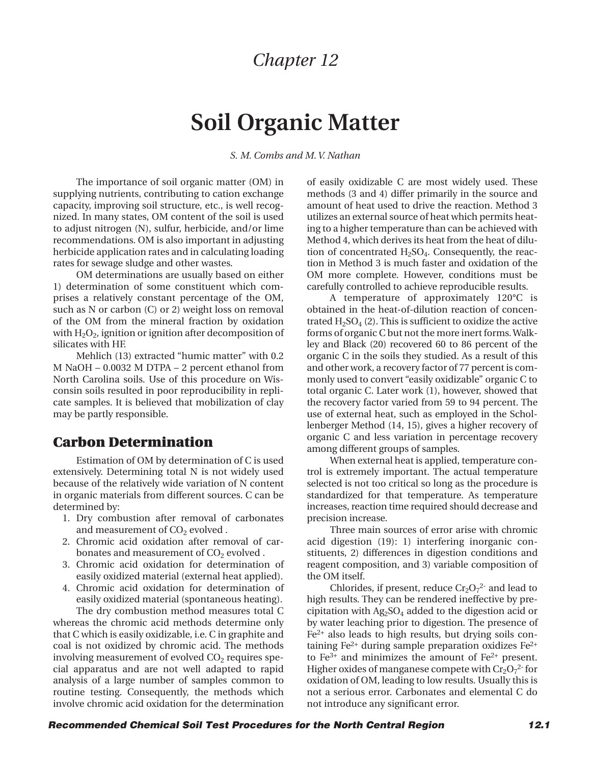# Chapter 12

# Soil Organic Matter

*S. M. Combs and M. V. Nathan*

The importance of soil organic matter (OM) in supplying nutrients, contributing to cation exchange capacity, improving soil structure, etc., is well recognized. In many states, OM content of the soil is used to adjust nitrogen (N), sulfur, herbicide, and/or lime recommendations. OM is also important in adjusting herbicide application rates and in calculating loading rates for sewage sludge and other wastes.

OM determinations are usually based on either 1) determination of some constituent which comprises a relatively constant percentage of the OM, such as N or carbon (C) or 2) weight loss on removal of the OM from the mineral fraction by oxidation with $H_2O_2$, ignition or ignition after decomposition of silicates with HF.

Mehlich (13) extracted "humic matter" with 0.2 M NaOH – 0.0032 M DTPA – 2 percent ethanol from North Carolina soils. Use of this procedure on Wisconsin soils resulted in poor reproducibility in replicate samples. It is believed that mobilization of clay may be partly responsible.

## Carbon Determination

Estimation of OM by determination of C is used extensively. Determining total N is not widely used because of the relatively wide variation of N content in organic materials from different sources. C can be determined by:

1. Dry combustion after removal of carbonates and measurement of $CO_2$ evolved .
2. Chromic acid oxidation after removal of carbonates and measurement of $CO_2$ evolved .
3. Chromic acid oxidation for determination of easily oxidized material (external heat applied).
4. Chromic acid oxidation for determination of easily oxidized material (spontaneous heating).

The dry combustion method measures total C whereas the chromic acid methods determine only that C which is easily oxidizable, i.e. C in graphite and coal is not oxidized by chromic acid. The methods involving measurement of evolved $CO_2$ requires special apparatus and are not well adapted to rapid analysis of a large number of samples common to routine testing. Consequently, the methods which involve chromic acid oxidation for the determination of easily oxidizable C are most widely used. These methods (3 and 4) differ primarily in the source and amount of heat used to drive the reaction. Method 3 utilizes an external source of heat which permits heating to a higher temperature than can be achieved with Method 4, which derives its heat from the heat of dilution of concentrated $H_2SO_4$. Consequently, the reaction in Method 3 is much faster and oxidation of the OM more complete. However, conditions must be carefully controlled to achieve reproducible results.

A temperature of approximately 120°C is obtained in the heat-of-dilution reaction of concentrated $H_2SO_4$ (2). This is sufficient to oxidize the active forms of organic C but not the more inert forms. Walkley and Black (20) recovered 60 to 86 percent of the organic C in the soils they studied. As a result of this and other work, a recovery factor of 77 percent is commonly used to convert "easily oxidizable" organic C to total organic C. Later work (1), however, showed that the recovery factor varied from 59 to 94 percent. The use of external heat, such as employed in the Schollenberger Method (14, 15), gives a higher recovery of organic C and less variation in percentage recovery among different groups of samples.

When external heat is applied, temperature control is extremely important. The actual temperature selected is not too critical so long as the procedure is standardized for that temperature. As temperature increases, reaction time required should decrease and precision increase.

Three main sources of error arise with chromic acid digestion (19): 1) interfering inorganic constituents, 2) differences in digestion conditions and reagent composition, and 3) variable composition of the OM itself.

Chlorides, if present, reduce $Cr_2O_7^{2-}$ and lead to high results. They can be rendered ineffective by precipitation with $Ag_2SO_4$ added to the digestion acid or by water leaching prior to digestion. The presence of $Fe^{2+}$ also leads to high results, but drying soils containing $Fe^{2+}$ during sample preparation oxidizes $Fe^{2+}$ to $Fe^{3+}$ and minimizes the amount of $Fe^{2+}$ present. Higher oxides of manganese compete with $Cr_2O_7^{2-}$ for oxidation of OM, leading to low results. Usually this is not a serious error. Carbonates and elemental C do not introduce any significant error.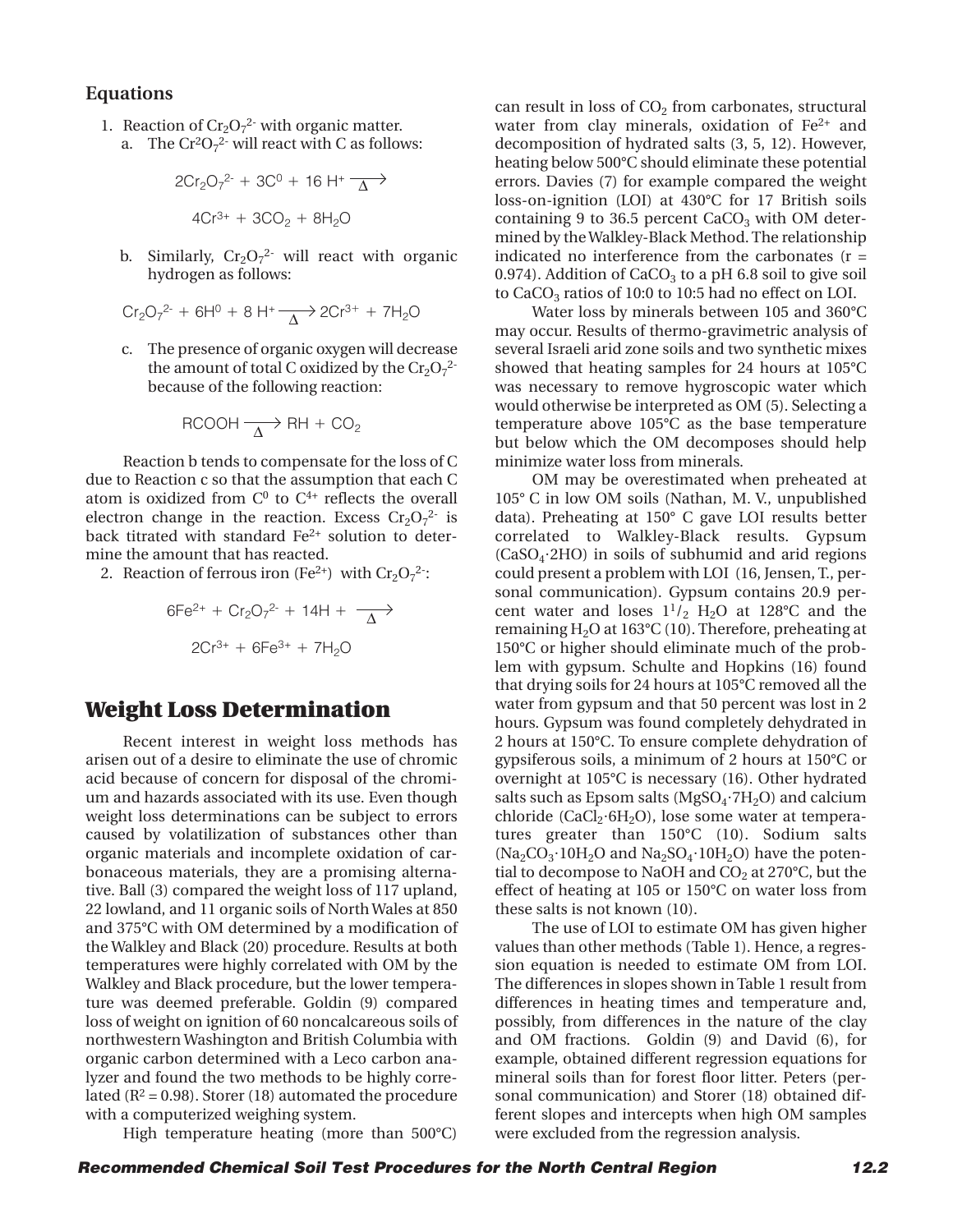### Equations

1. Reaction of $Cr_2O_7^{2-}$ with organic matter.
   a. The $Cr^2O_7^{2-}$ will react with C as follows:

$$2Cr_2O_7^{2-} + 3C^0 + 16\ H^+ \xrightarrow{\Delta} 4Cr^{3+} + 3CO_2 + 8H_2O$$

   b. Similarly, $Cr_2O_7^{2-}$ will react with organic hydrogen as follows:

$$Cr_2O_7^{2-} + 6H^0 + 8\ H^+ \xrightarrow{\Delta} 2Cr^{3+} + 7H_2O$$

   c. The presence of organic oxygen will decrease the amount of total C oxidized by the $Cr_2O_7^{2-}$ because of the following reaction:

$$RCOOH \xrightarrow{\Delta} RH + CO_2$$

Reaction b tends to compensate for the loss of C due to Reaction c so that the assumption that each C atom is oxidized from $C^0$ to $C^{4+}$ reflects the overall electron change in the reaction. Excess $Cr_2O_7^{2-}$ is back titrated with standard $Fe^{2+}$ solution to determine the amount that has reacted.

2. Reaction of ferrous iron ($Fe^{2+}$) with $Cr_2O_7^{2-}$:

$$6Fe^{2+} + Cr_2O_7^{2-} + 14H + \xrightarrow{\Delta} 2Cr^{3+} + 6Fe^{3+} + 7H_2O$$

## Weight Loss Determination

Recent interest in weight loss methods has arisen out of a desire to eliminate the use of chromic acid because of concern for disposal of the chromium and hazards associated with its use. Even though weight loss determinations can be subject to errors caused by volatilization of substances other than organic materials and incomplete oxidation of carbonaceous materials, they are a promising alternative. Ball (3) compared the weight loss of 117 upland, 22 lowland, and 11 organic soils of North Wales at 850 and 375°C with OM determined by a modification of the Walkley and Black (20) procedure. Results at both temperatures were highly correlated with OM by the Walkley and Black procedure, but the lower temperature was deemed preferable. Goldin (9) compared loss of weight on ignition of 60 noncalcareous soils of northwestern Washington and British Columbia with organic carbon determined with a Leco carbon analyzer and found the two methods to be highly correlated ($R^2 = 0.98$). Storer (18) automated the procedure with a computerized weighing system.

High temperature heating (more than 500°C) can result in loss of $CO_2$ from carbonates, structural water from clay minerals, oxidation of $Fe^{2+}$ and decomposition of hydrated salts (3, 5, 12). However, heating below 500°C should eliminate these potential errors. Davies (7) for example compared the weight loss-on-ignition (LOI) at 430°C for 17 British soils containing 9 to 36.5 percent $CaCO_3$ with OM determined by the Walkley-Black Method. The relationship indicated no interference from the carbonates ($r = 0.974$). Addition of $CaCO_3$ to a pH 6.8 soil to give soil to $CaCO_3$ ratios of 10:0 to 10:5 had no effect on LOI.

Water loss by minerals between 105 and 360°C may occur. Results of thermo-gravimetric analysis of several Israeli arid zone soils and two synthetic mixes showed that heating samples for 24 hours at 105°C was necessary to remove hygroscopic water which would otherwise be interpreted as OM (5). Selecting a temperature above 105°C as the base temperature but below which the OM decomposes should help minimize water loss from minerals.

OM may be overestimated when preheated at 105° C in low OM soils (Nathan, M. V., unpublished data). Preheating at 150° C gave LOI results better correlated to Walkley-Black results. Gypsum ($CaSO_4 \cdot 2HO$) in soils of subhumid and arid regions could present a problem with LOI (16, Jensen, T., personal communication). Gypsum contains 20.9 percent water and loses $1^1/_2$ $H_2O$ at 128°C and the remaining $H_2O$ at 163°C (10). Therefore, preheating at 150°C or higher should eliminate much of the problem with gypsum. Schulte and Hopkins (16) found that drying soils for 24 hours at 105°C removed all the water from gypsum and that 50 percent was lost in 2 hours. Gypsum was found completely dehydrated in 2 hours at 150°C. To ensure complete dehydration of gypsiferous soils, a minimum of 2 hours at 150°C or overnight at 105°C is necessary (16). Other hydrated salts such as Epsom salts ($MgSO_4 \cdot 7H_2O$) and calcium chloride ($CaCl_2 \cdot 6H_2O$), lose some water at temperatures greater than 150°C (10). Sodium salts ($Na_2CO_3 \cdot 10H_2O$ and $Na_2SO_4 \cdot 10H_2O$) have the potential to decompose to NaOH and $CO_2$ at 270°C, but the effect of heating at 105 or 150°C on water loss from these salts is not known (10).

The use of LOI to estimate OM has given higher values than other methods (Table 1). Hence, a regression equation is needed to estimate OM from LOI. The differences in slopes shown in Table 1 result from differences in heating times and temperature and, possibly, from differences in the nature of the clay and OM fractions. Goldin (9) and David (6), for example, obtained different regression equations for mineral soils than for forest floor litter. Peters (personal communication) and Storer (18) obtained different slopes and intercepts when high OM samples were excluded from the regression analysis.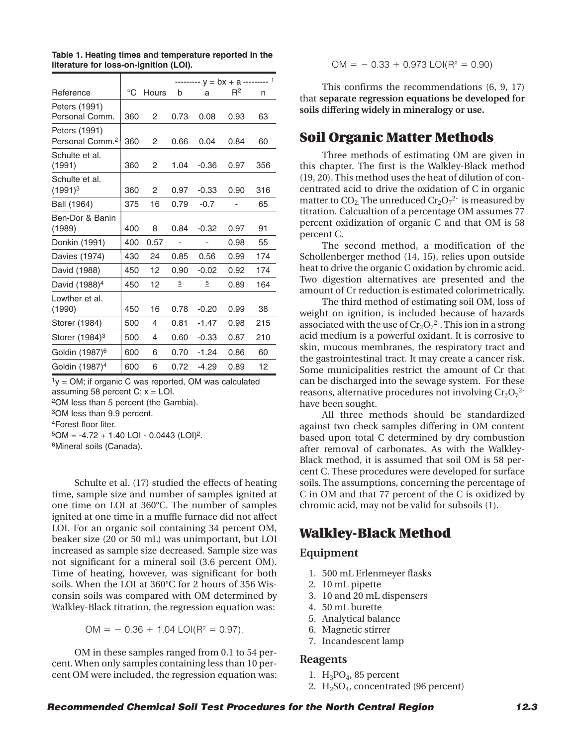**Table 1. Heating times and temperature reported in the literature for loss-on-ignition (LOI).**

| Reference | °C | Hours | --------- $y = bx + a$ --------- [1] b | a | $R^2$ | n |
|---|---|---|---|---|---|---|
| Peters (1991) Personal Comm. | 360 | 2 | 0.73 | 0.08 | 0.93 | 63 |
| Peters (1991) Personal Comm.[2] | 360 | 2 | 0.66 | 0.04 | 0.84 | 60 |
| Schulte et al. (1991) | 360 | 2 | 1.04 | -0.36 | 0.97 | 356 |
| Schulte et al. (1991)[3] | 360 | 2 | 0.97 | -0.33 | 0.90 | 316 |
| Ball (1964) | 375 | 16 | 0.79 | -0.7 | - | 65 |
| Ben-Dor & Banin (1989) | 400 | 8 | 0.84 | -0.32 | 0.97 | 91 |
| Donkin (1991) | 400 | 0.57 | - | - | 0.98 | 55 |
| Davies (1974) | 430 | 24 | 0.85 | 0.56 | 0.99 | 174 |
| David (1988) | 450 | 12 | 0.90 | -0.02 | 0.92 | 174 |
| David (1988)[4] | 450 | 12 | [5] | [5] | 0.89 | 164 |
| Lowther et al. (1990) | 450 | 16 | 0.78 | -0.20 | 0.99 | 38 |
| Storer (1984) | 500 | 4 | 0.81 | -1.47 | 0.98 | 215 |
| Storer (1984)[3] | 500 | 4 | 0.60 | -0.33 | 0.87 | 210 |
| Goldin (1987)[6] | 600 | 6 | 0.70 | -1.24 | 0.86 | 60 |
| Goldin (1987)[4] | 600 | 6 | 0.72 | -4.29 | 0.89 | 12 |

[1] y = OM; if organic C was reported, OM was calculated assuming 58 percent C; x = LOI.
[2] OM less than 5 percent (the Gambia).
[3] OM less than 9.9 percent.
[4] Forest floor liter.
[5] $OM = -4.72 + 1.40\ LOI - 0.0443\ (LOI)^2$.
[6] Mineral soils (Canada).

Schulte et al. (17) studied the effects of heating time, sample size and number of samples ignited at one time on LOI at 360°C. The number of samples ignited at one time in a muffle furnace did not affect LOI. For an organic soil containing 34 percent OM, beaker size (20 or 50 mL) was unimportant, but LOI increased as sample size decreased. Sample size was not significant for a mineral soil (3.6 percent OM). Time of heating, however, was significant for both soils. When the LOI at 360°C for 2 hours of 356 Wisconsin soils was compared with OM determined by Walkley-Black titration, the regression equation was:

$$OM = -0.36 + 1.04\ LOI (R^2 = 0.97).$$

OM in these samples ranged from 0.1 to 54 percent. When only samples containing less than 10 percent OM were included, the regression equation was:

$$OM = -0.33 + 0.973\ LOI (R^2 = 0.90)$$

This confirms the recommendations (6, 9, 17) that **separate regression equations be developed for soils differing widely in mineralogy or use.**

## Soil Organic Matter Methods

Three methods of estimating OM are given in this chapter. The first is the Walkley-Black method (19, 20). This method uses the heat of dilution of concentrated acid to drive the oxidation of C in organic matter to $CO_2$. The unreduced $Cr_2O_7^{2-}$ is measured by titration. Calcualtion of a percentage OM assumes 77 percent oxidization of organic C and that OM is 58 percent C.

The second method, a modification of the Schollenberger method (14, 15), relies upon outside heat to drive the organic C oxidation by chromic acid. Two digestion alternatives are presented and the amount of Cr reduction is estimated colorimetrically.

The third method of estimating soil OM, loss of weight on ignition, is included because of hazards associated with the use of $Cr_2O_7^{2-}$. This ion in a strong acid medium is a powerful oxidant. It is corrosive to skin, mucous membranes, the respiratory tract and the gastrointestinal tract. It may create a cancer risk. Some municipalities restrict the amount of Cr that can be discharged into the sewage system. For these reasons, alternative procedures not involving $Cr_2O_7^{2-}$ have been sought.

All three methods should be standardized against two check samples differing in OM content based upon total C determined by dry combustion after removal of carbonates. As with the Walkley-Black method, it is assumed that soil OM is 58 percent C. These procedures were developed for surface soils. The assumptions, concerning the percentage of C in OM and that 77 percent of the C is oxidized by chromic acid, may not be valid for subsoils (1).

## Walkley-Black Method

### Equipment

1. 500 mL Erlenmeyer flasks
2. 10 mL pipette
3. 10 and 20 mL dispensers
4. 50 mL burette
5. Analytical balance
6. Magnetic stirrer
7. Incandescent lamp

### Reagents

1. $H_3PO_4$, 85 percent
2. $H_2SO_4$, concentrated (96 percent)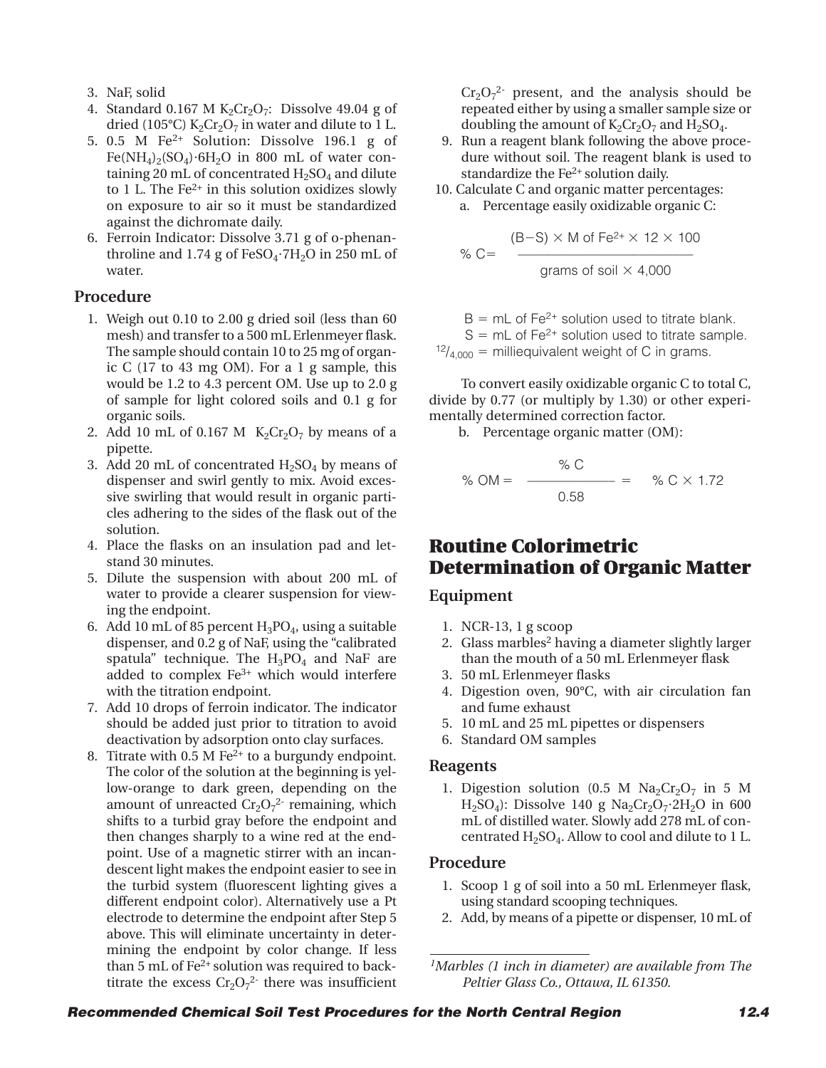3. NaF, solid
4. Standard 0.167 M $K_2Cr_2O_7$: Dissolve 49.04 g of dried (105°C) $K_2Cr_2O_7$ in water and dilute to 1 L.
5. 0.5 M $Fe^{2+}$ Solution: Dissolve 196.1 g of $Fe(NH_4)_2(SO_4)\cdot 6H_2O$ in 800 mL of water containing 20 mL of concentrated $H_2SO_4$ and dilute to 1 L. The $Fe^{2+}$ in this solution oxidizes slowly on exposure to air so it must be standardized against the dichromate daily.
6. Ferroin Indicator: Dissolve 3.71 g of o-phenanthroline and 1.74 g of $FeSO_4\cdot 7H_2O$ in 250 mL of water.

### Procedure

1. Weigh out 0.10 to 2.00 g dried soil (less than 60 mesh) and transfer to a 500 mL Erlenmeyer flask. The sample should contain 10 to 25 mg of organic C (17 to 43 mg OM). For a 1 g sample, this would be 1.2 to 4.3 percent OM. Use up to 2.0 g of sample for light colored soils and 0.1 g for organic soils.
2. Add 10 mL of 0.167 M $K_2Cr_2O_7$ by means of a pipette.
3. Add 20 mL of concentrated $H_2SO_4$ by means of dispenser and swirl gently to mix. Avoid excessive swirling that would result in organic particles adhering to the sides of the flask out of the solution.
4. Place the flasks on an insulation pad and let stand 30 minutes.
5. Dilute the suspension with about 200 mL of water to provide a clearer suspension for viewing the endpoint.
6. Add 10 mL of 85 percent $H_3PO_4$, using a suitable dispenser, and 0.2 g of NaF, using the "calibrated spatula" technique. The $H_3PO_4$ and NaF are added to complex $Fe^{3+}$ which would interfere with the titration endpoint.
7. Add 10 drops of ferroin indicator. The indicator should be added just prior to titration to avoid deactivation by adsorption onto clay surfaces.
8. Titrate with 0.5 M $Fe^{2+}$ to a burgundy endpoint. The color of the solution at the beginning is yellow-orange to dark green, depending on the amount of unreacted $Cr_2O_7^{2-}$ remaining, which shifts to a turbid gray before the endpoint and then changes sharply to a wine red at the endpoint. Use of a magnetic stirrer with an incandescent light makes the endpoint easier to see in the turbid system (fluorescent lighting gives a different endpoint color). Alternatively use a Pt electrode to determine the endpoint after Step 5 above. This will eliminate uncertainty in determining the endpoint by color change. If less than 5 mL of $Fe^{2+}$ solution was required to back-titrate the excess $Cr_2O_7^{2-}$ there was insufficient $Cr_2O_7^{2-}$ present, and the analysis should be repeated either by using a smaller sample size or doubling the amount of $K_2Cr_2O_7$ and $H_2SO_4$.
9. Run a reagent blank following the above procedure without soil. The reagent blank is used to standardize the $Fe^{2+}$ solution daily.
10. Calculate C and organic matter percentages:
    a. Percentage easily oxidizable organic C:

$$\%\ C = \frac{(B - S) \times M \text{ of } Fe^{2+} \times 12 \times 100}{\text{grams of soil} \times 4{,}000}$$

B = mL of $Fe^{2+}$ solution used to titrate blank.
S = mL of $Fe^{2+}$ solution used to titrate sample.
$^{12}/_{4,000}$ = milliequivalent weight of C in grams.

To convert easily oxidizable organic C to total C, divide by 0.77 (or multiply by 1.30) or other experimentally determined correction factor.

b. Percentage organic matter (OM):

$$\%\ OM = \frac{\%\ C}{0.58} = \%\ C \times 1.72$$

## Routine Colorimetric Determination of Organic Matter

### Equipment

1. NCR-13, 1 g scoop
2. Glass marbles[2] having a diameter slightly larger than the mouth of a 50 mL Erlenmeyer flask
3. 50 mL Erlenmeyer flasks
4. Digestion oven, 90°C, with air circulation fan and fume exhaust
5. 10 mL and 25 mL pipettes or dispensers
6. Standard OM samples

### Reagents

1. Digestion solution (0.5 M $Na_2Cr_2O_7$ in 5 M $H_2SO_4$): Dissolve 140 g $Na_2Cr_2O_7\cdot 2H_2O$ in 600 mL of distilled water. Slowly add 278 mL of concentrated $H_2SO_4$. Allow to cool and dilute to 1 L.

### Procedure

1. Scoop 1 g of soil into a 50 mL Erlenmeyer flask, using standard scooping techniques.
2. Add, by means of a pipette or dispenser, 10 mL of

*[1]Marbles (1 inch in diameter) are available from The Peltier Glass Co., Ottawa, IL 61350.*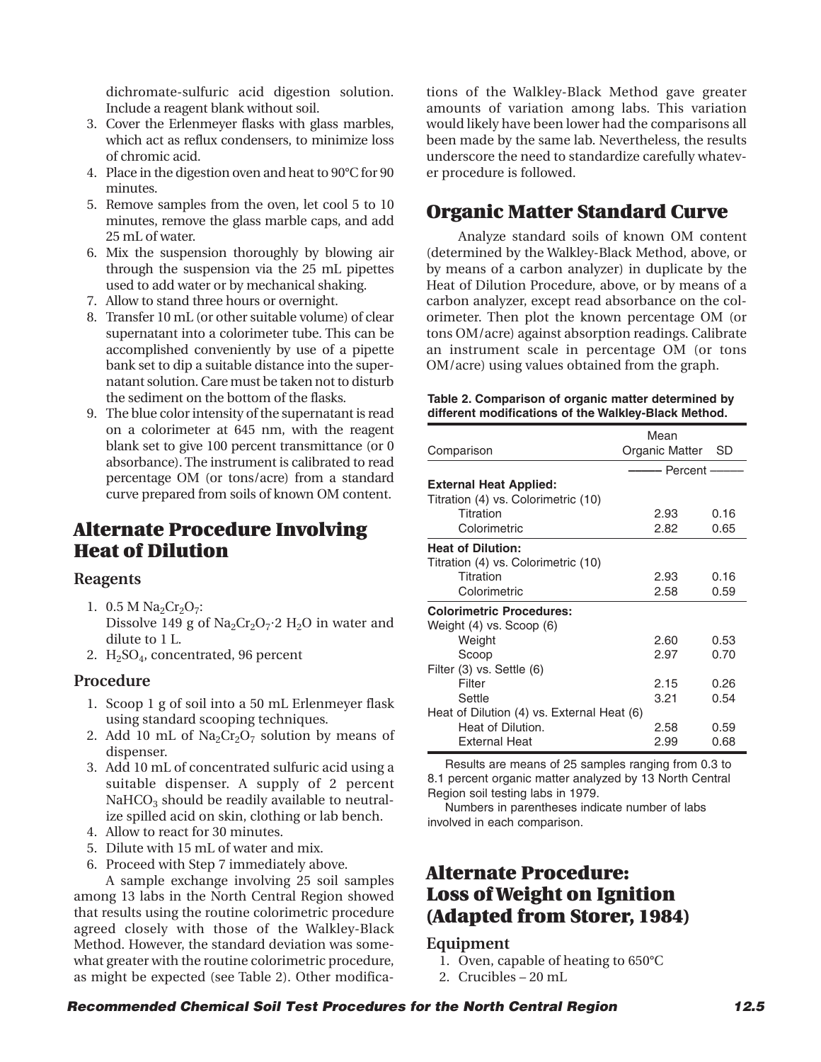dichromate-sulfuric acid digestion solution. Include a reagent blank without soil.

3. Cover the Erlenmeyer flasks with glass marbles, which act as reflux condensers, to minimize loss of chromic acid.
4. Place in the digestion oven and heat to 90°C for 90 minutes.
5. Remove samples from the oven, let cool 5 to 10 minutes, remove the glass marble caps, and add 25 mL of water.
6. Mix the suspension thoroughly by blowing air through the suspension via the 25 mL pipettes used to add water or by mechanical shaking.
7. Allow to stand three hours or overnight.
8. Transfer 10 mL (or other suitable volume) of clear supernatant into a colorimeter tube. This can be accomplished conveniently by use of a pipette bank set to dip a suitable distance into the supernatant solution. Care must be taken not to disturb the sediment on the bottom of the flasks.
9. The blue color intensity of the supernatant is read on a colorimeter at 645 nm, with the reagent blank set to give 100 percent transmittance (or 0 absorbance). The instrument is calibrated to read percentage OM (or tons/acre) from a standard curve prepared from soils of known OM content.

## Alternate Procedure Involving Heat of Dilution

### Reagents

1. 0.5 M $Na_2Cr_2O_7$:
   Dissolve 149 g of $Na_2Cr_2O_7 \cdot 2\ H_2O$ in water and dilute to 1 L.
2. $H_2SO_4$, concentrated, 96 percent

### Procedure

1. Scoop 1 g of soil into a 50 mL Erlenmeyer flask using standard scooping techniques.
2. Add 10 mL of $Na_2Cr_2O_7$ solution by means of dispenser.
3. Add 10 mL of concentrated sulfuric acid using a suitable dispenser. A supply of 2 percent $NaHCO_3$ should be readily available to neutralize spilled acid on skin, clothing or lab bench.
4. Allow to react for 30 minutes.
5. Dilute with 15 mL of water and mix.
6. Proceed with Step 7 immediately above.

A sample exchange involving 25 soil samples among 13 labs in the North Central Region showed that results using the routine colorimetric procedure agreed closely with those of the Walkley-Black Method. However, the standard deviation was somewhat greater with the routine colorimetric procedure, as might be expected (see Table 2). Other modifications of the Walkley-Black Method gave greater amounts of variation among labs. This variation would likely have been lower had the comparisons all been made by the same lab. Nevertheless, the results underscore the need to standardize carefully whatever procedure is followed.

## Organic Matter Standard Curve

Analyze standard soils of known OM content (determined by the Walkley-Black Method, above, or by means of a carbon analyzer) in duplicate by the Heat of Dilution Procedure, above, or by means of a carbon analyzer, except read absorbance on the colorimeter. Then plot the known percentage OM (or tons OM/acre) against absorption readings. Calibrate an instrument scale in percentage OM (or tons OM/acre) using values obtained from the graph.

**Table 2. Comparison of organic matter determined by different modifications of the Walkley-Black Method.**

| Comparison | Mean Organic Matter | SD |
|---|---|---|
| | Percent | |
| **External Heat Applied:** | | |
| Titration (4) vs. Colorimetric (10) | | |
| Titration | 2.93 | 0.16 |
| Colorimetric | 2.82 | 0.65 |
| **Heat of Dilution:** | | |
| Titration (4) vs. Colorimetric (10) | | |
| Titration | 2.93 | 0.16 |
| Colorimetric | 2.58 | 0.59 |
| **Colorimetric Procedures:** | | |
| Weight (4) vs. Scoop (6) | | |
| Weight | 2.60 | 0.53 |
| Scoop | 2.97 | 0.70 |
| Filter (3) vs. Settle (6) | | |
| Filter | 2.15 | 0.26 |
| Settle | 3.21 | 0.54 |
| Heat of Dilution (4) vs. External Heat (6) | | |
| Heat of Dilution. | 2.58 | 0.59 |
| External Heat | 2.99 | 0.68 |

Results are means of 25 samples ranging from 0.3 to 8.1 percent organic matter analyzed by 13 North Central Region soil testing labs in 1979.

Numbers in parentheses indicate number of labs involved in each comparison.

## Alternate Procedure: Loss of Weight on Ignition (Adapted from Storer, 1984)

### Equipment

1. Oven, capable of heating to 650°C
2. Crucibles – 20 mL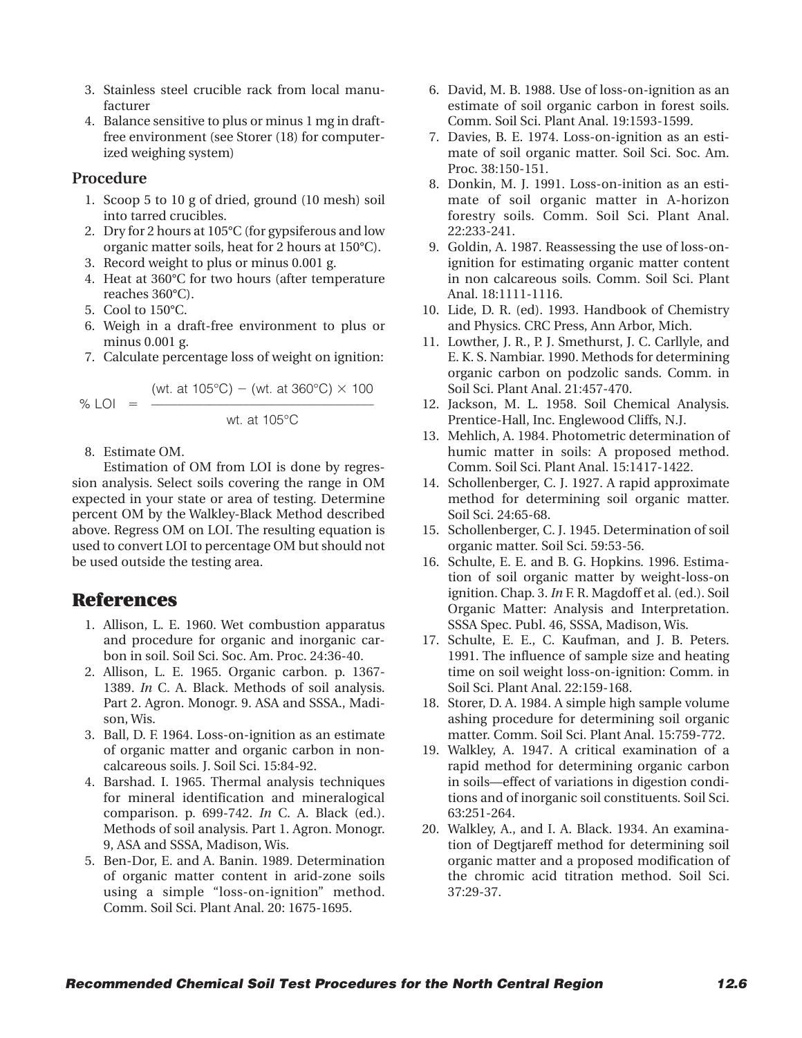3. Stainless steel crucible rack from local manufacturer
4. Balance sensitive to plus or minus 1 mg in draft-free environment (see Storer (18) for computerized weighing system)

### Procedure

1. Scoop 5 to 10 g of dried, ground (10 mesh) soil into tarred crucibles.
2. Dry for 2 hours at 105°C (for gypsiferous and low organic matter soils, heat for 2 hours at 150°C).
3. Record weight to plus or minus 0.001 g.
4. Heat at 360°C for two hours (after temperature reaches 360°C).
5. Cool to 150°C.
6. Weigh in a draft-free environment to plus or minus 0.001 g.
7. Calculate percentage loss of weight on ignition:

$$\% \text{ LOI} = \frac{(\text{wt. at } 105°\text{C}) - (\text{wt. at } 360°\text{C}) \times 100}{\text{wt. at } 105°\text{C}}$$

8. Estimate OM.

Estimation of OM from LOI is done by regression analysis. Select soils covering the range in OM expected in your state or area of testing. Determine percent OM by the Walkley-Black Method described above. Regress OM on LOI. The resulting equation is used to convert LOI to percentage OM but should not be used outside the testing area.

## References

1. Allison, L. E. 1960. Wet combustion apparatus and procedure for organic and inorganic carbon in soil. Soil Sci. Soc. Am. Proc. 24:36-40.
2. Allison, L. E. 1965. Organic carbon. p. 1367-1389. *In* C. A. Black. Methods of soil analysis. Part 2. Agron. Monogr. 9. ASA and SSSA., Madison, Wis.
3. Ball, D. F. 1964. Loss-on-ignition as an estimate of organic matter and organic carbon in non-calcareous soils. J. Soil Sci. 15:84-92.
4. Barshad. I. 1965. Thermal analysis techniques for mineral identification and mineralogical comparison. p. 699-742. *In* C. A. Black (ed.). Methods of soil analysis. Part 1. Agron. Monogr. 9, ASA and SSSA, Madison, Wis.
5. Ben-Dor, E. and A. Banin. 1989. Determination of organic matter content in arid-zone soils using a simple "loss-on-ignition" method. Comm. Soil Sci. Plant Anal. 20: 1675-1695.
6. David, M. B. 1988. Use of loss-on-ignition as an estimate of soil organic carbon in forest soils. Comm. Soil Sci. Plant Anal. 19:1593-1599.
7. Davies, B. E. 1974. Loss-on-ignition as an estimate of soil organic matter. Soil Sci. Soc. Am. Proc. 38:150-151.
8. Donkin, M. J. 1991. Loss-on-inition as an estimate of soil organic matter in A-horizon forestry soils. Comm. Soil Sci. Plant Anal. 22:233-241.
9. Goldin, A. 1987. Reassessing the use of loss-on-ignition for estimating organic matter content in non calcareous soils. Comm. Soil Sci. Plant Anal. 18:1111-1116.
10. Lide, D. R. (ed). 1993. Handbook of Chemistry and Physics. CRC Press, Ann Arbor, Mich.
11. Lowther, J. R., P. J. Smethurst, J. C. Carllyle, and E. K. S. Nambiar. 1990. Methods for determining organic carbon on podzolic sands. Comm. in Soil Sci. Plant Anal. 21:457-470.
12. Jackson, M. L. 1958. Soil Chemical Analysis. Prentice-Hall, Inc. Englewood Cliffs, N.J.
13. Mehlich, A. 1984. Photometric determination of humic matter in soils: A proposed method. Comm. Soil Sci. Plant Anal. 15:1417-1422.
14. Schollenberger, C. J. 1927. A rapid approximate method for determining soil organic matter. Soil Sci. 24:65-68.
15. Schollenberger, C. J. 1945. Determination of soil organic matter. Soil Sci. 59:53-56.
16. Schulte, E. E. and B. G. Hopkins. 1996. Estimation of soil organic matter by weight-loss-on ignition. Chap. 3. *In* F. R. Magdoff et al. (ed.). Soil Organic Matter: Analysis and Interpretation. SSSA Spec. Publ. 46, SSSA, Madison, Wis.
17. Schulte, E. E., C. Kaufman, and J. B. Peters. 1991. The influence of sample size and heating time on soil weight loss-on-ignition: Comm. in Soil Sci. Plant Anal. 22:159-168.
18. Storer, D. A. 1984. A simple high sample volume ashing procedure for determining soil organic matter. Comm. Soil Sci. Plant Anal. 15:759-772.
19. Walkley, A. 1947. A critical examination of a rapid method for determining organic carbon in soils—effect of variations in digestion conditions and of inorganic soil constituents. Soil Sci. 63:251-264.
20. Walkley, A., and I. A. Black. 1934. An examination of Degtjareff method for determining soil organic matter and a proposed modification of the chromic acid titration method. Soil Sci. 37:29-37.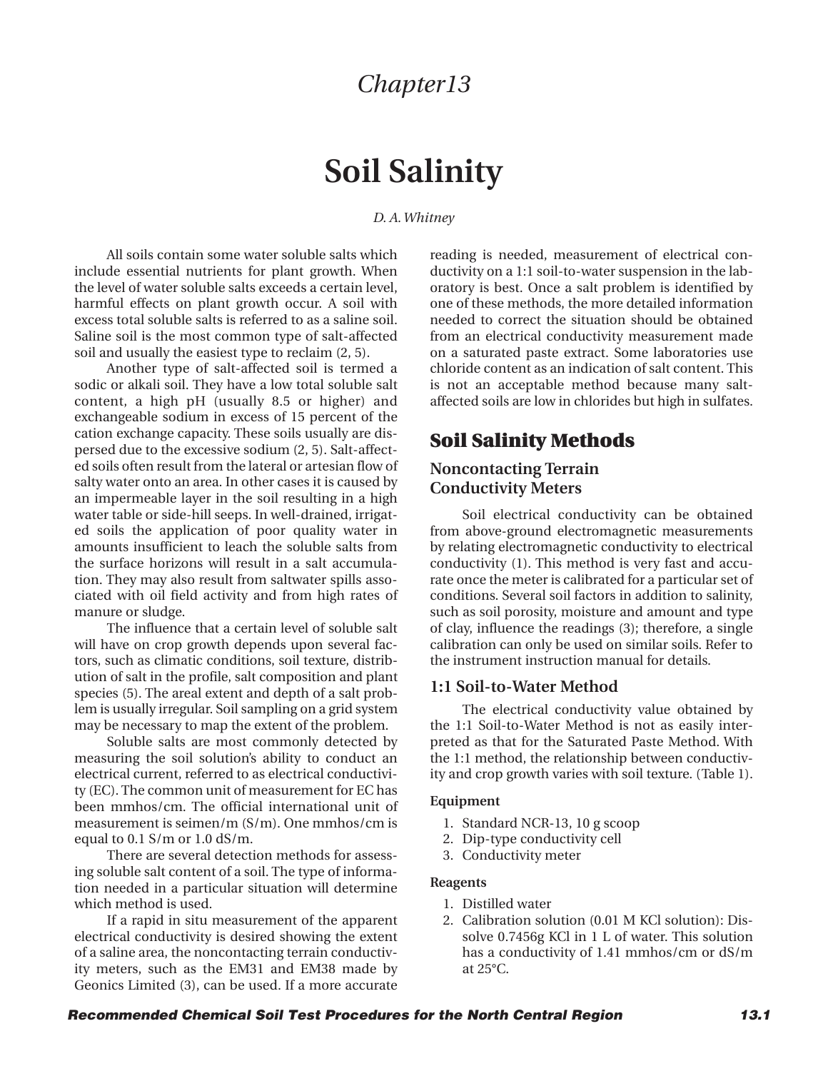# Chapter13

# Soil Salinity

*D. A. Whitney*

All soils contain some water soluble salts which include essential nutrients for plant growth. When the level of water soluble salts exceeds a certain level, harmful effects on plant growth occur. A soil with excess total soluble salts is referred to as a saline soil. Saline soil is the most common type of salt-affected soil and usually the easiest type to reclaim (2, 5).

Another type of salt-affected soil is termed a sodic or alkali soil. They have a low total soluble salt content, a high pH (usually 8.5 or higher) and exchangeable sodium in excess of 15 percent of the cation exchange capacity. These soils usually are dispersed due to the excessive sodium (2, 5). Salt-affected soils often result from the lateral or artesian flow of salty water onto an area. In other cases it is caused by an impermeable layer in the soil resulting in a high water table or side-hill seeps. In well-drained, irrigated soils the application of poor quality water in amounts insufficient to leach the soluble salts from the surface horizons will result in a salt accumulation. They may also result from saltwater spills associated with oil field activity and from high rates of manure or sludge.

The influence that a certain level of soluble salt will have on crop growth depends upon several factors, such as climatic conditions, soil texture, distribution of salt in the profile, salt composition and plant species (5). The areal extent and depth of a salt problem is usually irregular. Soil sampling on a grid system may be necessary to map the extent of the problem.

Soluble salts are most commonly detected by measuring the soil solution's ability to conduct an electrical current, referred to as electrical conductivity (EC). The common unit of measurement for EC has been mmhos/cm. The official international unit of measurement is seimen/m (S/m). One mmhos/cm is equal to 0.1 S/m or 1.0 dS/m.

There are several detection methods for assessing soluble salt content of a soil. The type of information needed in a particular situation will determine which method is used.

If a rapid in situ measurement of the apparent electrical conductivity is desired showing the extent of a saline area, the noncontacting terrain conductivity meters, such as the EM31 and EM38 made by Geonics Limited (3), can be used. If a more accurate reading is needed, measurement of electrical conductivity on a 1:1 soil-to-water suspension in the laboratory is best. Once a salt problem is identified by one of these methods, the more detailed information needed to correct the situation should be obtained from an electrical conductivity measurement made on a saturated paste extract. Some laboratories use chloride content as an indication of salt content. This is not an acceptable method because many salt-affected soils are low in chlorides but high in sulfates.

## Soil Salinity Methods

### Noncontacting Terrain Conductivity Meters

Soil electrical conductivity can be obtained from above-ground electromagnetic measurements by relating electromagnetic conductivity to electrical conductivity (1). This method is very fast and accurate once the meter is calibrated for a particular set of conditions. Several soil factors in addition to salinity, such as soil porosity, moisture and amount and type of clay, influence the readings (3); therefore, a single calibration can only be used on similar soils. Refer to the instrument instruction manual for details.

### 1:1 Soil-to-Water Method

The electrical conductivity value obtained by the 1:1 Soil-to-Water Method is not as easily interpreted as that for the Saturated Paste Method. With the 1:1 method, the relationship between conductivity and crop growth varies with soil texture. (Table 1).

#### Equipment

1. Standard NCR-13, 10 g scoop
2. Dip-type conductivity cell
3. Conductivity meter

#### Reagents

1. Distilled water
2. Calibration solution (0.01 M KCl solution): Dissolve 0.7456g KCl in 1 L of water. This solution has a conductivity of 1.41 mmhos/cm or dS/m at 25°C.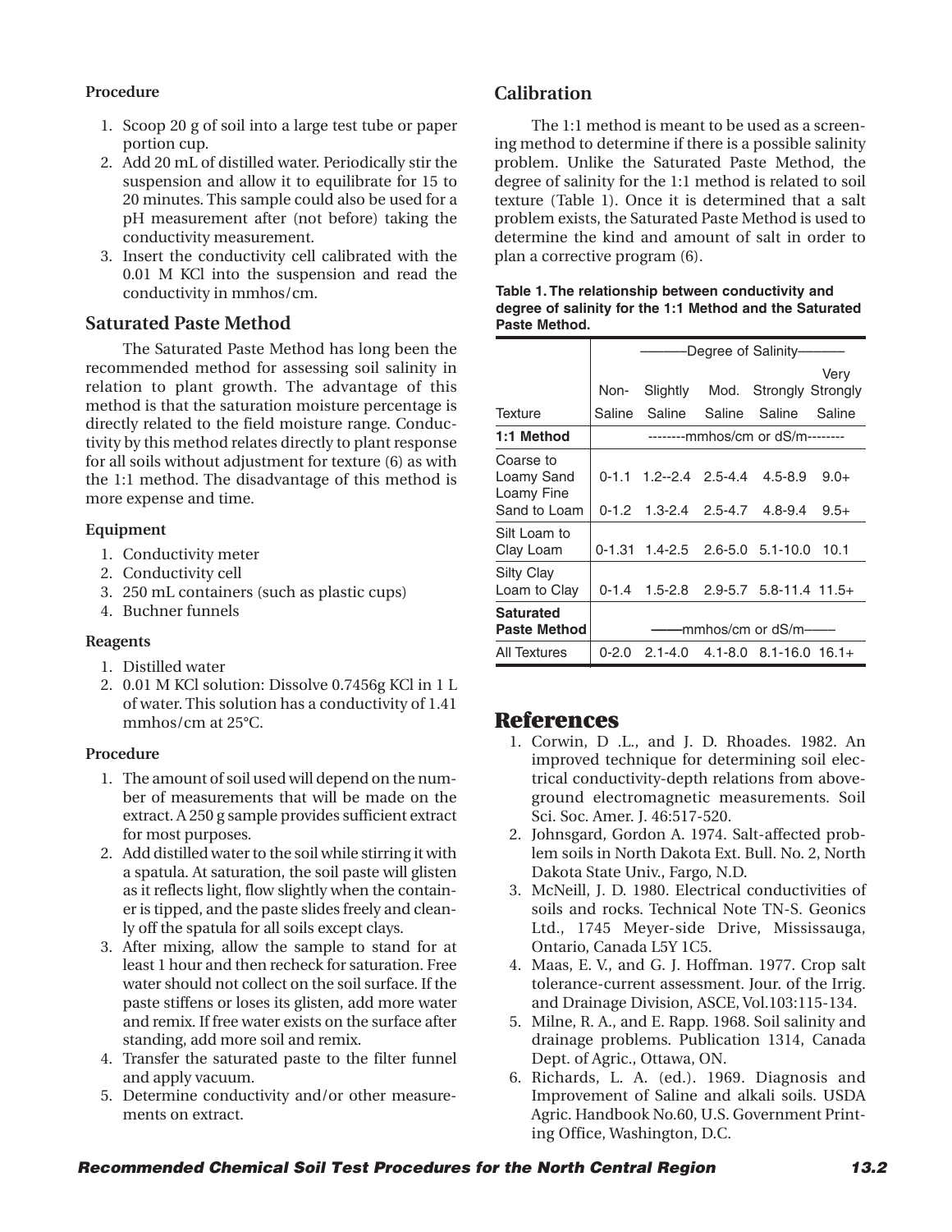**Procedure**

1. Scoop 20 g of soil into a large test tube or paper portion cup.
2. Add 20 mL of distilled water. Periodically stir the suspension and allow it to equilibrate for 15 to 20 minutes. This sample could also be used for a pH measurement after (not before) taking the conductivity measurement.
3. Insert the conductivity cell calibrated with the 0.01 M KCl into the suspension and read the conductivity in mmhos/cm.

## Saturated Paste Method

The Saturated Paste Method has long been the recommended method for assessing soil salinity in relation to plant growth. The advantage of this method is that the saturation moisture percentage is directly related to the field moisture range. Conductivity by this method relates directly to plant response for all soils without adjustment for texture (6) as with the 1:1 method. The disadvantage of this method is more expense and time.

**Equipment**

1. Conductivity meter
2. Conductivity cell
3. 250 mL containers (such as plastic cups)
4. Buchner funnels

**Reagents**

1. Distilled water
2. 0.01 M KCl solution: Dissolve 0.7456g KCl in 1 L of water. This solution has a conductivity of 1.41 mmhos/cm at 25°C.

**Procedure**

1. The amount of soil used will depend on the number of measurements that will be made on the extract. A 250 g sample provides sufficient extract for most purposes.
2. Add distilled water to the soil while stirring it with a spatula. At saturation, the soil paste will glisten as it reflects light, flow slightly when the container is tipped, and the paste slides freely and cleanly off the spatula for all soils except clays.
3. After mixing, allow the sample to stand for at least 1 hour and then recheck for saturation. Free water should not collect on the soil surface. If the paste stiffens or loses its glisten, add more water and remix. If free water exists on the surface after standing, add more soil and remix.
4. Transfer the saturated paste to the filter funnel and apply vacuum.
5. Determine conductivity and/or other measurements on extract.

## Calibration

The 1:1 method is meant to be used as a screening method to determine if there is a possible salinity problem. Unlike the Saturated Paste Method, the degree of salinity for the 1:1 method is related to soil texture (Table 1). Once it is determined that a salt problem exists, the Saturated Paste Method is used to determine the kind and amount of salt in order to plan a corrective program (6).

**Table 1. The relationship between conductivity and degree of salinity for the 1:1 Method and the Saturated Paste Method.**

| | Degree of Salinity | | | | |
|---|---|---|---|---|---|
| Texture | Non-Saline | Slightly Saline | Mod. Saline | Strongly Saline | Very Strongly Saline |
| **1:1 Method** | mmhos/cm or dS/m | | | | |
| Coarse to Loamy Sand | 0-1.1 | 1.2--2.4 | 2.5-4.4 | 4.5-8.9 | 9.0+ |
| Loamy Fine Sand to Loam | 0-1.2 | 1.3-2.4 | 2.5-4.7 | 4.8-9.4 | 9.5+ |
| Silt Loam to Clay Loam | 0-1.31 | 1.4-2.5 | 2.6-5.0 | 5.1-10.0 | 10.1 |
| Silty Clay Loam to Clay | 0-1.4 | 1.5-2.8 | 2.9-5.7 | 5.8-11.4 | 11.5+ |
| **Saturated Paste Method** | mmhos/cm or dS/m | | | | |
| All Textures | 0-2.0 | 2.1-4.0 | 4.1-8.0 | 8.1-16.0 | 16.1+ |

# References

1. Corwin, D .L., and J. D. Rhoades. 1982. An improved technique for determining soil electrical conductivity-depth relations from aboveground electromagnetic measurements. Soil Sci. Soc. Amer. J. 46:517-520.
2. Johnsgard, Gordon A. 1974. Salt-affected problem soils in North Dakota Ext. Bull. No. 2, North Dakota State Univ., Fargo, N.D.
3. McNeill, J. D. 1980. Electrical conductivities of soils and rocks. Technical Note TN-S. Geonics Ltd., 1745 Meyer-side Drive, Mississauga, Ontario, Canada L5Y 1C5.
4. Maas, E. V., and G. J. Hoffman. 1977. Crop salt tolerance-current assessment. Jour. of the Irrig. and Drainage Division, ASCE, Vol.103:115-134.
5. Milne, R. A., and E. Rapp. 1968. Soil salinity and drainage problems. Publication 1314, Canada Dept. of Agric., Ottawa, ON.
6. Richards, L. A. (ed.). 1969. Diagnosis and Improvement of Saline and alkali soils. USDA Agric. Handbook No.60, U.S. Government Printing Office, Washington, D.C.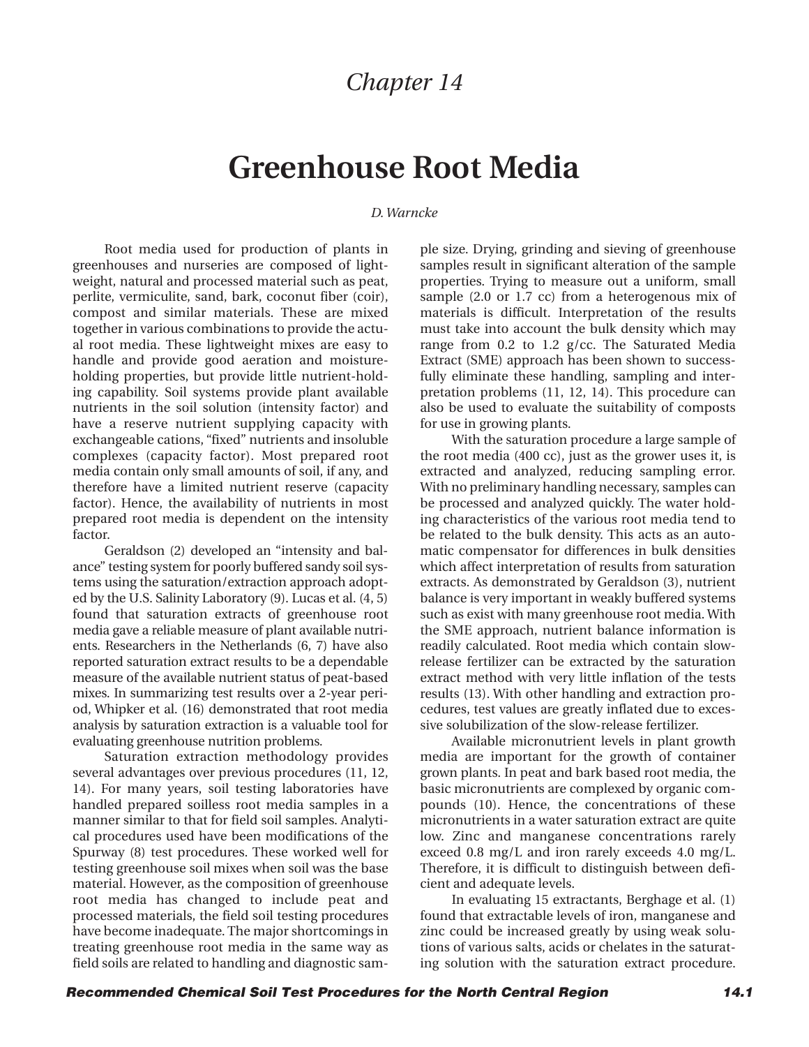# Chapter 14

# Greenhouse Root Media

*D. Warncke*

Root media used for production of plants in greenhouses and nurseries are composed of lightweight, natural and processed material such as peat, perlite, vermiculite, sand, bark, coconut fiber (coir), compost and similar materials. These are mixed together in various combinations to provide the actual root media. These lightweight mixes are easy to handle and provide good aeration and moisture-holding properties, but provide little nutrient-holding capability. Soil systems provide plant available nutrients in the soil solution (intensity factor) and have a reserve nutrient supplying capacity with exchangeable cations, "fixed" nutrients and insoluble complexes (capacity factor). Most prepared root media contain only small amounts of soil, if any, and therefore have a limited nutrient reserve (capacity factor). Hence, the availability of nutrients in most prepared root media is dependent on the intensity factor.

Geraldson (2) developed an "intensity and balance" testing system for poorly buffered sandy soil systems using the saturation/extraction approach adopted by the U.S. Salinity Laboratory (9). Lucas et al. (4, 5) found that saturation extracts of greenhouse root media gave a reliable measure of plant available nutrients. Researchers in the Netherlands (6, 7) have also reported saturation extract results to be a dependable measure of the available nutrient status of peat-based mixes. In summarizing test results over a 2-year period, Whipker et al. (16) demonstrated that root media analysis by saturation extraction is a valuable tool for evaluating greenhouse nutrition problems.

Saturation extraction methodology provides several advantages over previous procedures (11, 12, 14). For many years, soil testing laboratories have handled prepared soilless root media samples in a manner similar to that for field soil samples. Analytical procedures used have been modifications of the Spurway (8) test procedures. These worked well for testing greenhouse soil mixes when soil was the base material. However, as the composition of greenhouse root media has changed to include peat and processed materials, the field soil testing procedures have become inadequate. The major shortcomings in treating greenhouse root media in the same way as field soils are related to handling and diagnostic sample size. Drying, grinding and sieving of greenhouse samples result in significant alteration of the sample properties. Trying to measure out a uniform, small sample (2.0 or 1.7 cc) from a heterogenous mix of materials is difficult. Interpretation of the results must take into account the bulk density which may range from 0.2 to 1.2 g/cc. The Saturated Media Extract (SME) approach has been shown to successfully eliminate these handling, sampling and interpretation problems (11, 12, 14). This procedure can also be used to evaluate the suitability of composts for use in growing plants.

With the saturation procedure a large sample of the root media (400 cc), just as the grower uses it, is extracted and analyzed, reducing sampling error. With no preliminary handling necessary, samples can be processed and analyzed quickly. The water holding characteristics of the various root media tend to be related to the bulk density. This acts as an automatic compensator for differences in bulk densities which affect interpretation of results from saturation extracts. As demonstrated by Geraldson (3), nutrient balance is very important in weakly buffered systems such as exist with many greenhouse root media. With the SME approach, nutrient balance information is readily calculated. Root media which contain slow-release fertilizer can be extracted by the saturation extract method with very little inflation of the tests results (13). With other handling and extraction procedures, test values are greatly inflated due to excessive solubilization of the slow-release fertilizer.

Available micronutrient levels in plant growth media are important for the growth of container grown plants. In peat and bark based root media, the basic micronutrients are complexed by organic compounds (10). Hence, the concentrations of these micronutrients in a water saturation extract are quite low. Zinc and manganese concentrations rarely exceed 0.8 mg/L and iron rarely exceeds 4.0 mg/L. Therefore, it is difficult to distinguish between deficient and adequate levels.

In evaluating 15 extractants, Berghage et al. (1) found that extractable levels of iron, manganese and zinc could be increased greatly by using weak solutions of various salts, acids or chelates in the saturating solution with the saturation extract procedure.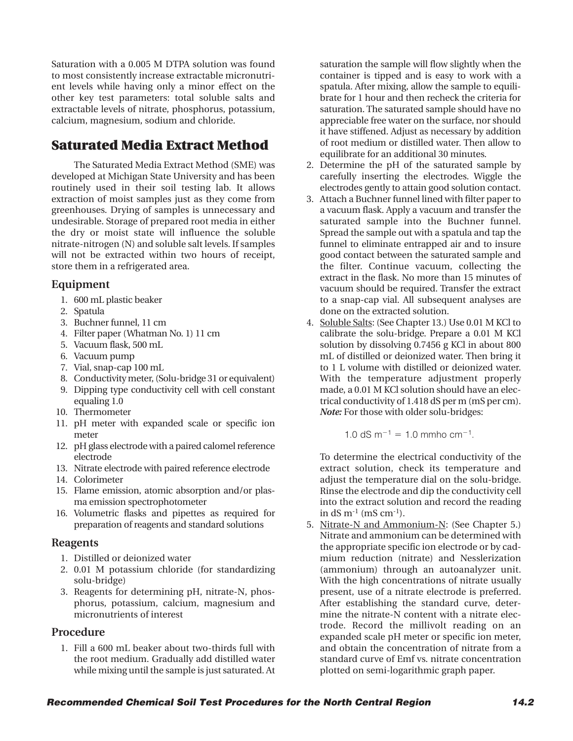Saturation with a 0.005 M DTPA solution was found to most consistently increase extractable micronutrient levels while having only a minor effect on the other key test parameters: total soluble salts and extractable levels of nitrate, phosphorus, potassium, calcium, magnesium, sodium and chloride.

## Saturated Media Extract Method

The Saturated Media Extract Method (SME) was developed at Michigan State University and has been routinely used in their soil testing lab. It allows extraction of moist samples just as they come from greenhouses. Drying of samples is unnecessary and undesirable. Storage of prepared root media in either the dry or moist state will influence the soluble nitrate-nitrogen (N) and soluble salt levels. If samples will not be extracted within two hours of receipt, store them in a refrigerated area.

### Equipment

1. 600 mL plastic beaker
2. Spatula
3. Buchner funnel, 11 cm
4. Filter paper (Whatman No. 1) 11 cm
5. Vacuum flask, 500 mL
6. Vacuum pump
7. Vial, snap-cap 100 mL
8. Conductivity meter, (Solu-bridge 31 or equivalent)
9. Dipping type conductivity cell with cell constant equaling 1.0
10. Thermometer
11. pH meter with expanded scale or specific ion meter
12. pH glass electrode with a paired calomel reference electrode
13. Nitrate electrode with paired reference electrode
14. Colorimeter
15. Flame emission, atomic absorption and/or plasma emission spectrophotometer
16. Volumetric flasks and pipettes as required for preparation of reagents and standard solutions

### Reagents

1. Distilled or deionized water
2. 0.01 M potassium chloride (for standardizing solu-bridge)
3. Reagents for determining pH, nitrate-N, phosphorus, potassium, calcium, magnesium and micronutrients of interest

### Procedure

1. Fill a 600 mL beaker about two-thirds full with the root medium. Gradually add distilled water while mixing until the sample is just saturated. At saturation the sample will flow slightly when the container is tipped and is easy to work with a spatula. After mixing, allow the sample to equilibrate for 1 hour and then recheck the criteria for saturation. The saturated sample should have no appreciable free water on the surface, nor should it have stiffened. Adjust as necessary by addition of root medium or distilled water. Then allow to equilibrate for an additional 30 minutes.
2. Determine the pH of the saturated sample by carefully inserting the electrodes. Wiggle the electrodes gently to attain good solution contact.
3. Attach a Buchner funnel lined with filter paper to a vacuum flask. Apply a vacuum and transfer the saturated sample into the Buchner funnel. Spread the sample out with a spatula and tap the funnel to eliminate entrapped air and to insure good contact between the saturated sample and the filter. Continue vacuum, collecting the extract in the flask. No more than 15 minutes of vacuum should be required. Transfer the extract to a snap-cap vial. All subsequent analyses are done on the extracted solution.
4. Soluble Salts: (See Chapter 13.) Use 0.01 M KCl to calibrate the solu-bridge. Prepare a 0.01 M KCl solution by dissolving 0.7456 g KCl in about 800 mL of distilled or deionized water. Then bring it to 1 L volume with distilled or deionized water. With the temperature adjustment properly made, a 0.01 M KCl solution should have an electrical conductivity of 1.418 dS per m (mS per cm). ***Note:*** For those with older solu-bridges:

   $$1.0 \text{ dS m}^{-1} = 1.0 \text{ mmho cm}^{-1}.$$

   To determine the electrical conductivity of the extract solution, check its temperature and adjust the temperature dial on the solu-bridge. Rinse the electrode and dip the conductivity cell into the extract solution and record the reading in dS $m^{-1}$ (mS $cm^{-1}$).
5. Nitrate-N and Ammonium-N: (See Chapter 5.) Nitrate and ammonium can be determined with the appropriate specific ion electrode or by cadmium reduction (nitrate) and Nesslerization (ammonium) through an autoanalyzer unit. With the high concentrations of nitrate usually present, use of a nitrate electrode is preferred. After establishing the standard curve, determine the nitrate-N content with a nitrate electrode. Record the millivolt reading on an expanded scale pH meter or specific ion meter, and obtain the concentration of nitrate from a standard curve of Emf vs. nitrate concentration plotted on semi-logarithmic graph paper.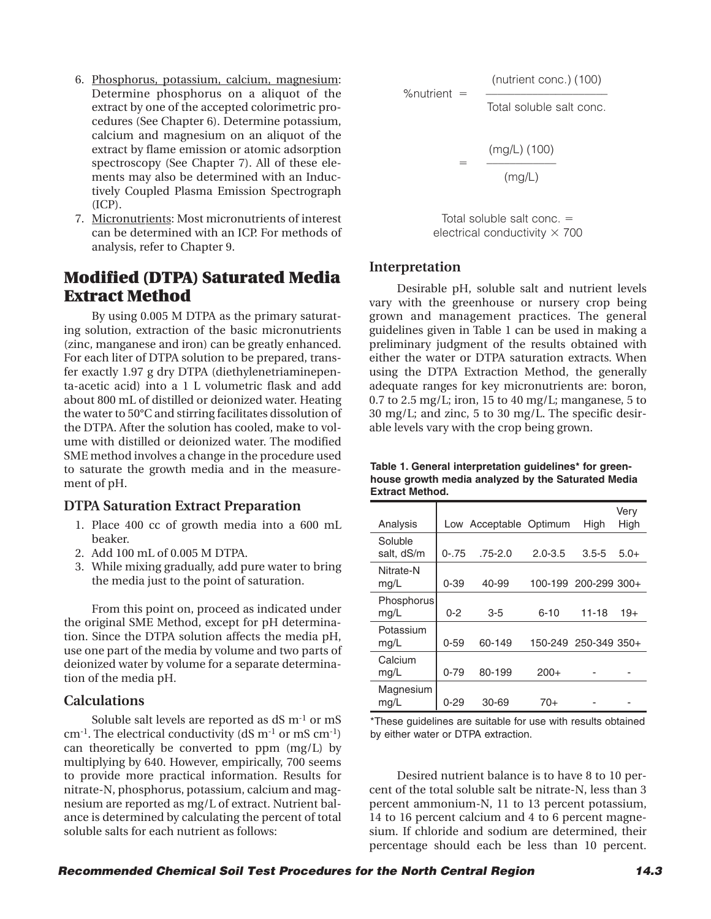6. Phosphorus, potassium, calcium, magnesium: Determine phosphorus on a aliquot of the extract by one of the accepted colorimetric procedures (See Chapter 6). Determine potassium, calcium and magnesium on an aliquot of the extract by flame emission or atomic adsorption spectroscopy (See Chapter 7). All of these elements may also be determined with an Inductively Coupled Plasma Emission Spectrograph (ICP).
7. Micronutrients: Most micronutrients of interest can be determined with an ICP. For methods of analysis, refer to Chapter 9.

## Modified (DTPA) Saturated Media Extract Method

By using 0.005 M DTPA as the primary saturating solution, extraction of the basic micronutrients (zinc, manganese and iron) can be greatly enhanced. For each liter of DTPA solution to be prepared, transfer exactly 1.97 g dry DTPA (diethylenetriaminepenta-acetic acid) into a 1 L volumetric flask and add about 800 mL of distilled or deionized water. Heating the water to 50°C and stirring facilitates dissolution of the DTPA. After the solution has cooled, make to volume with distilled or deionized water. The modified SME method involves a change in the procedure used to saturate the growth media and in the measurement of pH.

### DTPA Saturation Extract Preparation

1. Place 400 cc of growth media into a 600 mL beaker.
2. Add 100 mL of 0.005 M DTPA.
3. While mixing gradually, add pure water to bring the media just to the point of saturation.

From this point on, proceed as indicated under the original SME Method, except for pH determination. Since the DTPA solution affects the media pH, use one part of the media by volume and two parts of deionized water by volume for a separate determination of the media pH.

### Calculations

Soluble salt levels are reported as dS $m^{-1}$ or mS $cm^{-1}$. The electrical conductivity (dS $m^{-1}$ or mS $cm^{-1}$) can theoretically be converted to ppm (mg/L) by multiplying by 640. However, empirically, 700 seems to provide more practical information. Results for nitrate-N, phosphorus, potassium, calcium and magnesium are reported as mg/L of extract. Nutrient balance is determined by calculating the percent of total soluble salts for each nutrient as follows:

$$\%\text{nutrient} = \frac{(\text{nutrient conc.})\,(100)}{\text{Total soluble salt conc.}}$$

$$= \frac{(\text{mg/L})\,(100)}{(\text{mg/L})}$$

$$\text{Total soluble salt conc.} = \text{electrical conductivity} \times 700$$

### Interpretation

Desirable pH, soluble salt and nutrient levels vary with the greenhouse or nursery crop being grown and management practices. The general guidelines given in Table 1 can be used in making a preliminary judgment of the results obtained with either the water or DTPA saturation extracts. When using the DTPA Extraction Method, the generally adequate ranges for key micronutrients are: boron, 0.7 to 2.5 mg/L; iron, 15 to 40 mg/L; manganese, 5 to 30 mg/L; and zinc, 5 to 30 mg/L. The specific desirable levels vary with the crop being grown.

**Table 1. General interpretation guidelines\* for greenhouse growth media analyzed by the Saturated Media Extract Method.**

| Analysis | Low | Acceptable | Optimum | High | Very High |
|---|---|---|---|---|---|
| Soluble salt, dS/m | 0-.75 | .75-2.0 | 2.0-3.5 | 3.5-5 | 5.0+ |
| Nitrate-N mg/L | 0-39 | 40-99 | 100-199 | 200-299 | 300+ |
| Phosphorus mg/L | 0-2 | 3-5 | 6-10 | 11-18 | 19+ |
| Potassium mg/L | 0-59 | 60-149 | 150-249 | 250-349 | 350+ |
| Calcium mg/L | 0-79 | 80-199 | 200+ | - | - |
| Magnesium mg/L | 0-29 | 30-69 | 70+ | - | - |

\*These guidelines are suitable for use with results obtained by either water or DTPA extraction.

Desired nutrient balance is to have 8 to 10 percent of the total soluble salt be nitrate-N, less than 3 percent ammonium-N, 11 to 13 percent potassium, 14 to 16 percent calcium and 4 to 6 percent magnesium. If chloride and sodium are determined, their percentage should each be less than 10 percent.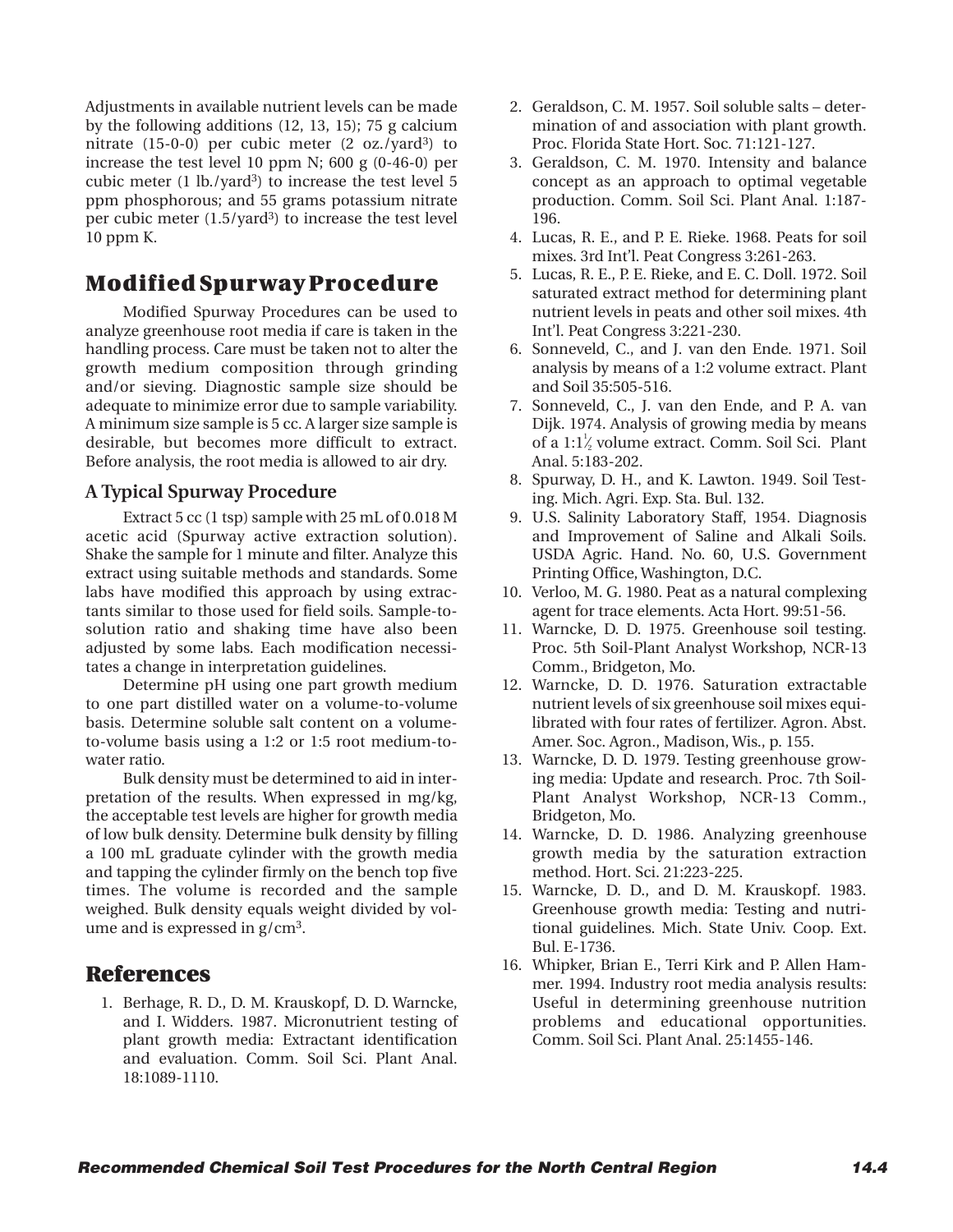Adjustments in available nutrient levels can be made by the following additions (12, 13, 15); 75 g calcium nitrate (15-0-0) per cubic meter (2 oz./yard$^3$) to increase the test level 10 ppm N; 600 g (0-46-0) per cubic meter (1 lb./yard$^3$) to increase the test level 5 ppm phosphorous; and 55 grams potassium nitrate per cubic meter (1.5/yard$^3$) to increase the test level 10 ppm K.

## Modified Spurway Procedure

Modified Spurway Procedures can be used to analyze greenhouse root media if care is taken in the handling process. Care must be taken not to alter the growth medium composition through grinding and/or sieving. Diagnostic sample size should be adequate to minimize error due to sample variability. A minimum size sample is 5 cc. A larger size sample is desirable, but becomes more difficult to extract. Before analysis, the root media is allowed to air dry.

### A Typical Spurway Procedure

Extract 5 cc (1 tsp) sample with 25 mL of 0.018 M acetic acid (Spurway active extraction solution). Shake the sample for 1 minute and filter. Analyze this extract using suitable methods and standards. Some labs have modified this approach by using extractants similar to those used for field soils. Sample-to-solution ratio and shaking time have also been adjusted by some labs. Each modification necessitates a change in interpretation guidelines.

Determine pH using one part growth medium to one part distilled water on a volume-to-volume basis. Determine soluble salt content on a volume-to-volume basis using a 1:2 or 1:5 root medium-to-water ratio.

Bulk density must be determined to aid in interpretation of the results. When expressed in mg/kg, the acceptable test levels are higher for growth media of low bulk density. Determine bulk density by filling a 100 mL graduate cylinder with the growth media and tapping the cylinder firmly on the bench top five times. The volume is recorded and the sample weighed. Bulk density equals weight divided by volume and is expressed in g/cm$^3$.

## References

1. Berhage, R. D., D. M. Krauskopf, D. D. Warncke, and I. Widders. 1987. Micronutrient testing of plant growth media: Extractant identification and evaluation. Comm. Soil Sci. Plant Anal. 18:1089-1110.
2. Geraldson, C. M. 1957. Soil soluble salts – determination of and association with plant growth. Proc. Florida State Hort. Soc. 71:121-127.
3. Geraldson, C. M. 1970. Intensity and balance concept as an approach to optimal vegetable production. Comm. Soil Sci. Plant Anal. 1:187-196.
4. Lucas, R. E., and P. E. Rieke. 1968. Peats for soil mixes. 3rd Int'l. Peat Congress 3:261-263.
5. Lucas, R. E., P. E. Rieke, and E. C. Doll. 1972. Soil saturated extract method for determining plant nutrient levels in peats and other soil mixes. 4th Int'l. Peat Congress 3:221-230.
6. Sonneveld, C., and J. van den Ende. 1971. Soil analysis by means of a 1:2 volume extract. Plant and Soil 35:505-516.
7. Sonneveld, C., J. van den Ende, and P. A. van Dijk. 1974. Analysis of growing media by means of a 1:1½ volume extract. Comm. Soil Sci. Plant Anal. 5:183-202.
8. Spurway, D. H., and K. Lawton. 1949. Soil Testing. Mich. Agri. Exp. Sta. Bul. 132.
9. U.S. Salinity Laboratory Staff, 1954. Diagnosis and Improvement of Saline and Alkali Soils. USDA Agric. Hand. No. 60, U.S. Government Printing Office, Washington, D.C.
10. Verloo, M. G. 1980. Peat as a natural complexing agent for trace elements. Acta Hort. 99:51-56.
11. Warncke, D. D. 1975. Greenhouse soil testing. Proc. 5th Soil-Plant Analyst Workshop, NCR-13 Comm., Bridgeton, Mo.
12. Warncke, D. D. 1976. Saturation extractable nutrient levels of six greenhouse soil mixes equilibrated with four rates of fertilizer. Agron. Abst. Amer. Soc. Agron., Madison, Wis., p. 155.
13. Warncke, D. D. 1979. Testing greenhouse growing media: Update and research. Proc. 7th Soil-Plant Analyst Workshop, NCR-13 Comm., Bridgeton, Mo.
14. Warncke, D. D. 1986. Analyzing greenhouse growth media by the saturation extraction method. Hort. Sci. 21:223-225.
15. Warncke, D. D., and D. M. Krauskopf. 1983. Greenhouse growth media: Testing and nutritional guidelines. Mich. State Univ. Coop. Ext. Bul. E-1736.
16. Whipker, Brian E., Terri Kirk and P. Allen Hammer. 1994. Industry root media analysis results: Useful in determining greenhouse nutrition problems and educational opportunities. Comm. Soil Sci. Plant Anal. 25:1455-146.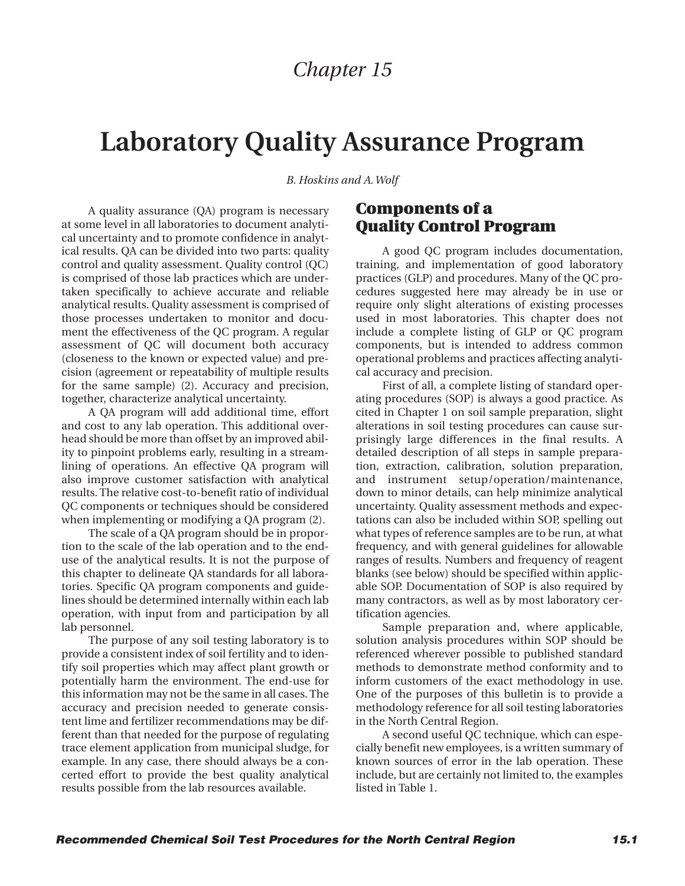*Chapter 15*

# Laboratory Quality Assurance Program

*B. Hoskins and A. Wolf*

A quality assurance (QA) program is necessary at some level in all laboratories to document analytical uncertainty and to promote confidence in analytical results. QA can be divided into two parts: quality control and quality assessment. Quality control (QC) is comprised of those lab practices which are undertaken specifically to achieve accurate and reliable analytical results. Quality assessment is comprised of those processes undertaken to monitor and document the effectiveness of the QC program. A regular assessment of QC will document both accuracy (closeness to the known or expected value) and precision (agreement or repeatability of multiple results for the same sample) (2). Accuracy and precision, together, characterize analytical uncertainty.

A QA program will add additional time, effort and cost to any lab operation. This additional overhead should be more than offset by an improved ability to pinpoint problems early, resulting in a streamlining of operations. An effective QA program will also improve customer satisfaction with analytical results. The relative cost-to-benefit ratio of individual QC components or techniques should be considered when implementing or modifying a QA program (2).

The scale of a QA program should be in proportion to the scale of the lab operation and to the end-use of the analytical results. It is not the purpose of this chapter to delineate QA standards for all laboratories. Specific QA program components and guidelines should be determined internally within each lab operation, with input from and participation by all lab personnel.

The purpose of any soil testing laboratory is to provide a consistent index of soil fertility and to identify soil properties which may affect plant growth or potentially harm the environment. The end-use for this information may not be the same in all cases. The accuracy and precision needed to generate consistent lime and fertilizer recommendations may be different than that needed for the purpose of regulating trace element application from municipal sludge, for example. In any case, there should always be a concerted effort to provide the best quality analytical results possible from the lab resources available.

## Components of a Quality Control Program

A good QC program includes documentation, training, and implementation of good laboratory practices (GLP) and procedures. Many of the QC procedures suggested here may already be in use or require only slight alterations of existing processes used in most laboratories. This chapter does not include a complete listing of GLP or QC program components, but is intended to address common operational problems and practices affecting analytical accuracy and precision.

First of all, a complete listing of standard operating procedures (SOP) is always a good practice. As cited in Chapter 1 on soil sample preparation, slight alterations in soil testing procedures can cause surprisingly large differences in the final results. A detailed description of all steps in sample preparation, extraction, calibration, solution preparation, and instrument setup/operation/maintenance, down to minor details, can help minimize analytical uncertainty. Quality assessment methods and expectations can also be included within SOP, spelling out what types of reference samples are to be run, at what frequency, and with general guidelines for allowable ranges of results. Numbers and frequency of reagent blanks (see below) should be specified within applicable SOP. Documentation of SOP is also required by many contractors, as well as by most laboratory certification agencies.

Sample preparation and, where applicable, solution analysis procedures within SOP should be referenced wherever possible to published standard methods to demonstrate method conformity and to inform customers of the exact methodology in use. One of the purposes of this bulletin is to provide a methodology reference for all soil testing laboratories in the North Central Region.

A second useful QC technique, which can especially benefit new employees, is a written summary of known sources of error in the lab operation. These include, but are certainly not limited to, the examples listed in Table 1.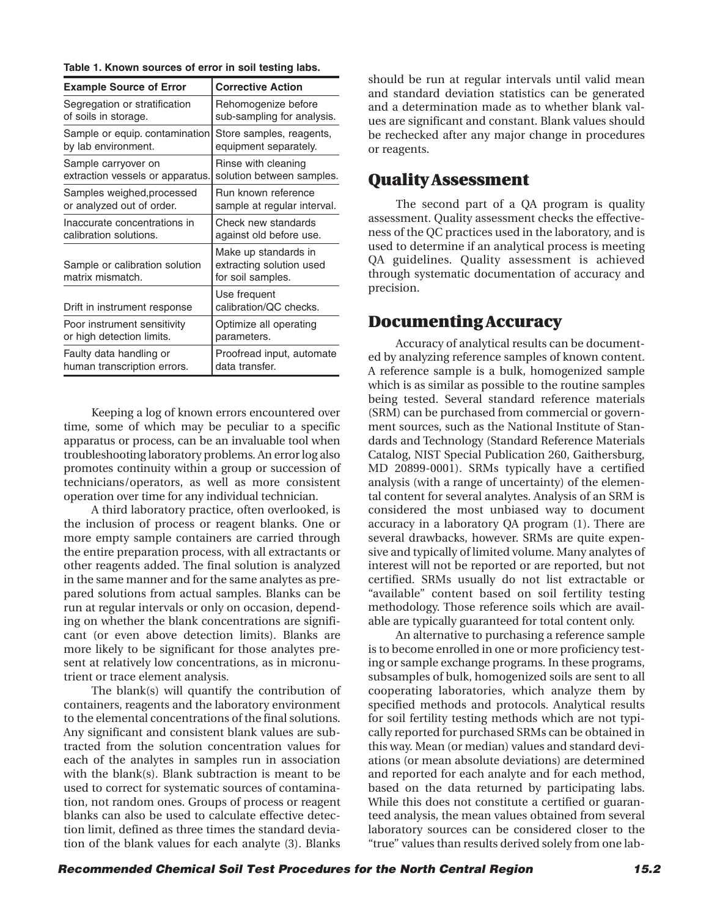**Table 1. Known sources of error in soil testing labs.**

| Example Source of Error | Corrective Action |
|---|---|
| Segregation or stratification of soils in storage. | Rehomogenize before sub-sampling for analysis. |
| Sample or equip. contamination by lab environment. | Store samples, reagents, equipment separately. |
| Sample carryover on extraction vessels or apparatus. | Rinse with cleaning solution between samples. |
| Samples weighed,processed or analyzed out of order. | Run known reference sample at regular interval. |
| Inaccurate concentrations in calibration solutions. | Check new standards against old before use. |
| Sample or calibration solution matrix mismatch. | Make up standards in extracting solution used for soil samples. |
| Drift in instrument response | Use frequent calibration/QC checks. |
| Poor instrument sensitivity or high detection limits. | Optimize all operating parameters. |
| Faulty data handling or human transcription errors. | Proofread input, automate data transfer. |

Keeping a log of known errors encountered over time, some of which may be peculiar to a specific apparatus or process, can be an invaluable tool when troubleshooting laboratory problems. An error log also promotes continuity within a group or succession of technicians/operators, as well as more consistent operation over time for any individual technician.

A third laboratory practice, often overlooked, is the inclusion of process or reagent blanks. One or more empty sample containers are carried through the entire preparation process, with all extractants or other reagents added. The final solution is analyzed in the same manner and for the same analytes as prepared solutions from actual samples. Blanks can be run at regular intervals or only on occasion, depending on whether the blank concentrations are significant (or even above detection limits). Blanks are more likely to be significant for those analytes present at relatively low concentrations, as in micronutrient or trace element analysis.

The blank(s) will quantify the contribution of containers, reagents and the laboratory environment to the elemental concentrations of the final solutions. Any significant and consistent blank values are subtracted from the solution concentration values for each of the analytes in samples run in association with the blank(s). Blank subtraction is meant to be used to correct for systematic sources of contamination, not random ones. Groups of process or reagent blanks can also be used to calculate effective detection limit, defined as three times the standard deviation of the blank values for each analyte (3). Blanks should be run at regular intervals until valid mean and standard deviation statistics can be generated and a determination made as to whether blank values are significant and constant. Blank values should be rechecked after any major change in procedures or reagents.

## Quality Assessment

The second part of a QA program is quality assessment. Quality assessment checks the effectiveness of the QC practices used in the laboratory, and is used to determine if an analytical process is meeting QA guidelines. Quality assessment is achieved through systematic documentation of accuracy and precision.

## Documenting Accuracy

Accuracy of analytical results can be documented by analyzing reference samples of known content. A reference sample is a bulk, homogenized sample which is as similar as possible to the routine samples being tested. Several standard reference materials (SRM) can be purchased from commercial or government sources, such as the National Institute of Standards and Technology (Standard Reference Materials Catalog, NIST Special Publication 260, Gaithersburg, MD 20899-0001). SRMs typically have a certified analysis (with a range of uncertainty) of the elemental content for several analytes. Analysis of an SRM is considered the most unbiased way to document accuracy in a laboratory QA program (1). There are several drawbacks, however. SRMs are quite expensive and typically of limited volume. Many analytes of interest will not be reported or are reported, but not certified. SRMs usually do not list extractable or "available" content based on soil fertility testing methodology. Those reference soils which are available are typically guaranteed for total content only.

An alternative to purchasing a reference sample is to become enrolled in one or more proficiency testing or sample exchange programs. In these programs, subsamples of bulk, homogenized soils are sent to all cooperating laboratories, which analyze them by specified methods and protocols. Analytical results for soil fertility testing methods which are not typically reported for purchased SRMs can be obtained in this way. Mean (or median) values and standard deviations (or mean absolute deviations) are determined and reported for each analyte and for each method, based on the data returned by participating labs. While this does not constitute a certified or guaranteed analysis, the mean values obtained from several laboratory sources can be considered closer to the "true" values than results derived solely from one lab-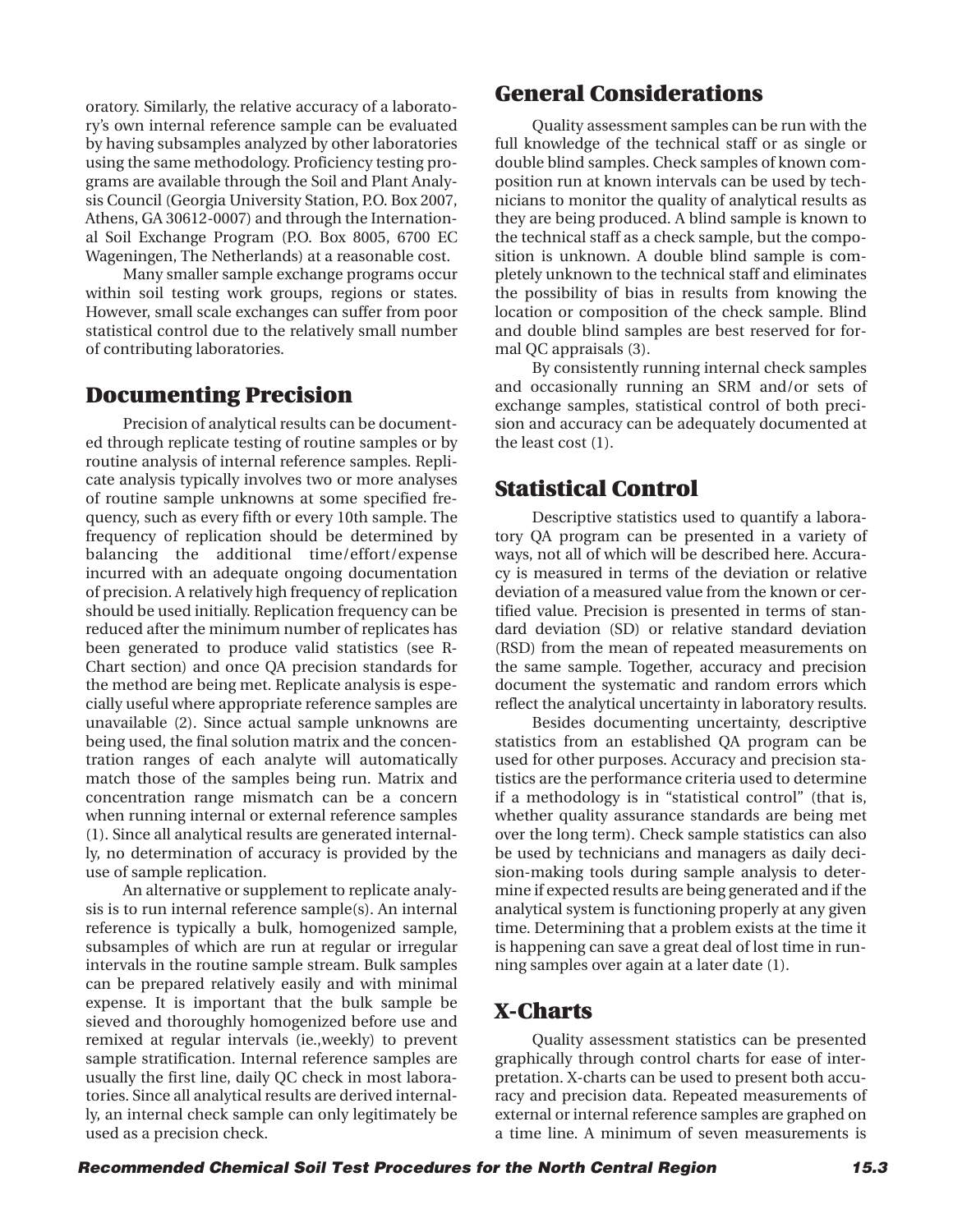oratory. Similarly, the relative accuracy of a laboratory's own internal reference sample can be evaluated by having subsamples analyzed by other laboratories using the same methodology. Proficiency testing programs are available through the Soil and Plant Analysis Council (Georgia University Station, P.O. Box 2007, Athens, GA 30612-0007) and through the International Soil Exchange Program (P.O. Box 8005, 6700 EC Wageningen, The Netherlands) at a reasonable cost.

Many smaller sample exchange programs occur within soil testing work groups, regions or states. However, small scale exchanges can suffer from poor statistical control due to the relatively small number of contributing laboratories.

## Documenting Precision

Precision of analytical results can be documented through replicate testing of routine samples or by routine analysis of internal reference samples. Replicate analysis typically involves two or more analyses of routine sample unknowns at some specified frequency, such as every fifth or every 10th sample. The frequency of replication should be determined by balancing the additional time/effort/expense incurred with an adequate ongoing documentation of precision. A relatively high frequency of replication should be used initially. Replication frequency can be reduced after the minimum number of replicates has been generated to produce valid statistics (see R-Chart section) and once QA precision standards for the method are being met. Replicate analysis is especially useful where appropriate reference samples are unavailable (2). Since actual sample unknowns are being used, the final solution matrix and the concentration ranges of each analyte will automatically match those of the samples being run. Matrix and concentration range mismatch can be a concern when running internal or external reference samples (1). Since all analytical results are generated internally, no determination of accuracy is provided by the use of sample replication.

An alternative or supplement to replicate analysis is to run internal reference sample(s). An internal reference is typically a bulk, homogenized sample, subsamples of which are run at regular or irregular intervals in the routine sample stream. Bulk samples can be prepared relatively easily and with minimal expense. It is important that the bulk sample be sieved and thoroughly homogenized before use and remixed at regular intervals (ie.,weekly) to prevent sample stratification. Internal reference samples are usually the first line, daily QC check in most laboratories. Since all analytical results are derived internally, an internal check sample can only legitimately be used as a precision check.

## General Considerations

Quality assessment samples can be run with the full knowledge of the technical staff or as single or double blind samples. Check samples of known composition run at known intervals can be used by technicians to monitor the quality of analytical results as they are being produced. A blind sample is known to the technical staff as a check sample, but the composition is unknown. A double blind sample is completely unknown to the technical staff and eliminates the possibility of bias in results from knowing the location or composition of the check sample. Blind and double blind samples are best reserved for formal QC appraisals (3).

By consistently running internal check samples and occasionally running an SRM and/or sets of exchange samples, statistical control of both precision and accuracy can be adequately documented at the least cost (1).

## Statistical Control

Descriptive statistics used to quantify a laboratory QA program can be presented in a variety of ways, not all of which will be described here. Accuracy is measured in terms of the deviation or relative deviation of a measured value from the known or certified value. Precision is presented in terms of standard deviation (SD) or relative standard deviation (RSD) from the mean of repeated measurements on the same sample. Together, accuracy and precision document the systematic and random errors which reflect the analytical uncertainty in laboratory results.

Besides documenting uncertainty, descriptive statistics from an established QA program can be used for other purposes. Accuracy and precision statistics are the performance criteria used to determine if a methodology is in "statistical control" (that is, whether quality assurance standards are being met over the long term). Check sample statistics can also be used by technicians and managers as daily decision-making tools during sample analysis to determine if expected results are being generated and if the analytical system is functioning properly at any given time. Determining that a problem exists at the time it is happening can save a great deal of lost time in running samples over again at a later date (1).

## X-Charts

Quality assessment statistics can be presented graphically through control charts for ease of interpretation. X-charts can be used to present both accuracy and precision data. Repeated measurements of external or internal reference samples are graphed on a time line. A minimum of seven measurements is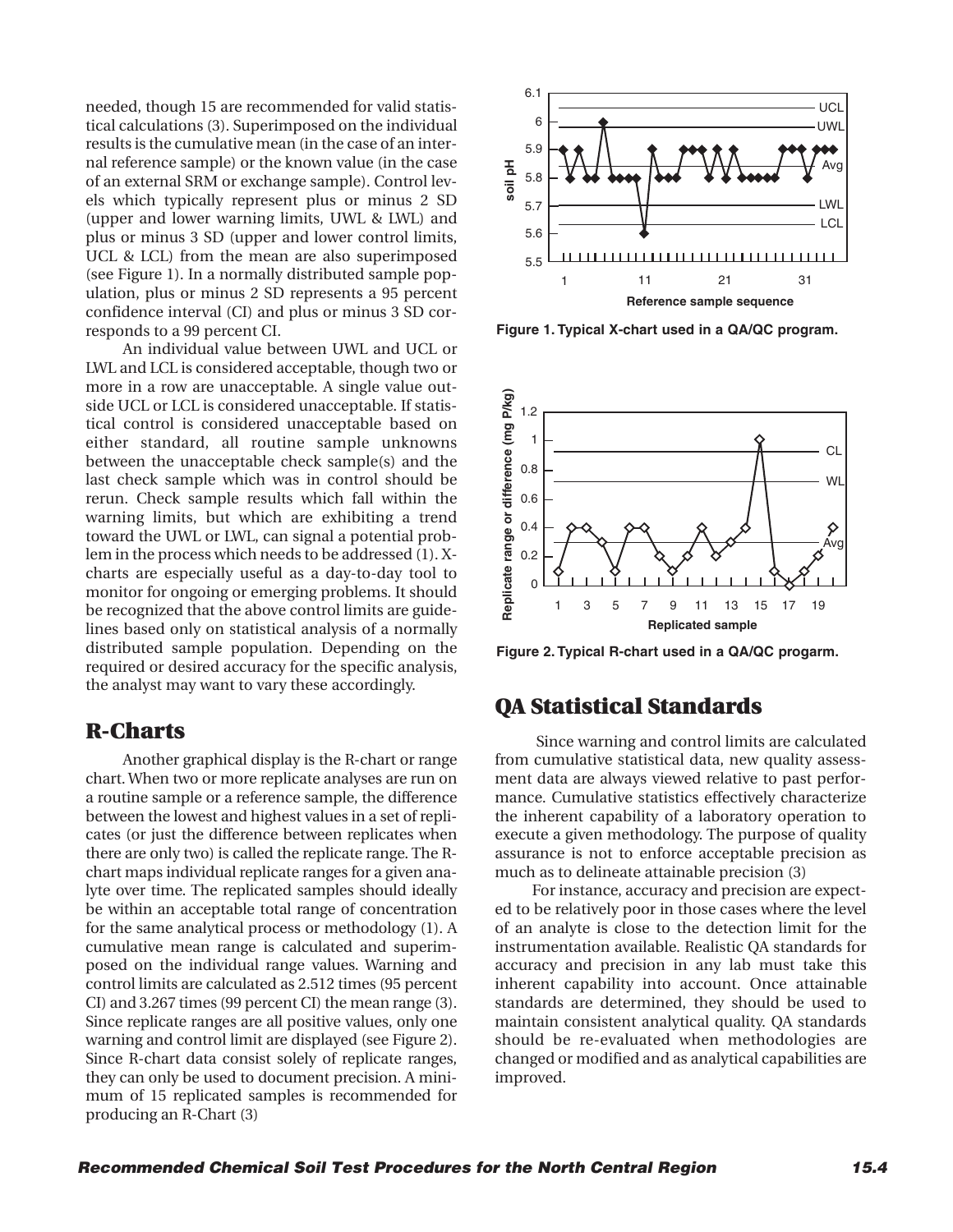needed, though 15 are recommended for valid statistical calculations (3). Superimposed on the individual results is the cumulative mean (in the case of an internal reference sample) or the known value (in the case of an external SRM or exchange sample). Control levels which typically represent plus or minus 2 SD (upper and lower warning limits, UWL & LWL) and plus or minus 3 SD (upper and lower control limits, UCL & LCL) from the mean are also superimposed (see Figure 1). In a normally distributed sample population, plus or minus 2 SD represents a 95 percent confidence interval (CI) and plus or minus 3 SD corresponds to a 99 percent CI.

An individual value between UWL and UCL or LWL and LCL is considered acceptable, though two or more in a row are unacceptable. A single value outside UCL or LCL is considered unacceptable. If statistical control is considered unacceptable based on either standard, all routine sample unknowns between the unacceptable check sample(s) and the last check sample which was in control should be rerun. Check sample results which fall within the warning limits, but which are exhibiting a trend toward the UWL or LWL, can signal a potential problem in the process which needs to be addressed (1). X-charts are especially useful as a day-to-day tool to monitor for ongoing or emerging problems. It should be recognized that the above control limits are guidelines based only on statistical analysis of a normally distributed sample population. Depending on the required or desired accuracy for the specific analysis, the analyst may want to vary these accordingly.

**Figure 1. Typical X-chart used in a QA/QC program.**

**Figure 2. Typical R-chart used in a QA/QC progarm.**

## R-Charts

Another graphical display is the R-chart or range chart. When two or more replicate analyses are run on a routine sample or a reference sample, the difference between the lowest and highest values in a set of replicates (or just the difference between replicates when there are only two) is called the replicate range. The R-chart maps individual replicate ranges for a given analyte over time. The replicated samples should ideally be within an acceptable total range of concentration for the same analytical process or methodology (1). A cumulative mean range is calculated and superimposed on the individual range values. Warning and control limits are calculated as 2.512 times (95 percent CI) and 3.267 times (99 percent CI) the mean range (3). Since replicate ranges are all positive values, only one warning and control limit are displayed (see Figure 2). Since R-chart data consist solely of replicate ranges, they can only be used to document precision. A minimum of 15 replicated samples is recommended for producing an R-Chart (3)

## QA Statistical Standards

Since warning and control limits are calculated from cumulative statistical data, new quality assessment data are always viewed relative to past performance. Cumulative statistics effectively characterize the inherent capability of a laboratory operation to execute a given methodology. The purpose of quality assurance is not to enforce acceptable precision as much as to delineate attainable precision (3)

For instance, accuracy and precision are expected to be relatively poor in those cases where the level of an analyte is close to the detection limit for the instrumentation available. Realistic QA standards for accuracy and precision in any lab must take this inherent capability into account. Once attainable standards are determined, they should be used to maintain consistent analytical quality. QA standards should be re-evaluated when methodologies are changed or modified and as analytical capabilities are improved.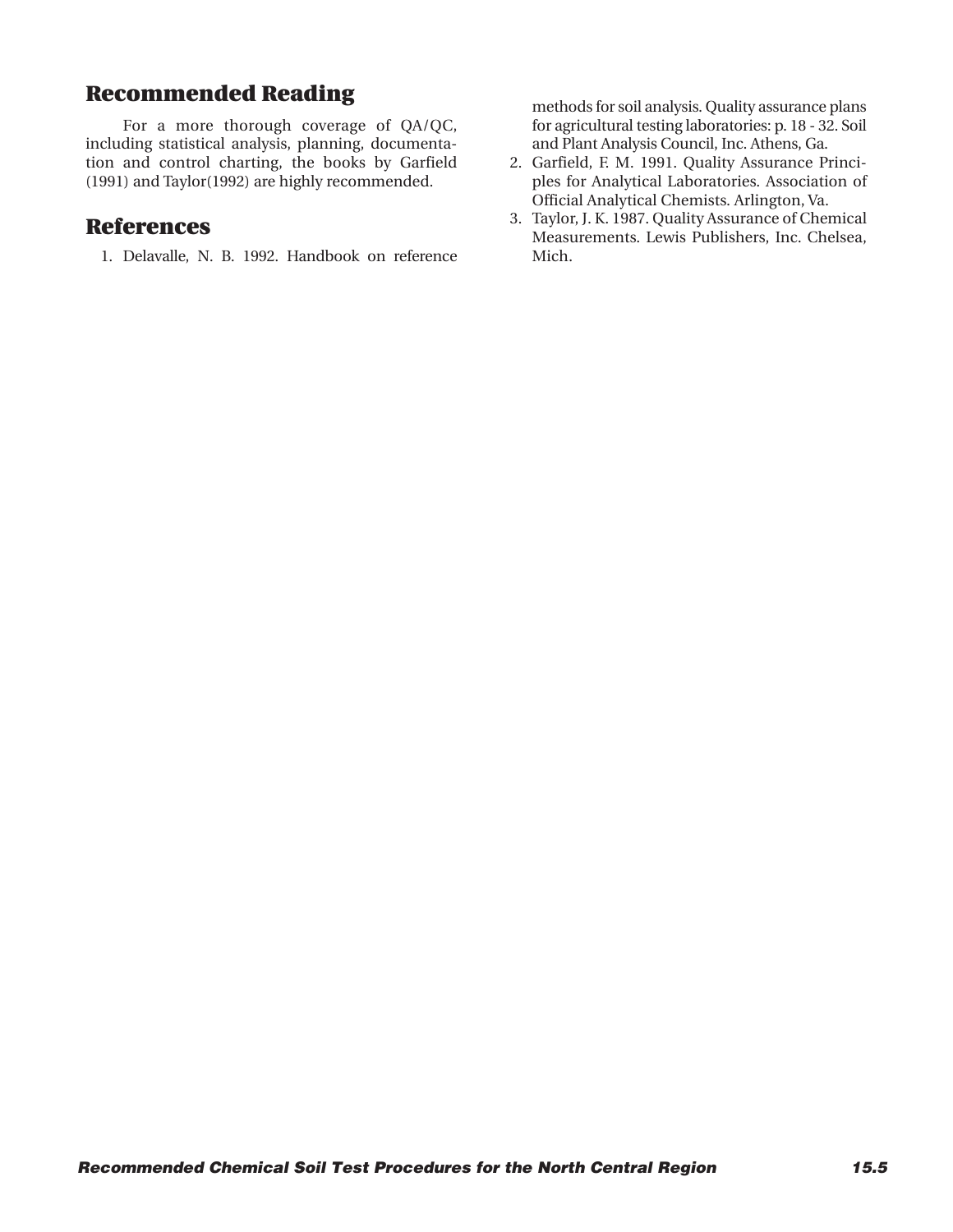## Recommended Reading

For a more thorough coverage of QA/QC, including statistical analysis, planning, documentation and control charting, the books by Garfield (1991) and Taylor(1992) are highly recommended.

## References

1. Delavalle, N. B. 1992. Handbook on reference methods for soil analysis. Quality assurance plans for agricultural testing laboratories: p. 18 - 32. Soil and Plant Analysis Council, Inc. Athens, Ga.
2. Garfield, F. M. 1991. Quality Assurance Principles for Analytical Laboratories. Association of Official Analytical Chemists. Arlington, Va.
3. Taylor, J. K. 1987. Quality Assurance of Chemical Measurements. Lewis Publishers, Inc. Chelsea, Mich.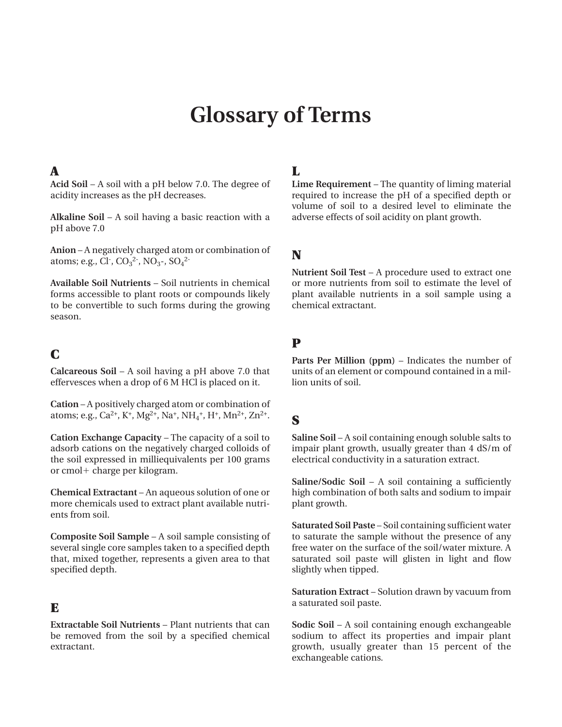# Glossary of Terms

## A

**Acid Soil** – A soil with a pH below 7.0. The degree of acidity increases as the pH decreases.

**Alkaline Soil** – A soil having a basic reaction with a pH above 7.0

**Anion** – A negatively charged atom or combination of atoms; e.g., $Cl^-$, $CO_3^{2-}$, $NO_3$-, $SO_4^{2-}$

**Available Soil Nutrients** – Soil nutrients in chemical forms accessible to plant roots or compounds likely to be convertible to such forms during the growing season.

## C

**Calcareous Soil** – A soil having a pH above 7.0 that effervesces when a drop of 6 M HCl is placed on it.

**Cation** – A positively charged atom or combination of atoms; e.g., $Ca^{2+}$, $K^+$, $Mg^{2+}$, $Na^+$, $NH_4^+$, $H^+$, $Mn^{2+}$, $Zn^{2+}$.

**Cation Exchange Capacity** – The capacity of a soil to adsorb cations on the negatively charged colloids of the soil expressed in milliequivalents per 100 grams or cmol+ charge per kilogram.

**Chemical Extractant** – An aqueous solution of one or more chemicals used to extract plant available nutrients from soil.

**Composite Soil Sample** – A soil sample consisting of several single core samples taken to a specified depth that, mixed together, represents a given area to that specified depth.

## E

**Extractable Soil Nutrients** – Plant nutrients that can be removed from the soil by a specified chemical extractant.

## L

**Lime Requirement** – The quantity of liming material required to increase the pH of a specified depth or volume of soil to a desired level to eliminate the adverse effects of soil acidity on plant growth.

## N

**Nutrient Soil Test** – A procedure used to extract one or more nutrients from soil to estimate the level of plant available nutrients in a soil sample using a chemical extractant.

## P

**Parts Per Million (ppm)** – Indicates the number of units of an element or compound contained in a million units of soil.

## S

**Saline Soil** – A soil containing enough soluble salts to impair plant growth, usually greater than 4 dS/m of electrical conductivity in a saturation extract.

**Saline/Sodic Soil** – A soil containing a sufficiently high combination of both salts and sodium to impair plant growth.

**Saturated Soil Paste** – Soil containing sufficient water to saturate the sample without the presence of any free water on the surface of the soil/water mixture. A saturated soil paste will glisten in light and flow slightly when tipped.

**Saturation Extract** – Solution drawn by vacuum from a saturated soil paste.

**Sodic Soil** – A soil containing enough exchangeable sodium to affect its properties and impair plant growth, usually greater than 15 percent of the exchangeable cations.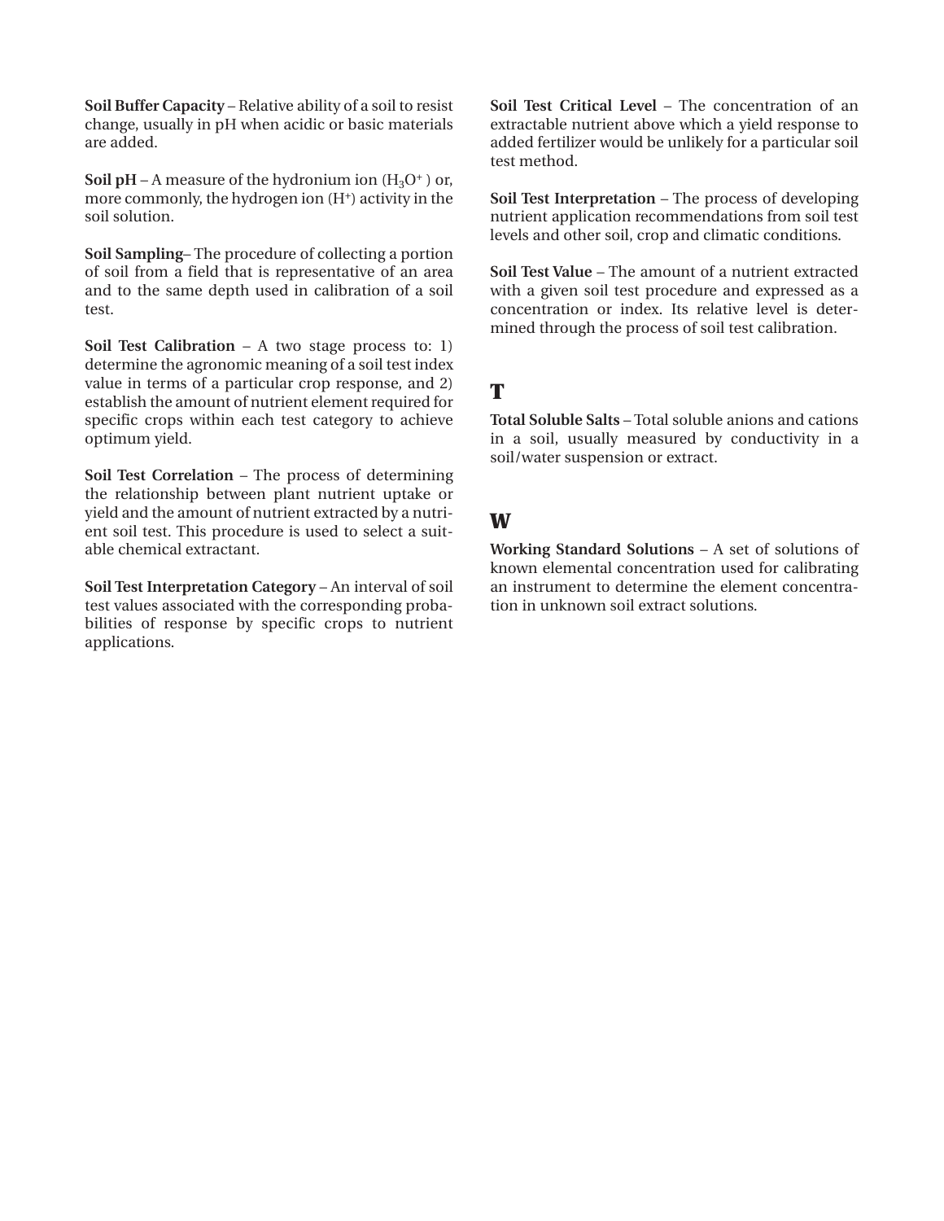**Soil Buffer Capacity** – Relative ability of a soil to resist change, usually in pH when acidic or basic materials are added.

**Soil pH** – A measure of the hydronium ion ($H_3O^+$) or, more commonly, the hydrogen ion ($H^+$) activity in the soil solution.

**Soil Sampling**– The procedure of collecting a portion of soil from a field that is representative of an area and to the same depth used in calibration of a soil test.

**Soil Test Calibration** – A two stage process to: 1) determine the agronomic meaning of a soil test index value in terms of a particular crop response, and 2) establish the amount of nutrient element required for specific crops within each test category to achieve optimum yield.

**Soil Test Correlation** – The process of determining the relationship between plant nutrient uptake or yield and the amount of nutrient extracted by a nutrient soil test. This procedure is used to select a suitable chemical extractant.

**Soil Test Interpretation Category** – An interval of soil test values associated with the corresponding probabilities of response by specific crops to nutrient applications.

**Soil Test Critical Level** – The concentration of an extractable nutrient above which a yield response to added fertilizer would be unlikely for a particular soil test method.

**Soil Test Interpretation** – The process of developing nutrient application recommendations from soil test levels and other soil, crop and climatic conditions.

**Soil Test Value** – The amount of a nutrient extracted with a given soil test procedure and expressed as a concentration or index. Its relative level is determined through the process of soil test calibration.

## T

**Total Soluble Salts** – Total soluble anions and cations in a soil, usually measured by conductivity in a soil/water suspension or extract.

## W

**Working Standard Solutions** – A set of solutions of known elemental concentration used for calibrating an instrument to determine the element concentration in unknown soil extract solutions.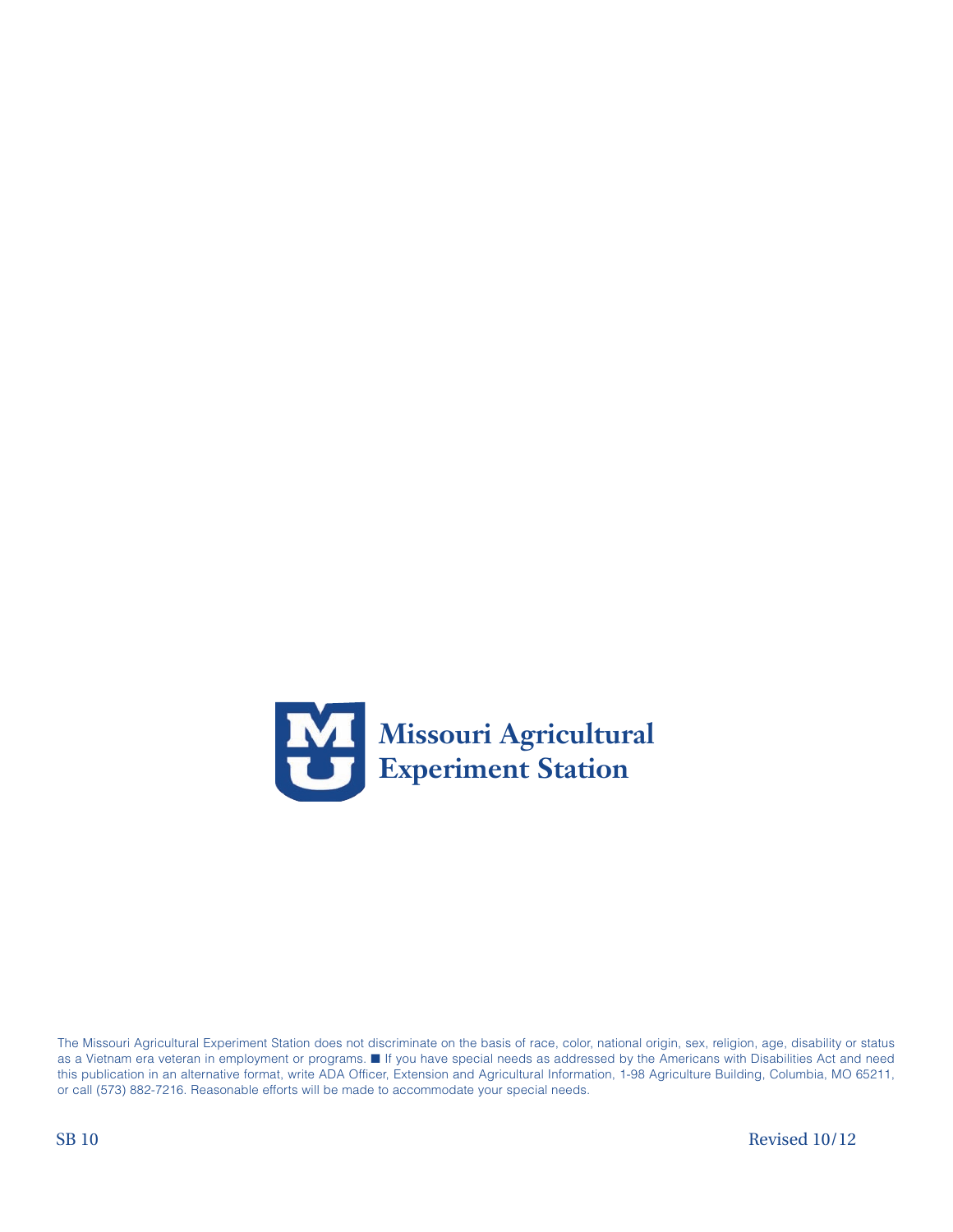**Missouri Agricultural Experiment Station**

The Missouri Agricultural Experiment Station does not discriminate on the basis of race, color, national origin, sex, religion, age, disability or status as a Vietnam era veteran in employment or programs. ■ If you have special needs as addressed by the Americans with Disabilities Act and need this publication in an alternative format, write ADA Officer, Extension and Agricultural Information, 1-98 Agriculture Building, Columbia, MO 65211, or call (573) 882-7216. Reasonable efforts will be made to accommodate your special needs.

SB 10

Revised 10/12